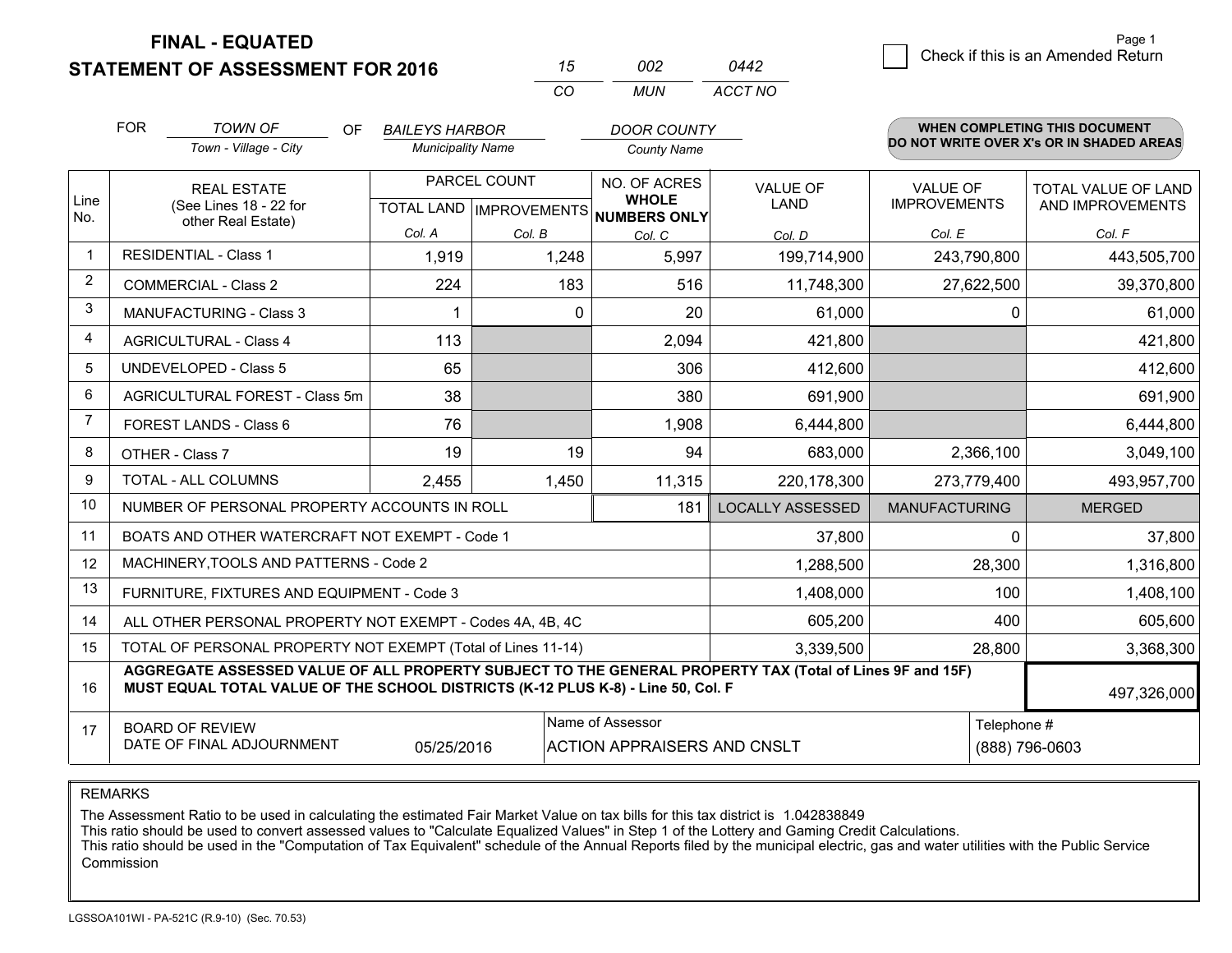# FINAL - EQUATED
# STATEMENT OF ASSESSMENT FOR 2016

| 15 | 002 | 0442 |
|---|---|---|
| CO | MUN | ACCT NO |

Check if this is an Amended Return

FOR *TOWN OF* (Town - Village - City) OF *BAILEYS HARBOR* (Municipality Name) *DOOR COUNTY* (County Name)

**WHEN COMPLETING THIS DOCUMENT DO NOT WRITE OVER X's OR IN SHADED AREAS**

| Line No. | REAL ESTATE (See Lines 18 - 22 for other Real Estate) | PARCEL COUNT TOTAL LAND Col. A | PARCEL COUNT IMPROVEMENTS Col. B | NO. OF ACRES WHOLE NUMBERS ONLY Col. C | VALUE OF LAND Col. D | VALUE OF IMPROVEMENTS Col. E | TOTAL VALUE OF LAND AND IMPROVEMENTS Col. F |
|---|---|---|---|---|---|---|---|
| 1 | RESIDENTIAL - Class 1 | 1,919 | 1,248 | 5,997 | 199,714,900 | 243,790,800 | 443,505,700 |
| 2 | COMMERCIAL - Class 2 | 224 | 183 | 516 | 11,748,300 | 27,622,500 | 39,370,800 |
| 3 | MANUFACTURING - Class 3 | 1 | 0 | 20 | 61,000 | 0 | 61,000 |
| 4 | AGRICULTURAL - Class 4 | 113 | | 2,094 | 421,800 | | 421,800 |
| 5 | UNDEVELOPED - Class 5 | 65 | | 306 | 412,600 | | 412,600 |
| 6 | AGRICULTURAL FOREST - Class 5m | 38 | | 380 | 691,900 | | 691,900 |
| 7 | FOREST LANDS - Class 6 | 76 | | 1,908 | 6,444,800 | | 6,444,800 |
| 8 | OTHER - Class 7 | 19 | 19 | 94 | 683,000 | 2,366,100 | 3,049,100 |
| 9 | TOTAL - ALL COLUMNS | 2,455 | 1,450 | 11,315 | 220,178,300 | 273,779,400 | 493,957,700 |
| 10 | NUMBER OF PERSONAL PROPERTY ACCOUNTS IN ROLL | | | 181 | LOCALLY ASSESSED | MANUFACTURING | MERGED |
| 11 | BOATS AND OTHER WATERCRAFT NOT EXEMPT - Code 1 | | | | 37,800 | 0 | 37,800 |
| 12 | MACHINERY,TOOLS AND PATTERNS - Code 2 | | | | 1,288,500 | 28,300 | 1,316,800 |
| 13 | FURNITURE, FIXTURES AND EQUIPMENT - Code 3 | | | | 1,408,000 | 100 | 1,408,100 |
| 14 | ALL OTHER PERSONAL PROPERTY NOT EXEMPT - Codes 4A, 4B, 4C | | | | 605,200 | 400 | 605,600 |
| 15 | TOTAL OF PERSONAL PROPERTY NOT EXEMPT (Total of Lines 11-14) | | | | 3,339,500 | 28,800 | 3,368,300 |
| 16 | **AGGREGATE ASSESSED VALUE OF ALL PROPERTY SUBJECT TO THE GENERAL PROPERTY TAX (Total of Lines 9F and 15F) MUST EQUAL TOTAL VALUE OF THE SCHOOL DISTRICTS (K-12 PLUS K-8) - Line 50, Col. F** | | | | | | 497,326,000 |
| 17 | BOARD OF REVIEW DATE OF FINAL ADJOURNMENT | 05/25/2016 | Name of Assessor: ACTION APPRAISERS AND CNSLT | | | Telephone #: (888) 796-0603 | |

REMARKS

The Assessment Ratio to be used in calculating the estimated Fair Market Value on tax bills for this tax district is 1.042838849
This ratio should be used to convert assessed values to "Calculate Equalized Values" in Step 1 of the Lottery and Gaming Credit Calculations.
This ratio should be used in the "Computation of Tax Equivalent" schedule of the Annual Reports filed by the municipal electric, gas and water utilities with the Public Service Commission

LGSSOA101WI - PA-521C (R.9-10) (Sec. 70.53)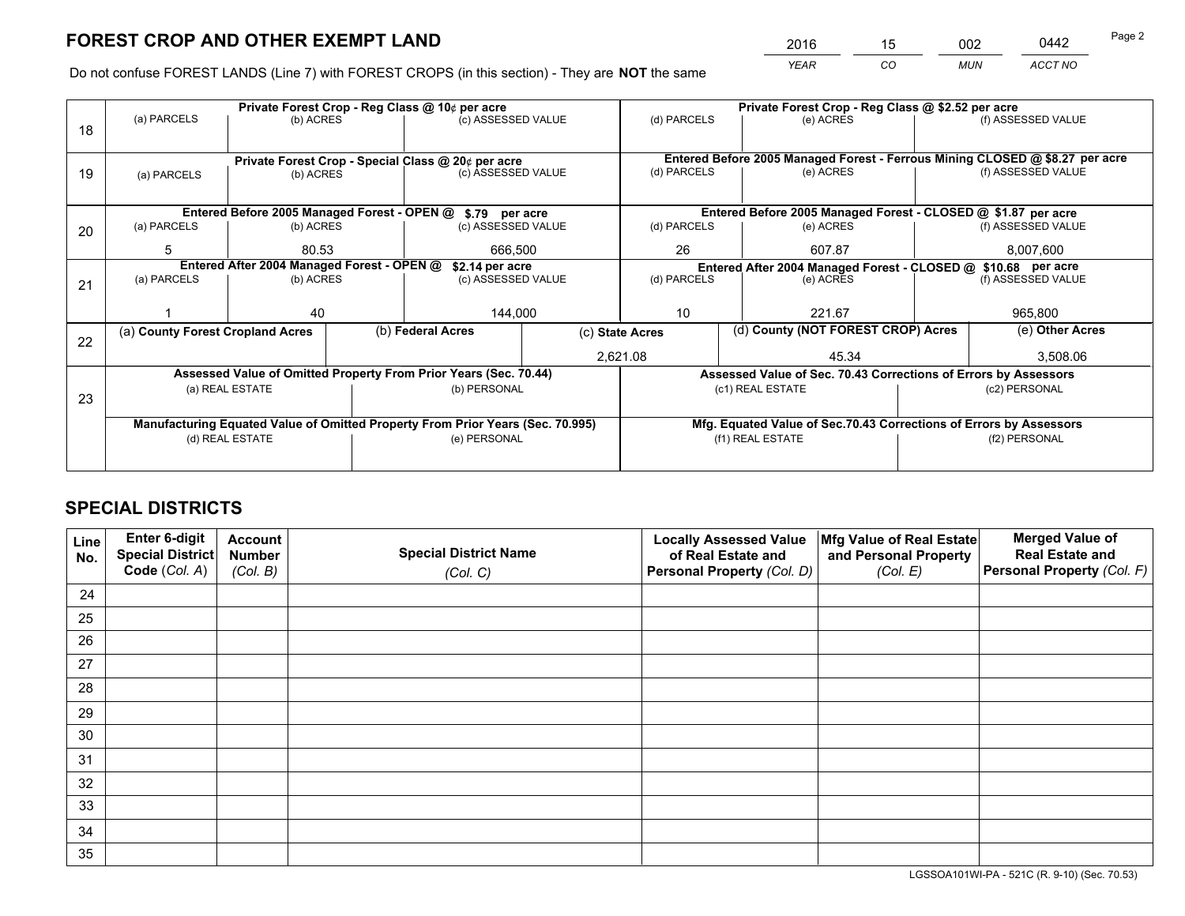# FOREST CROP AND OTHER EXEMPT LAND

| YEAR | CO | MUN | ACCT NO |
|---|---|---|---|
| 2016 | 15 | 002 | 0442 |

Do not confuse FOREST LANDS (Line 7) with FOREST CROPS (in this section) - They are **NOT** the same

| Line | (a) PARCELS | (b) ACRES | (c) ASSESSED VALUE | (d) PARCELS | (e) ACRES | (f) ASSESSED VALUE |
|---|---|---|---|---|---|---|
| 18 | Private Forest Crop - Reg Class @ 10¢ per acre | | | Private Forest Crop - Reg Class @ $2.52 per acre | | |
| | | | | | | |
| 19 | Private Forest Crop - Special Class @ 20¢ per acre | | | Entered Before 2005 Managed Forest - Ferrous Mining CLOSED @ $8.27 per acre | | |
| | | | | | | |
| 20 | Entered Before 2005 Managed Forest - OPEN @ $.79 per acre | | | Entered Before 2005 Managed Forest - CLOSED @ $1.87 per acre | | |
| | 5 | 80.53 | 666,500 | 26 | 607.87 | 8,007,600 |
| 21 | Entered After 2004 Managed Forest - OPEN @ $2.14 per acre | | | Entered After 2004 Managed Forest - CLOSED @ $10.68 per acre | | |
| | 1 | 40 | 144,000 | 10 | 221.67 | 965,800 |

| Line | (a) County Forest Cropland Acres | (b) Federal Acres | (c) State Acres | (d) County (NOT FOREST CROP) Acres | (e) Other Acres |
|---|---|---|---|---|---|
| 22 | | | 2,621.08 | 45.34 | 3,508.06 |

| Line | Assessed Value of Omitted Property From Prior Years (Sec. 70.44) | | Assessed Value of Sec. 70.43 Corrections of Errors by Assessors | |
|---|---|---|---|---|
| 23 | (a) REAL ESTATE | (b) PERSONAL | (c1) REAL ESTATE | (c2) PERSONAL |
| | | | | |
| | **Manufacturing Equated Value of Omitted Property From Prior Years (Sec. 70.995)** | | **Mfg. Equated Value of Sec.70.43 Corrections of Errors by Assessors** | |
| | (d) REAL ESTATE | (e) PERSONAL | (f1) REAL ESTATE | (f2) PERSONAL |
| | | | | |

# SPECIAL DISTRICTS

| Line No. | Enter 6-digit Special District Code (Col. A) | Account Number (Col. B) | Special District Name (Col. C) | Locally Assessed Value of Real Estate and Personal Property (Col. D) | Mfg Value of Real Estate and Personal Property (Col. E) | Merged Value of Real Estate and Personal Property (Col. F) |
|---|---|---|---|---|---|---|
| 24 | | | | | | |
| 25 | | | | | | |
| 26 | | | | | | |
| 27 | | | | | | |
| 28 | | | | | | |
| 29 | | | | | | |
| 30 | | | | | | |
| 31 | | | | | | |
| 32 | | | | | | |
| 33 | | | | | | |
| 34 | | | | | | |
| 35 | | | | | | |

LGSSOA101WI-PA - 521C (R. 9-10) (Sec. 70.53)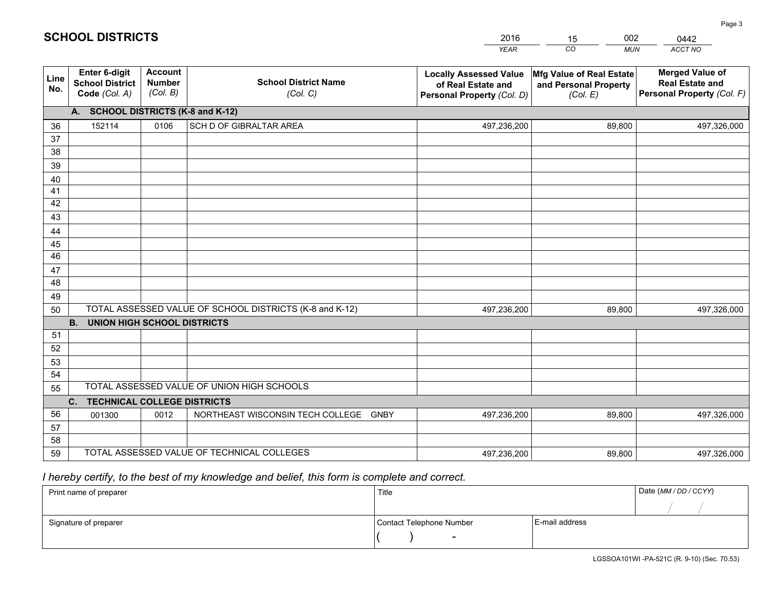# SCHOOL DISTRICTS

| 2016 | 15 | 002 | 0442 |
|---|---|---|---|
| *YEAR* | *CO* | *MUN* | *ACCT NO* |

| Line No. | Enter 6-digit School District Code *(Col. A)* | Account Number *(Col. B)* | School District Name *(Col. C)* | Locally Assessed Value of Real Estate and Personal Property *(Col. D)* | Mfg Value of Real Estate and Personal Property *(Col. E)* | Merged Value of Real Estate and Personal Property *(Col. F)* |
|---|---|---|---|---|---|---|
| | **A. SCHOOL DISTRICTS (K-8 and K-12)** | | | | | |
| 36 | 152114 | 0106 | SCH D OF GIBRALTAR AREA | 497,236,200 | 89,800 | 497,326,000 |
| 37 | | | | | | |
| 38 | | | | | | |
| 39 | | | | | | |
| 40 | | | | | | |
| 41 | | | | | | |
| 42 | | | | | | |
| 43 | | | | | | |
| 44 | | | | | | |
| 45 | | | | | | |
| 46 | | | | | | |
| 47 | | | | | | |
| 48 | | | | | | |
| 49 | | | | | | |
| 50 | TOTAL ASSESSED VALUE OF SCHOOL DISTRICTS (K-8 and K-12) | | | 497,236,200 | 89,800 | 497,326,000 |
| | **B. UNION HIGH SCHOOL DISTRICTS** | | | | | |
| 51 | | | | | | |
| 52 | | | | | | |
| 53 | | | | | | |
| 54 | | | | | | |
| 55 | TOTAL ASSESSED VALUE OF UNION HIGH SCHOOLS | | | | | |
| | **C. TECHNICAL COLLEGE DISTRICTS** | | | | | |
| 56 | 001300 | 0012 | NORTHEAST WISCONSIN TECH COLLEGE GNBY | 497,236,200 | 89,800 | 497,326,000 |
| 57 | | | | | | |
| 58 | | | | | | |
| 59 | TOTAL ASSESSED VALUE OF TECHNICAL COLLEGES | | | 497,236,200 | 89,800 | 497,326,000 |

*I hereby certify, to the best of my knowledge and belief, this form is complete and correct.*

| Print name of preparer | Title | | Date *(MM / DD / CCYY)* |
|---|---|---|---|
| | | | / / |
| Signature of preparer | Contact Telephone Number | E-mail address | |
| | ( ) - | | |

LGSSOA101WI -PA-521C (R. 9-10) (Sec. 70.53)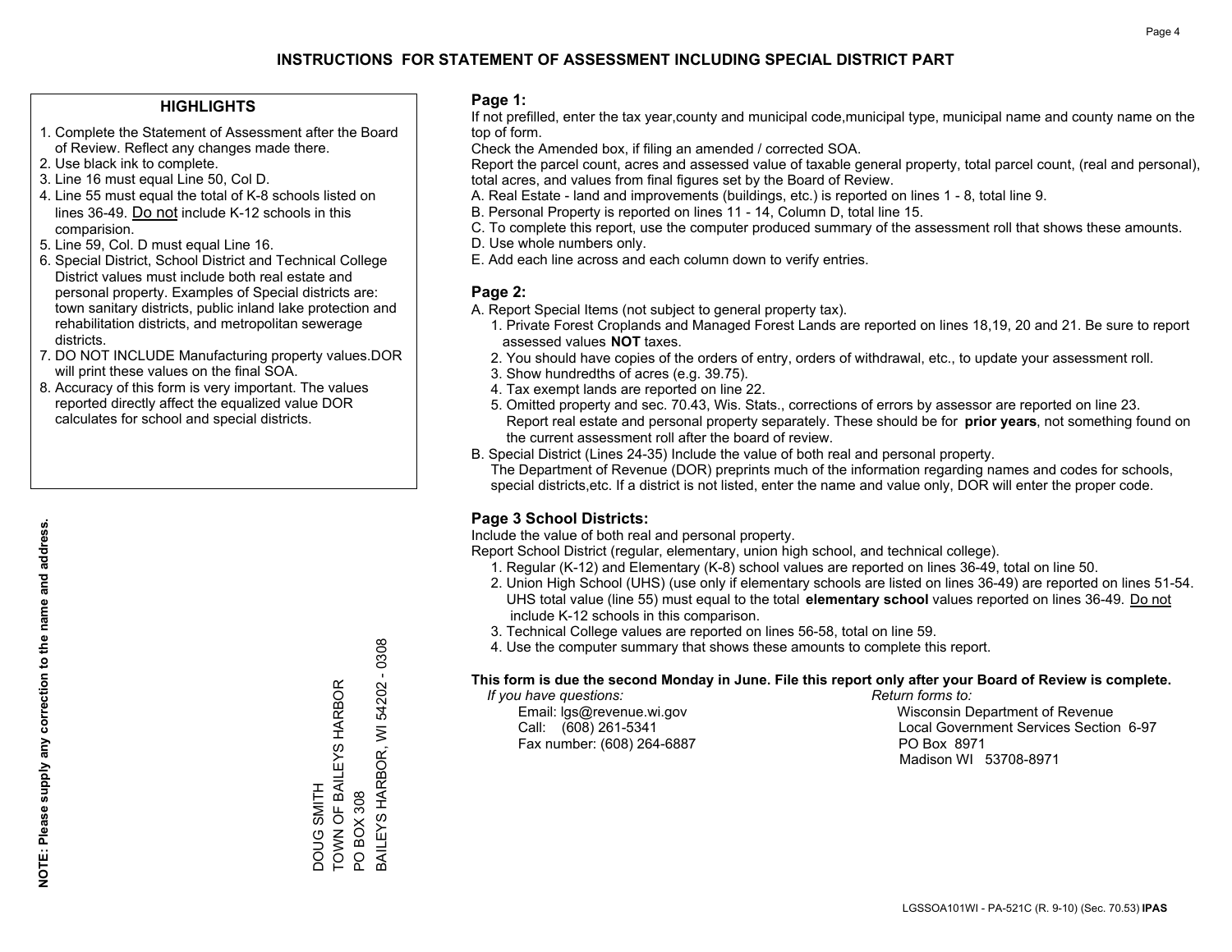# INSTRUCTIONS FOR STATEMENT OF ASSESSMENT INCLUDING SPECIAL DISTRICT PART

## HIGHLIGHTS

1. Complete the Statement of Assessment after the Board of Review. Reflect any changes made there.
2. Use black ink to complete.
3. Line 16 must equal Line 50, Col D.
4. Line 55 must equal the total of K-8 schools listed on lines 36-49. Do not include K-12 schools in this comparision.
5. Line 59, Col. D must equal Line 16.
6. Special District, School District and Technical College District values must include both real estate and personal property. Examples of Special districts are: town sanitary districts, public inland lake protection and rehabilitation districts, and metropolitan sewerage districts.
7. DO NOT INCLUDE Manufacturing property values.DOR will print these values on the final SOA.
8. Accuracy of this form is very important. The values reported directly affect the equalized value DOR calculates for school and special districts.

**NOTE: Please supply any correction to the name and address.**

DOUG SMITH
TOWN OF BAILEYS HARBOR
PO BOX 308
BAILEYS HARBOR, WI 54202 - 0308

## Page 1:

If not prefilled, enter the tax year,county and municipal code,municipal type, municipal name and county name on the top of form.

Check the Amended box, if filing an amended / corrected SOA.

Report the parcel count, acres and assessed value of taxable general property, total parcel count, (real and personal), total acres, and values from final figures set by the Board of Review.

A. Real Estate - land and improvements (buildings, etc.) is reported on lines 1 - 8, total line 9.
B. Personal Property is reported on lines 11 - 14, Column D, total line 15.
C. To complete this report, use the computer produced summary of the assessment roll that shows these amounts.
D. Use whole numbers only.
E. Add each line across and each column down to verify entries.

## Page 2:

A. Report Special Items (not subject to general property tax).
   1. Private Forest Croplands and Managed Forest Lands are reported on lines 18,19, 20 and 21. Be sure to report assessed values **NOT** taxes.
   2. You should have copies of the orders of entry, orders of withdrawal, etc., to update your assessment roll.
   3. Show hundredths of acres (e.g. 39.75).
   4. Tax exempt lands are reported on line 22.
   5. Omitted property and sec. 70.43, Wis. Stats., corrections of errors by assessor are reported on line 23. Report real estate and personal property separately. These should be for **prior years**, not something found on the current assessment roll after the board of review.

B. Special District (Lines 24-35) Include the value of both real and personal property.
The Department of Revenue (DOR) preprints much of the information regarding names and codes for schools, special districts,etc. If a district is not listed, enter the name and value only, DOR will enter the proper code.

## Page 3 School Districts:

Include the value of both real and personal property.

Report School District (regular, elementary, union high school, and technical college).

1. Regular (K-12) and Elementary (K-8) school values are reported on lines 36-49, total on line 50.
2. Union High School (UHS) (use only if elementary schools are listed on lines 36-49) are reported on lines 51-54. UHS total value (line 55) must equal to the total **elementary school** values reported on lines 36-49. Do not include K-12 schools in this comparison.
3. Technical College values are reported on lines 56-58, total on line 59.
4. Use the computer summary that shows these amounts to complete this report.

**This form is due the second Monday in June. File this report only after your Board of Review is complete.**

*If you have questions:*
Email: lgs@revenue.wi.gov
Call: (608) 261-5341
Fax number: (608) 264-6887

*Return forms to:*
Wisconsin Department of Revenue
Local Government Services Section 6-97
PO Box 8971
Madison WI 53708-8971

LGSSOA101WI - PA-521C (R. 9-10) (Sec. 70.53) **IPAS**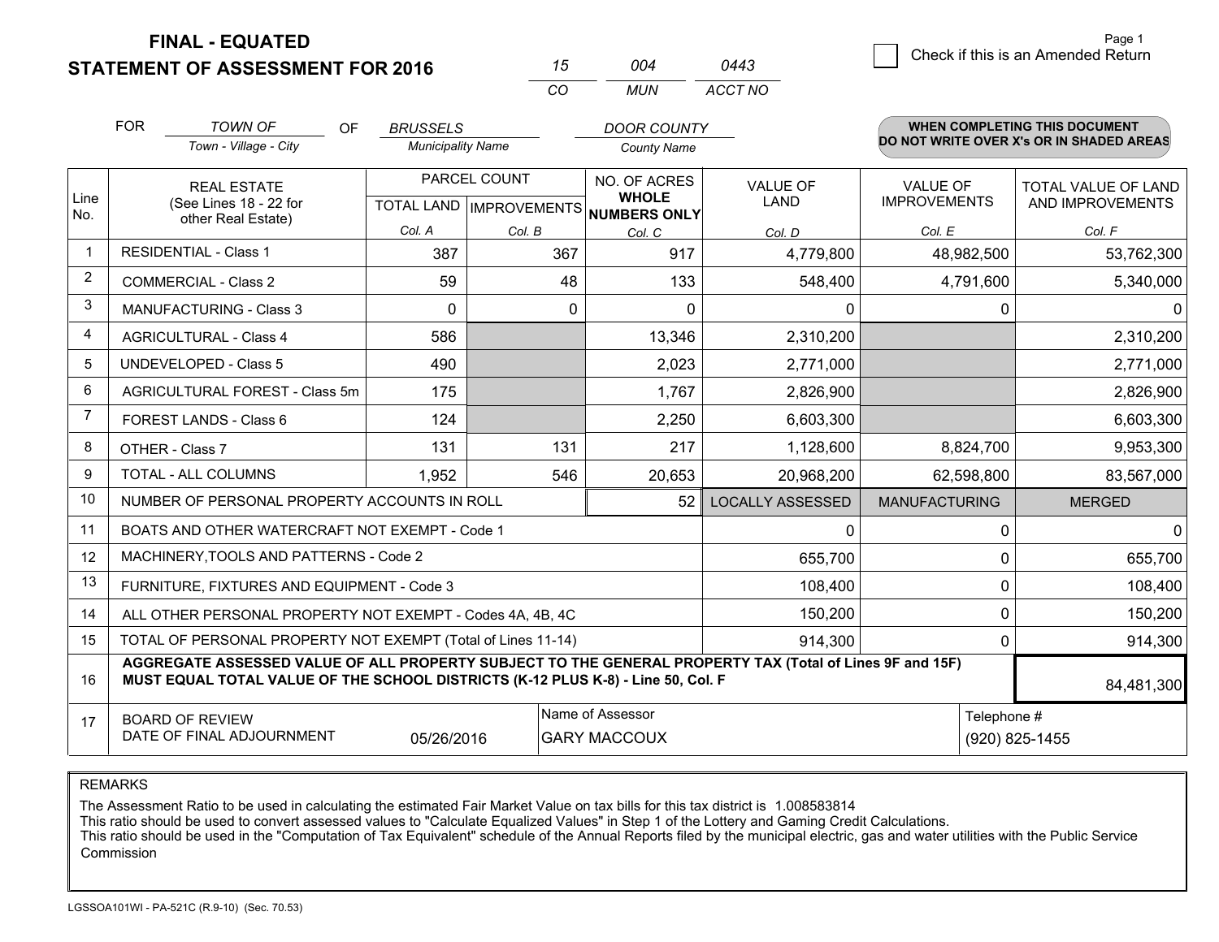**FINAL - EQUATED**

**STATEMENT OF ASSESSMENT FOR 2016**

| 15 | 004 | 0443 |
|---|---|---|
| CO | MUN | ACCT NO |

☐ Check if this is an Amended Return

FOR *TOWN OF* (Town - Village - City) OF *BRUSSELS* (Municipality Name) *DOOR COUNTY* (County Name)

**WHEN COMPLETING THIS DOCUMENT DO NOT WRITE OVER X's OR IN SHADED AREAS**

| Line No. | REAL ESTATE (See Lines 18 - 22 for other Real Estate) | PARCEL COUNT TOTAL LAND Col. A | PARCEL COUNT IMPROVEMENTS Col. B | NO. OF ACRES WHOLE NUMBERS ONLY Col. C | VALUE OF LAND Col. D | VALUE OF IMPROVEMENTS Col. E | TOTAL VALUE OF LAND AND IMPROVEMENTS Col. F |
|---|---|---|---|---|---|---|---|
| 1 | RESIDENTIAL - Class 1 | 387 | 367 | 917 | 4,779,800 | 48,982,500 | 53,762,300 |
| 2 | COMMERCIAL - Class 2 | 59 | 48 | 133 | 548,400 | 4,791,600 | 5,340,000 |
| 3 | MANUFACTURING - Class 3 | 0 | 0 | 0 | 0 | 0 | 0 |
| 4 | AGRICULTURAL - Class 4 | 586 | | 13,346 | 2,310,200 | | 2,310,200 |
| 5 | UNDEVELOPED - Class 5 | 490 | | 2,023 | 2,771,000 | | 2,771,000 |
| 6 | AGRICULTURAL FOREST - Class 5m | 175 | | 1,767 | 2,826,900 | | 2,826,900 |
| 7 | FOREST LANDS - Class 6 | 124 | | 2,250 | 6,603,300 | | 6,603,300 |
| 8 | OTHER - Class 7 | 131 | 131 | 217 | 1,128,600 | 8,824,700 | 9,953,300 |
| 9 | TOTAL - ALL COLUMNS | 1,952 | 546 | 20,653 | 20,968,200 | 62,598,800 | 83,567,000 |
| 10 | NUMBER OF PERSONAL PROPERTY ACCOUNTS IN ROLL | | | 52 | LOCALLY ASSESSED | MANUFACTURING | MERGED |
| 11 | BOATS AND OTHER WATERCRAFT NOT EXEMPT - Code 1 | | | | 0 | 0 | 0 |
| 12 | MACHINERY,TOOLS AND PATTERNS - Code 2 | | | | 655,700 | 0 | 655,700 |
| 13 | FURNITURE, FIXTURES AND EQUIPMENT - Code 3 | | | | 108,400 | 0 | 108,400 |
| 14 | ALL OTHER PERSONAL PROPERTY NOT EXEMPT - Codes 4A, 4B, 4C | | | | 150,200 | 0 | 150,200 |
| 15 | TOTAL OF PERSONAL PROPERTY NOT EXEMPT (Total of Lines 11-14) | | | | 914,300 | 0 | 914,300 |
| 16 | **AGGREGATE ASSESSED VALUE OF ALL PROPERTY SUBJECT TO THE GENERAL PROPERTY TAX (Total of Lines 9F and 15F) MUST EQUAL TOTAL VALUE OF THE SCHOOL DISTRICTS (K-12 PLUS K-8) - Line 50, Col. F** | | | | | | 84,481,300 |
| 17 | BOARD OF REVIEW DATE OF FINAL ADJOURNMENT | 05/26/2016 | Name of Assessor | GARY MACCOUX | | Telephone # | (920) 825-1455 |

REMARKS

The Assessment Ratio to be used in calculating the estimated Fair Market Value on tax bills for this tax district is 1.008583814
This ratio should be used to convert assessed values to "Calculate Equalized Values" in Step 1 of the Lottery and Gaming Credit Calculations.
This ratio should be used in the "Computation of Tax Equivalent" schedule of the Annual Reports filed by the municipal electric, gas and water utilities with the Public Service Commission

LGSSOA101WI - PA-521C (R.9-10) (Sec. 70.53)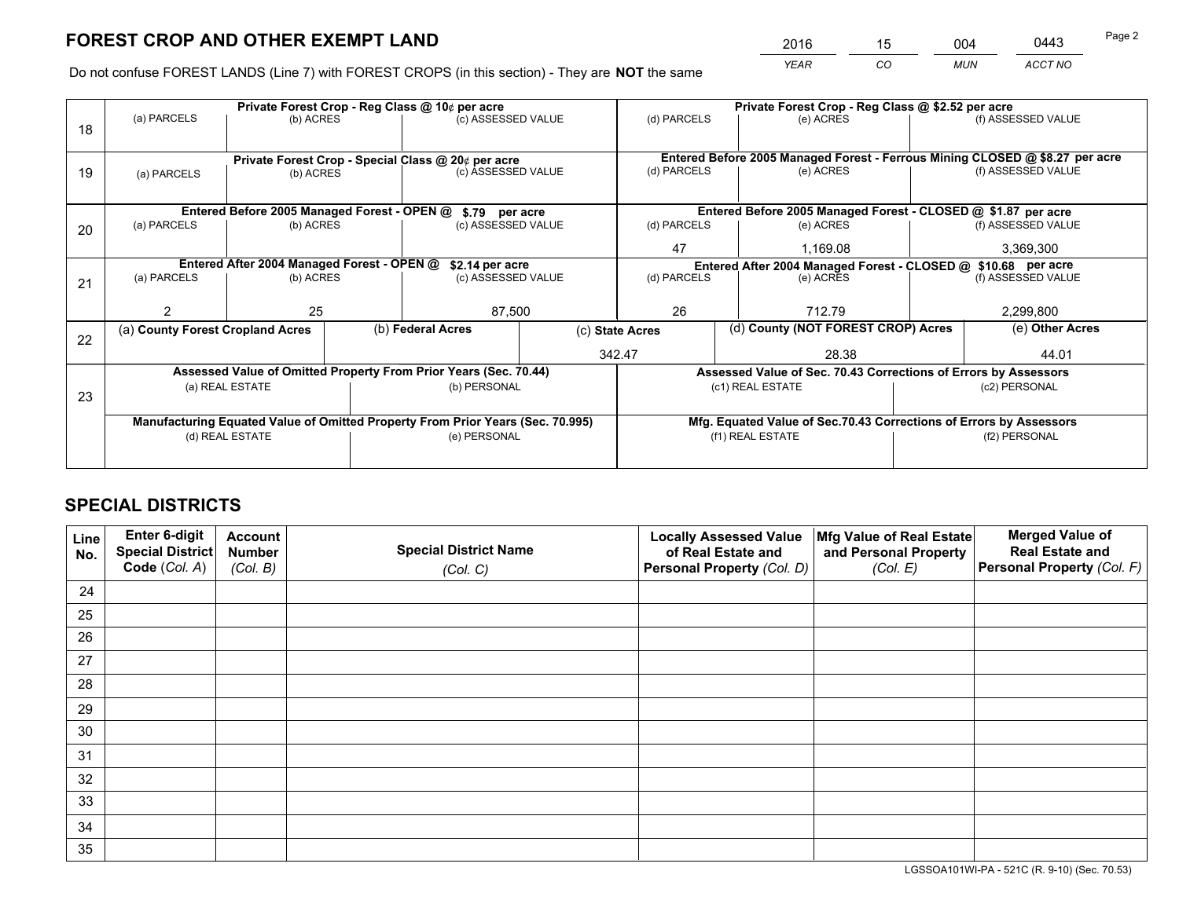# FOREST CROP AND OTHER EXEMPT LAND

| 2016 | 15 | 004 | 0443 |
|---|---|---|---|
| YEAR | CO | MUN | ACCT NO |

Do not confuse FOREST LANDS (Line 7) with FOREST CROPS (in this section) - They are **NOT** the same

| Line | Private Forest Crop - Reg Class @ 10¢ per acre | | | Private Forest Crop - Reg Class @ $2.52 per acre | | |
|---|---|---|---|---|---|---|
| 18 | (a) PARCELS | (b) ACRES | (c) ASSESSED VALUE | (d) PARCELS | (e) ACRES | (f) ASSESSED VALUE |
| | | | | | | |
| | **Private Forest Crop - Special Class @ 20¢ per acre** | | | **Entered Before 2005 Managed Forest - Ferrous Mining CLOSED @ $8.27 per acre** | | |
| 19 | (a) PARCELS | (b) ACRES | (c) ASSESSED VALUE | (d) PARCELS | (e) ACRES | (f) ASSESSED VALUE |
| | | | | | | |
| | **Entered Before 2005 Managed Forest - OPEN @ $.79 per acre** | | | **Entered Before 2005 Managed Forest - CLOSED @ $1.87 per acre** | | |
| 20 | (a) PARCELS | (b) ACRES | (c) ASSESSED VALUE | (d) PARCELS | (e) ACRES | (f) ASSESSED VALUE |
| | | | | 47 | 1,169.08 | 3,369,300 |
| | **Entered After 2004 Managed Forest - OPEN @ $2.14 per acre** | | | **Entered After 2004 Managed Forest - CLOSED @ $10.68 per acre** | | |
| 21 | (a) PARCELS | (b) ACRES | (c) ASSESSED VALUE | (d) PARCELS | (e) ACRES | (f) ASSESSED VALUE |
| | 2 | 25 | 87,500 | 26 | 712.79 | 2,299,800 |

| Line | (a) County Forest Cropland Acres | (b) Federal Acres | (c) State Acres | (d) County (NOT FOREST CROP) Acres | (e) Other Acres |
|---|---|---|---|---|---|
| 22 | | | 342.47 | 28.38 | 44.01 |

| Line | Assessed Value of Omitted Property From Prior Years (Sec. 70.44) | | Assessed Value of Sec. 70.43 Corrections of Errors by Assessors | |
|---|---|---|---|---|
| 23 | (a) REAL ESTATE | (b) PERSONAL | (c1) REAL ESTATE | (c2) PERSONAL |
| | | | | |
| | **Manufacturing Equated Value of Omitted Property From Prior Years (Sec. 70.995)** | | **Mfg. Equated Value of Sec.70.43 Corrections of Errors by Assessors** | |
| | (d) REAL ESTATE | (e) PERSONAL | (f1) REAL ESTATE | (f2) PERSONAL |
| | | | | |

# SPECIAL DISTRICTS

| Line No. | Enter 6-digit Special District Code (Col. A) | Account Number (Col. B) | Special District Name (Col. C) | Locally Assessed Value of Real Estate and Personal Property (Col. D) | Mfg Value of Real Estate and Personal Property (Col. E) | Merged Value of Real Estate and Personal Property (Col. F) |
|---|---|---|---|---|---|---|
| 24 | | | | | | |
| 25 | | | | | | |
| 26 | | | | | | |
| 27 | | | | | | |
| 28 | | | | | | |
| 29 | | | | | | |
| 30 | | | | | | |
| 31 | | | | | | |
| 32 | | | | | | |
| 33 | | | | | | |
| 34 | | | | | | |
| 35 | | | | | | |

LGSSOA101WI-PA - 521C (R. 9-10) (Sec. 70.53)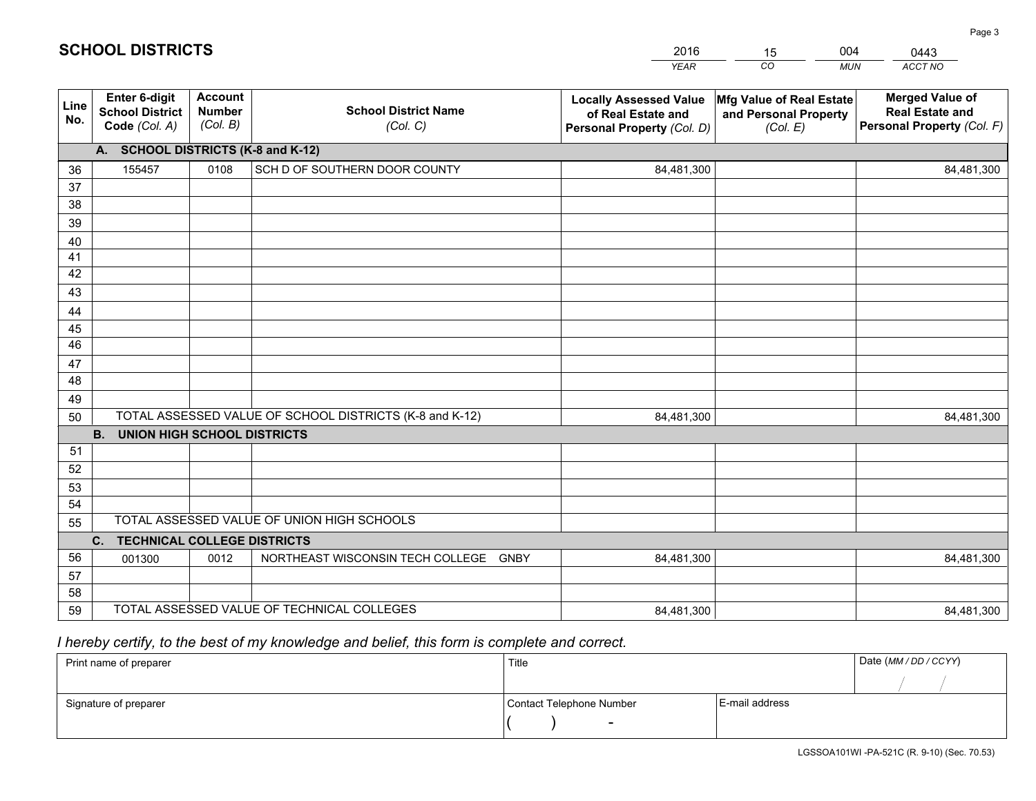# SCHOOL DISTRICTS

| 2016 | 15 | 004 | 0443 |
|---|---|---|---|
| *YEAR* | *CO* | *MUN* | *ACCT NO* |

| Line No. | Enter 6-digit School District Code *(Col. A)* | Account Number *(Col. B)* | School District Name *(Col. C)* | Locally Assessed Value of Real Estate and Personal Property *(Col. D)* | Mfg Value of Real Estate and Personal Property *(Col. E)* | Merged Value of Real Estate and Personal Property *(Col. F)* |
|---|---|---|---|---|---|---|
| **A. SCHOOL DISTRICTS (K-8 and K-12)** | | | | | | |
| 36 | 155457 | 0108 | SCH D OF SOUTHERN DOOR COUNTY | 84,481,300 | | 84,481,300 |
| 37 | | | | | | |
| 38 | | | | | | |
| 39 | | | | | | |
| 40 | | | | | | |
| 41 | | | | | | |
| 42 | | | | | | |
| 43 | | | | | | |
| 44 | | | | | | |
| 45 | | | | | | |
| 46 | | | | | | |
| 47 | | | | | | |
| 48 | | | | | | |
| 49 | | | | | | |
| 50 | TOTAL ASSESSED VALUE OF SCHOOL DISTRICTS (K-8 and K-12) | | | 84,481,300 | | 84,481,300 |
| **B. UNION HIGH SCHOOL DISTRICTS** | | | | | | |
| 51 | | | | | | |
| 52 | | | | | | |
| 53 | | | | | | |
| 54 | | | | | | |
| 55 | TOTAL ASSESSED VALUE OF UNION HIGH SCHOOLS | | | | | |
| **C. TECHNICAL COLLEGE DISTRICTS** | | | | | | |
| 56 | 001300 | 0012 | NORTHEAST WISCONSIN TECH COLLEGE GNBY | 84,481,300 | | 84,481,300 |
| 57 | | | | | | |
| 58 | | | | | | |
| 59 | TOTAL ASSESSED VALUE OF TECHNICAL COLLEGES | | | 84,481,300 | | 84,481,300 |

*I hereby certify, to the best of my knowledge and belief, this form is complete and correct.*

| Print name of preparer | Title | | Date *(MM / DD / CCYY)* |
|---|---|---|---|
| | | | / / |
| Signature of preparer | Contact Telephone Number | E-mail address | |
| | ( ) - | | |

LGSSOA101WI -PA-521C (R. 9-10) (Sec. 70.53)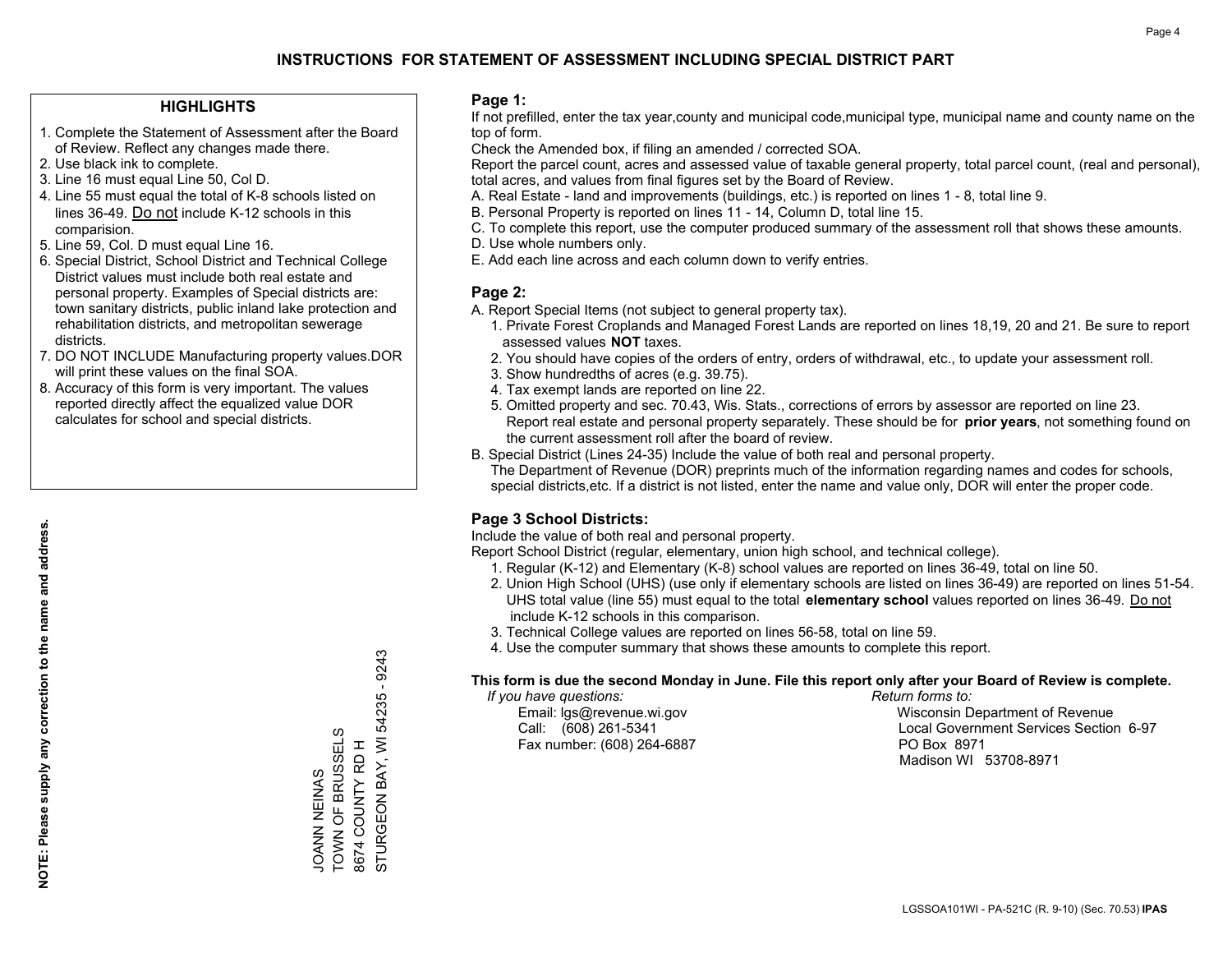# INSTRUCTIONS FOR STATEMENT OF ASSESSMENT INCLUDING SPECIAL DISTRICT PART

## HIGHLIGHTS

1. Complete the Statement of Assessment after the Board of Review. Reflect any changes made there.
2. Use black ink to complete.
3. Line 16 must equal Line 50, Col D.
4. Line 55 must equal the total of K-8 schools listed on lines 36-49. Do not include K-12 schools in this comparision.
5. Line 59, Col. D must equal Line 16.
6. Special District, School District and Technical College District values must include both real estate and personal property. Examples of Special districts are: town sanitary districts, public inland lake protection and rehabilitation districts, and metropolitan sewerage districts.
7. DO NOT INCLUDE Manufacturing property values.DOR will print these values on the final SOA.
8. Accuracy of this form is very important. The values reported directly affect the equalized value DOR calculates for school and special districts.

**NOTE: Please supply any correction to the name and address.**

JOANN NEINAS
TOWN OF BRUSSELS
8674 COUNTY RD H
STURGEON BAY, WI 54235 - 9243

## Page 1:

If not prefilled, enter the tax year,county and municipal code,municipal type, municipal name and county name on the top of form.

Check the Amended box, if filing an amended / corrected SOA.

Report the parcel count, acres and assessed value of taxable general property, total parcel count, (real and personal), total acres, and values from final figures set by the Board of Review.

A. Real Estate - land and improvements (buildings, etc.) is reported on lines 1 - 8, total line 9.
B. Personal Property is reported on lines 11 - 14, Column D, total line 15.
C. To complete this report, use the computer produced summary of the assessment roll that shows these amounts.
D. Use whole numbers only.
E. Add each line across and each column down to verify entries.

## Page 2:

A. Report Special Items (not subject to general property tax).
   1. Private Forest Croplands and Managed Forest Lands are reported on lines 18,19, 20 and 21. Be sure to report assessed values **NOT** taxes.
   2. You should have copies of the orders of entry, orders of withdrawal, etc., to update your assessment roll.
   3. Show hundredths of acres (e.g. 39.75).
   4. Tax exempt lands are reported on line 22.
   5. Omitted property and sec. 70.43, Wis. Stats., corrections of errors by assessor are reported on line 23. Report real estate and personal property separately. These should be for **prior years**, not something found on the current assessment roll after the board of review.
B. Special District (Lines 24-35) Include the value of both real and personal property.
   The Department of Revenue (DOR) preprints much of the information regarding names and codes for schools, special districts,etc. If a district is not listed, enter the name and value only, DOR will enter the proper code.

## Page 3 School Districts:

Include the value of both real and personal property.

Report School District (regular, elementary, union high school, and technical college).

1. Regular (K-12) and Elementary (K-8) school values are reported on lines 36-49, total on line 50.
2. Union High School (UHS) (use only if elementary schools are listed on lines 36-49) are reported on lines 51-54. UHS total value (line 55) must equal to the total **elementary school** values reported on lines 36-49. Do not include K-12 schools in this comparison.
3. Technical College values are reported on lines 56-58, total on line 59.
4. Use the computer summary that shows these amounts to complete this report.

**This form is due the second Monday in June. File this report only after your Board of Review is complete.**

*If you have questions:*
Email: lgs@revenue.wi.gov
Call: (608) 261-5341
Fax number: (608) 264-6887

*Return forms to:*
Wisconsin Department of Revenue
Local Government Services Section 6-97
PO Box 8971
Madison WI 53708-8971

LGSSOA101WI - PA-521C (R. 9-10) (Sec. 70.53) **IPAS**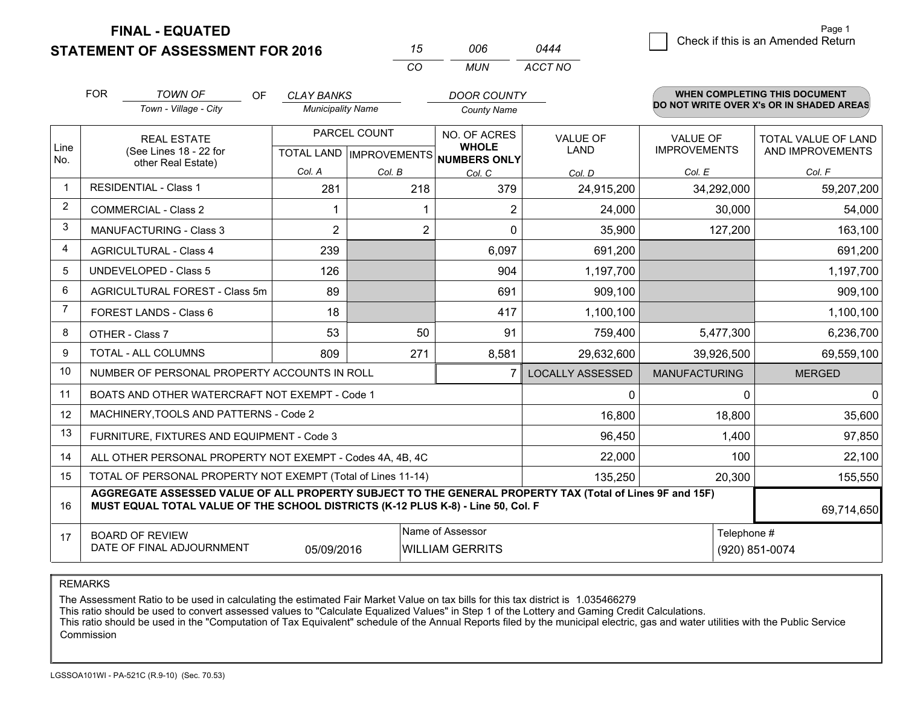# FINAL - EQUATED
# STATEMENT OF ASSESSMENT FOR 2016

| 15 | 006 | 0444 |
|---|---|---|
| CO | MUN | ACCT NO |

Page 1

☐ Check if this is an Amended Return

FOR *TOWN OF* (Town - Village - City) OF *CLAY BANKS* (Municipality Name) *DOOR COUNTY* (County Name)

**WHEN COMPLETING THIS DOCUMENT DO NOT WRITE OVER X's OR IN SHADED AREAS**

| Line No. | REAL ESTATE (See Lines 18 - 22 for other Real Estate) | PARCEL COUNT | | NO. OF ACRES WHOLE NUMBERS ONLY | VALUE OF LAND | VALUE OF IMPROVEMENTS | TOTAL VALUE OF LAND AND IMPROVEMENTS |
|---|---|---|---|---|---|---|---|
| | | TOTAL LAND | IMPROVEMENTS | | | | |
| | | Col. A | Col. B | Col. C | Col. D | Col. E | Col. F |
| 1 | RESIDENTIAL - Class 1 | 281 | 218 | 379 | 24,915,200 | 34,292,000 | 59,207,200 |
| 2 | COMMERCIAL - Class 2 | 1 | 1 | 2 | 24,000 | 30,000 | 54,000 |
| 3 | MANUFACTURING - Class 3 | 2 | 2 | 0 | 35,900 | 127,200 | 163,100 |
| 4 | AGRICULTURAL - Class 4 | 239 | | 6,097 | 691,200 | | 691,200 |
| 5 | UNDEVELOPED - Class 5 | 126 | | 904 | 1,197,700 | | 1,197,700 |
| 6 | AGRICULTURAL FOREST - Class 5m | 89 | | 691 | 909,100 | | 909,100 |
| 7 | FOREST LANDS - Class 6 | 18 | | 417 | 1,100,100 | | 1,100,100 |
| 8 | OTHER - Class 7 | 53 | 50 | 91 | 759,400 | 5,477,300 | 6,236,700 |
| 9 | TOTAL - ALL COLUMNS | 809 | 271 | 8,581 | 29,632,600 | 39,926,500 | 69,559,100 |
| 10 | NUMBER OF PERSONAL PROPERTY ACCOUNTS IN ROLL | | | 7 | LOCALLY ASSESSED | MANUFACTURING | MERGED |
| 11 | BOATS AND OTHER WATERCRAFT NOT EXEMPT - Code 1 | | | | 0 | 0 | 0 |
| 12 | MACHINERY,TOOLS AND PATTERNS - Code 2 | | | | 16,800 | 18,800 | 35,600 |
| 13 | FURNITURE, FIXTURES AND EQUIPMENT - Code 3 | | | | 96,450 | 1,400 | 97,850 |
| 14 | ALL OTHER PERSONAL PROPERTY NOT EXEMPT - Codes 4A, 4B, 4C | | | | 22,000 | 100 | 22,100 |
| 15 | TOTAL OF PERSONAL PROPERTY NOT EXEMPT (Total of Lines 11-14) | | | | 135,250 | 20,300 | 155,550 |
| 16 | **AGGREGATE ASSESSED VALUE OF ALL PROPERTY SUBJECT TO THE GENERAL PROPERTY TAX (Total of Lines 9F and 15F) MUST EQUAL TOTAL VALUE OF THE SCHOOL DISTRICTS (K-12 PLUS K-8) - Line 50, Col. F** | | | | | | 69,714,650 |
| 17 | BOARD OF REVIEW DATE OF FINAL ADJOURNMENT | 05/09/2016 | | Name of Assessor: WILLIAM GERRITS | | | Telephone #: (920) 851-0074 |

REMARKS

The Assessment Ratio to be used in calculating the estimated Fair Market Value on tax bills for this tax district is 1.035466279
This ratio should be used to convert assessed values to "Calculate Equalized Values" in Step 1 of the Lottery and Gaming Credit Calculations.
This ratio should be used in the "Computation of Tax Equivalent" schedule of the Annual Reports filed by the municipal electric, gas and water utilities with the Public Service Commission

LGSSOA101WI - PA-521C (R.9-10) (Sec. 70.53)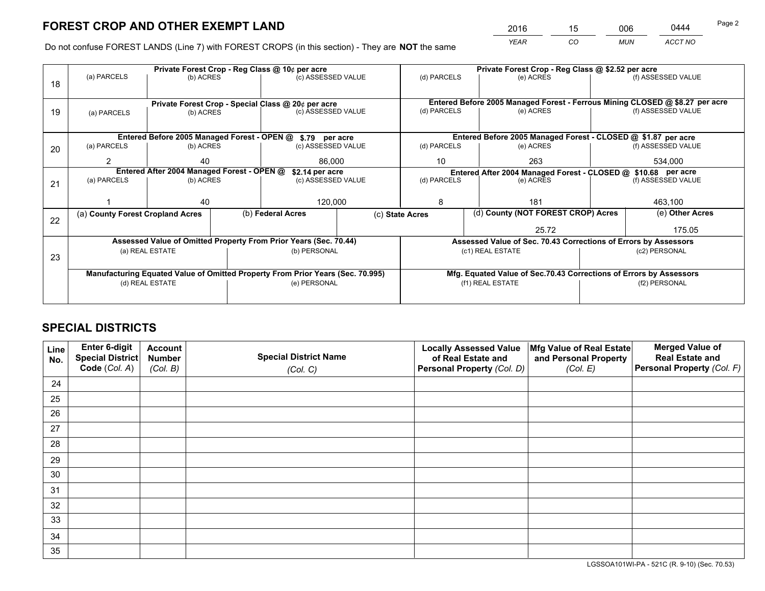# FOREST CROP AND OTHER EXEMPT LAND

| YEAR | CO | MUN | ACCT NO |
|---|---|---|---|
| 2016 | 15 | 006 | 0444 |

Do not confuse FOREST LANDS (Line 7) with FOREST CROPS (in this section) - They are **NOT** the same

| Line | | | | | | |
|---|---|---|---|---|---|---|
| 18 | Private Forest Crop - Reg Class @ 10¢ per acre | | | Private Forest Crop - Reg Class @ $2.52 per acre | | |
| | (a) PARCELS | (b) ACRES | (c) ASSESSED VALUE | (d) PARCELS | (e) ACRES | (f) ASSESSED VALUE |
| | | | | | | |
| 19 | Private Forest Crop - Special Class @ 20¢ per acre | | | Entered Before 2005 Managed Forest - Ferrous Mining CLOSED @ $8.27 per acre | | |
| | (a) PARCELS | (b) ACRES | (c) ASSESSED VALUE | (d) PARCELS | (e) ACRES | (f) ASSESSED VALUE |
| | | | | | | |
| 20 | Entered Before 2005 Managed Forest - OPEN @ $.79 per acre | | | Entered Before 2005 Managed Forest - CLOSED @ $1.87 per acre | | |
| | (a) PARCELS | (b) ACRES | (c) ASSESSED VALUE | (d) PARCELS | (e) ACRES | (f) ASSESSED VALUE |
| | 2 | 40 | 86,000 | 10 | 263 | 534,000 |
| 21 | Entered After 2004 Managed Forest - OPEN @ $2.14 per acre | | | Entered After 2004 Managed Forest - CLOSED @ $10.68 per acre | | |
| | (a) PARCELS | (b) ACRES | (c) ASSESSED VALUE | (d) PARCELS | (e) ACRES | (f) ASSESSED VALUE |
| | 1 | 40 | 120,000 | 8 | 181 | 463,100 |

| Line | (a) County Forest Cropland Acres | (b) Federal Acres | (c) State Acres | (d) County (NOT FOREST CROP) Acres | (e) Other Acres |
|---|---|---|---|---|---|
| 22 | | | | 25.72 | 175.05 |

| Line | Assessed Value of Omitted Property From Prior Years (Sec. 70.44) | | Assessed Value of Sec. 70.43 Corrections of Errors by Assessors | |
|---|---|---|---|---|
| 23 | (a) REAL ESTATE | (b) PERSONAL | (c1) REAL ESTATE | (c2) PERSONAL |
| | | | | |
| | Manufacturing Equated Value of Omitted Property From Prior Years (Sec. 70.995) | | Mfg. Equated Value of Sec.70.43 Corrections of Errors by Assessors | |
| | (d) REAL ESTATE | (e) PERSONAL | (f1) REAL ESTATE | (f2) PERSONAL |
| | | | | |

# SPECIAL DISTRICTS

| Line No. | Enter 6-digit Special District Code (Col. A) | Account Number (Col. B) | Special District Name (Col. C) | Locally Assessed Value of Real Estate and Personal Property (Col. D) | Mfg Value of Real Estate and Personal Property (Col. E) | Merged Value of Real Estate and Personal Property (Col. F) |
|---|---|---|---|---|---|---|
| 24 | | | | | | |
| 25 | | | | | | |
| 26 | | | | | | |
| 27 | | | | | | |
| 28 | | | | | | |
| 29 | | | | | | |
| 30 | | | | | | |
| 31 | | | | | | |
| 32 | | | | | | |
| 33 | | | | | | |
| 34 | | | | | | |
| 35 | | | | | | |

LGSSOA101WI-PA - 521C (R. 9-10) (Sec. 70.53)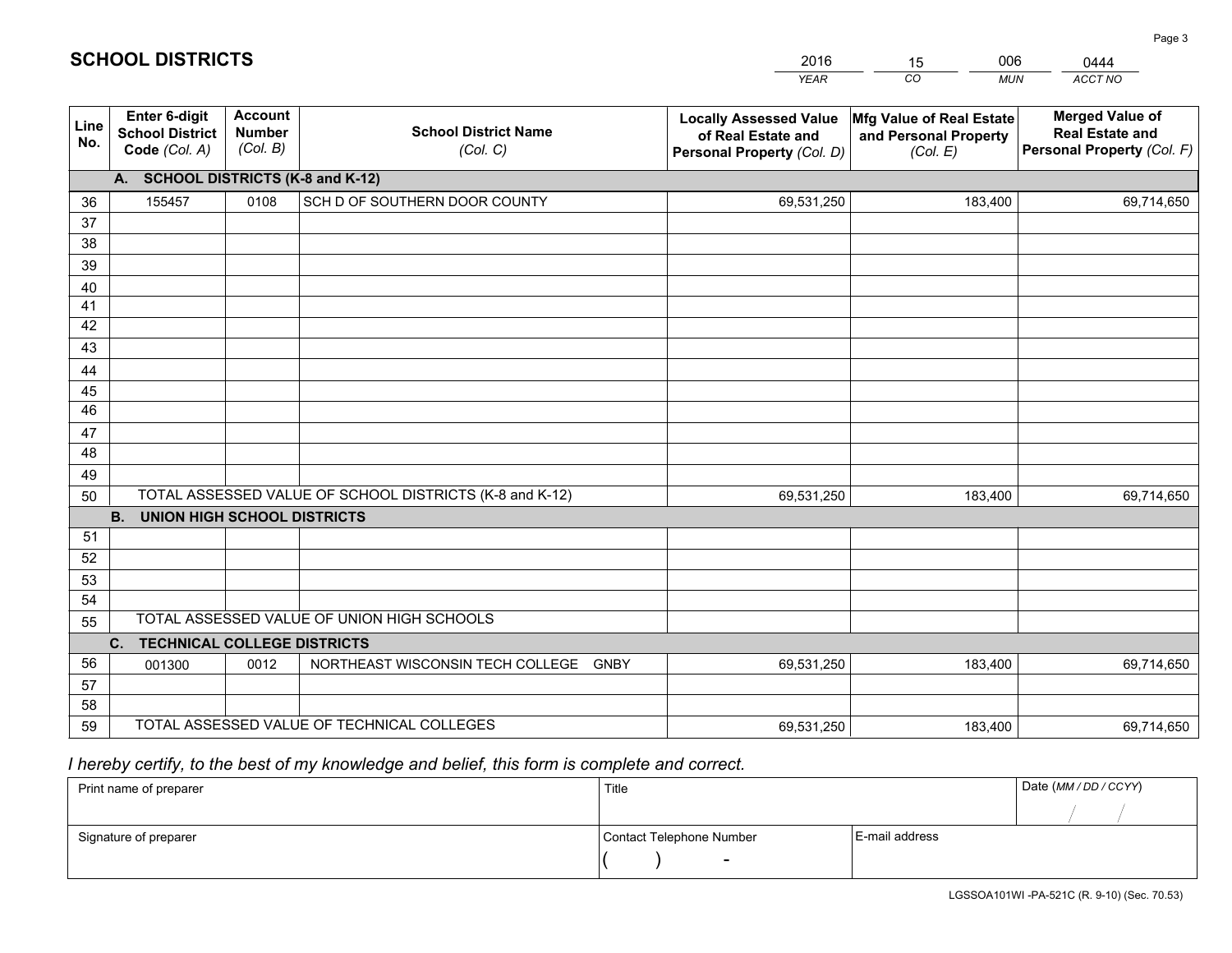# SCHOOL DISTRICTS

| 2016 | 15 | 006 | 0444 |
|---|---|---|---|
| *YEAR* | *CO* | *MUN* | *ACCT NO* |

| Line No. | Enter 6-digit School District Code *(Col. A)* | Account Number *(Col. B)* | School District Name *(Col. C)* | Locally Assessed Value of Real Estate and Personal Property *(Col. D)* | Mfg Value of Real Estate and Personal Property *(Col. E)* | Merged Value of Real Estate and Personal Property *(Col. F)* |
|---|---|---|---|---|---|---|
| **A. SCHOOL DISTRICTS (K-8 and K-12)** | | | | | | |
| 36 | 155457 | 0108 | SCH D OF SOUTHERN DOOR COUNTY | 69,531,250 | 183,400 | 69,714,650 |
| 37 | | | | | | |
| 38 | | | | | | |
| 39 | | | | | | |
| 40 | | | | | | |
| 41 | | | | | | |
| 42 | | | | | | |
| 43 | | | | | | |
| 44 | | | | | | |
| 45 | | | | | | |
| 46 | | | | | | |
| 47 | | | | | | |
| 48 | | | | | | |
| 49 | | | | | | |
| 50 | TOTAL ASSESSED VALUE OF SCHOOL DISTRICTS (K-8 and K-12) | | | 69,531,250 | 183,400 | 69,714,650 |
| **B. UNION HIGH SCHOOL DISTRICTS** | | | | | | |
| 51 | | | | | | |
| 52 | | | | | | |
| 53 | | | | | | |
| 54 | | | | | | |
| 55 | TOTAL ASSESSED VALUE OF UNION HIGH SCHOOLS | | | | | |
| **C. TECHNICAL COLLEGE DISTRICTS** | | | | | | |
| 56 | 001300 | 0012 | NORTHEAST WISCONSIN TECH COLLEGE GNBY | 69,531,250 | 183,400 | 69,714,650 |
| 57 | | | | | | |
| 58 | | | | | | |
| 59 | TOTAL ASSESSED VALUE OF TECHNICAL COLLEGES | | | 69,531,250 | 183,400 | 69,714,650 |

*I hereby certify, to the best of my knowledge and belief, this form is complete and correct.*

| Print name of preparer | Title | | Date *(MM / DD / CCYY)* |
|---|---|---|---|
| | | | / / |
| Signature of preparer | Contact Telephone Number | E-mail address | |
| | ( ) - | | |

LGSSOA101WI -PA-521C (R. 9-10) (Sec. 70.53)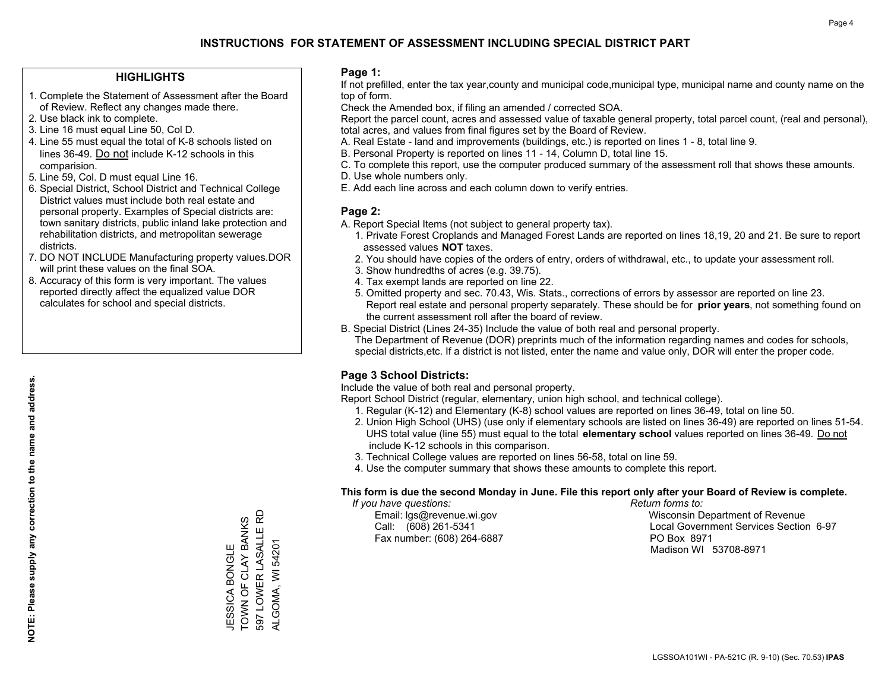# INSTRUCTIONS FOR STATEMENT OF ASSESSMENT INCLUDING SPECIAL DISTRICT PART

## HIGHLIGHTS

1. Complete the Statement of Assessment after the Board of Review. Reflect any changes made there.
2. Use black ink to complete.
3. Line 16 must equal Line 50, Col D.
4. Line 55 must equal the total of K-8 schools listed on lines 36-49. Do not include K-12 schools in this comparision.
5. Line 59, Col. D must equal Line 16.
6. Special District, School District and Technical College District values must include both real estate and personal property. Examples of Special districts are: town sanitary districts, public inland lake protection and rehabilitation districts, and metropolitan sewerage districts.
7. DO NOT INCLUDE Manufacturing property values.DOR will print these values on the final SOA.
8. Accuracy of this form is very important. The values reported directly affect the equalized value DOR calculates for school and special districts.

**NOTE: Please supply any correction to the name and address.**

JESSICA BONGLE
TOWN OF CLAY BANKS
597 LOWER LASALLE RD
ALGOMA, WI 54201

## Page 1:

If not prefilled, enter the tax year,county and municipal code,municipal type, municipal name and county name on the top of form.

Check the Amended box, if filing an amended / corrected SOA.

Report the parcel count, acres and assessed value of taxable general property, total parcel count, (real and personal), total acres, and values from final figures set by the Board of Review.

A. Real Estate - land and improvements (buildings, etc.) is reported on lines 1 - 8, total line 9.
B. Personal Property is reported on lines 11 - 14, Column D, total line 15.
C. To complete this report, use the computer produced summary of the assessment roll that shows these amounts.
D. Use whole numbers only.
E. Add each line across and each column down to verify entries.

## Page 2:

A. Report Special Items (not subject to general property tax).
   1. Private Forest Croplands and Managed Forest Lands are reported on lines 18,19, 20 and 21. Be sure to report assessed values **NOT** taxes.
   2. You should have copies of the orders of entry, orders of withdrawal, etc., to update your assessment roll.
   3. Show hundredths of acres (e.g. 39.75).
   4. Tax exempt lands are reported on line 22.
   5. Omitted property and sec. 70.43, Wis. Stats., corrections of errors by assessor are reported on line 23. Report real estate and personal property separately. These should be for **prior years**, not something found on the current assessment roll after the board of review.
B. Special District (Lines 24-35) Include the value of both real and personal property.
   The Department of Revenue (DOR) preprints much of the information regarding names and codes for schools, special districts,etc. If a district is not listed, enter the name and value only, DOR will enter the proper code.

## Page 3 School Districts:

Include the value of both real and personal property.

Report School District (regular, elementary, union high school, and technical college).

1. Regular (K-12) and Elementary (K-8) school values are reported on lines 36-49, total on line 50.
2. Union High School (UHS) (use only if elementary schools are listed on lines 36-49) are reported on lines 51-54. UHS total value (line 55) must equal to the total **elementary school** values reported on lines 36-49. Do not include K-12 schools in this comparison.
3. Technical College values are reported on lines 56-58, total on line 59.
4. Use the computer summary that shows these amounts to complete this report.

**This form is due the second Monday in June. File this report only after your Board of Review is complete.**

*If you have questions:*
Email: lgs@revenue.wi.gov
Call: (608) 261-5341
Fax number: (608) 264-6887

*Return forms to:*
Wisconsin Department of Revenue
Local Government Services Section 6-97
PO Box 8971
Madison WI 53708-8971

LGSSOA101WI - PA-521C (R. 9-10) (Sec. 70.53) **IPAS**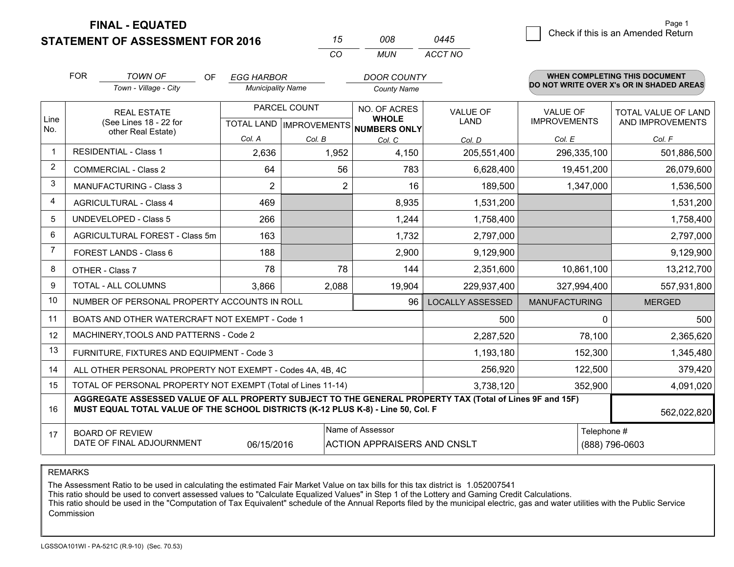**FINAL - EQUATED**
**STATEMENT OF ASSESSMENT FOR 2016**

| 15 | 008 | 0445 |
|---|---|---|
| CO | MUN | ACCT NO |

Page 1

☐ Check if this is an Amended Return

FOR *TOWN OF* (Town - Village - City) OF *EGG HARBOR* (Municipality Name) *DOOR COUNTY* (County Name)

**WHEN COMPLETING THIS DOCUMENT DO NOT WRITE OVER X's OR IN SHADED AREAS**

| Line No. | REAL ESTATE (See Lines 18 - 22 for other Real Estate) | PARCEL COUNT TOTAL LAND Col. A | PARCEL COUNT IMPROVEMENTS Col. B | NO. OF ACRES WHOLE NUMBERS ONLY Col. C | VALUE OF LAND Col. D | VALUE OF IMPROVEMENTS Col. E | TOTAL VALUE OF LAND AND IMPROVEMENTS Col. F |
|---|---|---|---|---|---|---|---|
| 1 | RESIDENTIAL - Class 1 | 2,636 | 1,952 | 4,150 | 205,551,400 | 296,335,100 | 501,886,500 |
| 2 | COMMERCIAL - Class 2 | 64 | 56 | 783 | 6,628,400 | 19,451,200 | 26,079,600 |
| 3 | MANUFACTURING - Class 3 | 2 | 2 | 16 | 189,500 | 1,347,000 | 1,536,500 |
| 4 | AGRICULTURAL - Class 4 | 469 | | 8,935 | 1,531,200 | | 1,531,200 |
| 5 | UNDEVELOPED - Class 5 | 266 | | 1,244 | 1,758,400 | | 1,758,400 |
| 6 | AGRICULTURAL FOREST - Class 5m | 163 | | 1,732 | 2,797,000 | | 2,797,000 |
| 7 | FOREST LANDS - Class 6 | 188 | | 2,900 | 9,129,900 | | 9,129,900 |
| 8 | OTHER - Class 7 | 78 | 78 | 144 | 2,351,600 | 10,861,100 | 13,212,700 |
| 9 | TOTAL - ALL COLUMNS | 3,866 | 2,088 | 19,904 | 229,937,400 | 327,994,400 | 557,931,800 |
| 10 | NUMBER OF PERSONAL PROPERTY ACCOUNTS IN ROLL | | | 96 | LOCALLY ASSESSED | MANUFACTURING | MERGED |
| 11 | BOATS AND OTHER WATERCRAFT NOT EXEMPT - Code 1 | | | | 500 | 0 | 500 |
| 12 | MACHINERY,TOOLS AND PATTERNS - Code 2 | | | | 2,287,520 | 78,100 | 2,365,620 |
| 13 | FURNITURE, FIXTURES AND EQUIPMENT - Code 3 | | | | 1,193,180 | 152,300 | 1,345,480 |
| 14 | ALL OTHER PERSONAL PROPERTY NOT EXEMPT - Codes 4A, 4B, 4C | | | | 256,920 | 122,500 | 379,420 |
| 15 | TOTAL OF PERSONAL PROPERTY NOT EXEMPT (Total of Lines 11-14) | | | | 3,738,120 | 352,900 | 4,091,020 |
| 16 | **AGGREGATE ASSESSED VALUE OF ALL PROPERTY SUBJECT TO THE GENERAL PROPERTY TAX (Total of Lines 9F and 15F) MUST EQUAL TOTAL VALUE OF THE SCHOOL DISTRICTS (K-12 PLUS K-8) - Line 50, Col. F** | | | | | | 562,022,820 |
| 17 | BOARD OF REVIEW DATE OF FINAL ADJOURNMENT | 06/15/2016 | Name of Assessor | ACTION APPRAISERS AND CNSLT | | Telephone # | (888) 796-0603 |

REMARKS

The Assessment Ratio to be used in calculating the estimated Fair Market Value on tax bills for this tax district is 1.052007541
This ratio should be used to convert assessed values to "Calculate Equalized Values" in Step 1 of the Lottery and Gaming Credit Calculations.
This ratio should be used in the "Computation of Tax Equivalent" schedule of the Annual Reports filed by the municipal electric, gas and water utilities with the Public Service Commission

LGSSOA101WI - PA-521C (R.9-10) (Sec. 70.53)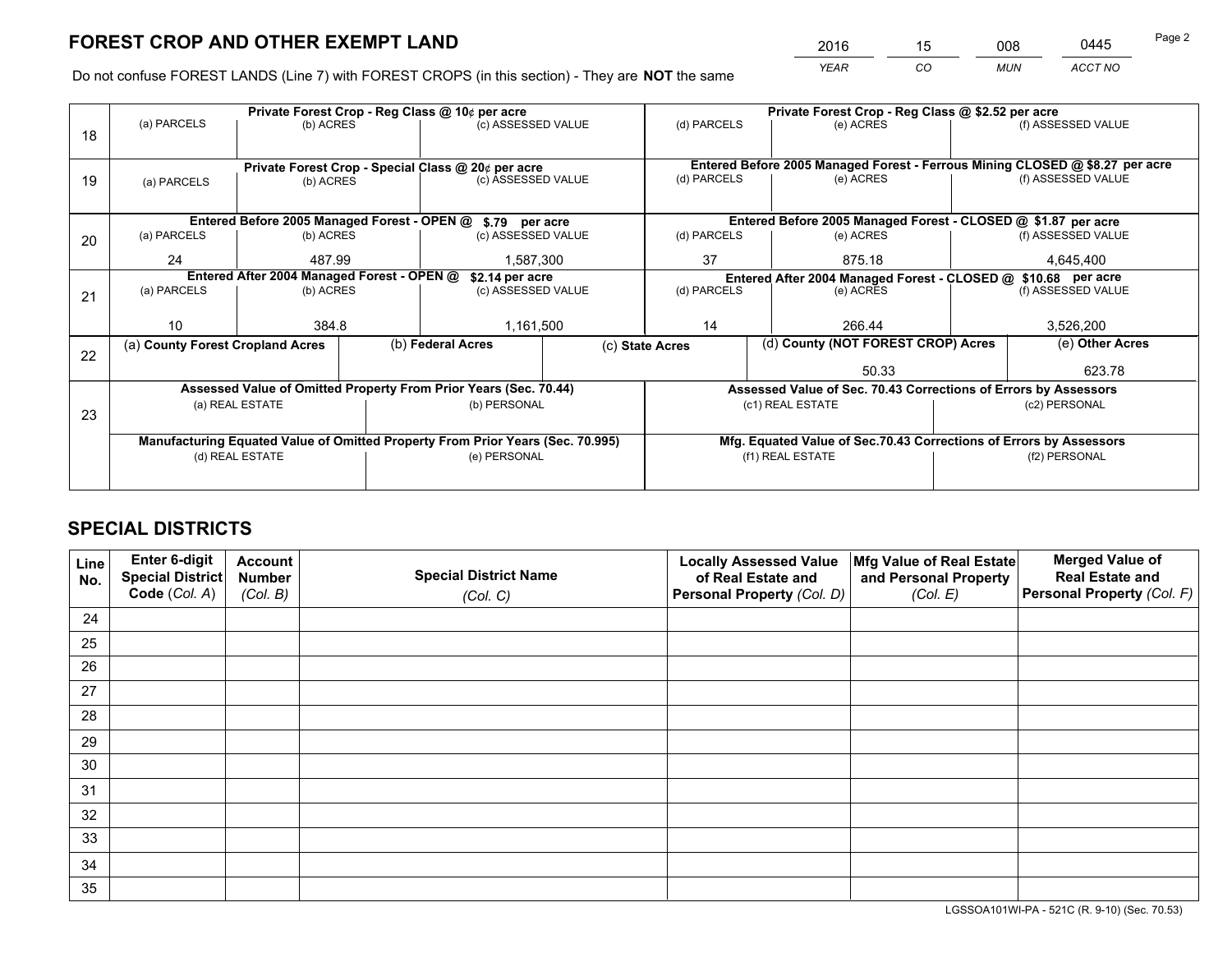# FOREST CROP AND OTHER EXEMPT LAND

| 2016 | 15 | 008 | 0445 |
|---|---|---|---|
| *YEAR* | *CO* | *MUN* | *ACCT NO* |

Do not confuse FOREST LANDS (Line 7) with FOREST CROPS (in this section) - They are **NOT** the same

| Line | Private Forest Crop - Reg Class @ 10¢ per acre | | | Private Forest Crop - Reg Class @ $2.52 per acre | | |
|---|---|---|---|---|---|---|
| 18 | (a) PARCELS | (b) ACRES | (c) ASSESSED VALUE | (d) PARCELS | (e) ACRES | (f) ASSESSED VALUE |
| | | | | | | |
| | **Private Forest Crop - Special Class @ 20¢ per acre** | | | **Entered Before 2005 Managed Forest - Ferrous Mining CLOSED @ $8.27 per acre** | | |
| 19 | (a) PARCELS | (b) ACRES | (c) ASSESSED VALUE | (d) PARCELS | (e) ACRES | (f) ASSESSED VALUE |
| | | | | | | |
| | **Entered Before 2005 Managed Forest - OPEN @ $.79 per acre** | | | **Entered Before 2005 Managed Forest - CLOSED @ $1.87 per acre** | | |
| 20 | (a) PARCELS | (b) ACRES | (c) ASSESSED VALUE | (d) PARCELS | (e) ACRES | (f) ASSESSED VALUE |
| | 24 | 487.99 | 1,587,300 | 37 | 875.18 | 4,645,400 |
| | **Entered After 2004 Managed Forest - OPEN @ $2.14 per acre** | | | **Entered After 2004 Managed Forest - CLOSED @ $10.68 per acre** | | |
| 21 | (a) PARCELS | (b) ACRES | (c) ASSESSED VALUE | (d) PARCELS | (e) ACRES | (f) ASSESSED VALUE |
| | 10 | 384.8 | 1,161,500 | 14 | 266.44 | 3,526,200 |

| Line | (a) County Forest Cropland Acres | (b) Federal Acres | (c) State Acres | (d) County (NOT FOREST CROP) Acres | (e) Other Acres |
|---|---|---|---|---|---|
| 22 | | | | 50.33 | 623.78 |

| Line | Assessed Value of Omitted Property From Prior Years (Sec. 70.44) | | Assessed Value of Sec. 70.43 Corrections of Errors by Assessors | |
|---|---|---|---|---|
| 23 | (a) REAL ESTATE | (b) PERSONAL | (c1) REAL ESTATE | (c2) PERSONAL |
| | | | | |
| | **Manufacturing Equated Value of Omitted Property From Prior Years (Sec. 70.995)** | | **Mfg. Equated Value of Sec.70.43 Corrections of Errors by Assessors** | |
| | (d) REAL ESTATE | (e) PERSONAL | (f1) REAL ESTATE | (f2) PERSONAL |
| | | | | |

# SPECIAL DISTRICTS

| Line No. | Enter 6-digit Special District Code (*Col. A*) | Account Number (*Col. B*) | Special District Name (*Col. C*) | Locally Assessed Value of Real Estate and Personal Property (*Col. D*) | Mfg Value of Real Estate and Personal Property (*Col. E*) | Merged Value of Real Estate and Personal Property (*Col. F*) |
|---|---|---|---|---|---|---|
| 24 | | | | | | |
| 25 | | | | | | |
| 26 | | | | | | |
| 27 | | | | | | |
| 28 | | | | | | |
| 29 | | | | | | |
| 30 | | | | | | |
| 31 | | | | | | |
| 32 | | | | | | |
| 33 | | | | | | |
| 34 | | | | | | |
| 35 | | | | | | |

LGSSOA101WI-PA - 521C (R. 9-10) (Sec. 70.53)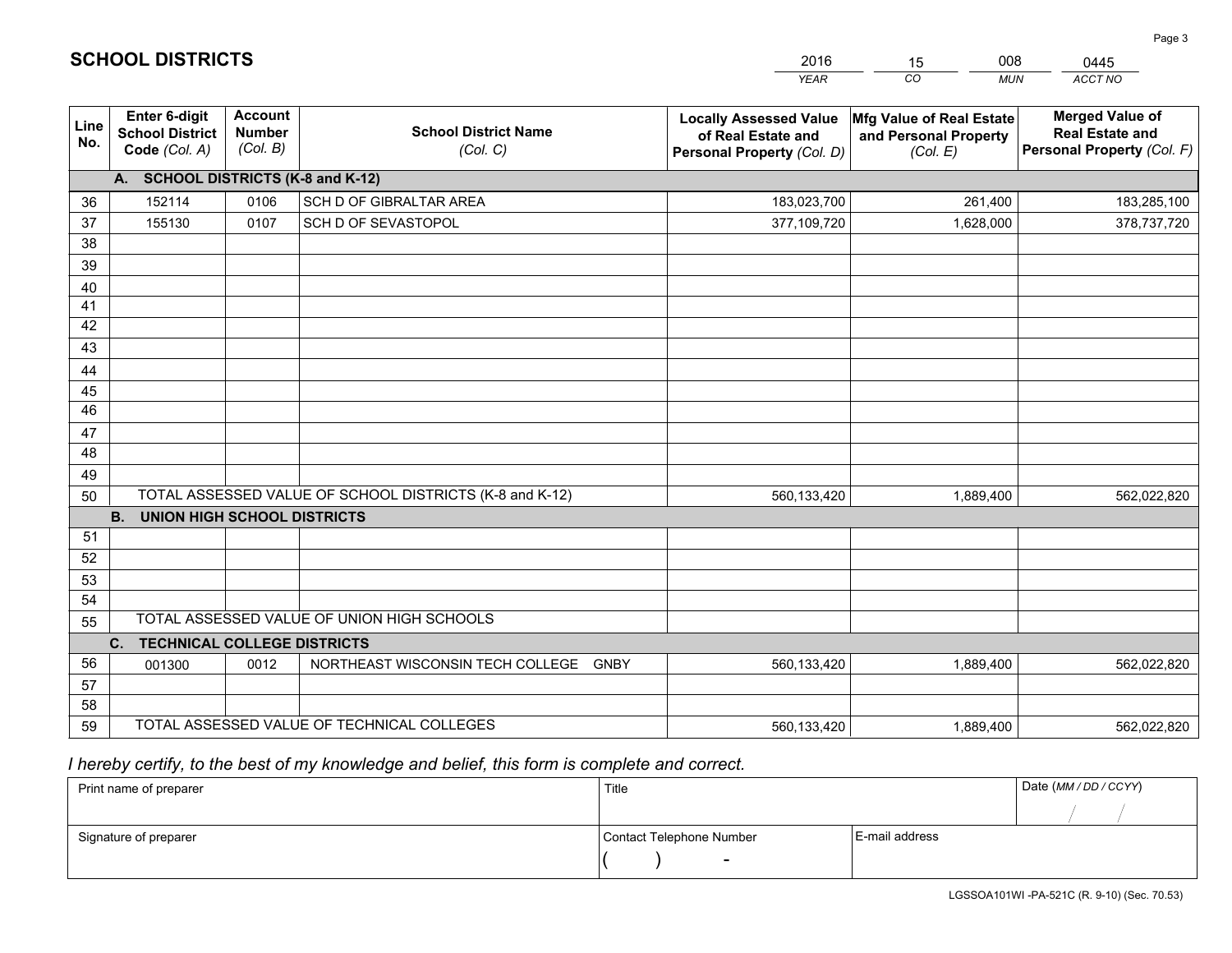# SCHOOL DISTRICTS

| 2016 | 15 | 008 | 0445 |
|---|---|---|---|
| *YEAR* | *CO* | *MUN* | *ACCT NO* |

| Line No. | Enter 6-digit School District Code *(Col. A)* | Account Number *(Col. B)* | School District Name *(Col. C)* | Locally Assessed Value of Real Estate and Personal Property *(Col. D)* | Mfg Value of Real Estate and Personal Property *(Col. E)* | Merged Value of Real Estate and Personal Property *(Col. F)* |
|---|---|---|---|---|---|---|
| **A. SCHOOL DISTRICTS (K-8 and K-12)** | | | | | | |
| 36 | 152114 | 0106 | SCH D OF GIBRALTAR AREA | 183,023,700 | 261,400 | 183,285,100 |
| 37 | 155130 | 0107 | SCH D OF SEVASTOPOL | 377,109,720 | 1,628,000 | 378,737,720 |
| 38 | | | | | | |
| 39 | | | | | | |
| 40 | | | | | | |
| 41 | | | | | | |
| 42 | | | | | | |
| 43 | | | | | | |
| 44 | | | | | | |
| 45 | | | | | | |
| 46 | | | | | | |
| 47 | | | | | | |
| 48 | | | | | | |
| 49 | | | | | | |
| 50 | TOTAL ASSESSED VALUE OF SCHOOL DISTRICTS (K-8 and K-12) | | | 560,133,420 | 1,889,400 | 562,022,820 |
| **B. UNION HIGH SCHOOL DISTRICTS** | | | | | | |
| 51 | | | | | | |
| 52 | | | | | | |
| 53 | | | | | | |
| 54 | | | | | | |
| 55 | TOTAL ASSESSED VALUE OF UNION HIGH SCHOOLS | | | | | |
| **C. TECHNICAL COLLEGE DISTRICTS** | | | | | | |
| 56 | 001300 | 0012 | NORTHEAST WISCONSIN TECH COLLEGE GNBY | 560,133,420 | 1,889,400 | 562,022,820 |
| 57 | | | | | | |
| 58 | | | | | | |
| 59 | TOTAL ASSESSED VALUE OF TECHNICAL COLLEGES | | | 560,133,420 | 1,889,400 | 562,022,820 |

*I hereby certify, to the best of my knowledge and belief, this form is complete and correct.*

| Print name of preparer | Title | | Date *(MM / DD / CCYY)* |
|---|---|---|---|
| | | | / / |
| Signature of preparer | Contact Telephone Number | E-mail address | |
| | ( ) - | | |

LGSSOA101WI -PA-521C (R. 9-10) (Sec. 70.53)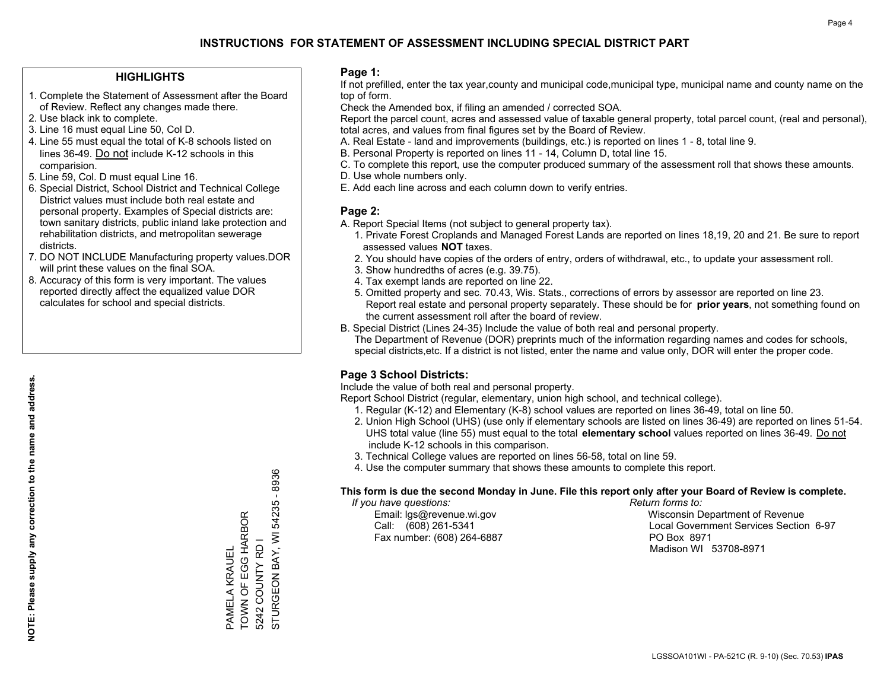# INSTRUCTIONS FOR STATEMENT OF ASSESSMENT INCLUDING SPECIAL DISTRICT PART

## HIGHLIGHTS

1. Complete the Statement of Assessment after the Board of Review. Reflect any changes made there.
2. Use black ink to complete.
3. Line 16 must equal Line 50, Col D.
4. Line 55 must equal the total of K-8 schools listed on lines 36-49. Do not include K-12 schools in this comparision.
5. Line 59, Col. D must equal Line 16.
6. Special District, School District and Technical College District values must include both real estate and personal property. Examples of Special districts are: town sanitary districts, public inland lake protection and rehabilitation districts, and metropolitan sewerage districts.
7. DO NOT INCLUDE Manufacturing property values.DOR will print these values on the final SOA.
8. Accuracy of this form is very important. The values reported directly affect the equalized value DOR calculates for school and special districts.

**NOTE: Please supply any correction to the name and address.**

PAMELA KRAUEL
TOWN OF EGG HARBOR
5242 COUNTY RD I
STURGEON BAY, WI 54235 - 8936

## Page 1:

If not prefilled, enter the tax year,county and municipal code,municipal type, municipal name and county name on the top of form.

Check the Amended box, if filing an amended / corrected SOA.

Report the parcel count, acres and assessed value of taxable general property, total parcel count, (real and personal), total acres, and values from final figures set by the Board of Review.

A. Real Estate - land and improvements (buildings, etc.) is reported on lines 1 - 8, total line 9.
B. Personal Property is reported on lines 11 - 14, Column D, total line 15.
C. To complete this report, use the computer produced summary of the assessment roll that shows these amounts.
D. Use whole numbers only.
E. Add each line across and each column down to verify entries.

## Page 2:

A. Report Special Items (not subject to general property tax).
   1. Private Forest Croplands and Managed Forest Lands are reported on lines 18,19, 20 and 21. Be sure to report assessed values **NOT** taxes.
   2. You should have copies of the orders of entry, orders of withdrawal, etc., to update your assessment roll.
   3. Show hundredths of acres (e.g. 39.75).
   4. Tax exempt lands are reported on line 22.
   5. Omitted property and sec. 70.43, Wis. Stats., corrections of errors by assessor are reported on line 23. Report real estate and personal property separately. These should be for **prior years**, not something found on the current assessment roll after the board of review.
B. Special District (Lines 24-35) Include the value of both real and personal property.
   The Department of Revenue (DOR) preprints much of the information regarding names and codes for schools, special districts,etc. If a district is not listed, enter the name and value only, DOR will enter the proper code.

## Page 3 School Districts:

Include the value of both real and personal property.

Report School District (regular, elementary, union high school, and technical college).

1. Regular (K-12) and Elementary (K-8) school values are reported on lines 36-49, total on line 50.
2. Union High School (UHS) (use only if elementary schools are listed on lines 36-49) are reported on lines 51-54. UHS total value (line 55) must equal to the total **elementary school** values reported on lines 36-49. Do not include K-12 schools in this comparison.
3. Technical College values are reported on lines 56-58, total on line 59.
4. Use the computer summary that shows these amounts to complete this report.

**This form is due the second Monday in June. File this report only after your Board of Review is complete.**

*If you have questions:*
Email: lgs@revenue.wi.gov
Call: (608) 261-5341
Fax number: (608) 264-6887

*Return forms to:*
Wisconsin Department of Revenue
Local Government Services Section 6-97
PO Box 8971
Madison WI 53708-8971

LGSSOA101WI - PA-521C (R. 9-10) (Sec. 70.53) **IPAS**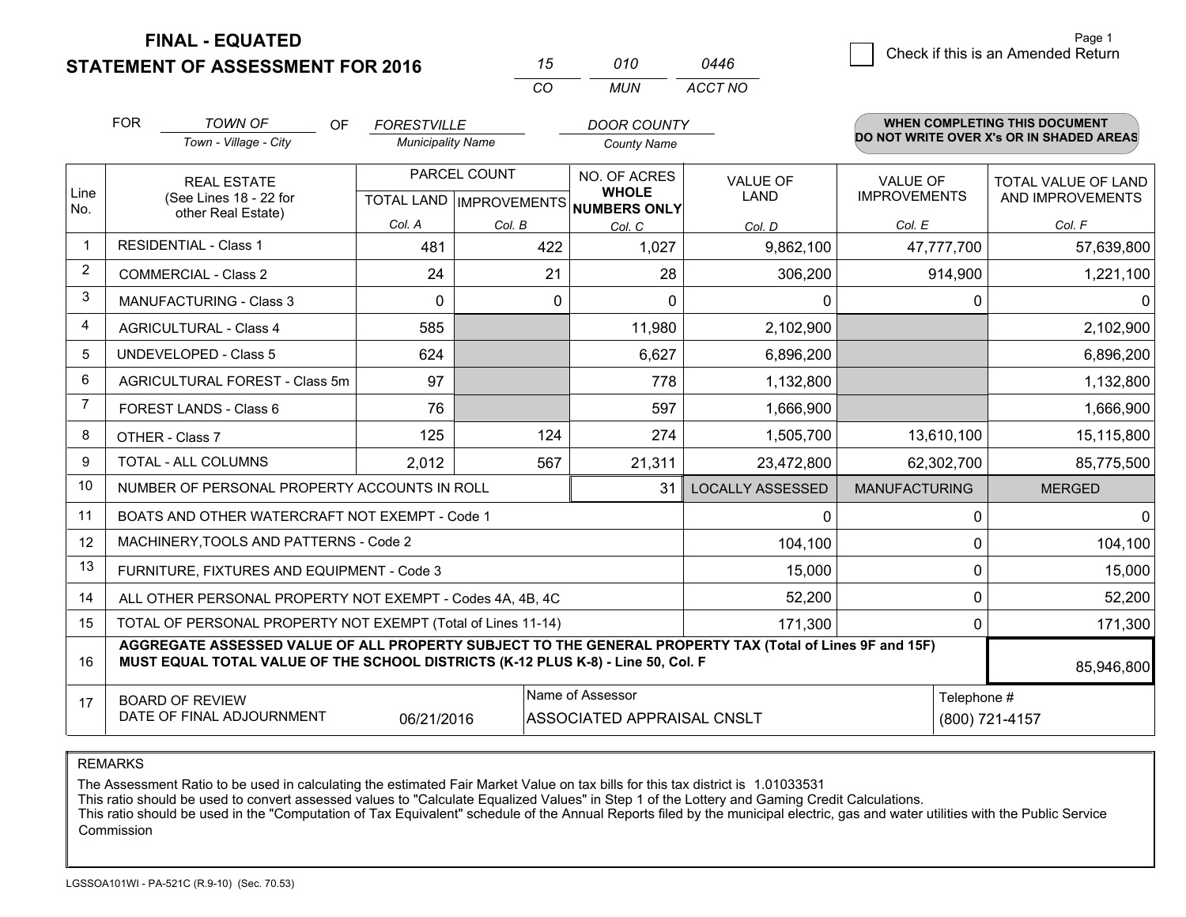**FINAL - EQUATED**

**STATEMENT OF ASSESSMENT FOR 2016**

| 15 | 010 | 0446 |
|---|---|---|
| CO | MUN | ACCT NO |

☐ Check if this is an Amended Return

FOR *TOWN OF* (Town - Village - City) OF *FORESTVILLE* (Municipality Name) *DOOR COUNTY* (County Name)

**WHEN COMPLETING THIS DOCUMENT DO NOT WRITE OVER X's OR IN SHADED AREAS**

| Line No. | REAL ESTATE (See Lines 18 - 22 for other Real Estate) | PARCEL COUNT | | NO. OF ACRES WHOLE NUMBERS ONLY | VALUE OF LAND | VALUE OF IMPROVEMENTS | TOTAL VALUE OF LAND AND IMPROVEMENTS |
|---|---|---|---|---|---|---|---|
| | | TOTAL LAND | IMPROVEMENTS | | | | |
| | | Col. A | Col. B | Col. C | Col. D | Col. E | Col. F |
| 1 | RESIDENTIAL - Class 1 | 481 | 422 | 1,027 | 9,862,100 | 47,777,700 | 57,639,800 |
| 2 | COMMERCIAL - Class 2 | 24 | 21 | 28 | 306,200 | 914,900 | 1,221,100 |
| 3 | MANUFACTURING - Class 3 | 0 | 0 | 0 | 0 | 0 | 0 |
| 4 | AGRICULTURAL - Class 4 | 585 | | 11,980 | 2,102,900 | | 2,102,900 |
| 5 | UNDEVELOPED - Class 5 | 624 | | 6,627 | 6,896,200 | | 6,896,200 |
| 6 | AGRICULTURAL FOREST - Class 5m | 97 | | 778 | 1,132,800 | | 1,132,800 |
| 7 | FOREST LANDS - Class 6 | 76 | | 597 | 1,666,900 | | 1,666,900 |
| 8 | OTHER - Class 7 | 125 | 124 | 274 | 1,505,700 | 13,610,100 | 15,115,800 |
| 9 | TOTAL - ALL COLUMNS | 2,012 | 567 | 21,311 | 23,472,800 | 62,302,700 | 85,775,500 |
| 10 | NUMBER OF PERSONAL PROPERTY ACCOUNTS IN ROLL | | | 31 | LOCALLY ASSESSED | MANUFACTURING | MERGED |
| 11 | BOATS AND OTHER WATERCRAFT NOT EXEMPT - Code 1 | | | | 0 | 0 | 0 |
| 12 | MACHINERY,TOOLS AND PATTERNS - Code 2 | | | | 104,100 | 0 | 104,100 |
| 13 | FURNITURE, FIXTURES AND EQUIPMENT - Code 3 | | | | 15,000 | 0 | 15,000 |
| 14 | ALL OTHER PERSONAL PROPERTY NOT EXEMPT - Codes 4A, 4B, 4C | | | | 52,200 | 0 | 52,200 |
| 15 | TOTAL OF PERSONAL PROPERTY NOT EXEMPT (Total of Lines 11-14) | | | | 171,300 | 0 | 171,300 |
| 16 | **AGGREGATE ASSESSED VALUE OF ALL PROPERTY SUBJECT TO THE GENERAL PROPERTY TAX (Total of Lines 9F and 15F) MUST EQUAL TOTAL VALUE OF THE SCHOOL DISTRICTS (K-12 PLUS K-8) - Line 50, Col. F** | | | | | | 85,946,800 |
| 17 | BOARD OF REVIEW DATE OF FINAL ADJOURNMENT | 06/21/2016 | | Name of Assessor: ASSOCIATED APPRAISAL CNSLT | | Telephone #: (800) 721-4157 | |

REMARKS

The Assessment Ratio to be used in calculating the estimated Fair Market Value on tax bills for this tax district is 1.01033531
This ratio should be used to convert assessed values to "Calculate Equalized Values" in Step 1 of the Lottery and Gaming Credit Calculations.
This ratio should be used in the "Computation of Tax Equivalent" schedule of the Annual Reports filed by the municipal electric, gas and water utilities with the Public Service Commission

LGSSOA101WI - PA-521C (R.9-10) (Sec. 70.53)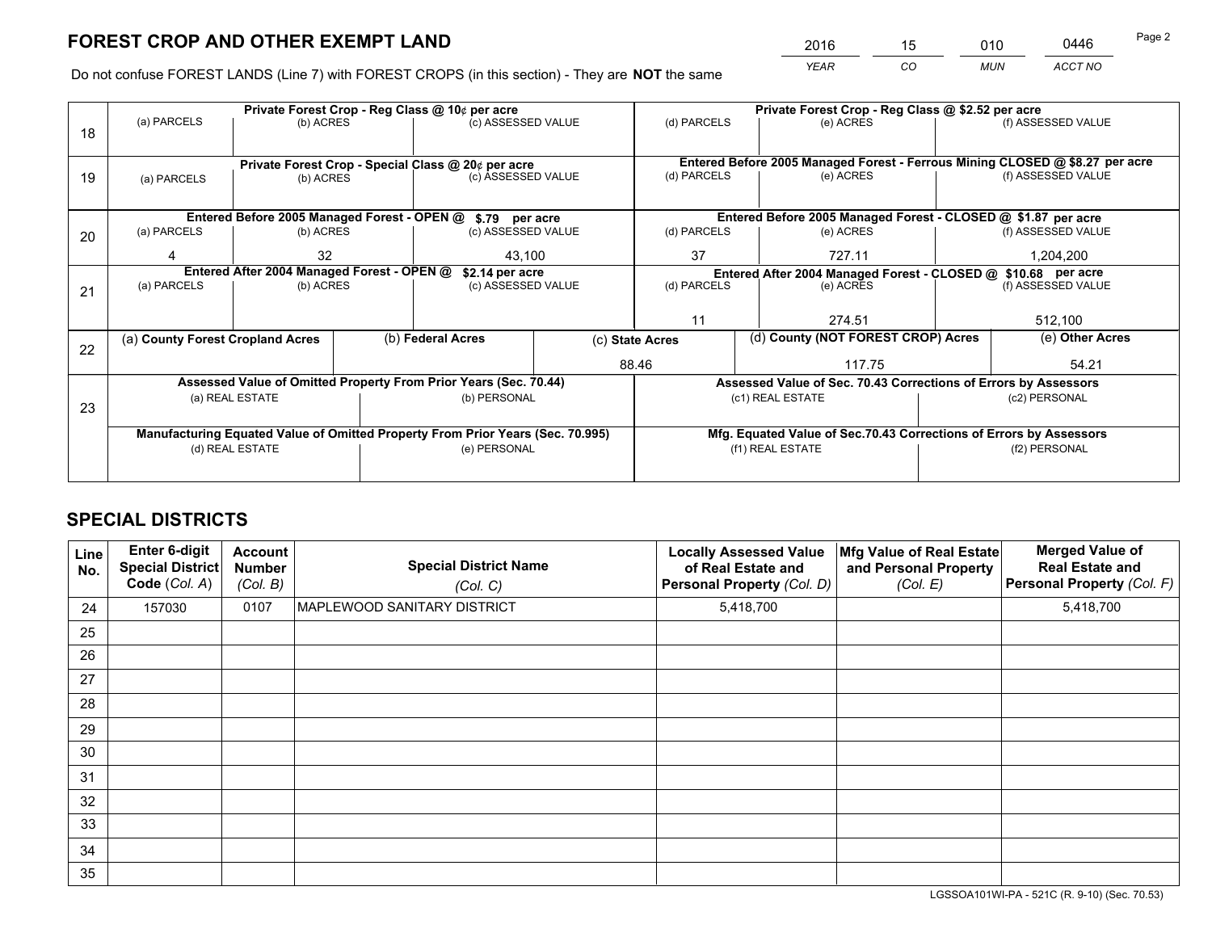# FOREST CROP AND OTHER EXEMPT LAND

| 2016 | 15 | 010 | 0446 |
|---|---|---|---|
| YEAR | CO | MUN | ACCT NO |

Do not confuse FOREST LANDS (Line 7) with FOREST CROPS (in this section) - They are **NOT** the same

| Line | Private Forest Crop - Reg Class @ 10¢ per acre | | | Private Forest Crop - Reg Class @ $2.52 per acre | | |
|---|---|---|---|---|---|---|
| 18 | (a) PARCELS | (b) ACRES | (c) ASSESSED VALUE | (d) PARCELS | (e) ACRES | (f) ASSESSED VALUE |
| | | | | | | |
| | **Private Forest Crop - Special Class @ 20¢ per acre** | | | **Entered Before 2005 Managed Forest - Ferrous Mining CLOSED @ $8.27 per acre** | | |
| 19 | (a) PARCELS | (b) ACRES | (c) ASSESSED VALUE | (d) PARCELS | (e) ACRES | (f) ASSESSED VALUE |
| | | | | | | |
| | **Entered Before 2005 Managed Forest - OPEN @ $.79 per acre** | | | **Entered Before 2005 Managed Forest - CLOSED @ $1.87 per acre** | | |
| 20 | (a) PARCELS | (b) ACRES | (c) ASSESSED VALUE | (d) PARCELS | (e) ACRES | (f) ASSESSED VALUE |
| | 4 | 32 | 43,100 | 37 | 727.11 | 1,204,200 |
| | **Entered After 2004 Managed Forest - OPEN @ $2.14 per acre** | | | **Entered After 2004 Managed Forest - CLOSED @ $10.68 per acre** | | |
| 21 | (a) PARCELS | (b) ACRES | (c) ASSESSED VALUE | (d) PARCELS | (e) ACRES | (f) ASSESSED VALUE |
| | | | | 11 | 274.51 | 512,100 |

| Line | (a) County Forest Cropland Acres | (b) Federal Acres | (c) State Acres | (d) County (NOT FOREST CROP) Acres | (e) Other Acres |
|---|---|---|---|---|---|
| 22 | | | 88.46 | 117.75 | 54.21 |

| Line | Assessed Value of Omitted Property From Prior Years (Sec. 70.44) | | Assessed Value of Sec. 70.43 Corrections of Errors by Assessors | |
|---|---|---|---|---|
| 23 | (a) REAL ESTATE | (b) PERSONAL | (c1) REAL ESTATE | (c2) PERSONAL |
| | | | | |
| | **Manufacturing Equated Value of Omitted Property From Prior Years (Sec. 70.995)** | | **Mfg. Equated Value of Sec.70.43 Corrections of Errors by Assessors** | |
| | (d) REAL ESTATE | (e) PERSONAL | (f1) REAL ESTATE | (f2) PERSONAL |
| | | | | |

# SPECIAL DISTRICTS

| Line No. | Enter 6-digit Special District Code (Col. A) | Account Number (Col. B) | Special District Name (Col. C) | Locally Assessed Value of Real Estate and Personal Property (Col. D) | Mfg Value of Real Estate and Personal Property (Col. E) | Merged Value of Real Estate and Personal Property (Col. F) |
|---|---|---|---|---|---|---|
| 24 | 157030 | 0107 | MAPLEWOOD SANITARY DISTRICT | 5,418,700 | | 5,418,700 |
| 25 | | | | | | |
| 26 | | | | | | |
| 27 | | | | | | |
| 28 | | | | | | |
| 29 | | | | | | |
| 30 | | | | | | |
| 31 | | | | | | |
| 32 | | | | | | |
| 33 | | | | | | |
| 34 | | | | | | |
| 35 | | | | | | |

LGSSOA101WI-PA - 521C (R. 9-10) (Sec. 70.53)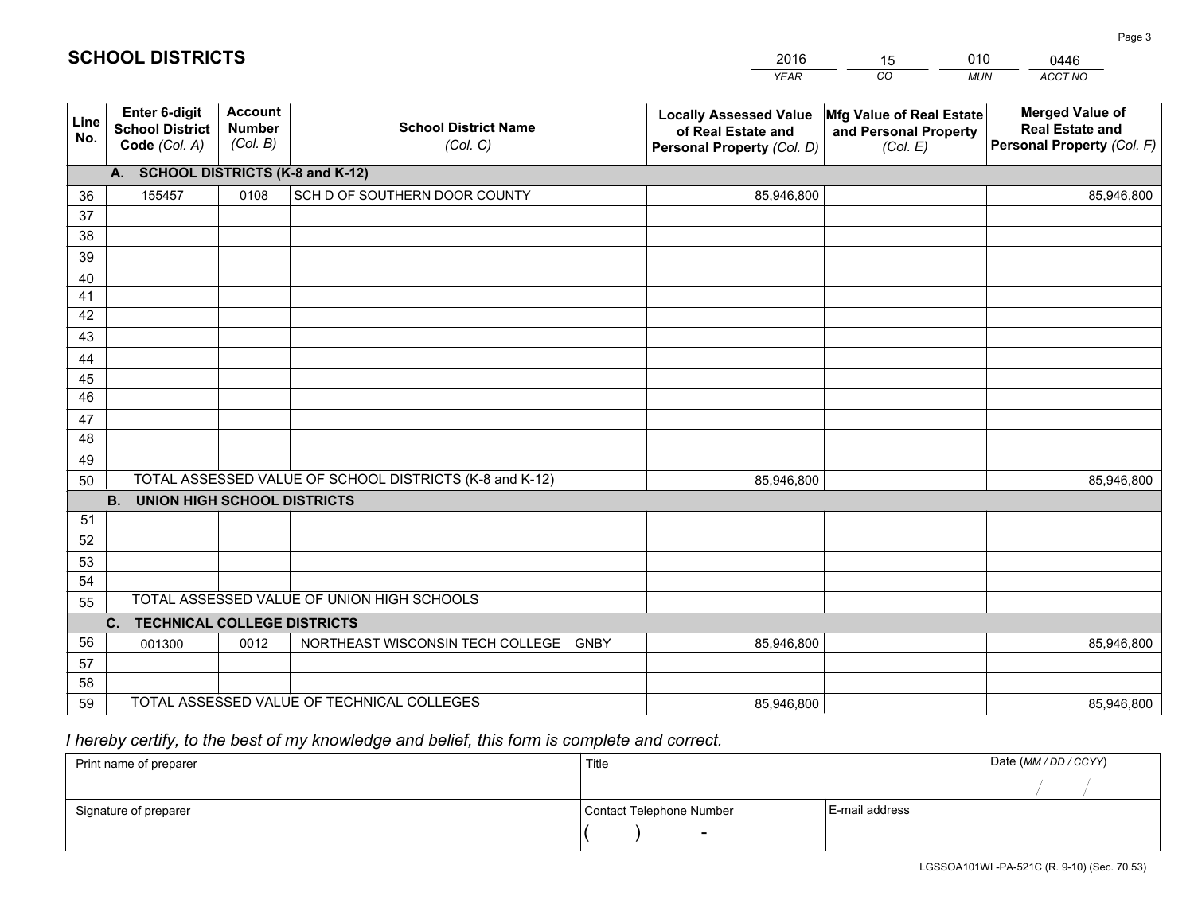# SCHOOL DISTRICTS

| 2016 | 15 | 010 | 0446 |
|---|---|---|---|
| YEAR | CO | MUN | ACCT NO |

| Line No. | Enter 6-digit School District Code (Col. A) | Account Number (Col. B) | School District Name (Col. C) | Locally Assessed Value of Real Estate and Personal Property (Col. D) | Mfg Value of Real Estate and Personal Property (Col. E) | Merged Value of Real Estate and Personal Property (Col. F) |
|---|---|---|---|---|---|---|
| | **A. SCHOOL DISTRICTS (K-8 and K-12)** | | | | | |
| 36 | 155457 | 0108 | SCH D OF SOUTHERN DOOR COUNTY | 85,946,800 | | 85,946,800 |
| 37 | | | | | | |
| 38 | | | | | | |
| 39 | | | | | | |
| 40 | | | | | | |
| 41 | | | | | | |
| 42 | | | | | | |
| 43 | | | | | | |
| 44 | | | | | | |
| 45 | | | | | | |
| 46 | | | | | | |
| 47 | | | | | | |
| 48 | | | | | | |
| 49 | | | | | | |
| 50 | TOTAL ASSESSED VALUE OF SCHOOL DISTRICTS (K-8 and K-12) | | | 85,946,800 | | 85,946,800 |
| | **B. UNION HIGH SCHOOL DISTRICTS** | | | | | |
| 51 | | | | | | |
| 52 | | | | | | |
| 53 | | | | | | |
| 54 | | | | | | |
| 55 | TOTAL ASSESSED VALUE OF UNION HIGH SCHOOLS | | | | | |
| | **C. TECHNICAL COLLEGE DISTRICTS** | | | | | |
| 56 | 001300 | 0012 | NORTHEAST WISCONSIN TECH COLLEGE GNBY | 85,946,800 | | 85,946,800 |
| 57 | | | | | | |
| 58 | | | | | | |
| 59 | TOTAL ASSESSED VALUE OF TECHNICAL COLLEGES | | | 85,946,800 | | 85,946,800 |

*I hereby certify, to the best of my knowledge and belief, this form is complete and correct.*

| Print name of preparer | Title | | Date (MM / DD / CCYY) |
|---|---|---|---|
| | | | / / |
| Signature of preparer | Contact Telephone Number | E-mail address | |
| | ( ) - | | |

LGSSOA101WI -PA-521C (R. 9-10) (Sec. 70.53)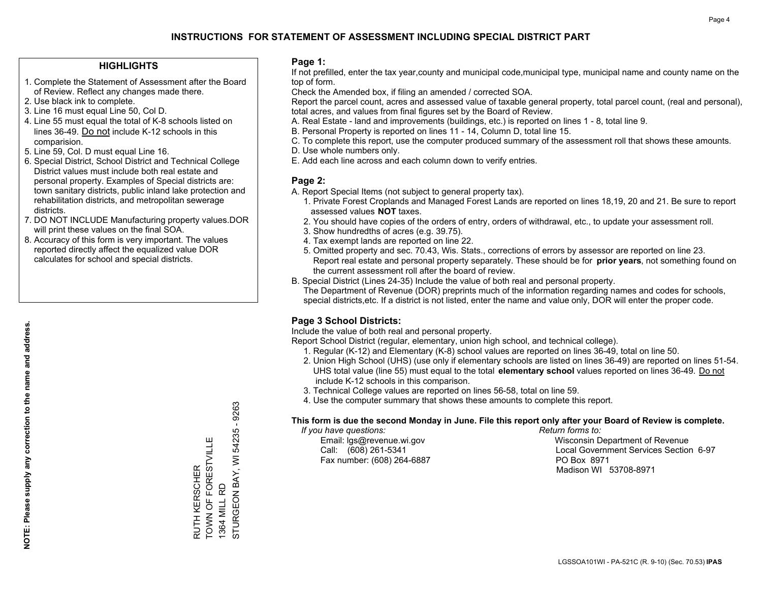# INSTRUCTIONS FOR STATEMENT OF ASSESSMENT INCLUDING SPECIAL DISTRICT PART

## HIGHLIGHTS

1. Complete the Statement of Assessment after the Board of Review. Reflect any changes made there.
2. Use black ink to complete.
3. Line 16 must equal Line 50, Col D.
4. Line 55 must equal the total of K-8 schools listed on lines 36-49. Do not include K-12 schools in this comparision.
5. Line 59, Col. D must equal Line 16.
6. Special District, School District and Technical College District values must include both real estate and personal property. Examples of Special districts are: town sanitary districts, public inland lake protection and rehabilitation districts, and metropolitan sewerage districts.
7. DO NOT INCLUDE Manufacturing property values.DOR will print these values on the final SOA.
8. Accuracy of this form is very important. The values reported directly affect the equalized value DOR calculates for school and special districts.

**NOTE: Please supply any correction to the name and address.**

RUTH KERSCHER
TOWN OF FORESTVILLE
1364 MILL RD
STURGEON BAY, WI 54235 - 9263

## Page 1:

If not prefilled, enter the tax year,county and municipal code,municipal type, municipal name and county name on the top of form.

Check the Amended box, if filing an amended / corrected SOA.

Report the parcel count, acres and assessed value of taxable general property, total parcel count, (real and personal), total acres, and values from final figures set by the Board of Review.

A. Real Estate - land and improvements (buildings, etc.) is reported on lines 1 - 8, total line 9.
B. Personal Property is reported on lines 11 - 14, Column D, total line 15.
C. To complete this report, use the computer produced summary of the assessment roll that shows these amounts.
D. Use whole numbers only.
E. Add each line across and each column down to verify entries.

## Page 2:

A. Report Special Items (not subject to general property tax).
   1. Private Forest Croplands and Managed Forest Lands are reported on lines 18,19, 20 and 21. Be sure to report assessed values **NOT** taxes.
   2. You should have copies of the orders of entry, orders of withdrawal, etc., to update your assessment roll.
   3. Show hundredths of acres (e.g. 39.75).
   4. Tax exempt lands are reported on line 22.
   5. Omitted property and sec. 70.43, Wis. Stats., corrections of errors by assessor are reported on line 23. Report real estate and personal property separately. These should be for **prior years**, not something found on the current assessment roll after the board of review.

B. Special District (Lines 24-35) Include the value of both real and personal property.
   The Department of Revenue (DOR) preprints much of the information regarding names and codes for schools, special districts,etc. If a district is not listed, enter the name and value only, DOR will enter the proper code.

## Page 3 School Districts:

Include the value of both real and personal property.

Report School District (regular, elementary, union high school, and technical college).

1. Regular (K-12) and Elementary (K-8) school values are reported on lines 36-49, total on line 50.
2. Union High School (UHS) (use only if elementary schools are listed on lines 36-49) are reported on lines 51-54. UHS total value (line 55) must equal to the total **elementary school** values reported on lines 36-49. Do not include K-12 schools in this comparison.
3. Technical College values are reported on lines 56-58, total on line 59.
4. Use the computer summary that shows these amounts to complete this report.

**This form is due the second Monday in June. File this report only after your Board of Review is complete.**

*If you have questions:*
Email: lgs@revenue.wi.gov
Call: (608) 261-5341
Fax number: (608) 264-6887

*Return forms to:*
Wisconsin Department of Revenue
Local Government Services Section 6-97
PO Box 8971
Madison WI 53708-8971

LGSSOA101WI - PA-521C (R. 9-10) (Sec. 70.53) **IPAS**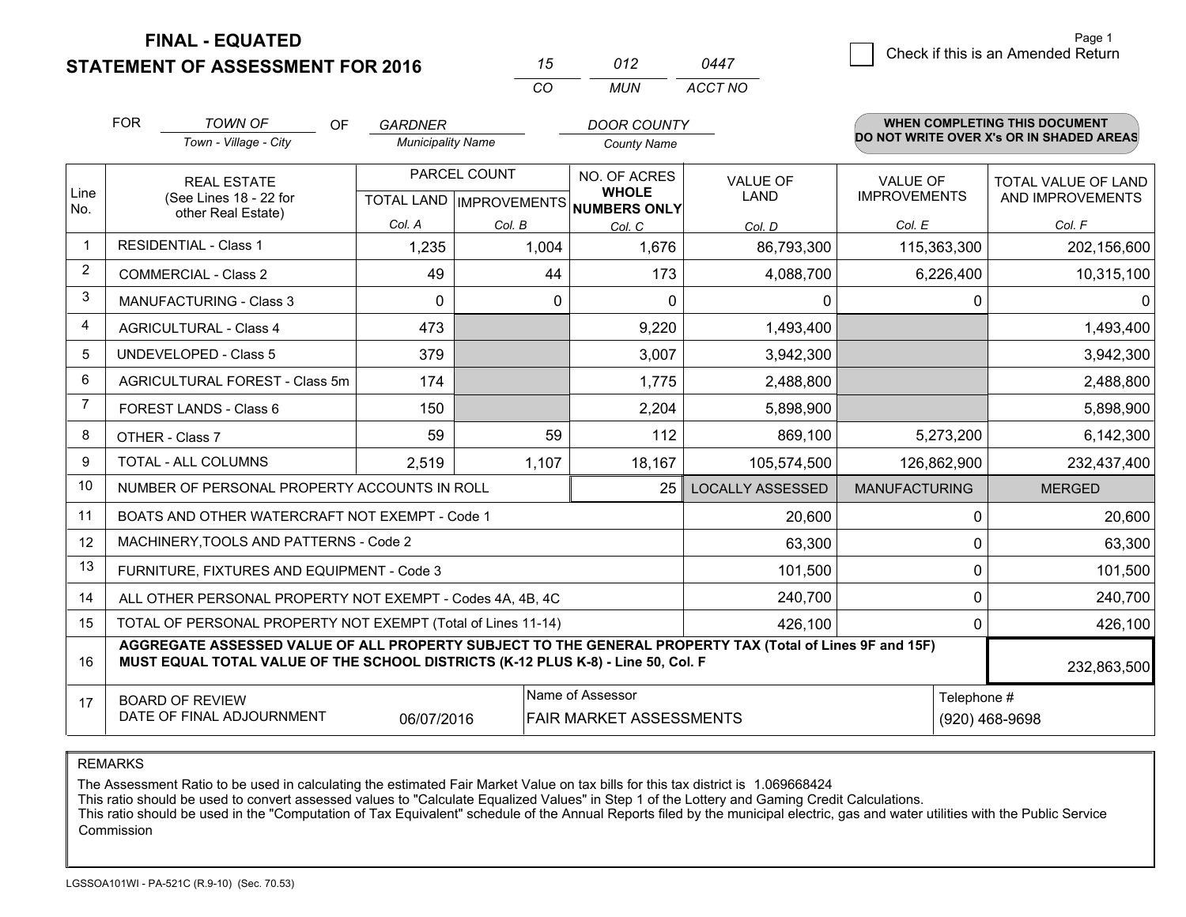# FINAL - EQUATED
# STATEMENT OF ASSESSMENT FOR 2016

| 15 | 012 | 0447 |
|---|---|---|
| CO | MUN | ACCT NO |

Page 1

☐ Check if this is an Amended Return

FOR *TOWN OF* (Town - Village - City) OF *GARDNER* (Municipality Name) *DOOR COUNTY* (County Name)

**WHEN COMPLETING THIS DOCUMENT DO NOT WRITE OVER X's OR IN SHADED AREAS**

| Line No. | REAL ESTATE (See Lines 18 - 22 for other Real Estate) | PARCEL COUNT | | NO. OF ACRES WHOLE NUMBERS ONLY | VALUE OF LAND | VALUE OF IMPROVEMENTS | TOTAL VALUE OF LAND AND IMPROVEMENTS |
|---|---|---|---|---|---|---|---|
| | | TOTAL LAND | IMPROVEMENTS | | | | |
| | | Col. A | Col. B | Col. C | Col. D | Col. E | Col. F |
| 1 | RESIDENTIAL - Class 1 | 1,235 | 1,004 | 1,676 | 86,793,300 | 115,363,300 | 202,156,600 |
| 2 | COMMERCIAL - Class 2 | 49 | 44 | 173 | 4,088,700 | 6,226,400 | 10,315,100 |
| 3 | MANUFACTURING - Class 3 | 0 | 0 | 0 | 0 | 0 | 0 |
| 4 | AGRICULTURAL - Class 4 | 473 | | 9,220 | 1,493,400 | | 1,493,400 |
| 5 | UNDEVELOPED - Class 5 | 379 | | 3,007 | 3,942,300 | | 3,942,300 |
| 6 | AGRICULTURAL FOREST - Class 5m | 174 | | 1,775 | 2,488,800 | | 2,488,800 |
| 7 | FOREST LANDS - Class 6 | 150 | | 2,204 | 5,898,900 | | 5,898,900 |
| 8 | OTHER - Class 7 | 59 | 59 | 112 | 869,100 | 5,273,200 | 6,142,300 |
| 9 | TOTAL - ALL COLUMNS | 2,519 | 1,107 | 18,167 | 105,574,500 | 126,862,900 | 232,437,400 |
| 10 | NUMBER OF PERSONAL PROPERTY ACCOUNTS IN ROLL | | | 25 | LOCALLY ASSESSED | MANUFACTURING | MERGED |
| 11 | BOATS AND OTHER WATERCRAFT NOT EXEMPT - Code 1 | | | | 20,600 | 0 | 20,600 |
| 12 | MACHINERY,TOOLS AND PATTERNS - Code 2 | | | | 63,300 | 0 | 63,300 |
| 13 | FURNITURE, FIXTURES AND EQUIPMENT - Code 3 | | | | 101,500 | 0 | 101,500 |
| 14 | ALL OTHER PERSONAL PROPERTY NOT EXEMPT - Codes 4A, 4B, 4C | | | | 240,700 | 0 | 240,700 |
| 15 | TOTAL OF PERSONAL PROPERTY NOT EXEMPT (Total of Lines 11-14) | | | | 426,100 | 0 | 426,100 |
| 16 | **AGGREGATE ASSESSED VALUE OF ALL PROPERTY SUBJECT TO THE GENERAL PROPERTY TAX (Total of Lines 9F and 15F) MUST EQUAL TOTAL VALUE OF THE SCHOOL DISTRICTS (K-12 PLUS K-8) - Line 50, Col. F** | | | | | | 232,863,500 |
| 17 | BOARD OF REVIEW DATE OF FINAL ADJOURNMENT | 06/07/2016 | | Name of Assessor: FAIR MARKET ASSESSMENTS | | Telephone #: (920) 468-9698 | |

REMARKS

The Assessment Ratio to be used in calculating the estimated Fair Market Value on tax bills for this tax district is 1.069668424
This ratio should be used to convert assessed values to "Calculate Equalized Values" in Step 1 of the Lottery and Gaming Credit Calculations.
This ratio should be used in the "Computation of Tax Equivalent" schedule of the Annual Reports filed by the municipal electric, gas and water utilities with the Public Service Commission

LGSSOA101WI - PA-521C (R.9-10) (Sec. 70.53)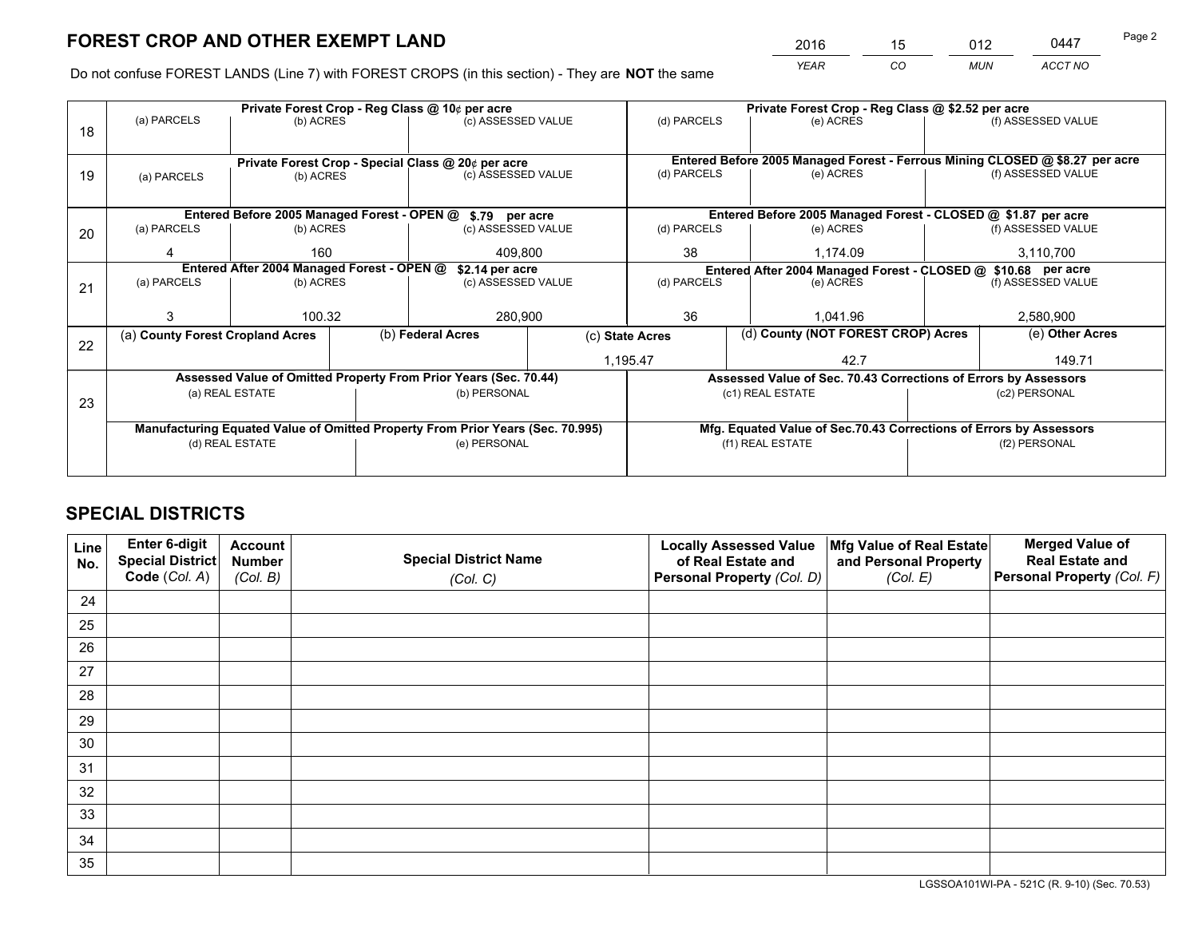## FOREST CROP AND OTHER EXEMPT LAND

| 2016 | 15 | 012 | 0447 |
|---|---|---|---|
| *YEAR* | *CO* | *MUN* | *ACCT NO* |

Do not confuse FOREST LANDS (Line 7) with FOREST CROPS (in this section) - They are **NOT** the same

| Line | | | | | | |
|---|---|---|---|---|---|---|
| 18 | Private Forest Crop - Reg Class @ 10¢ per acre | | | Private Forest Crop - Reg Class @ $2.52 per acre | | |
| | (a) PARCELS | (b) ACRES | (c) ASSESSED VALUE | (d) PARCELS | (e) ACRES | (f) ASSESSED VALUE |
| | | | | | | |
| 19 | Private Forest Crop - Special Class @ 20¢ per acre | | | Entered Before 2005 Managed Forest - Ferrous Mining CLOSED @ $8.27 per acre | | |
| | (a) PARCELS | (b) ACRES | (c) ASSESSED VALUE | (d) PARCELS | (e) ACRES | (f) ASSESSED VALUE |
| | | | | | | |
| 20 | Entered Before 2005 Managed Forest - OPEN @ $.79 per acre | | | Entered Before 2005 Managed Forest - CLOSED @ $1.87 per acre | | |
| | (a) PARCELS | (b) ACRES | (c) ASSESSED VALUE | (d) PARCELS | (e) ACRES | (f) ASSESSED VALUE |
| | 4 | 160 | 409,800 | 38 | 1,174.09 | 3,110,700 |
| 21 | Entered After 2004 Managed Forest - OPEN @ $2.14 per acre | | | Entered After 2004 Managed Forest - CLOSED @ $10.68 per acre | | |
| | (a) PARCELS | (b) ACRES | (c) ASSESSED VALUE | (d) PARCELS | (e) ACRES | (f) ASSESSED VALUE |
| | 3 | 100.32 | 280,900 | 36 | 1,041.96 | 2,580,900 |

| Line | (a) **County Forest Cropland Acres** | (b) **Federal Acres** | (c) **State Acres** | (d) **County (NOT FOREST CROP) Acres** | (e) **Other Acres** |
|---|---|---|---|---|---|
| 22 | | | 1,195.47 | 42.7 | 149.71 |

| Line | | | | |
|---|---|---|---|---|
| 23 | Assessed Value of Omitted Property From Prior Years (Sec. 70.44) | | Assessed Value of Sec. 70.43 Corrections of Errors by Assessors | |
| | (a) REAL ESTATE | (b) PERSONAL | (c1) REAL ESTATE | (c2) PERSONAL |
| | | | | |
| | Manufacturing Equated Value of Omitted Property From Prior Years (Sec. 70.995) | | Mfg. Equated Value of Sec.70.43 Corrections of Errors by Assessors | |
| | (d) REAL ESTATE | (e) PERSONAL | (f1) REAL ESTATE | (f2) PERSONAL |
| | | | | |

## SPECIAL DISTRICTS

| Line No. | Enter 6-digit Special District Code (Col. A) | Account Number (Col. B) | Special District Name (Col. C) | Locally Assessed Value of Real Estate and Personal Property (Col. D) | Mfg Value of Real Estate and Personal Property (Col. E) | Merged Value of Real Estate and Personal Property (Col. F) |
|---|---|---|---|---|---|---|
| 24 | | | | | | |
| 25 | | | | | | |
| 26 | | | | | | |
| 27 | | | | | | |
| 28 | | | | | | |
| 29 | | | | | | |
| 30 | | | | | | |
| 31 | | | | | | |
| 32 | | | | | | |
| 33 | | | | | | |
| 34 | | | | | | |
| 35 | | | | | | |

LGSSOA101WI-PA - 521C (R. 9-10) (Sec. 70.53)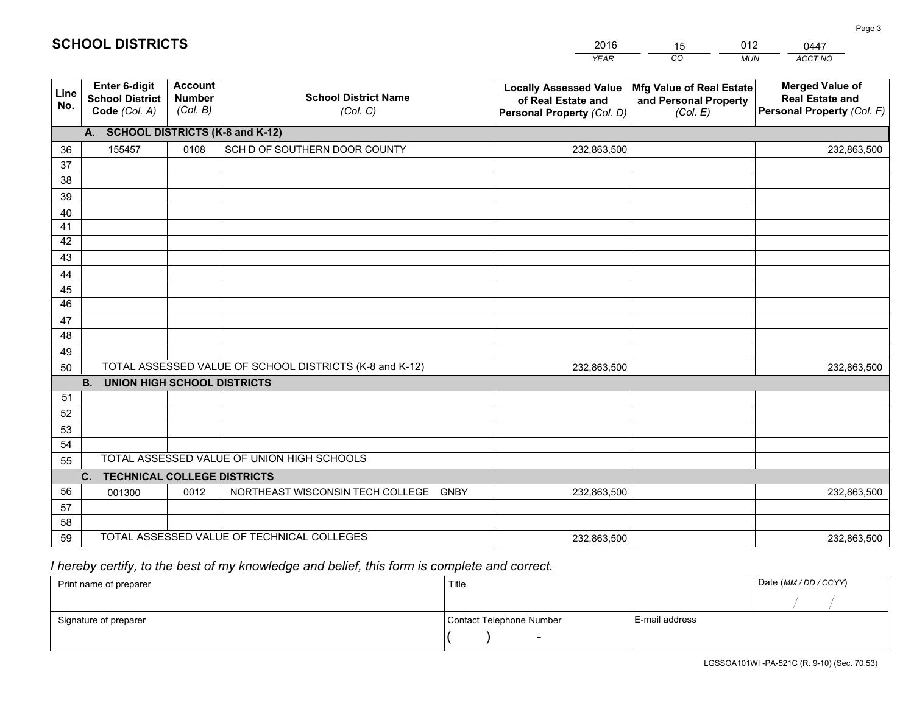# SCHOOL DISTRICTS

| 2016 | 15 | 012 | 0447 |
|---|---|---|---|
| *YEAR* | *CO* | *MUN* | *ACCT NO* |

| Line No. | Enter 6-digit School District Code (Col. A) | Account Number (Col. B) | School District Name (Col. C) | Locally Assessed Value of Real Estate and Personal Property (Col. D) | Mfg Value of Real Estate and Personal Property (Col. E) | Merged Value of Real Estate and Personal Property (Col. F) |
|---|---|---|---|---|---|---|
| | **A. SCHOOL DISTRICTS (K-8 and K-12)** | | | | | |
| 36 | 155457 | 0108 | SCH D OF SOUTHERN DOOR COUNTY | 232,863,500 | | 232,863,500 |
| 37 | | | | | | |
| 38 | | | | | | |
| 39 | | | | | | |
| 40 | | | | | | |
| 41 | | | | | | |
| 42 | | | | | | |
| 43 | | | | | | |
| 44 | | | | | | |
| 45 | | | | | | |
| 46 | | | | | | |
| 47 | | | | | | |
| 48 | | | | | | |
| 49 | | | | | | |
| 50 | TOTAL ASSESSED VALUE OF SCHOOL DISTRICTS (K-8 and K-12) | | | 232,863,500 | | 232,863,500 |
| | **B. UNION HIGH SCHOOL DISTRICTS** | | | | | |
| 51 | | | | | | |
| 52 | | | | | | |
| 53 | | | | | | |
| 54 | | | | | | |
| 55 | TOTAL ASSESSED VALUE OF UNION HIGH SCHOOLS | | | | | |
| | **C. TECHNICAL COLLEGE DISTRICTS** | | | | | |
| 56 | 001300 | 0012 | NORTHEAST WISCONSIN TECH COLLEGE GNBY | 232,863,500 | | 232,863,500 |
| 57 | | | | | | |
| 58 | | | | | | |
| 59 | TOTAL ASSESSED VALUE OF TECHNICAL COLLEGES | | | 232,863,500 | | 232,863,500 |

*I hereby certify, to the best of my knowledge and belief, this form is complete and correct.*

| Print name of preparer | Title | | Date (MM / DD / CCYY) |
|---|---|---|---|
| | | | / / |
| Signature of preparer | Contact Telephone Number | E-mail address | |
| | ( ) - | | |

LGSSOA101WI -PA-521C (R. 9-10) (Sec. 70.53)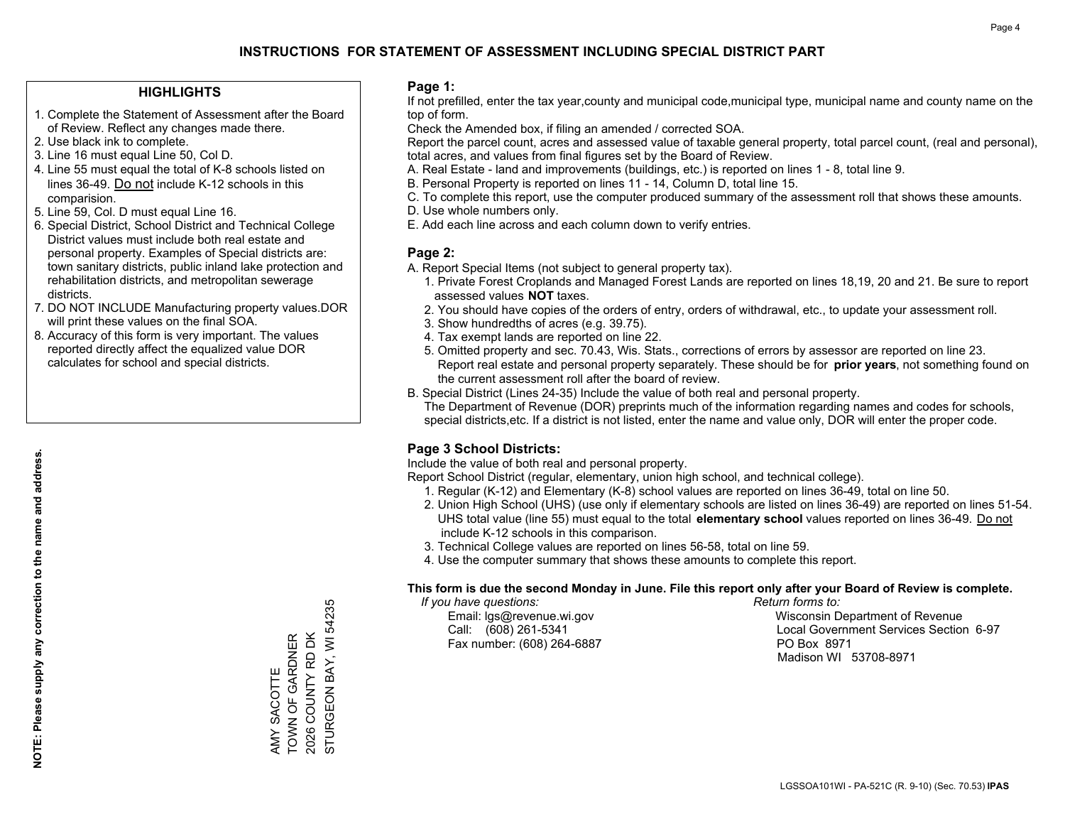# INSTRUCTIONS FOR STATEMENT OF ASSESSMENT INCLUDING SPECIAL DISTRICT PART

### HIGHLIGHTS

1. Complete the Statement of Assessment after the Board of Review. Reflect any changes made there.
2. Use black ink to complete.
3. Line 16 must equal Line 50, Col D.
4. Line 55 must equal the total of K-8 schools listed on lines 36-49. Do not include K-12 schools in this comparision.
5. Line 59, Col. D must equal Line 16.
6. Special District, School District and Technical College District values must include both real estate and personal property. Examples of Special districts are: town sanitary districts, public inland lake protection and rehabilitation districts, and metropolitan sewerage districts.
7. DO NOT INCLUDE Manufacturing property values.DOR will print these values on the final SOA.
8. Accuracy of this form is very important. The values reported directly affect the equalized value DOR calculates for school and special districts.

**NOTE: Please supply any correction to the name and address.**

AMY SACOTTE
TOWN OF GARDNER
2026 COUNTY RD DK
STURGEON BAY, WI 54235

### Page 1:

If not prefilled, enter the tax year,county and municipal code,municipal type, municipal name and county name on the top of form.

Check the Amended box, if filing an amended / corrected SOA.

Report the parcel count, acres and assessed value of taxable general property, total parcel count, (real and personal), total acres, and values from final figures set by the Board of Review.

A. Real Estate - land and improvements (buildings, etc.) is reported on lines 1 - 8, total line 9.
B. Personal Property is reported on lines 11 - 14, Column D, total line 15.
C. To complete this report, use the computer produced summary of the assessment roll that shows these amounts.
D. Use whole numbers only.
E. Add each line across and each column down to verify entries.

### Page 2:

A. Report Special Items (not subject to general property tax).
   1. Private Forest Croplands and Managed Forest Lands are reported on lines 18,19, 20 and 21. Be sure to report assessed values **NOT** taxes.
   2. You should have copies of the orders of entry, orders of withdrawal, etc., to update your assessment roll.
   3. Show hundredths of acres (e.g. 39.75).
   4. Tax exempt lands are reported on line 22.
   5. Omitted property and sec. 70.43, Wis. Stats., corrections of errors by assessor are reported on line 23. Report real estate and personal property separately. These should be for **prior years**, not something found on the current assessment roll after the board of review.
B. Special District (Lines 24-35) Include the value of both real and personal property.
   The Department of Revenue (DOR) preprints much of the information regarding names and codes for schools, special districts,etc. If a district is not listed, enter the name and value only, DOR will enter the proper code.

### Page 3 School Districts:

Include the value of both real and personal property.

Report School District (regular, elementary, union high school, and technical college).

1. Regular (K-12) and Elementary (K-8) school values are reported on lines 36-49, total on line 50.
2. Union High School (UHS) (use only if elementary schools are listed on lines 36-49) are reported on lines 51-54. UHS total value (line 55) must equal to the total **elementary school** values reported on lines 36-49. Do not include K-12 schools in this comparison.
3. Technical College values are reported on lines 56-58, total on line 59.
4. Use the computer summary that shows these amounts to complete this report.

**This form is due the second Monday in June. File this report only after your Board of Review is complete.**

*If you have questions:*
Email: lgs@revenue.wi.gov
Call: (608) 261-5341
Fax number: (608) 264-6887

*Return forms to:*
Wisconsin Department of Revenue
Local Government Services Section 6-97
PO Box 8971
Madison WI 53708-8971

LGSSOA101WI - PA-521C (R. 9-10) (Sec. 70.53) **IPAS**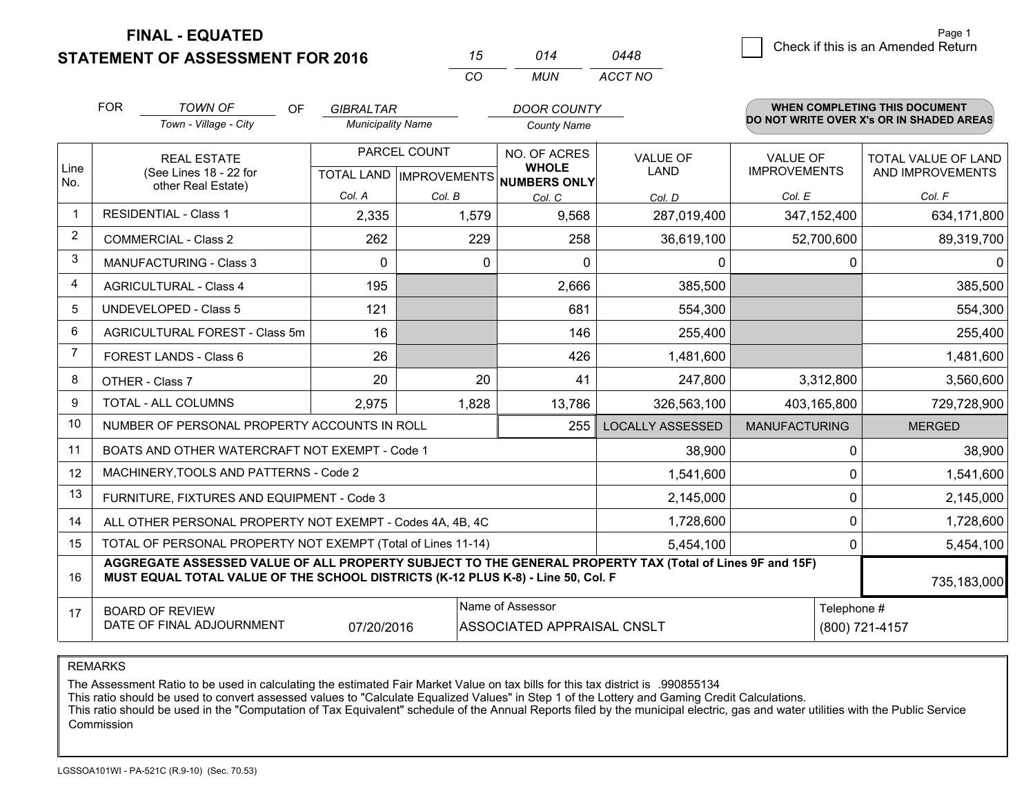# FINAL - EQUATED
## STATEMENT OF ASSESSMENT FOR 2016

| 15 | 014 | 0448 |
|---|---|---|
| CO | MUN | ACCT NO |

☐ Check if this is an Amended Return

FOR *TOWN OF* (Town - Village - City) OF *GIBRALTAR* (Municipality Name) *DOOR COUNTY* (County Name)

**WHEN COMPLETING THIS DOCUMENT DO NOT WRITE OVER X's OR IN SHADED AREAS**

| Line No. | REAL ESTATE (See Lines 18 - 22 for other Real Estate) | PARCEL COUNT | | NO. OF ACRES WHOLE NUMBERS ONLY | VALUE OF LAND | VALUE OF IMPROVEMENTS | TOTAL VALUE OF LAND AND IMPROVEMENTS |
|---|---|---|---|---|---|---|---|
| | | TOTAL LAND | IMPROVEMENTS | | | | |
| | | Col. A | Col. B | Col. C | Col. D | Col. E | Col. F |
| 1 | RESIDENTIAL - Class 1 | 2,335 | 1,579 | 9,568 | 287,019,400 | 347,152,400 | 634,171,800 |
| 2 | COMMERCIAL - Class 2 | 262 | 229 | 258 | 36,619,100 | 52,700,600 | 89,319,700 |
| 3 | MANUFACTURING - Class 3 | 0 | 0 | 0 | 0 | 0 | 0 |
| 4 | AGRICULTURAL - Class 4 | 195 | | 2,666 | 385,500 | | 385,500 |
| 5 | UNDEVELOPED - Class 5 | 121 | | 681 | 554,300 | | 554,300 |
| 6 | AGRICULTURAL FOREST - Class 5m | 16 | | 146 | 255,400 | | 255,400 |
| 7 | FOREST LANDS - Class 6 | 26 | | 426 | 1,481,600 | | 1,481,600 |
| 8 | OTHER - Class 7 | 20 | 20 | 41 | 247,800 | 3,312,800 | 3,560,600 |
| 9 | TOTAL - ALL COLUMNS | 2,975 | 1,828 | 13,786 | 326,563,100 | 403,165,800 | 729,728,900 |
| 10 | NUMBER OF PERSONAL PROPERTY ACCOUNTS IN ROLL | | | 255 | LOCALLY ASSESSED | MANUFACTURING | MERGED |
| 11 | BOATS AND OTHER WATERCRAFT NOT EXEMPT - Code 1 | | | | 38,900 | 0 | 38,900 |
| 12 | MACHINERY,TOOLS AND PATTERNS - Code 2 | | | | 1,541,600 | 0 | 1,541,600 |
| 13 | FURNITURE, FIXTURES AND EQUIPMENT - Code 3 | | | | 2,145,000 | 0 | 2,145,000 |
| 14 | ALL OTHER PERSONAL PROPERTY NOT EXEMPT - Codes 4A, 4B, 4C | | | | 1,728,600 | 0 | 1,728,600 |
| 15 | TOTAL OF PERSONAL PROPERTY NOT EXEMPT (Total of Lines 11-14) | | | | 5,454,100 | 0 | 5,454,100 |
| 16 | **AGGREGATE ASSESSED VALUE OF ALL PROPERTY SUBJECT TO THE GENERAL PROPERTY TAX (Total of Lines 9F and 15F) MUST EQUAL TOTAL VALUE OF THE SCHOOL DISTRICTS (K-12 PLUS K-8) - Line 50, Col. F** | | | | | | 735,183,000 |
| 17 | BOARD OF REVIEW DATE OF FINAL ADJOURNMENT | 07/20/2016 | | Name of Assessor: ASSOCIATED APPRAISAL CNSLT | | | Telephone #: (800) 721-4157 |

REMARKS

The Assessment Ratio to be used in calculating the estimated Fair Market Value on tax bills for this tax district is .990855134
This ratio should be used to convert assessed values to "Calculate Equalized Values" in Step 1 of the Lottery and Gaming Credit Calculations.
This ratio should be used in the "Computation of Tax Equivalent" schedule of the Annual Reports filed by the municipal electric, gas and water utilities with the Public Service Commission

LGSSOA101WI - PA-521C (R.9-10) (Sec. 70.53)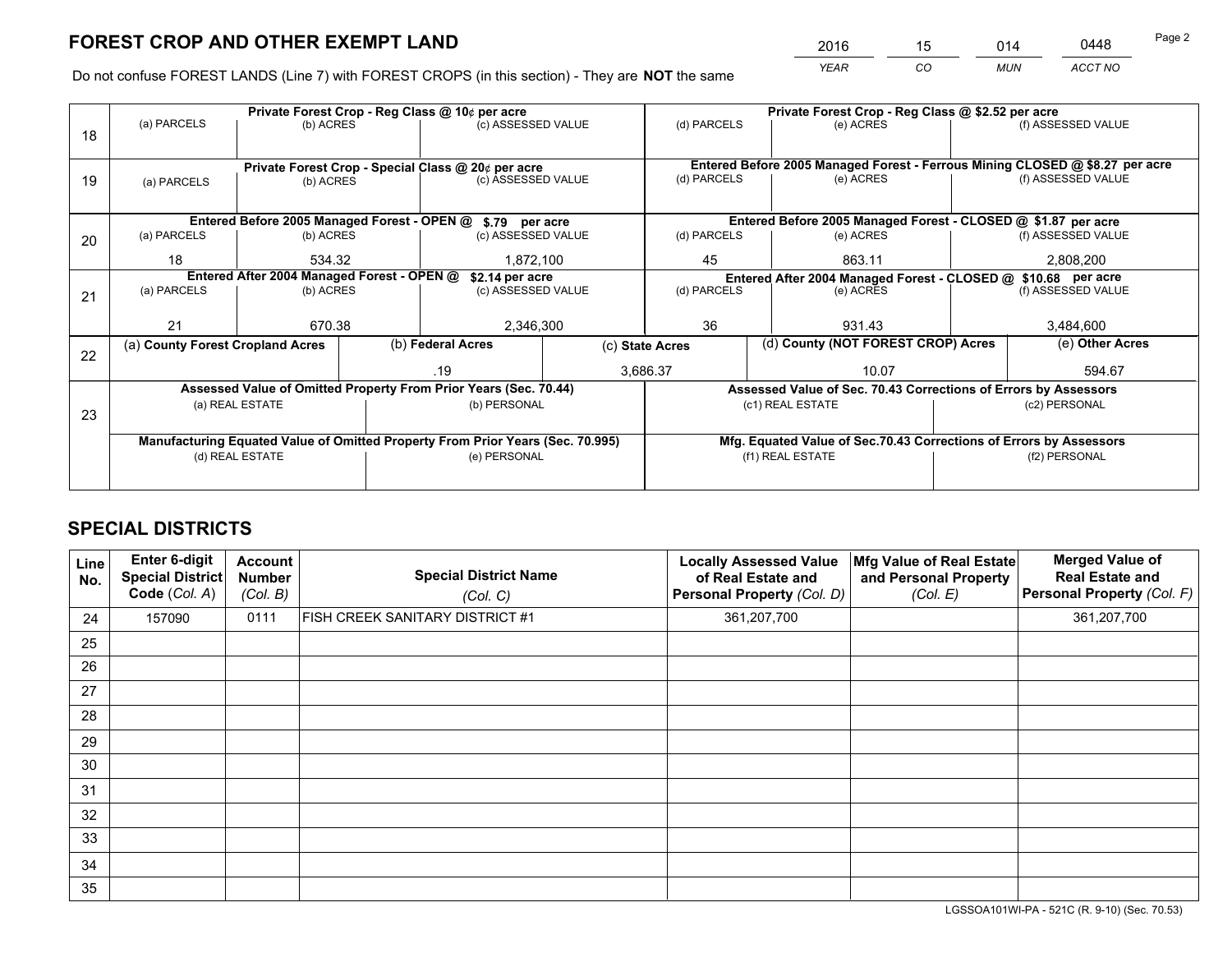# FOREST CROP AND OTHER EXEMPT LAND

| 2016 | 15 | 014 | 0448 |
|---|---|---|---|
| *YEAR* | *CO* | *MUN* | *ACCT NO* |

Do not confuse FOREST LANDS (Line 7) with FOREST CROPS (in this section) - They are **NOT** the same

| Line | Private Forest Crop - Reg Class @ 10¢ per acre | | | Private Forest Crop - Reg Class @ $2.52 per acre | | |
|---|---|---|---|---|---|---|
| 18 | (a) PARCELS | (b) ACRES | (c) ASSESSED VALUE | (d) PARCELS | (e) ACRES | (f) ASSESSED VALUE |
| | | | | | | |
| | **Private Forest Crop - Special Class @ 20¢ per acre** | | | **Entered Before 2005 Managed Forest - Ferrous Mining CLOSED @ $8.27 per acre** | | |
| 19 | (a) PARCELS | (b) ACRES | (c) ASSESSED VALUE | (d) PARCELS | (e) ACRES | (f) ASSESSED VALUE |
| | | | | | | |
| | **Entered Before 2005 Managed Forest - OPEN @ $.79 per acre** | | | **Entered Before 2005 Managed Forest - CLOSED @ $1.87 per acre** | | |
| 20 | (a) PARCELS | (b) ACRES | (c) ASSESSED VALUE | (d) PARCELS | (e) ACRES | (f) ASSESSED VALUE |
| | 18 | 534.32 | 1,872,100 | 45 | 863.11 | 2,808,200 |
| | **Entered After 2004 Managed Forest - OPEN @ $2.14 per acre** | | | **Entered After 2004 Managed Forest - CLOSED @ $10.68 per acre** | | |
| 21 | (a) PARCELS | (b) ACRES | (c) ASSESSED VALUE | (d) PARCELS | (e) ACRES | (f) ASSESSED VALUE |
| | 21 | 670.38 | 2,346,300 | 36 | 931.43 | 3,484,600 |

| Line | (a) County Forest Cropland Acres | (b) Federal Acres | (c) State Acres | (d) County (NOT FOREST CROP) Acres | (e) Other Acres |
|---|---|---|---|---|---|
| 22 | | .19 | 3,686.37 | 10.07 | 594.67 |

| Line | Assessed Value of Omitted Property From Prior Years (Sec. 70.44) | | Assessed Value of Sec. 70.43 Corrections of Errors by Assessors | |
|---|---|---|---|---|
| 23 | (a) REAL ESTATE | (b) PERSONAL | (c1) REAL ESTATE | (c2) PERSONAL |
| | | | | |
| | **Manufacturing Equated Value of Omitted Property From Prior Years (Sec. 70.995)** | | **Mfg. Equated Value of Sec.70.43 Corrections of Errors by Assessors** | |
| | (d) REAL ESTATE | (e) PERSONAL | (f1) REAL ESTATE | (f2) PERSONAL |
| | | | | |

# SPECIAL DISTRICTS

| Line No. | Enter 6-digit Special District Code (*Col. A*) | Account Number (*Col. B*) | Special District Name (*Col. C*) | Locally Assessed Value of Real Estate and Personal Property (*Col. D*) | Mfg Value of Real Estate and Personal Property (*Col. E*) | Merged Value of Real Estate and Personal Property (*Col. F*) |
|---|---|---|---|---|---|---|
| 24 | 157090 | 0111 | FISH CREEK SANITARY DISTRICT #1 | 361,207,700 | | 361,207,700 |
| 25 | | | | | | |
| 26 | | | | | | |
| 27 | | | | | | |
| 28 | | | | | | |
| 29 | | | | | | |
| 30 | | | | | | |
| 31 | | | | | | |
| 32 | | | | | | |
| 33 | | | | | | |
| 34 | | | | | | |
| 35 | | | | | | |

LGSSOA101WI-PA - 521C (R. 9-10) (Sec. 70.53)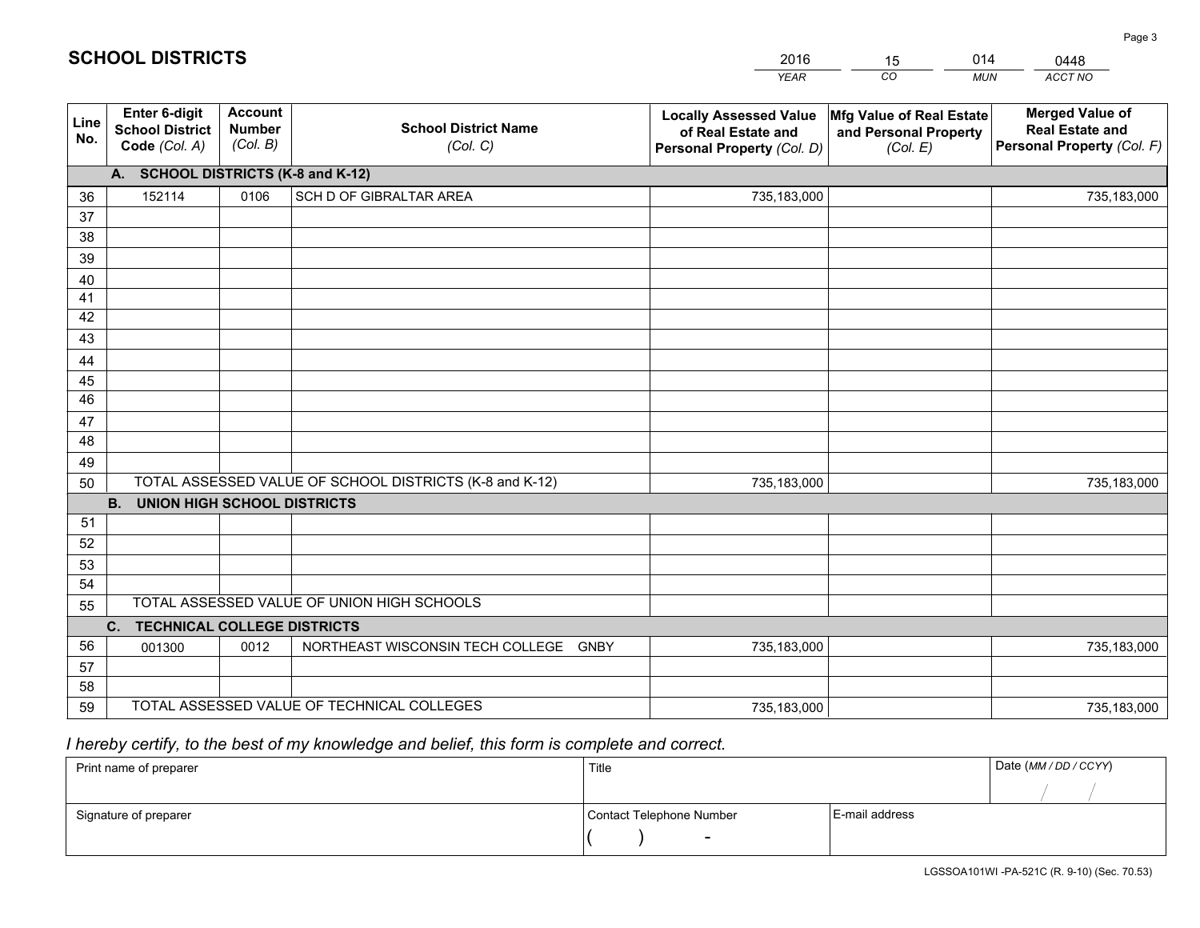# SCHOOL DISTRICTS

| 2016 | 15 | 014 | 0448 |
|---|---|---|---|
| *YEAR* | *CO* | *MUN* | *ACCT NO* |

| Line No. | Enter 6-digit School District Code *(Col. A)* | Account Number *(Col. B)* | School District Name *(Col. C)* | Locally Assessed Value of Real Estate and Personal Property *(Col. D)* | Mfg Value of Real Estate and Personal Property *(Col. E)* | Merged Value of Real Estate and Personal Property *(Col. F)* |
|---|---|---|---|---|---|---|
| **A. SCHOOL DISTRICTS (K-8 and K-12)** | | | | | | |
| 36 | 152114 | 0106 | SCH D OF GIBRALTAR AREA | 735,183,000 | | 735,183,000 |
| 37 | | | | | | |
| 38 | | | | | | |
| 39 | | | | | | |
| 40 | | | | | | |
| 41 | | | | | | |
| 42 | | | | | | |
| 43 | | | | | | |
| 44 | | | | | | |
| 45 | | | | | | |
| 46 | | | | | | |
| 47 | | | | | | |
| 48 | | | | | | |
| 49 | | | | | | |
| 50 | TOTAL ASSESSED VALUE OF SCHOOL DISTRICTS (K-8 and K-12) | | | 735,183,000 | | 735,183,000 |
| **B. UNION HIGH SCHOOL DISTRICTS** | | | | | | |
| 51 | | | | | | |
| 52 | | | | | | |
| 53 | | | | | | |
| 54 | | | | | | |
| 55 | TOTAL ASSESSED VALUE OF UNION HIGH SCHOOLS | | | | | |
| **C. TECHNICAL COLLEGE DISTRICTS** | | | | | | |
| 56 | 001300 | 0012 | NORTHEAST WISCONSIN TECH COLLEGE GNBY | 735,183,000 | | 735,183,000 |
| 57 | | | | | | |
| 58 | | | | | | |
| 59 | TOTAL ASSESSED VALUE OF TECHNICAL COLLEGES | | | 735,183,000 | | 735,183,000 |

*I hereby certify, to the best of my knowledge and belief, this form is complete and correct.*

| Print name of preparer | Title | | Date *(MM / DD / CCYY)* |
|---|---|---|---|
| | | | / / |
| Signature of preparer | Contact Telephone Number | E-mail address | |
| | ( ) - | | |

LGSSOA101WI -PA-521C (R. 9-10) (Sec. 70.53)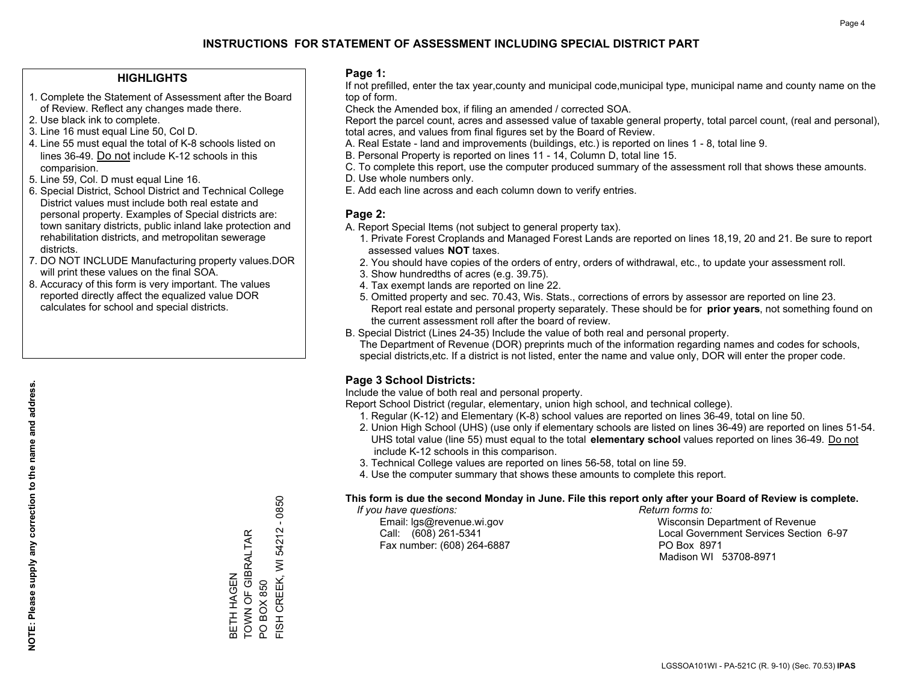# INSTRUCTIONS FOR STATEMENT OF ASSESSMENT INCLUDING SPECIAL DISTRICT PART

## HIGHLIGHTS

1. Complete the Statement of Assessment after the Board of Review. Reflect any changes made there.
2. Use black ink to complete.
3. Line 16 must equal Line 50, Col D.
4. Line 55 must equal the total of K-8 schools listed on lines 36-49. Do not include K-12 schools in this comparision.
5. Line 59, Col. D must equal Line 16.
6. Special District, School District and Technical College District values must include both real estate and personal property. Examples of Special districts are: town sanitary districts, public inland lake protection and rehabilitation districts, and metropolitan sewerage districts.
7. DO NOT INCLUDE Manufacturing property values.DOR will print these values on the final SOA.
8. Accuracy of this form is very important. The values reported directly affect the equalized value DOR calculates for school and special districts.

**NOTE: Please supply any correction to the name and address.**

BETH HAGEN
TOWN OF GIBRALTAR
PO BOX 850
FISH CREEK, WI 54212 - 0850

## Page 1:

If not prefilled, enter the tax year,county and municipal code,municipal type, municipal name and county name on the top of form.

Check the Amended box, if filing an amended / corrected SOA.

Report the parcel count, acres and assessed value of taxable general property, total parcel count, (real and personal), total acres, and values from final figures set by the Board of Review.

A. Real Estate - land and improvements (buildings, etc.) is reported on lines 1 - 8, total line 9.
B. Personal Property is reported on lines 11 - 14, Column D, total line 15.
C. To complete this report, use the computer produced summary of the assessment roll that shows these amounts.
D. Use whole numbers only.
E. Add each line across and each column down to verify entries.

## Page 2:

A. Report Special Items (not subject to general property tax).
   1. Private Forest Croplands and Managed Forest Lands are reported on lines 18,19, 20 and 21. Be sure to report assessed values **NOT** taxes.
   2. You should have copies of the orders of entry, orders of withdrawal, etc., to update your assessment roll.
   3. Show hundredths of acres (e.g. 39.75).
   4. Tax exempt lands are reported on line 22.
   5. Omitted property and sec. 70.43, Wis. Stats., corrections of errors by assessor are reported on line 23. Report real estate and personal property separately. These should be for **prior years**, not something found on the current assessment roll after the board of review.

B. Special District (Lines 24-35) Include the value of both real and personal property.
   The Department of Revenue (DOR) preprints much of the information regarding names and codes for schools, special districts,etc. If a district is not listed, enter the name and value only, DOR will enter the proper code.

## Page 3 School Districts:

Include the value of both real and personal property.

Report School District (regular, elementary, union high school, and technical college).

1. Regular (K-12) and Elementary (K-8) school values are reported on lines 36-49, total on line 50.
2. Union High School (UHS) (use only if elementary schools are listed on lines 36-49) are reported on lines 51-54. UHS total value (line 55) must equal to the total **elementary school** values reported on lines 36-49. Do not include K-12 schools in this comparison.
3. Technical College values are reported on lines 56-58, total on line 59.
4. Use the computer summary that shows these amounts to complete this report.

**This form is due the second Monday in June. File this report only after your Board of Review is complete.**

*If you have questions:*
Email: lgs@revenue.wi.gov
Call: (608) 261-5341
Fax number: (608) 264-6887

*Return forms to:*
Wisconsin Department of Revenue
Local Government Services Section 6-97
PO Box 8971
Madison WI 53708-8971

LGSSOA101WI - PA-521C (R. 9-10) (Sec. 70.53) **IPAS**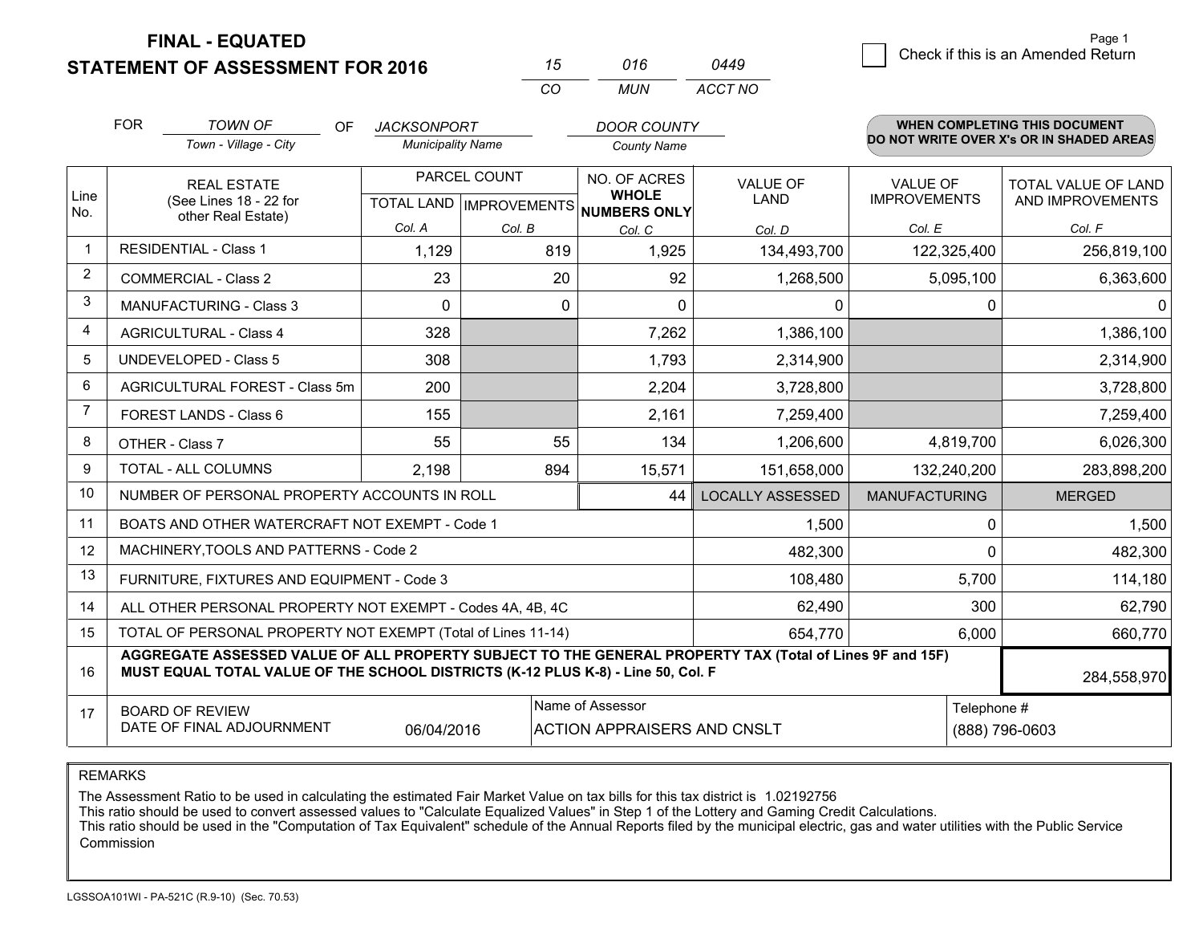**FINAL - EQUATED**
**STATEMENT OF ASSESSMENT FOR 2016**

| 15 | 016 | 0449 |
|---|---|---|
| CO | MUN | ACCT NO |

☐ Check if this is an Amended Return

FOR *TOWN OF* (Town - Village - City) OF *JACKSONPORT* (Municipality Name) *DOOR COUNTY* (County Name)

**WHEN COMPLETING THIS DOCUMENT DO NOT WRITE OVER X's OR IN SHADED AREAS**

| Line No. | REAL ESTATE (See Lines 18 - 22 for other Real Estate) | PARCEL COUNT TOTAL LAND Col. A | PARCEL COUNT IMPROVEMENTS Col. B | NO. OF ACRES WHOLE NUMBERS ONLY Col. C | VALUE OF LAND Col. D | VALUE OF IMPROVEMENTS Col. E | TOTAL VALUE OF LAND AND IMPROVEMENTS Col. F |
|---|---|---|---|---|---|---|---|
| 1 | RESIDENTIAL - Class 1 | 1,129 | 819 | 1,925 | 134,493,700 | 122,325,400 | 256,819,100 |
| 2 | COMMERCIAL - Class 2 | 23 | 20 | 92 | 1,268,500 | 5,095,100 | 6,363,600 |
| 3 | MANUFACTURING - Class 3 | 0 | 0 | 0 | 0 | 0 | 0 |
| 4 | AGRICULTURAL - Class 4 | 328 | | 7,262 | 1,386,100 | | 1,386,100 |
| 5 | UNDEVELOPED - Class 5 | 308 | | 1,793 | 2,314,900 | | 2,314,900 |
| 6 | AGRICULTURAL FOREST - Class 5m | 200 | | 2,204 | 3,728,800 | | 3,728,800 |
| 7 | FOREST LANDS - Class 6 | 155 | | 2,161 | 7,259,400 | | 7,259,400 |
| 8 | OTHER - Class 7 | 55 | 55 | 134 | 1,206,600 | 4,819,700 | 6,026,300 |
| 9 | TOTAL - ALL COLUMNS | 2,198 | 894 | 15,571 | 151,658,000 | 132,240,200 | 283,898,200 |
| 10 | NUMBER OF PERSONAL PROPERTY ACCOUNTS IN ROLL | | | 44 | LOCALLY ASSESSED | MANUFACTURING | MERGED |
| 11 | BOATS AND OTHER WATERCRAFT NOT EXEMPT - Code 1 | | | | 1,500 | 0 | 1,500 |
| 12 | MACHINERY,TOOLS AND PATTERNS - Code 2 | | | | 482,300 | 0 | 482,300 |
| 13 | FURNITURE, FIXTURES AND EQUIPMENT - Code 3 | | | | 108,480 | 5,700 | 114,180 |
| 14 | ALL OTHER PERSONAL PROPERTY NOT EXEMPT - Codes 4A, 4B, 4C | | | | 62,490 | 300 | 62,790 |
| 15 | TOTAL OF PERSONAL PROPERTY NOT EXEMPT (Total of Lines 11-14) | | | | 654,770 | 6,000 | 660,770 |
| 16 | **AGGREGATE ASSESSED VALUE OF ALL PROPERTY SUBJECT TO THE GENERAL PROPERTY TAX (Total of Lines 9F and 15F) MUST EQUAL TOTAL VALUE OF THE SCHOOL DISTRICTS (K-12 PLUS K-8) - Line 50, Col. F** | | | | | | 284,558,970 |
| 17 | BOARD OF REVIEW DATE OF FINAL ADJOURNMENT | 06/04/2016 | | Name of Assessor: ACTION APPRAISERS AND CNSLT | | | Telephone #: (888) 796-0603 |

REMARKS

The Assessment Ratio to be used in calculating the estimated Fair Market Value on tax bills for this tax district is 1.02192756
This ratio should be used to convert assessed values to "Calculate Equalized Values" in Step 1 of the Lottery and Gaming Credit Calculations.
This ratio should be used in the "Computation of Tax Equivalent" schedule of the Annual Reports filed by the municipal electric, gas and water utilities with the Public Service Commission

LGSSOA101WI - PA-521C (R.9-10) (Sec. 70.53)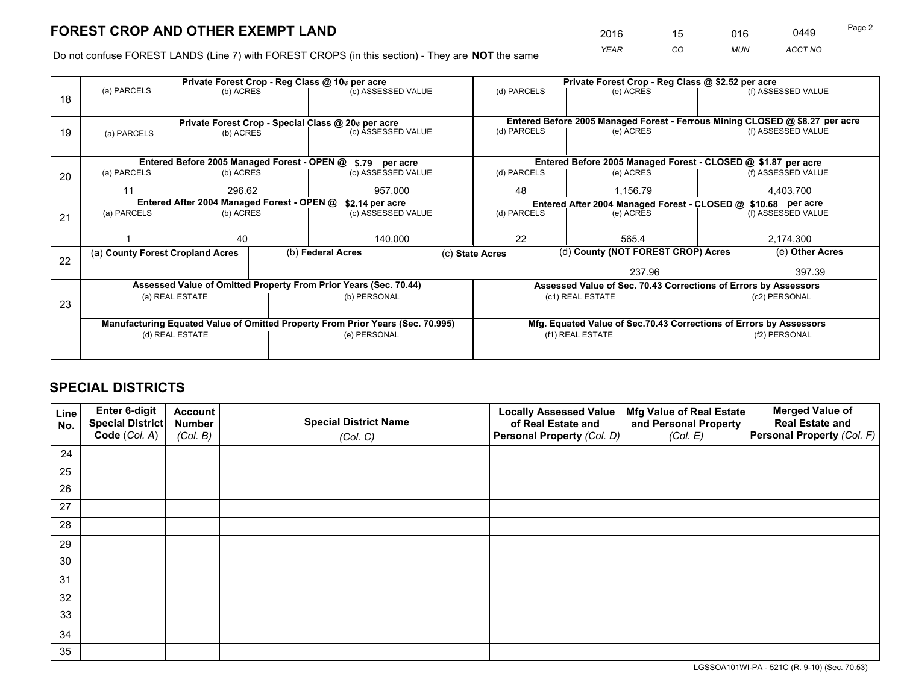# FOREST CROP AND OTHER EXEMPT LAND

| 2016 | 15 | 016 | 0449 |
|---|---|---|---|
| *YEAR* | *CO* | *MUN* | *ACCT NO* |

Do not confuse FOREST LANDS (Line 7) with FOREST CROPS (in this section) - They are **NOT** the same

| Line | Private Forest Crop - Reg Class @ 10¢ per acre | | | Private Forest Crop - Reg Class @ $2.52 per acre | | |
|---|---|---|---|---|---|---|
| 18 | (a) PARCELS | (b) ACRES | (c) ASSESSED VALUE | (d) PARCELS | (e) ACRES | (f) ASSESSED VALUE |
| | | | | | | |
| | **Private Forest Crop - Special Class @ 20¢ per acre** | | | **Entered Before 2005 Managed Forest - Ferrous Mining CLOSED @ $8.27 per acre** | | |
| 19 | (a) PARCELS | (b) ACRES | (c) ASSESSED VALUE | (d) PARCELS | (e) ACRES | (f) ASSESSED VALUE |
| | | | | | | |
| | **Entered Before 2005 Managed Forest - OPEN @ $.79 per acre** | | | **Entered Before 2005 Managed Forest - CLOSED @ $1.87 per acre** | | |
| 20 | (a) PARCELS | (b) ACRES | (c) ASSESSED VALUE | (d) PARCELS | (e) ACRES | (f) ASSESSED VALUE |
| | 11 | 296.62 | 957,000 | 48 | 1,156.79 | 4,403,700 |
| | **Entered After 2004 Managed Forest - OPEN @ $2.14 per acre** | | | **Entered After 2004 Managed Forest - CLOSED @ $10.68 per acre** | | |
| 21 | (a) PARCELS | (b) ACRES | (c) ASSESSED VALUE | (d) PARCELS | (e) ACRES | (f) ASSESSED VALUE |
| | 1 | 40 | 140,000 | 22 | 565.4 | 2,174,300 |

| Line | (a) County Forest Cropland Acres | (b) Federal Acres | (c) State Acres | (d) County (NOT FOREST CROP) Acres | (e) Other Acres |
|---|---|---|---|---|---|
| 22 | | | | 237.96 | 397.39 |

| Line | Assessed Value of Omitted Property From Prior Years (Sec. 70.44) | | Assessed Value of Sec. 70.43 Corrections of Errors by Assessors | |
|---|---|---|---|---|
| 23 | (a) REAL ESTATE | (b) PERSONAL | (c1) REAL ESTATE | (c2) PERSONAL |
| | | | | |
| | **Manufacturing Equated Value of Omitted Property From Prior Years (Sec. 70.995)** | | **Mfg. Equated Value of Sec.70.43 Corrections of Errors by Assessors** | |
| | (d) REAL ESTATE | (e) PERSONAL | (f1) REAL ESTATE | (f2) PERSONAL |
| | | | | |

# SPECIAL DISTRICTS

| Line No. | Enter 6-digit Special District Code (*Col. A*) | Account Number (*Col. B*) | Special District Name (*Col. C*) | Locally Assessed Value of Real Estate and Personal Property (*Col. D*) | Mfg Value of Real Estate and Personal Property (*Col. E*) | Merged Value of Real Estate and Personal Property (*Col. F*) |
|---|---|---|---|---|---|---|
| 24 | | | | | | |
| 25 | | | | | | |
| 26 | | | | | | |
| 27 | | | | | | |
| 28 | | | | | | |
| 29 | | | | | | |
| 30 | | | | | | |
| 31 | | | | | | |
| 32 | | | | | | |
| 33 | | | | | | |
| 34 | | | | | | |
| 35 | | | | | | |

LGSSOA101WI-PA - 521C (R. 9-10) (Sec. 70.53)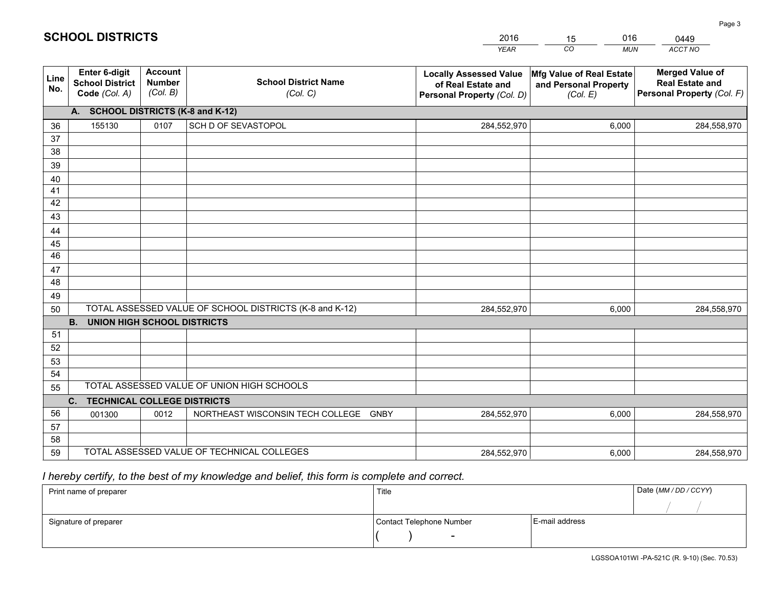## SCHOOL DISTRICTS

| 2016 | 15 | 016 | 0449 |
|---|---|---|---|
| *YEAR* | *CO* | *MUN* | *ACCT NO* |

| Line No. | Enter 6-digit School District Code *(Col. A)* | Account Number *(Col. B)* | School District Name *(Col. C)* | Locally Assessed Value of Real Estate and Personal Property *(Col. D)* | Mfg Value of Real Estate and Personal Property *(Col. E)* | Merged Value of Real Estate and Personal Property *(Col. F)* |
|---|---|---|---|---|---|---|
| **A. SCHOOL DISTRICTS (K-8 and K-12)** | | | | | | |
| 36 | 155130 | 0107 | SCH D OF SEVASTOPOL | 284,552,970 | 6,000 | 284,558,970 |
| 37 | | | | | | |
| 38 | | | | | | |
| 39 | | | | | | |
| 40 | | | | | | |
| 41 | | | | | | |
| 42 | | | | | | |
| 43 | | | | | | |
| 44 | | | | | | |
| 45 | | | | | | |
| 46 | | | | | | |
| 47 | | | | | | |
| 48 | | | | | | |
| 49 | | | | | | |
| 50 | TOTAL ASSESSED VALUE OF SCHOOL DISTRICTS (K-8 and K-12) | | | 284,552,970 | 6,000 | 284,558,970 |
| **B. UNION HIGH SCHOOL DISTRICTS** | | | | | | |
| 51 | | | | | | |
| 52 | | | | | | |
| 53 | | | | | | |
| 54 | | | | | | |
| 55 | TOTAL ASSESSED VALUE OF UNION HIGH SCHOOLS | | | | | |
| **C. TECHNICAL COLLEGE DISTRICTS** | | | | | | |
| 56 | 001300 | 0012 | NORTHEAST WISCONSIN TECH COLLEGE GNBY | 284,552,970 | 6,000 | 284,558,970 |
| 57 | | | | | | |
| 58 | | | | | | |
| 59 | TOTAL ASSESSED VALUE OF TECHNICAL COLLEGES | | | 284,552,970 | 6,000 | 284,558,970 |

*I hereby certify, to the best of my knowledge and belief, this form is complete and correct.*

| Print name of preparer | Title | | Date *(MM / DD / CCYY)* |
|---|---|---|---|
| | | | / / |
| Signature of preparer | Contact Telephone Number | E-mail address | |
| | ( ) - | | |

LGSSOA101WI -PA-521C (R. 9-10) (Sec. 70.53)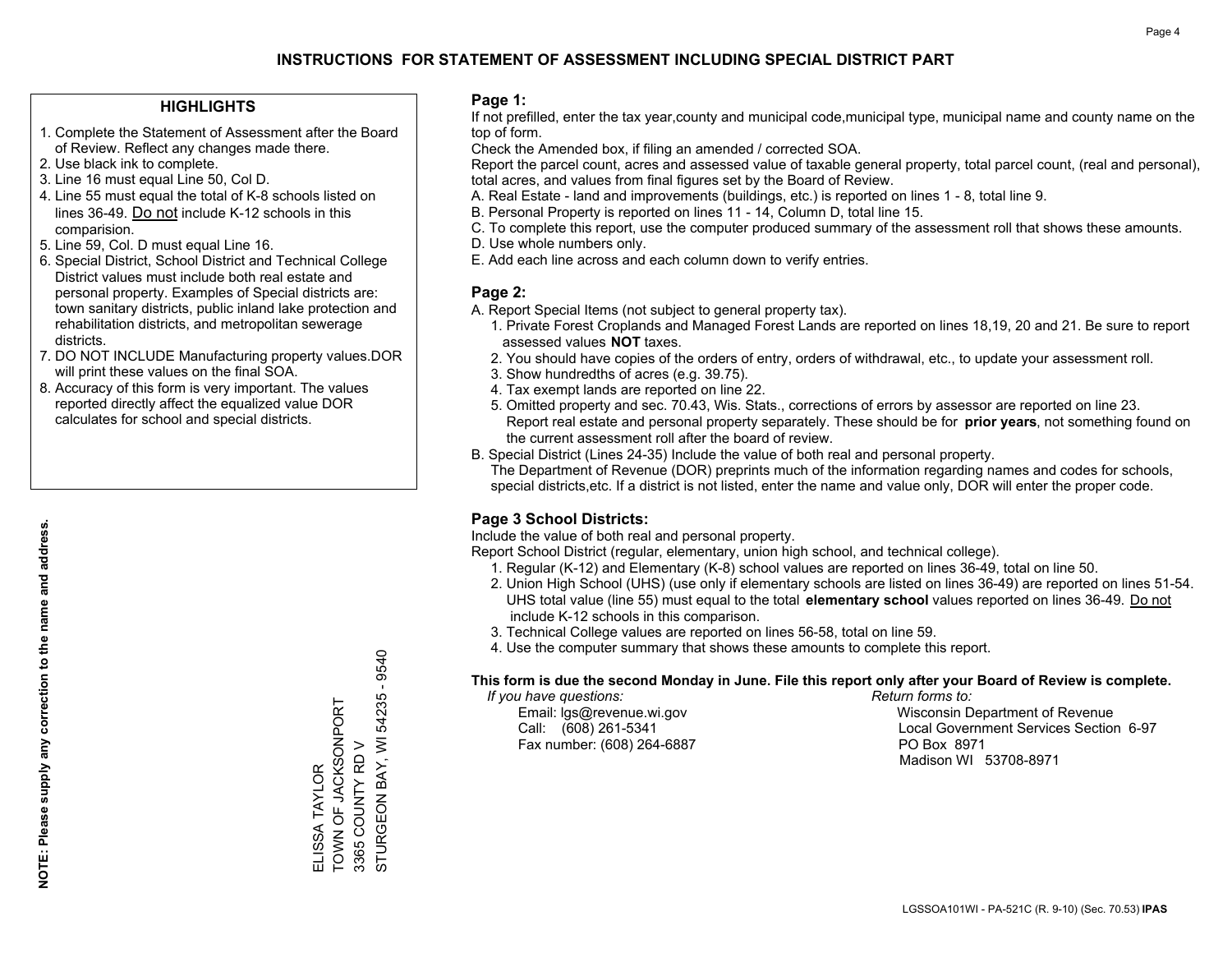# INSTRUCTIONS FOR STATEMENT OF ASSESSMENT INCLUDING SPECIAL DISTRICT PART

## HIGHLIGHTS

1. Complete the Statement of Assessment after the Board of Review. Reflect any changes made there.
2. Use black ink to complete.
3. Line 16 must equal Line 50, Col D.
4. Line 55 must equal the total of K-8 schools listed on lines 36-49. Do not include K-12 schools in this comparision.
5. Line 59, Col. D must equal Line 16.
6. Special District, School District and Technical College District values must include both real estate and personal property. Examples of Special districts are: town sanitary districts, public inland lake protection and rehabilitation districts, and metropolitan sewerage districts.
7. DO NOT INCLUDE Manufacturing property values.DOR will print these values on the final SOA.
8. Accuracy of this form is very important. The values reported directly affect the equalized value DOR calculates for school and special districts.

**NOTE: Please supply any correction to the name and address.**

ELISSA TAYLOR
TOWN OF JACKSONPORT
3365 COUNTY RD V
STURGEON BAY, WI 54235 - 9540

## Page 1:

If not prefilled, enter the tax year,county and municipal code,municipal type, municipal name and county name on the top of form.

Check the Amended box, if filing an amended / corrected SOA.

Report the parcel count, acres and assessed value of taxable general property, total parcel count, (real and personal), total acres, and values from final figures set by the Board of Review.

A. Real Estate - land and improvements (buildings, etc.) is reported on lines 1 - 8, total line 9.
B. Personal Property is reported on lines 11 - 14, Column D, total line 15.
C. To complete this report, use the computer produced summary of the assessment roll that shows these amounts.
D. Use whole numbers only.
E. Add each line across and each column down to verify entries.

## Page 2:

A. Report Special Items (not subject to general property tax).
   1. Private Forest Croplands and Managed Forest Lands are reported on lines 18,19, 20 and 21. Be sure to report assessed values **NOT** taxes.
   2. You should have copies of the orders of entry, orders of withdrawal, etc., to update your assessment roll.
   3. Show hundredths of acres (e.g. 39.75).
   4. Tax exempt lands are reported on line 22.
   5. Omitted property and sec. 70.43, Wis. Stats., corrections of errors by assessor are reported on line 23. Report real estate and personal property separately. These should be for **prior years**, not something found on the current assessment roll after the board of review.
B. Special District (Lines 24-35) Include the value of both real and personal property.
   The Department of Revenue (DOR) preprints much of the information regarding names and codes for schools, special districts,etc. If a district is not listed, enter the name and value only, DOR will enter the proper code.

## Page 3 School Districts:

Include the value of both real and personal property.

Report School District (regular, elementary, union high school, and technical college).

1. Regular (K-12) and Elementary (K-8) school values are reported on lines 36-49, total on line 50.
2. Union High School (UHS) (use only if elementary schools are listed on lines 36-49) are reported on lines 51-54. UHS total value (line 55) must equal to the total **elementary school** values reported on lines 36-49. Do not include K-12 schools in this comparison.
3. Technical College values are reported on lines 56-58, total on line 59.
4. Use the computer summary that shows these amounts to complete this report.

**This form is due the second Monday in June. File this report only after your Board of Review is complete.**

*If you have questions:*
Email: lgs@revenue.wi.gov
Call: (608) 261-5341
Fax number: (608) 264-6887

*Return forms to:*
Wisconsin Department of Revenue
Local Government Services Section 6-97
PO Box 8971
Madison WI 53708-8971

LGSSOA101WI - PA-521C (R. 9-10) (Sec. 70.53) **IPAS**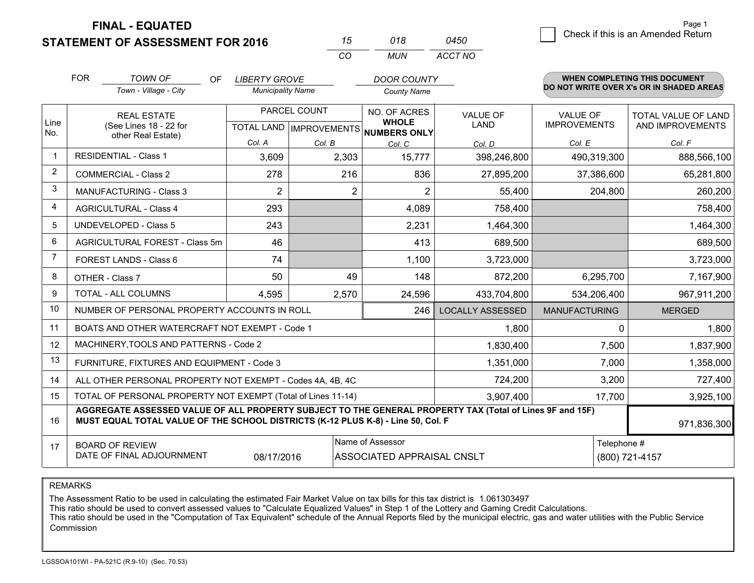# FINAL - EQUATED
## STATEMENT OF ASSESSMENT FOR 2016

| 15 | 018 | 0450 |
|---|---|---|
| CO | MUN | ACCT NO |

☐ Check if this is an Amended Return

FOR *TOWN OF* (Town - Village - City) OF *LIBERTY GROVE* (Municipality Name) *DOOR COUNTY* (County Name)

**WHEN COMPLETING THIS DOCUMENT DO NOT WRITE OVER X's OR IN SHADED AREAS**

| Line No. | REAL ESTATE (See Lines 18 - 22 for other Real Estate) | PARCEL COUNT TOTAL LAND Col. A | PARCEL COUNT IMPROVEMENTS Col. B | NO. OF ACRES WHOLE NUMBERS ONLY Col. C | VALUE OF LAND Col. D | VALUE OF IMPROVEMENTS Col. E | TOTAL VALUE OF LAND AND IMPROVEMENTS Col. F |
|---|---|---|---|---|---|---|---|
| 1 | RESIDENTIAL - Class 1 | 3,609 | 2,303 | 15,777 | 398,246,800 | 490,319,300 | 888,566,100 |
| 2 | COMMERCIAL - Class 2 | 278 | 216 | 836 | 27,895,200 | 37,386,600 | 65,281,800 |
| 3 | MANUFACTURING - Class 3 | 2 | 2 | 2 | 55,400 | 204,800 | 260,200 |
| 4 | AGRICULTURAL - Class 4 | 293 | | 4,089 | 758,400 | | 758,400 |
| 5 | UNDEVELOPED - Class 5 | 243 | | 2,231 | 1,464,300 | | 1,464,300 |
| 6 | AGRICULTURAL FOREST - Class 5m | 46 | | 413 | 689,500 | | 689,500 |
| 7 | FOREST LANDS - Class 6 | 74 | | 1,100 | 3,723,000 | | 3,723,000 |
| 8 | OTHER - Class 7 | 50 | 49 | 148 | 872,200 | 6,295,700 | 7,167,900 |
| 9 | TOTAL - ALL COLUMNS | 4,595 | 2,570 | 24,596 | 433,704,800 | 534,206,400 | 967,911,200 |
| 10 | NUMBER OF PERSONAL PROPERTY ACCOUNTS IN ROLL | | | 246 | LOCALLY ASSESSED | MANUFACTURING | MERGED |
| 11 | BOATS AND OTHER WATERCRAFT NOT EXEMPT - Code 1 | | | | 1,800 | 0 | 1,800 |
| 12 | MACHINERY,TOOLS AND PATTERNS - Code 2 | | | | 1,830,400 | 7,500 | 1,837,900 |
| 13 | FURNITURE, FIXTURES AND EQUIPMENT - Code 3 | | | | 1,351,000 | 7,000 | 1,358,000 |
| 14 | ALL OTHER PERSONAL PROPERTY NOT EXEMPT - Codes 4A, 4B, 4C | | | | 724,200 | 3,200 | 727,400 |
| 15 | TOTAL OF PERSONAL PROPERTY NOT EXEMPT (Total of Lines 11-14) | | | | 3,907,400 | 17,700 | 3,925,100 |
| 16 | **AGGREGATE ASSESSED VALUE OF ALL PROPERTY SUBJECT TO THE GENERAL PROPERTY TAX (Total of Lines 9F and 15F) MUST EQUAL TOTAL VALUE OF THE SCHOOL DISTRICTS (K-12 PLUS K-8) - Line 50, Col. F** | | | | | | 971,836,300 |
| 17 | BOARD OF REVIEW DATE OF FINAL ADJOURNMENT | 08/17/2016 | | Name of Assessor: ASSOCIATED APPRAISAL CNSLT | | | Telephone #: (800) 721-4157 |

REMARKS

The Assessment Ratio to be used in calculating the estimated Fair Market Value on tax bills for this tax district is 1.061303497
This ratio should be used to convert assessed values to "Calculate Equalized Values" in Step 1 of the Lottery and Gaming Credit Calculations.
This ratio should be used in the "Computation of Tax Equivalent" schedule of the Annual Reports filed by the municipal electric, gas and water utilities with the Public Service Commission

LGSSOA101WI - PA-521C (R.9-10) (Sec. 70.53)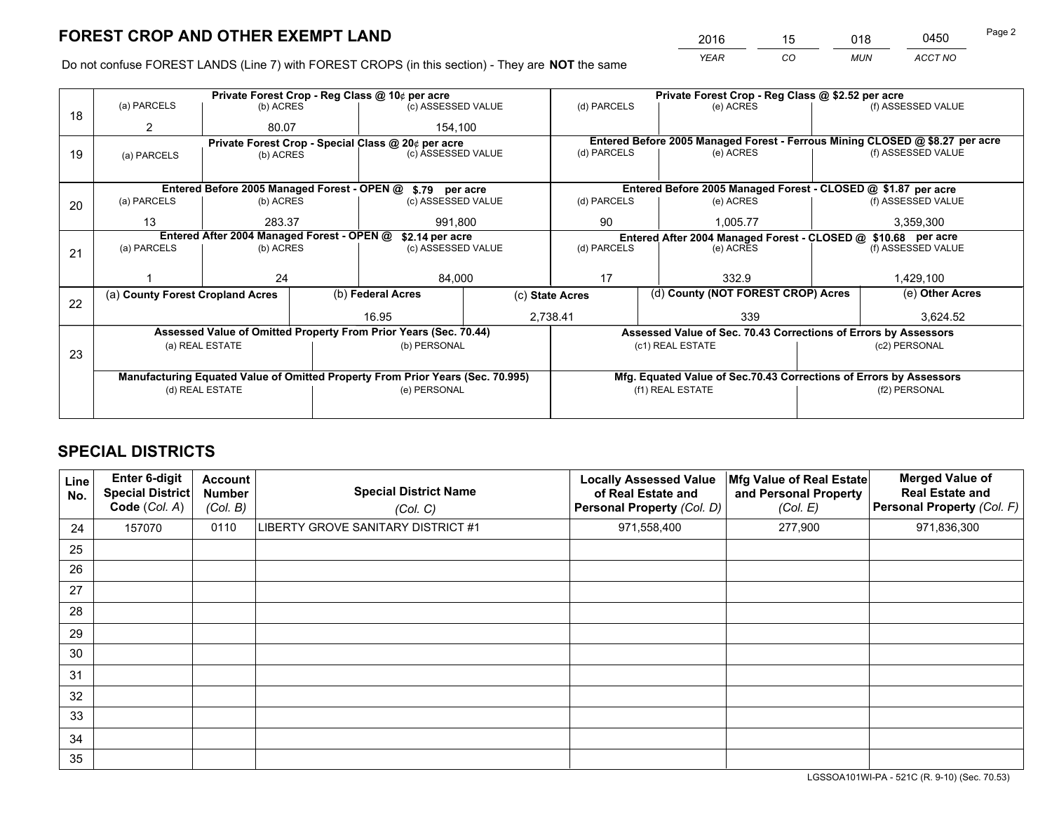# FOREST CROP AND OTHER EXEMPT LAND

| 2016 | 15 | 018 | 0450 |
|---|---|---|---|
| *YEAR* | *CO* | *MUN* | *ACCT NO* |

Do not confuse FOREST LANDS (Line 7) with FOREST CROPS (in this section) - They are **NOT** the same

| Line | (a) PARCELS | (b) ACRES | (c) ASSESSED VALUE | (d) PARCELS | (e) ACRES | (f) ASSESSED VALUE |
|---|---|---|---|---|---|---|
| 18 | Private Forest Crop - Reg Class @ 10¢ per acre | | | Private Forest Crop - Reg Class @ $2.52 per acre | | |
| | 2 | 80.07 | 154,100 | | | |
| 19 | Private Forest Crop - Special Class @ 20¢ per acre | | | Entered Before 2005 Managed Forest - Ferrous Mining CLOSED @ $8.27 per acre | | |
| | | | | | | |
| 20 | Entered Before 2005 Managed Forest - OPEN @ $.79 per acre | | | Entered Before 2005 Managed Forest - CLOSED @ $1.87 per acre | | |
| | 13 | 283.37 | 991,800 | 90 | 1,005.77 | 3,359,300 |
| 21 | Entered After 2004 Managed Forest - OPEN @ $2.14 per acre | | | Entered After 2004 Managed Forest - CLOSED @ $10.68 per acre | | |
| | 1 | 24 | 84,000 | 17 | 332.9 | 1,429,100 |

| Line | (a) County Forest Cropland Acres | (b) Federal Acres | (c) State Acres | (d) County (NOT FOREST CROP) Acres | (e) Other Acres |
|---|---|---|---|---|---|
| 22 | | 16.95 | 2,738.41 | 339 | 3,624.52 |

| Line | Assessed Value of Omitted Property From Prior Years (Sec. 70.44) | | Assessed Value of Sec. 70.43 Corrections of Errors by Assessors | |
|---|---|---|---|---|
| 23 | (a) REAL ESTATE | (b) PERSONAL | (c1) REAL ESTATE | (c2) PERSONAL |
| | | | | |
| | Manufacturing Equated Value of Omitted Property From Prior Years (Sec. 70.995) | | Mfg. Equated Value of Sec.70.43 Corrections of Errors by Assessors | |
| | (d) REAL ESTATE | (e) PERSONAL | (f1) REAL ESTATE | (f2) PERSONAL |
| | | | | |

# SPECIAL DISTRICTS

| Line No. | Enter 6-digit Special District Code (*Col. A*) | Account Number (*Col. B*) | Special District Name (*Col. C*) | Locally Assessed Value of Real Estate and Personal Property (*Col. D*) | Mfg Value of Real Estate and Personal Property (*Col. E*) | Merged Value of Real Estate and Personal Property (*Col. F*) |
|---|---|---|---|---|---|---|
| 24 | 157070 | 0110 | LIBERTY GROVE SANITARY DISTRICT #1 | 971,558,400 | 277,900 | 971,836,300 |
| 25 | | | | | | |
| 26 | | | | | | |
| 27 | | | | | | |
| 28 | | | | | | |
| 29 | | | | | | |
| 30 | | | | | | |
| 31 | | | | | | |
| 32 | | | | | | |
| 33 | | | | | | |
| 34 | | | | | | |
| 35 | | | | | | |

LGSSOA101WI-PA - 521C (R. 9-10) (Sec. 70.53)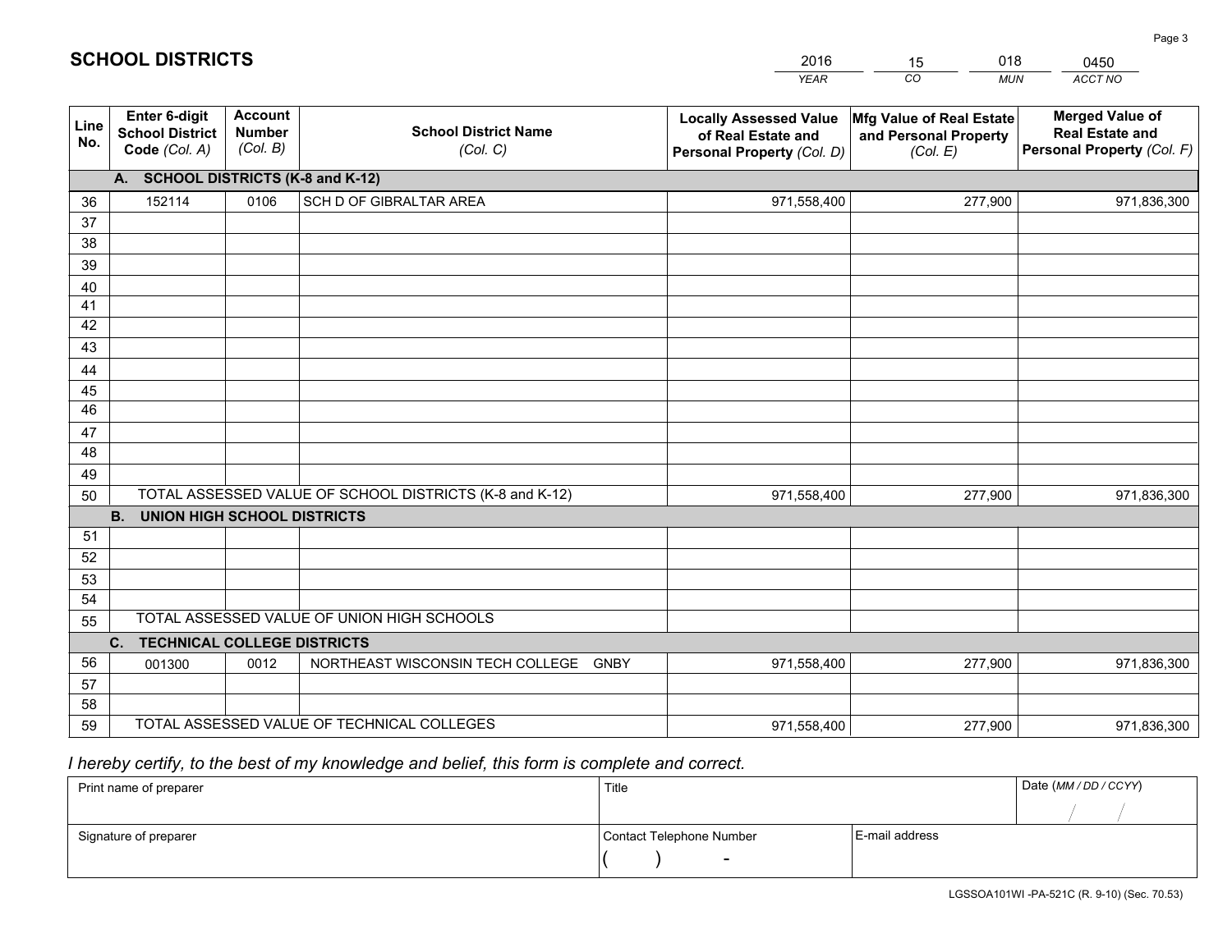# SCHOOL DISTRICTS

| 2016 | 15 | 018 | 0450 |
|---|---|---|---|
| *YEAR* | *CO* | *MUN* | *ACCT NO* |

| Line No. | Enter 6-digit School District Code *(Col. A)* | Account Number *(Col. B)* | School District Name *(Col. C)* | Locally Assessed Value of Real Estate and Personal Property *(Col. D)* | Mfg Value of Real Estate and Personal Property *(Col. E)* | Merged Value of Real Estate and Personal Property *(Col. F)* |
|---|---|---|---|---|---|---|
| **A.** | **SCHOOL DISTRICTS (K-8 and K-12)** | | | | | |
| 36 | 152114 | 0106 | SCH D OF GIBRALTAR AREA | 971,558,400 | 277,900 | 971,836,300 |
| 37 | | | | | | |
| 38 | | | | | | |
| 39 | | | | | | |
| 40 | | | | | | |
| 41 | | | | | | |
| 42 | | | | | | |
| 43 | | | | | | |
| 44 | | | | | | |
| 45 | | | | | | |
| 46 | | | | | | |
| 47 | | | | | | |
| 48 | | | | | | |
| 49 | | | | | | |
| 50 | TOTAL ASSESSED VALUE OF SCHOOL DISTRICTS (K-8 and K-12) | | | 971,558,400 | 277,900 | 971,836,300 |
| **B.** | **UNION HIGH SCHOOL DISTRICTS** | | | | | |
| 51 | | | | | | |
| 52 | | | | | | |
| 53 | | | | | | |
| 54 | | | | | | |
| 55 | TOTAL ASSESSED VALUE OF UNION HIGH SCHOOLS | | | | | |
| **C.** | **TECHNICAL COLLEGE DISTRICTS** | | | | | |
| 56 | 001300 | 0012 | NORTHEAST WISCONSIN TECH COLLEGE GNBY | 971,558,400 | 277,900 | 971,836,300 |
| 57 | | | | | | |
| 58 | | | | | | |
| 59 | TOTAL ASSESSED VALUE OF TECHNICAL COLLEGES | | | 971,558,400 | 277,900 | 971,836,300 |

*I hereby certify, to the best of my knowledge and belief, this form is complete and correct.*

| Print name of preparer | Title | | Date *(MM / DD / CCYY)* |
|---|---|---|---|
| | | | / / |
| Signature of preparer | Contact Telephone Number | E-mail address | |
| | ( ) - | | |

LGSSOA101WI -PA-521C (R. 9-10) (Sec. 70.53)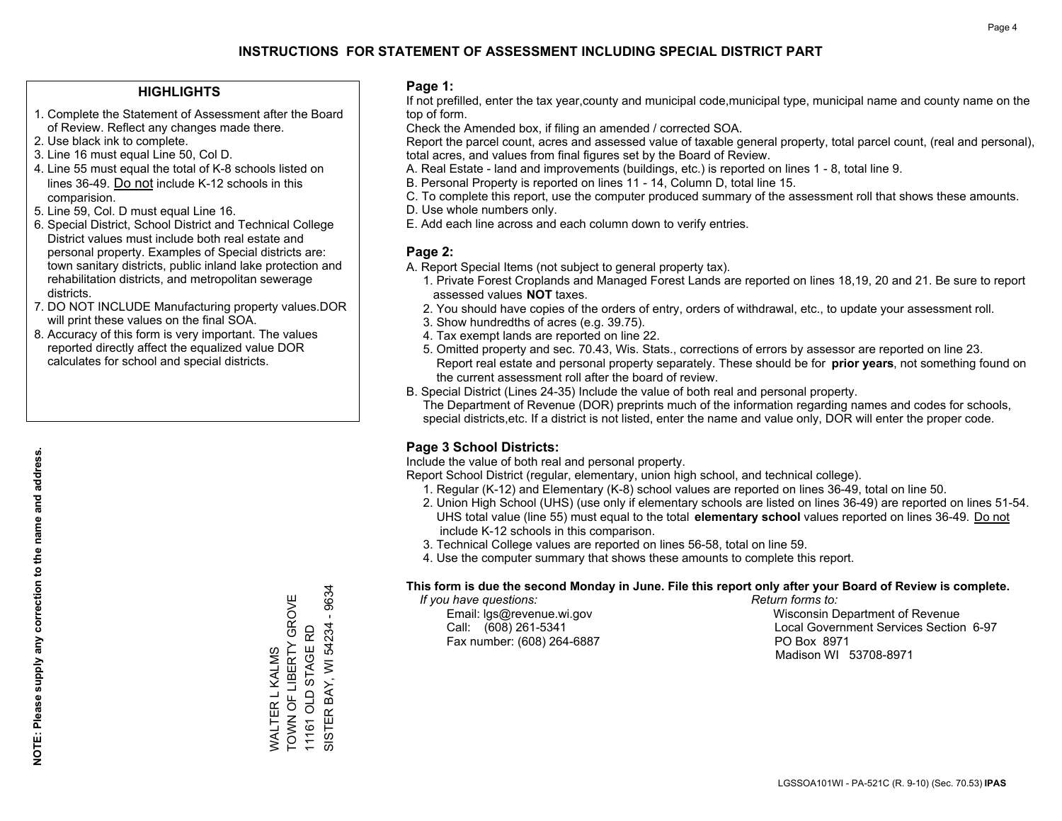# INSTRUCTIONS FOR STATEMENT OF ASSESSMENT INCLUDING SPECIAL DISTRICT PART

## HIGHLIGHTS

1. Complete the Statement of Assessment after the Board of Review. Reflect any changes made there.
2. Use black ink to complete.
3. Line 16 must equal Line 50, Col D.
4. Line 55 must equal the total of K-8 schools listed on lines 36-49. Do not include K-12 schools in this comparision.
5. Line 59, Col. D must equal Line 16.
6. Special District, School District and Technical College District values must include both real estate and personal property. Examples of Special districts are: town sanitary districts, public inland lake protection and rehabilitation districts, and metropolitan sewerage districts.
7. DO NOT INCLUDE Manufacturing property values.DOR will print these values on the final SOA.
8. Accuracy of this form is very important. The values reported directly affect the equalized value DOR calculates for school and special districts.

**NOTE: Please supply any correction to the name and address.**

WALTER L KALMS
TOWN OF LIBERTY GROVE
11161 OLD STAGE RD
SISTER BAY, WI 54234 - 9634

## Page 1:

If not prefilled, enter the tax year,county and municipal code,municipal type, municipal name and county name on the top of form.

Check the Amended box, if filing an amended / corrected SOA.

Report the parcel count, acres and assessed value of taxable general property, total parcel count, (real and personal), total acres, and values from final figures set by the Board of Review.

A. Real Estate - land and improvements (buildings, etc.) is reported on lines 1 - 8, total line 9.
B. Personal Property is reported on lines 11 - 14, Column D, total line 15.
C. To complete this report, use the computer produced summary of the assessment roll that shows these amounts.
D. Use whole numbers only.
E. Add each line across and each column down to verify entries.

## Page 2:

A. Report Special Items (not subject to general property tax).
   1. Private Forest Croplands and Managed Forest Lands are reported on lines 18,19, 20 and 21. Be sure to report assessed values **NOT** taxes.
   2. You should have copies of the orders of entry, orders of withdrawal, etc., to update your assessment roll.
   3. Show hundredths of acres (e.g. 39.75).
   4. Tax exempt lands are reported on line 22.
   5. Omitted property and sec. 70.43, Wis. Stats., corrections of errors by assessor are reported on line 23. Report real estate and personal property separately. These should be for **prior years**, not something found on the current assessment roll after the board of review.

B. Special District (Lines 24-35) Include the value of both real and personal property.
   The Department of Revenue (DOR) preprints much of the information regarding names and codes for schools, special districts,etc. If a district is not listed, enter the name and value only, DOR will enter the proper code.

## Page 3 School Districts:

Include the value of both real and personal property.

Report School District (regular, elementary, union high school, and technical college).

1. Regular (K-12) and Elementary (K-8) school values are reported on lines 36-49, total on line 50.
2. Union High School (UHS) (use only if elementary schools are listed on lines 36-49) are reported on lines 51-54. UHS total value (line 55) must equal to the total **elementary school** values reported on lines 36-49. Do not include K-12 schools in this comparison.
3. Technical College values are reported on lines 56-58, total on line 59.
4. Use the computer summary that shows these amounts to complete this report.

**This form is due the second Monday in June. File this report only after your Board of Review is complete.**

*If you have questions:*
Email: lgs@revenue.wi.gov
Call: (608) 261-5341
Fax number: (608) 264-6887

*Return forms to:*
Wisconsin Department of Revenue
Local Government Services Section 6-97
PO Box 8971
Madison WI 53708-8971

LGSSOA101WI - PA-521C (R. 9-10) (Sec. 70.53) **IPAS**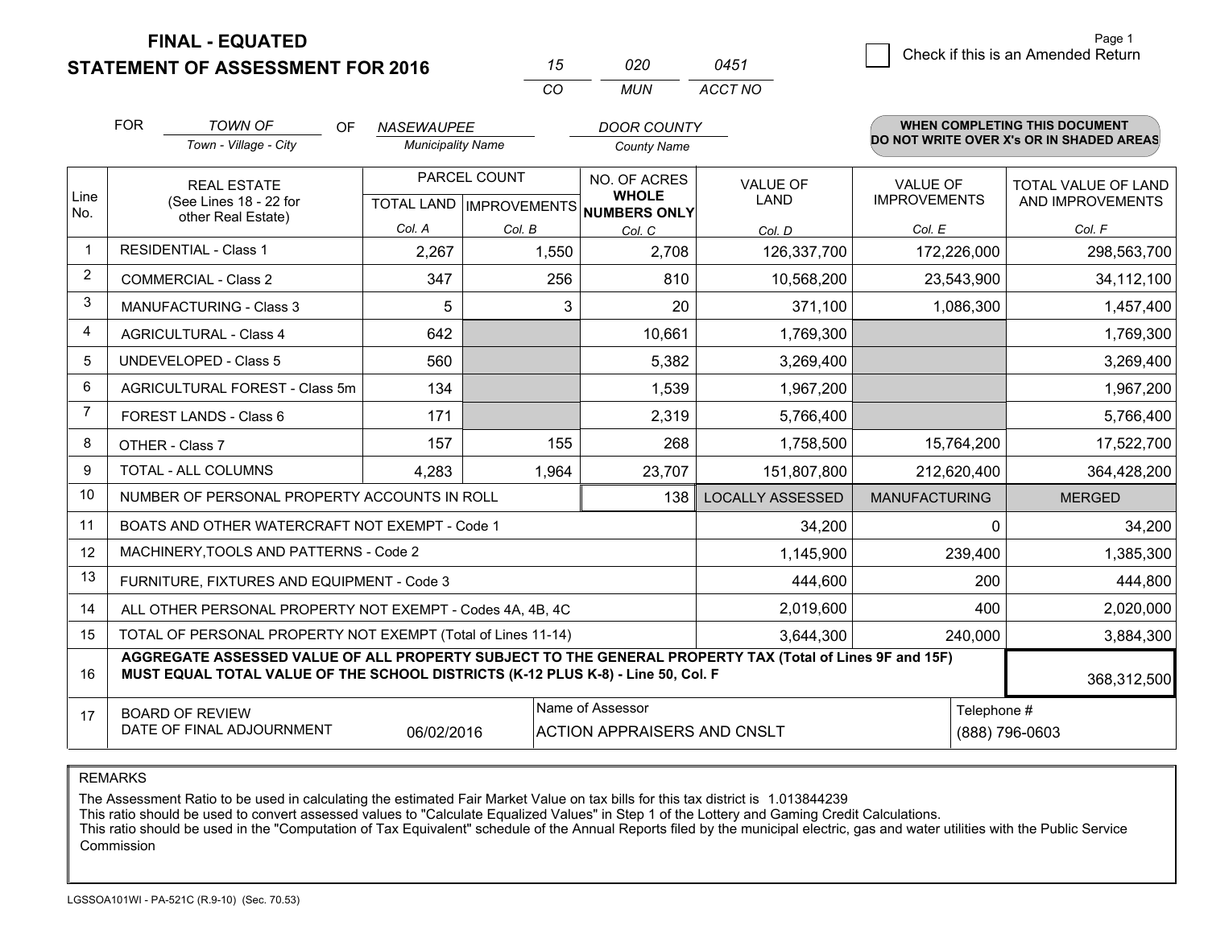# FINAL - EQUATED
## STATEMENT OF ASSESSMENT FOR 2016

| 15 | 020 | 0451 |
|---|---|---|
| CO | MUN | ACCT NO |

Page 1

☐ Check if this is an Amended Return

FOR *TOWN OF* (Town - Village - City) OF *NASEWAUPEE* (Municipality Name) *DOOR COUNTY* (County Name)

**WHEN COMPLETING THIS DOCUMENT DO NOT WRITE OVER X's OR IN SHADED AREAS**

| Line No. | REAL ESTATE (See Lines 18 - 22 for other Real Estate) | PARCEL COUNT TOTAL LAND Col. A | PARCEL COUNT IMPROVEMENTS Col. B | NO. OF ACRES WHOLE NUMBERS ONLY Col. C | VALUE OF LAND Col. D | VALUE OF IMPROVEMENTS Col. E | TOTAL VALUE OF LAND AND IMPROVEMENTS Col. F |
|---|---|---|---|---|---|---|---|
| 1 | RESIDENTIAL - Class 1 | 2,267 | 1,550 | 2,708 | 126,337,700 | 172,226,000 | 298,563,700 |
| 2 | COMMERCIAL - Class 2 | 347 | 256 | 810 | 10,568,200 | 23,543,900 | 34,112,100 |
| 3 | MANUFACTURING - Class 3 | 5 | 3 | 20 | 371,100 | 1,086,300 | 1,457,400 |
| 4 | AGRICULTURAL - Class 4 | 642 | | 10,661 | 1,769,300 | | 1,769,300 |
| 5 | UNDEVELOPED - Class 5 | 560 | | 5,382 | 3,269,400 | | 3,269,400 |
| 6 | AGRICULTURAL FOREST - Class 5m | 134 | | 1,539 | 1,967,200 | | 1,967,200 |
| 7 | FOREST LANDS - Class 6 | 171 | | 2,319 | 5,766,400 | | 5,766,400 |
| 8 | OTHER - Class 7 | 157 | 155 | 268 | 1,758,500 | 15,764,200 | 17,522,700 |
| 9 | TOTAL - ALL COLUMNS | 4,283 | 1,964 | 23,707 | 151,807,800 | 212,620,400 | 364,428,200 |
| 10 | NUMBER OF PERSONAL PROPERTY ACCOUNTS IN ROLL | | | 138 | LOCALLY ASSESSED | MANUFACTURING | MERGED |
| 11 | BOATS AND OTHER WATERCRAFT NOT EXEMPT - Code 1 | | | | 34,200 | 0 | 34,200 |
| 12 | MACHINERY,TOOLS AND PATTERNS - Code 2 | | | | 1,145,900 | 239,400 | 1,385,300 |
| 13 | FURNITURE, FIXTURES AND EQUIPMENT - Code 3 | | | | 444,600 | 200 | 444,800 |
| 14 | ALL OTHER PERSONAL PROPERTY NOT EXEMPT - Codes 4A, 4B, 4C | | | | 2,019,600 | 400 | 2,020,000 |
| 15 | TOTAL OF PERSONAL PROPERTY NOT EXEMPT (Total of Lines 11-14) | | | | 3,644,300 | 240,000 | 3,884,300 |
| 16 | **AGGREGATE ASSESSED VALUE OF ALL PROPERTY SUBJECT TO THE GENERAL PROPERTY TAX (Total of Lines 9F and 15F) MUST EQUAL TOTAL VALUE OF THE SCHOOL DISTRICTS (K-12 PLUS K-8) - Line 50, Col. F** | | | | | | 368,312,500 |
| 17 | BOARD OF REVIEW DATE OF FINAL ADJOURNMENT | 06/02/2016 | Name of Assessor | ACTION APPRAISERS AND CNSLT | | Telephone # | (888) 796-0603 |

REMARKS

The Assessment Ratio to be used in calculating the estimated Fair Market Value on tax bills for this tax district is 1.013844239
This ratio should be used to convert assessed values to "Calculate Equalized Values" in Step 1 of the Lottery and Gaming Credit Calculations.
This ratio should be used in the "Computation of Tax Equivalent" schedule of the Annual Reports filed by the municipal electric, gas and water utilities with the Public Service Commission

LGSSOA101WI - PA-521C (R.9-10) (Sec. 70.53)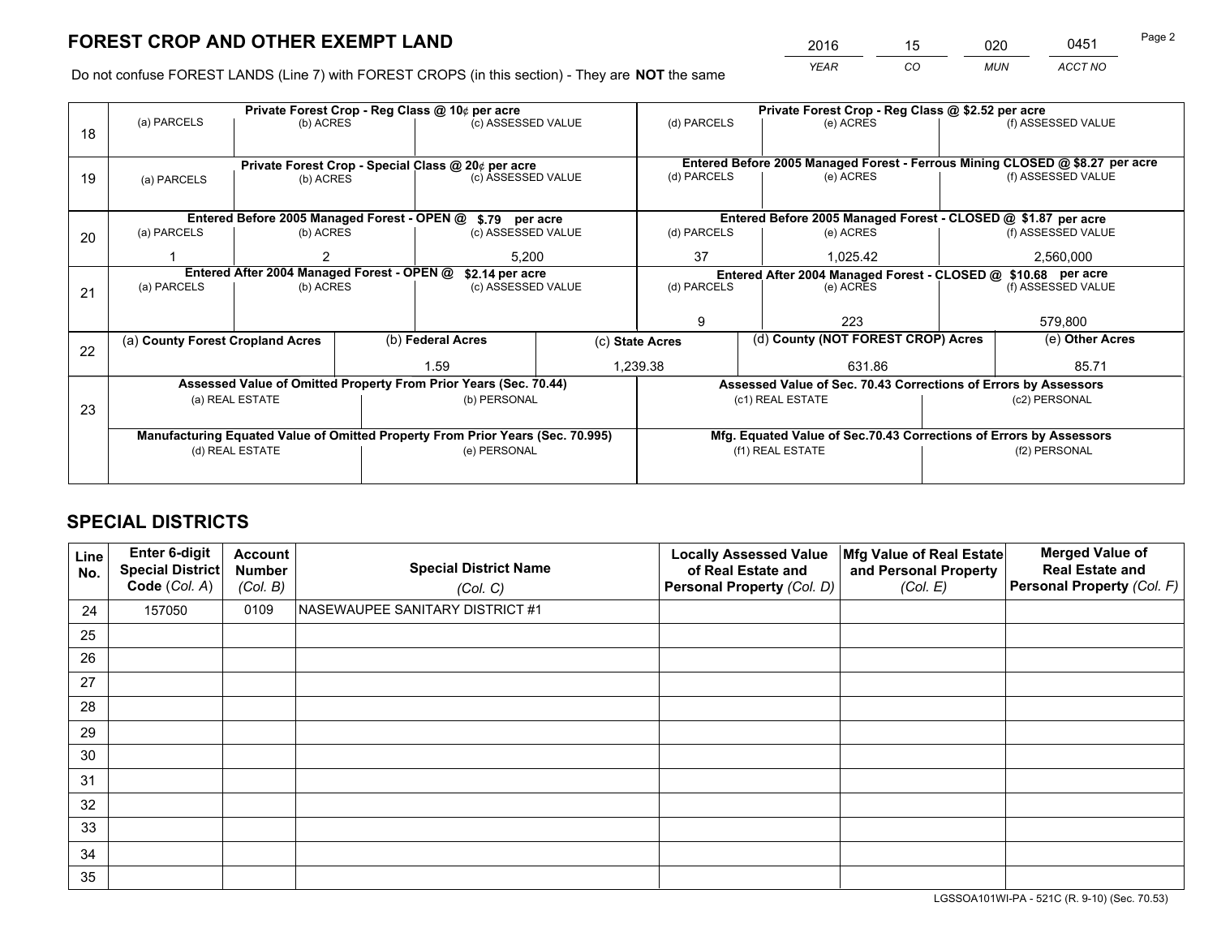# FOREST CROP AND OTHER EXEMPT LAND

| 2016 | 15 | 020 | 0451 |
|---|---|---|---|
| *YEAR* | *CO* | *MUN* | *ACCT NO* |

Do not confuse FOREST LANDS (Line 7) with FOREST CROPS (in this section) - They are **NOT** the same

| Line | Private Forest Crop - Reg Class @ 10¢ per acre | | | Private Forest Crop - Reg Class @ $2.52 per acre | | |
|---|---|---|---|---|---|---|
| | (a) PARCELS | (b) ACRES | (c) ASSESSED VALUE | (d) PARCELS | (e) ACRES | (f) ASSESSED VALUE |
| 18 | | | | | | |
| | **Private Forest Crop - Special Class @ 20¢ per acre** | | | **Entered Before 2005 Managed Forest - Ferrous Mining CLOSED @ $8.27 per acre** | | |
| 19 | (a) PARCELS | (b) ACRES | (c) ASSESSED VALUE | (d) PARCELS | (e) ACRES | (f) ASSESSED VALUE |
| | **Entered Before 2005 Managed Forest - OPEN @ $.79 per acre** | | | **Entered Before 2005 Managed Forest - CLOSED @ $1.87 per acre** | | |
| 20 | (a) PARCELS | (b) ACRES | (c) ASSESSED VALUE | (d) PARCELS | (e) ACRES | (f) ASSESSED VALUE |
| | 1 | 2 | 5,200 | 37 | 1,025.42 | 2,560,000 |
| | **Entered After 2004 Managed Forest - OPEN @ $2.14 per acre** | | | **Entered After 2004 Managed Forest - CLOSED @ $10.68 per acre** | | |
| 21 | (a) PARCELS | (b) ACRES | (c) ASSESSED VALUE | (d) PARCELS | (e) ACRES | (f) ASSESSED VALUE |
| | | | | 9 | 223 | 579,800 |

| Line | (a) County Forest Cropland Acres | (b) Federal Acres | (c) State Acres | (d) County (NOT FOREST CROP) Acres | (e) Other Acres |
|---|---|---|---|---|---|
| 22 | | 1.59 | 1,239.38 | 631.86 | 85.71 |

| Line | Assessed Value of Omitted Property From Prior Years (Sec. 70.44) | | Assessed Value of Sec. 70.43 Corrections of Errors by Assessors | |
|---|---|---|---|---|
| 23 | (a) REAL ESTATE | (b) PERSONAL | (c1) REAL ESTATE | (c2) PERSONAL |
| | | | | |
| | **Manufacturing Equated Value of Omitted Property From Prior Years (Sec. 70.995)** | | **Mfg. Equated Value of Sec.70.43 Corrections of Errors by Assessors** | |
| | (d) REAL ESTATE | (e) PERSONAL | (f1) REAL ESTATE | (f2) PERSONAL |
| | | | | |

# SPECIAL DISTRICTS

| Line No. | Enter 6-digit Special District Code (*Col. A*) | Account Number (*Col. B*) | Special District Name (*Col. C*) | Locally Assessed Value of Real Estate and Personal Property (*Col. D*) | Mfg Value of Real Estate and Personal Property (*Col. E*) | Merged Value of Real Estate and Personal Property (*Col. F*) |
|---|---|---|---|---|---|---|
| 24 | 157050 | 0109 | NASEWAUPEE SANITARY DISTRICT #1 | | | |
| 25 | | | | | | |
| 26 | | | | | | |
| 27 | | | | | | |
| 28 | | | | | | |
| 29 | | | | | | |
| 30 | | | | | | |
| 31 | | | | | | |
| 32 | | | | | | |
| 33 | | | | | | |
| 34 | | | | | | |
| 35 | | | | | | |

LGSSOA101WI-PA - 521C (R. 9-10) (Sec. 70.53)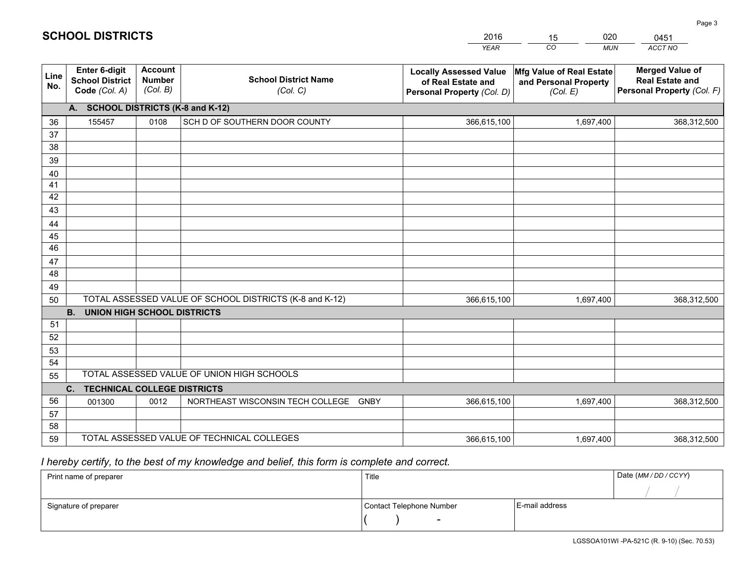# SCHOOL DISTRICTS

| 2016 | 15 | 020 | 0451 |
|---|---|---|---|
| *YEAR* | *CO* | *MUN* | *ACCT NO* |

| Line No. | Enter 6-digit School District Code *(Col. A)* | Account Number *(Col. B)* | School District Name *(Col. C)* | Locally Assessed Value of Real Estate and Personal Property *(Col. D)* | Mfg Value of Real Estate and Personal Property *(Col. E)* | Merged Value of Real Estate and Personal Property *(Col. F)* |
|---|---|---|---|---|---|---|
| | **A. SCHOOL DISTRICTS (K-8 and K-12)** | | | | | |
| 36 | 155457 | 0108 | SCH D OF SOUTHERN DOOR COUNTY | 366,615,100 | 1,697,400 | 368,312,500 |
| 37 | | | | | | |
| 38 | | | | | | |
| 39 | | | | | | |
| 40 | | | | | | |
| 41 | | | | | | |
| 42 | | | | | | |
| 43 | | | | | | |
| 44 | | | | | | |
| 45 | | | | | | |
| 46 | | | | | | |
| 47 | | | | | | |
| 48 | | | | | | |
| 49 | | | | | | |
| 50 | TOTAL ASSESSED VALUE OF SCHOOL DISTRICTS (K-8 and K-12) | | | 366,615,100 | 1,697,400 | 368,312,500 |
| | **B. UNION HIGH SCHOOL DISTRICTS** | | | | | |
| 51 | | | | | | |
| 52 | | | | | | |
| 53 | | | | | | |
| 54 | | | | | | |
| 55 | TOTAL ASSESSED VALUE OF UNION HIGH SCHOOLS | | | | | |
| | **C. TECHNICAL COLLEGE DISTRICTS** | | | | | |
| 56 | 001300 | 0012 | NORTHEAST WISCONSIN TECH COLLEGE GNBY | 366,615,100 | 1,697,400 | 368,312,500 |
| 57 | | | | | | |
| 58 | | | | | | |
| 59 | TOTAL ASSESSED VALUE OF TECHNICAL COLLEGES | | | 366,615,100 | 1,697,400 | 368,312,500 |

*I hereby certify, to the best of my knowledge and belief, this form is complete and correct.*

| Print name of preparer | Title | | Date *(MM / DD / CCYY)* |
|---|---|---|---|
| | | | / / |
| Signature of preparer | Contact Telephone Number | E-mail address | |
| | ( ) - | | |

LGSSOA101WI -PA-521C (R. 9-10) (Sec. 70.53)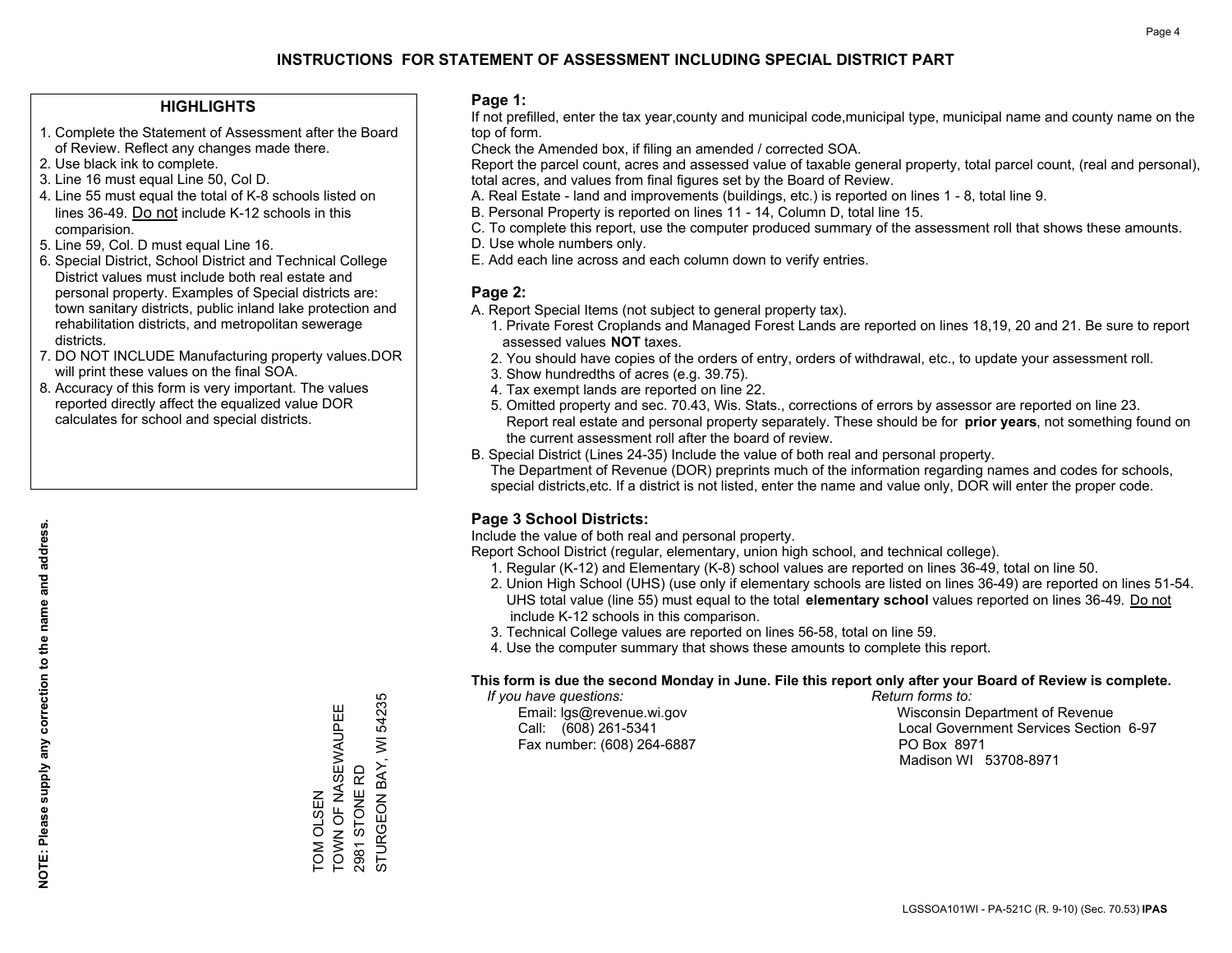# INSTRUCTIONS FOR STATEMENT OF ASSESSMENT INCLUDING SPECIAL DISTRICT PART

## HIGHLIGHTS

1. Complete the Statement of Assessment after the Board of Review. Reflect any changes made there.
2. Use black ink to complete.
3. Line 16 must equal Line 50, Col D.
4. Line 55 must equal the total of K-8 schools listed on lines 36-49. Do not include K-12 schools in this comparision.
5. Line 59, Col. D must equal Line 16.
6. Special District, School District and Technical College District values must include both real estate and personal property. Examples of Special districts are: town sanitary districts, public inland lake protection and rehabilitation districts, and metropolitan sewerage districts.
7. DO NOT INCLUDE Manufacturing property values.DOR will print these values on the final SOA.
8. Accuracy of this form is very important. The values reported directly affect the equalized value DOR calculates for school and special districts.

**NOTE: Please supply any correction to the name and address.**

TOM OLSEN
TOWN OF NASEWAUPEE
2981 STONE RD
STURGEON BAY, WI 54235

## Page 1:

If not prefilled, enter the tax year,county and municipal code,municipal type, municipal name and county name on the top of form.

Check the Amended box, if filing an amended / corrected SOA.

Report the parcel count, acres and assessed value of taxable general property, total parcel count, (real and personal), total acres, and values from final figures set by the Board of Review.

A. Real Estate - land and improvements (buildings, etc.) is reported on lines 1 - 8, total line 9.
B. Personal Property is reported on lines 11 - 14, Column D, total line 15.
C. To complete this report, use the computer produced summary of the assessment roll that shows these amounts.
D. Use whole numbers only.
E. Add each line across and each column down to verify entries.

## Page 2:

A. Report Special Items (not subject to general property tax).
   1. Private Forest Croplands and Managed Forest Lands are reported on lines 18,19, 20 and 21. Be sure to report assessed values **NOT** taxes.
   2. You should have copies of the orders of entry, orders of withdrawal, etc., to update your assessment roll.
   3. Show hundredths of acres (e.g. 39.75).
   4. Tax exempt lands are reported on line 22.
   5. Omitted property and sec. 70.43, Wis. Stats., corrections of errors by assessor are reported on line 23. Report real estate and personal property separately. These should be for **prior years**, not something found on the current assessment roll after the board of review.
B. Special District (Lines 24-35) Include the value of both real and personal property.
   The Department of Revenue (DOR) preprints much of the information regarding names and codes for schools, special districts,etc. If a district is not listed, enter the name and value only, DOR will enter the proper code.

## Page 3 School Districts:

Include the value of both real and personal property.

Report School District (regular, elementary, union high school, and technical college).

1. Regular (K-12) and Elementary (K-8) school values are reported on lines 36-49, total on line 50.
2. Union High School (UHS) (use only if elementary schools are listed on lines 36-49) are reported on lines 51-54. UHS total value (line 55) must equal to the total **elementary school** values reported on lines 36-49. Do not include K-12 schools in this comparison.
3. Technical College values are reported on lines 56-58, total on line 59.
4. Use the computer summary that shows these amounts to complete this report.

**This form is due the second Monday in June. File this report only after your Board of Review is complete.**

*If you have questions:*
Email: lgs@revenue.wi.gov
Call: (608) 261-5341
Fax number: (608) 264-6887

*Return forms to:*
Wisconsin Department of Revenue
Local Government Services Section 6-97
PO Box 8971
Madison WI 53708-8971

LGSSOA101WI - PA-521C (R. 9-10) (Sec. 70.53) **IPAS**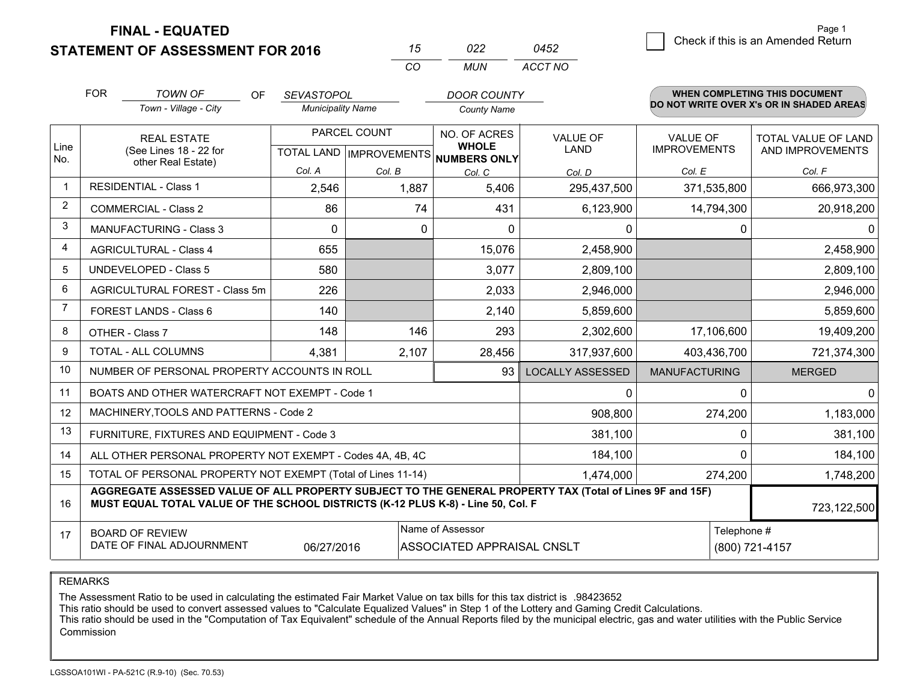# FINAL - EQUATED
## STATEMENT OF ASSESSMENT FOR 2016

| 15 | 022 | 0452 |
|---|---|---|
| CO | MUN | ACCT NO |

Page 1

☐ Check if this is an Amended Return

FOR *TOWN OF* (Town - Village - City) OF *SEVASTOPOL* (Municipality Name) *DOOR COUNTY* (County Name)

**WHEN COMPLETING THIS DOCUMENT DO NOT WRITE OVER X's OR IN SHADED AREAS**

| Line No. | REAL ESTATE (See Lines 18 - 22 for other Real Estate) | PARCEL COUNT | | NO. OF ACRES WHOLE NUMBERS ONLY | VALUE OF LAND | VALUE OF IMPROVEMENTS | TOTAL VALUE OF LAND AND IMPROVEMENTS |
|---|---|---|---|---|---|---|---|
| | | TOTAL LAND | IMPROVEMENTS | | | | |
| | | Col. A | Col. B | Col. C | Col. D | Col. E | Col. F |
| 1 | RESIDENTIAL - Class 1 | 2,546 | 1,887 | 5,406 | 295,437,500 | 371,535,800 | 666,973,300 |
| 2 | COMMERCIAL - Class 2 | 86 | 74 | 431 | 6,123,900 | 14,794,300 | 20,918,200 |
| 3 | MANUFACTURING - Class 3 | 0 | 0 | 0 | 0 | 0 | 0 |
| 4 | AGRICULTURAL - Class 4 | 655 | | 15,076 | 2,458,900 | | 2,458,900 |
| 5 | UNDEVELOPED - Class 5 | 580 | | 3,077 | 2,809,100 | | 2,809,100 |
| 6 | AGRICULTURAL FOREST - Class 5m | 226 | | 2,033 | 2,946,000 | | 2,946,000 |
| 7 | FOREST LANDS - Class 6 | 140 | | 2,140 | 5,859,600 | | 5,859,600 |
| 8 | OTHER - Class 7 | 148 | 146 | 293 | 2,302,600 | 17,106,600 | 19,409,200 |
| 9 | TOTAL - ALL COLUMNS | 4,381 | 2,107 | 28,456 | 317,937,600 | 403,436,700 | 721,374,300 |
| 10 | NUMBER OF PERSONAL PROPERTY ACCOUNTS IN ROLL | | | 93 | LOCALLY ASSESSED | MANUFACTURING | MERGED |
| 11 | BOATS AND OTHER WATERCRAFT NOT EXEMPT - Code 1 | | | | 0 | 0 | 0 |
| 12 | MACHINERY,TOOLS AND PATTERNS - Code 2 | | | | 908,800 | 274,200 | 1,183,000 |
| 13 | FURNITURE, FIXTURES AND EQUIPMENT - Code 3 | | | | 381,100 | 0 | 381,100 |
| 14 | ALL OTHER PERSONAL PROPERTY NOT EXEMPT - Codes 4A, 4B, 4C | | | | 184,100 | 0 | 184,100 |
| 15 | TOTAL OF PERSONAL PROPERTY NOT EXEMPT (Total of Lines 11-14) | | | | 1,474,000 | 274,200 | 1,748,200 |
| 16 | **AGGREGATE ASSESSED VALUE OF ALL PROPERTY SUBJECT TO THE GENERAL PROPERTY TAX (Total of Lines 9F and 15F) MUST EQUAL TOTAL VALUE OF THE SCHOOL DISTRICTS (K-12 PLUS K-8) - Line 50, Col. F** | | | | | | 723,122,500 |
| 17 | BOARD OF REVIEW DATE OF FINAL ADJOURNMENT | 06/27/2016 | Name of Assessor: ASSOCIATED APPRAISAL CNSLT | | | Telephone #: (800) 721-4157 | |

REMARKS

The Assessment Ratio to be used in calculating the estimated Fair Market Value on tax bills for this tax district is .98423652
This ratio should be used to convert assessed values to "Calculate Equalized Values" in Step 1 of the Lottery and Gaming Credit Calculations.
This ratio should be used in the "Computation of Tax Equivalent" schedule of the Annual Reports filed by the municipal electric, gas and water utilities with the Public Service Commission

LGSSOA101WI - PA-521C (R.9-10) (Sec. 70.53)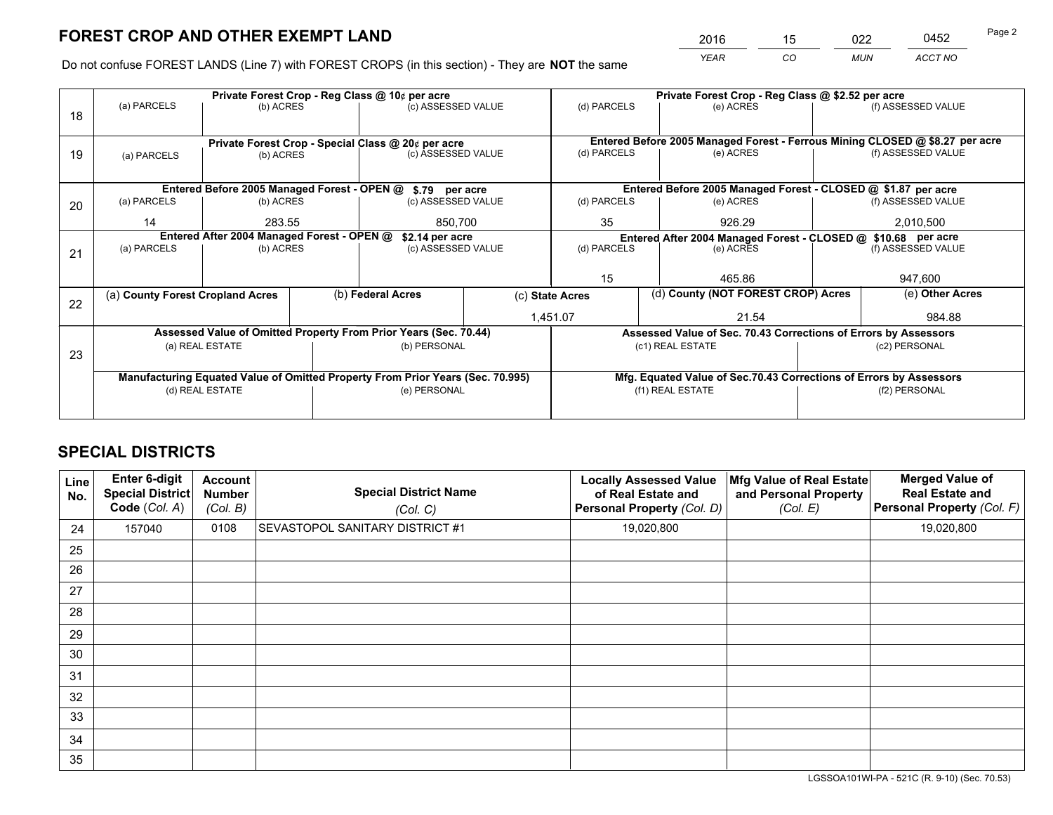# FOREST CROP AND OTHER EXEMPT LAND

| 2016 | 15 | 022 | 0452 |
|---|---|---|---|
| YEAR | CO | MUN | ACCT NO |

Do not confuse FOREST LANDS (Line 7) with FOREST CROPS (in this section) - They are **NOT** the same

| Line | Private Forest Crop - Reg Class @ 10¢ per acre | | | Private Forest Crop - Reg Class @ $2.52 per acre | | |
|---|---|---|---|---|---|---|
| 18 | (a) PARCELS | (b) ACRES | (c) ASSESSED VALUE | (d) PARCELS | (e) ACRES | (f) ASSESSED VALUE |
| | | | | | | |
| | **Private Forest Crop - Special Class @ 20¢ per acre** | | | **Entered Before 2005 Managed Forest - Ferrous Mining CLOSED @ $8.27 per acre** | | |
| 19 | (a) PARCELS | (b) ACRES | (c) ASSESSED VALUE | (d) PARCELS | (e) ACRES | (f) ASSESSED VALUE |
| | | | | | | |
| | **Entered Before 2005 Managed Forest - OPEN @ $.79 per acre** | | | **Entered Before 2005 Managed Forest - CLOSED @ $1.87 per acre** | | |
| 20 | (a) PARCELS | (b) ACRES | (c) ASSESSED VALUE | (d) PARCELS | (e) ACRES | (f) ASSESSED VALUE |
| | 14 | 283.55 | 850,700 | 35 | 926.29 | 2,010,500 |
| | **Entered After 2004 Managed Forest - OPEN @ $2.14 per acre** | | | **Entered After 2004 Managed Forest - CLOSED @ $10.68 per acre** | | |
| 21 | (a) PARCELS | (b) ACRES | (c) ASSESSED VALUE | (d) PARCELS | (e) ACRES | (f) ASSESSED VALUE |
| | | | | 15 | 465.86 | 947,600 |

| Line | (a) County Forest Cropland Acres | (b) Federal Acres | (c) State Acres | (d) County (NOT FOREST CROP) Acres | (e) Other Acres |
|---|---|---|---|---|---|
| 22 | | | 1,451.07 | 21.54 | 984.88 |

| Line | Assessed Value of Omitted Property From Prior Years (Sec. 70.44) | | Assessed Value of Sec. 70.43 Corrections of Errors by Assessors | |
|---|---|---|---|---|
| 23 | (a) REAL ESTATE | (b) PERSONAL | (c1) REAL ESTATE | (c2) PERSONAL |
| | | | | |
| | **Manufacturing Equated Value of Omitted Property From Prior Years (Sec. 70.995)** | | **Mfg. Equated Value of Sec.70.43 Corrections of Errors by Assessors** | |
| | (d) REAL ESTATE | (e) PERSONAL | (f1) REAL ESTATE | (f2) PERSONAL |
| | | | | |

# SPECIAL DISTRICTS

| Line No. | Enter 6-digit Special District Code (Col. A) | Account Number (Col. B) | Special District Name (Col. C) | Locally Assessed Value of Real Estate and Personal Property (Col. D) | Mfg Value of Real Estate and Personal Property (Col. E) | Merged Value of Real Estate and Personal Property (Col. F) |
|---|---|---|---|---|---|---|
| 24 | 157040 | 0108 | SEVASTOPOL SANITARY DISTRICT #1 | 19,020,800 | | 19,020,800 |
| 25 | | | | | | |
| 26 | | | | | | |
| 27 | | | | | | |
| 28 | | | | | | |
| 29 | | | | | | |
| 30 | | | | | | |
| 31 | | | | | | |
| 32 | | | | | | |
| 33 | | | | | | |
| 34 | | | | | | |
| 35 | | | | | | |

LGSSOA101WI-PA - 521C (R. 9-10) (Sec. 70.53)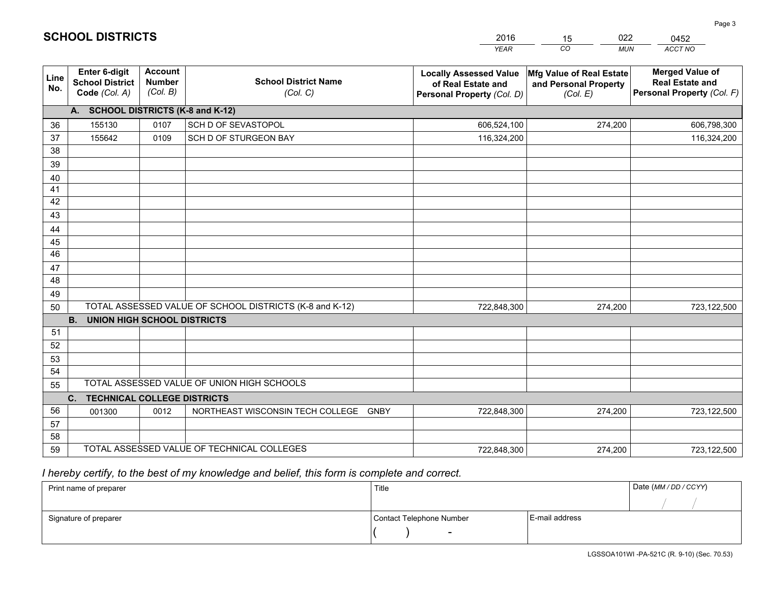# SCHOOL DISTRICTS

| 2016 | 15 | 022 | 0452 |
|---|---|---|---|
| *YEAR* | *CO* | *MUN* | *ACCT NO* |

| Line No. | Enter 6-digit School District Code *(Col. A)* | Account Number *(Col. B)* | School District Name *(Col. C)* | Locally Assessed Value of Real Estate and Personal Property *(Col. D)* | Mfg Value of Real Estate and Personal Property *(Col. E)* | Merged Value of Real Estate and Personal Property *(Col. F)* |
|---|---|---|---|---|---|---|
| **A. SCHOOL DISTRICTS (K-8 and K-12)** | | | | | | |
| 36 | 155130 | 0107 | SCH D OF SEVASTOPOL | 606,524,100 | 274,200 | 606,798,300 |
| 37 | 155642 | 0109 | SCH D OF STURGEON BAY | 116,324,200 | | 116,324,200 |
| 38 | | | | | | |
| 39 | | | | | | |
| 40 | | | | | | |
| 41 | | | | | | |
| 42 | | | | | | |
| 43 | | | | | | |
| 44 | | | | | | |
| 45 | | | | | | |
| 46 | | | | | | |
| 47 | | | | | | |
| 48 | | | | | | |
| 49 | | | | | | |
| 50 | TOTAL ASSESSED VALUE OF SCHOOL DISTRICTS (K-8 and K-12) | | | 722,848,300 | 274,200 | 723,122,500 |
| **B. UNION HIGH SCHOOL DISTRICTS** | | | | | | |
| 51 | | | | | | |
| 52 | | | | | | |
| 53 | | | | | | |
| 54 | | | | | | |
| 55 | TOTAL ASSESSED VALUE OF UNION HIGH SCHOOLS | | | | | |
| **C. TECHNICAL COLLEGE DISTRICTS** | | | | | | |
| 56 | 001300 | 0012 | NORTHEAST WISCONSIN TECH COLLEGE GNBY | 722,848,300 | 274,200 | 723,122,500 |
| 57 | | | | | | |
| 58 | | | | | | |
| 59 | TOTAL ASSESSED VALUE OF TECHNICAL COLLEGES | | | 722,848,300 | 274,200 | 723,122,500 |

*I hereby certify, to the best of my knowledge and belief, this form is complete and correct.*

| Print name of preparer | Title | | Date *(MM / DD / CCYY)* |
|---|---|---|---|
| | | | / / |
| Signature of preparer | Contact Telephone Number | E-mail address | |
| | ( ) - | | |

LGSSOA101WI -PA-521C (R. 9-10) (Sec. 70.53)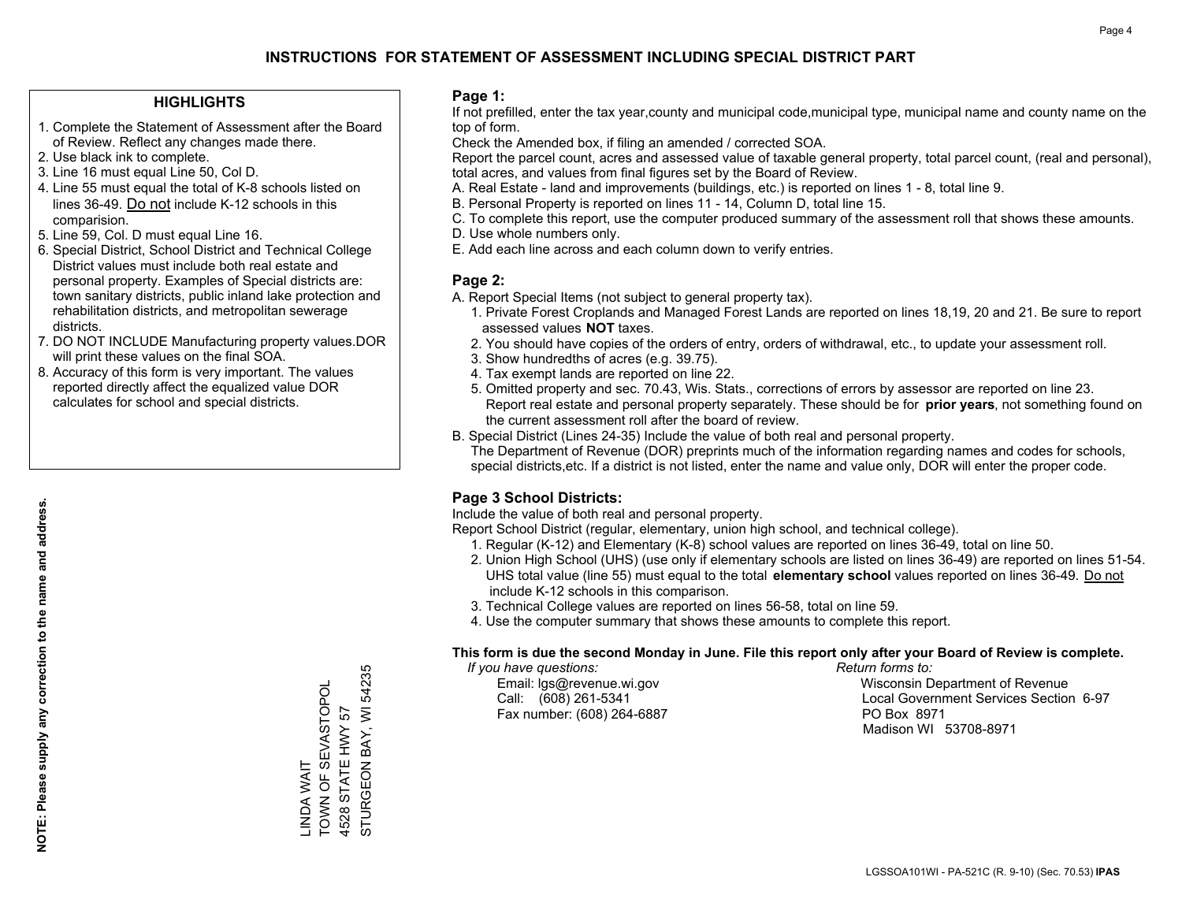# INSTRUCTIONS FOR STATEMENT OF ASSESSMENT INCLUDING SPECIAL DISTRICT PART

## HIGHLIGHTS

1. Complete the Statement of Assessment after the Board of Review. Reflect any changes made there.
2. Use black ink to complete.
3. Line 16 must equal Line 50, Col D.
4. Line 55 must equal the total of K-8 schools listed on lines 36-49. Do not include K-12 schools in this comparision.
5. Line 59, Col. D must equal Line 16.
6. Special District, School District and Technical College District values must include both real estate and personal property. Examples of Special districts are: town sanitary districts, public inland lake protection and rehabilitation districts, and metropolitan sewerage districts.
7. DO NOT INCLUDE Manufacturing property values.DOR will print these values on the final SOA.
8. Accuracy of this form is very important. The values reported directly affect the equalized value DOR calculates for school and special districts.

**NOTE: Please supply any correction to the name and address.**

LINDA WAIT
TOWN OF SEVASTOPOL
4528 STATE HWY 57
STURGEON BAY, WI 54235

## Page 1:

If not prefilled, enter the tax year,county and municipal code,municipal type, municipal name and county name on the top of form.

Check the Amended box, if filing an amended / corrected SOA.

Report the parcel count, acres and assessed value of taxable general property, total parcel count, (real and personal), total acres, and values from final figures set by the Board of Review.

A. Real Estate - land and improvements (buildings, etc.) is reported on lines 1 - 8, total line 9.
B. Personal Property is reported on lines 11 - 14, Column D, total line 15.
C. To complete this report, use the computer produced summary of the assessment roll that shows these amounts.
D. Use whole numbers only.
E. Add each line across and each column down to verify entries.

## Page 2:

A. Report Special Items (not subject to general property tax).
   1. Private Forest Croplands and Managed Forest Lands are reported on lines 18,19, 20 and 21. Be sure to report assessed values **NOT** taxes.
   2. You should have copies of the orders of entry, orders of withdrawal, etc., to update your assessment roll.
   3. Show hundredths of acres (e.g. 39.75).
   4. Tax exempt lands are reported on line 22.
   5. Omitted property and sec. 70.43, Wis. Stats., corrections of errors by assessor are reported on line 23. Report real estate and personal property separately. These should be for **prior years**, not something found on the current assessment roll after the board of review.

B. Special District (Lines 24-35) Include the value of both real and personal property.
   The Department of Revenue (DOR) preprints much of the information regarding names and codes for schools, special districts,etc. If a district is not listed, enter the name and value only, DOR will enter the proper code.

## Page 3 School Districts:

Include the value of both real and personal property.

Report School District (regular, elementary, union high school, and technical college).

1. Regular (K-12) and Elementary (K-8) school values are reported on lines 36-49, total on line 50.
2. Union High School (UHS) (use only if elementary schools are listed on lines 36-49) are reported on lines 51-54. UHS total value (line 55) must equal to the total **elementary school** values reported on lines 36-49. Do not include K-12 schools in this comparison.
3. Technical College values are reported on lines 56-58, total on line 59.
4. Use the computer summary that shows these amounts to complete this report.

**This form is due the second Monday in June. File this report only after your Board of Review is complete.**

*If you have questions:*
Email: lgs@revenue.wi.gov
Call: (608) 261-5341
Fax number: (608) 264-6887

*Return forms to:*
Wisconsin Department of Revenue
Local Government Services Section 6-97
PO Box 8971
Madison WI 53708-8971

LGSSOA101WI - PA-521C (R. 9-10) (Sec. 70.53) **IPAS**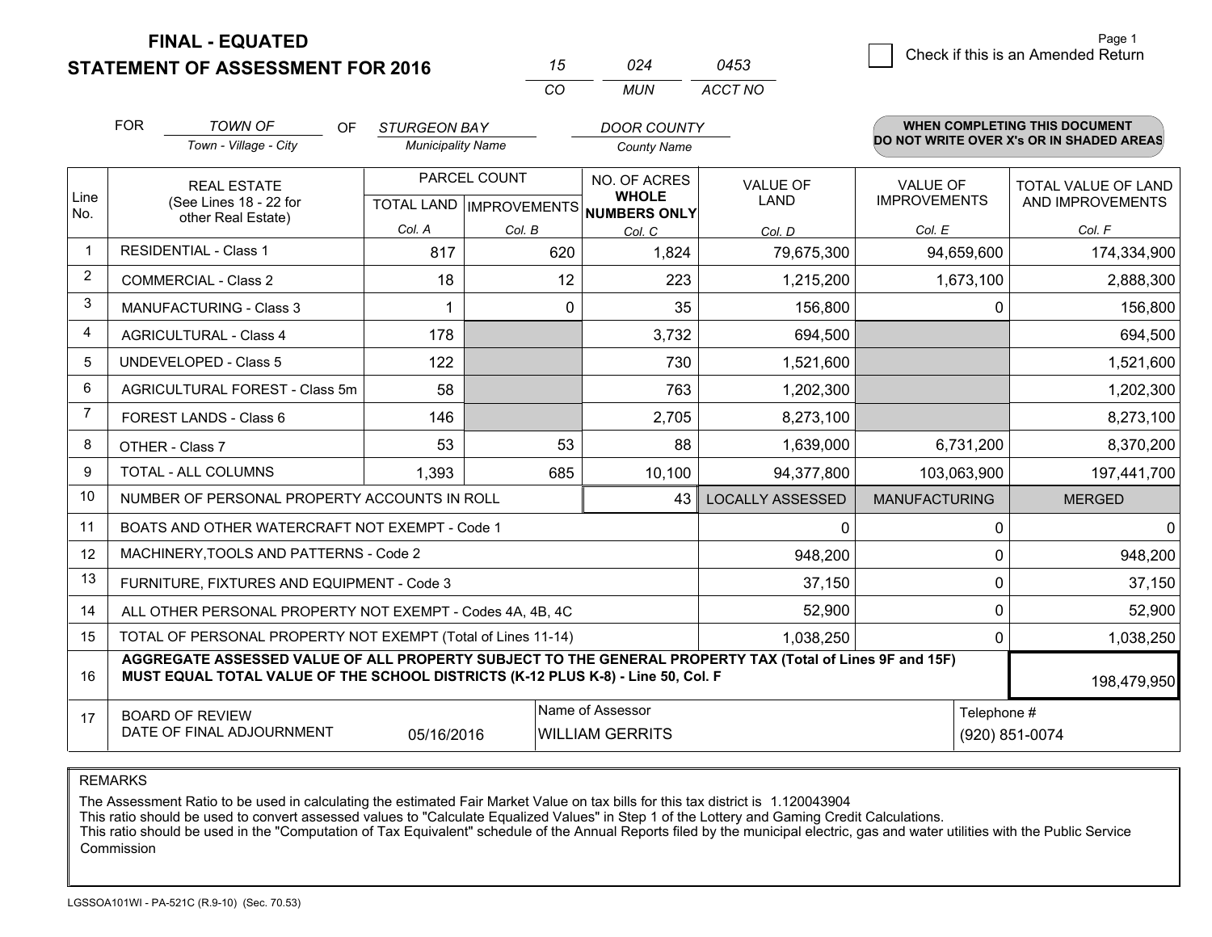**FINAL - EQUATED**
**STATEMENT OF ASSESSMENT FOR 2016**

| 15 | 024 | 0453 |
|---|---|---|
| CO | MUN | ACCT NO |

☐ Check if this is an Amended Return

FOR *TOWN OF* (Town - Village - City) OF *STURGEON BAY* (Municipality Name) *DOOR COUNTY* (County Name)

**WHEN COMPLETING THIS DOCUMENT DO NOT WRITE OVER X's OR IN SHADED AREAS**

| Line No. | REAL ESTATE (See Lines 18 - 22 for other Real Estate) | PARCEL COUNT TOTAL LAND Col. A | PARCEL COUNT IMPROVEMENTS Col. B | NO. OF ACRES WHOLE NUMBERS ONLY Col. C | VALUE OF LAND Col. D | VALUE OF IMPROVEMENTS Col. E | TOTAL VALUE OF LAND AND IMPROVEMENTS Col. F |
|---|---|---|---|---|---|---|---|
| 1 | RESIDENTIAL - Class 1 | 817 | 620 | 1,824 | 79,675,300 | 94,659,600 | 174,334,900 |
| 2 | COMMERCIAL - Class 2 | 18 | 12 | 223 | 1,215,200 | 1,673,100 | 2,888,300 |
| 3 | MANUFACTURING - Class 3 | 1 | 0 | 35 | 156,800 | 0 | 156,800 |
| 4 | AGRICULTURAL - Class 4 | 178 | | 3,732 | 694,500 | | 694,500 |
| 5 | UNDEVELOPED - Class 5 | 122 | | 730 | 1,521,600 | | 1,521,600 |
| 6 | AGRICULTURAL FOREST - Class 5m | 58 | | 763 | 1,202,300 | | 1,202,300 |
| 7 | FOREST LANDS - Class 6 | 146 | | 2,705 | 8,273,100 | | 8,273,100 |
| 8 | OTHER - Class 7 | 53 | 53 | 88 | 1,639,000 | 6,731,200 | 8,370,200 |
| 9 | TOTAL - ALL COLUMNS | 1,393 | 685 | 10,100 | 94,377,800 | 103,063,900 | 197,441,700 |
| 10 | NUMBER OF PERSONAL PROPERTY ACCOUNTS IN ROLL | | | 43 | LOCALLY ASSESSED | MANUFACTURING | MERGED |
| 11 | BOATS AND OTHER WATERCRAFT NOT EXEMPT - Code 1 | | | | 0 | 0 | 0 |
| 12 | MACHINERY,TOOLS AND PATTERNS - Code 2 | | | | 948,200 | 0 | 948,200 |
| 13 | FURNITURE, FIXTURES AND EQUIPMENT - Code 3 | | | | 37,150 | 0 | 37,150 |
| 14 | ALL OTHER PERSONAL PROPERTY NOT EXEMPT - Codes 4A, 4B, 4C | | | | 52,900 | 0 | 52,900 |
| 15 | TOTAL OF PERSONAL PROPERTY NOT EXEMPT (Total of Lines 11-14) | | | | 1,038,250 | 0 | 1,038,250 |
| 16 | **AGGREGATE ASSESSED VALUE OF ALL PROPERTY SUBJECT TO THE GENERAL PROPERTY TAX (Total of Lines 9F and 15F) MUST EQUAL TOTAL VALUE OF THE SCHOOL DISTRICTS (K-12 PLUS K-8) - Line 50, Col. F** | | | | | | 198,479,950 |
| 17 | BOARD OF REVIEW DATE OF FINAL ADJOURNMENT | 05/16/2016 | Name of Assessor | WILLIAM GERRITS | | Telephone # | (920) 851-0074 |

REMARKS

The Assessment Ratio to be used in calculating the estimated Fair Market Value on tax bills for this tax district is 1.120043904
This ratio should be used to convert assessed values to "Calculate Equalized Values" in Step 1 of the Lottery and Gaming Credit Calculations.
This ratio should be used in the "Computation of Tax Equivalent" schedule of the Annual Reports filed by the municipal electric, gas and water utilities with the Public Service Commission

LGSSOA101WI - PA-521C (R.9-10) (Sec. 70.53)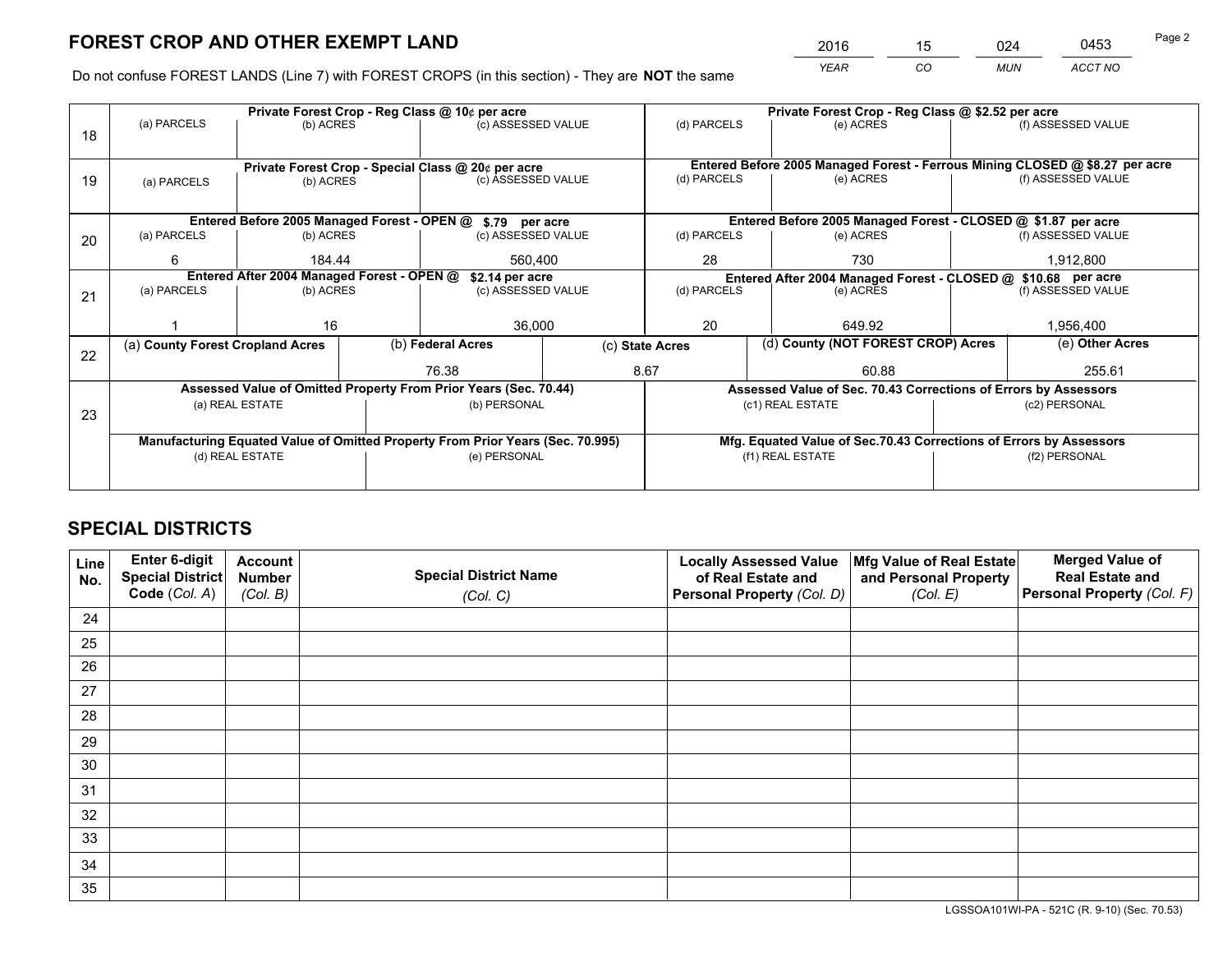# FOREST CROP AND OTHER EXEMPT LAND

| 2016 | 15 | 024 | 0453 |
|---|---|---|---|
| YEAR | CO | MUN | ACCT NO |

Do not confuse FOREST LANDS (Line 7) with FOREST CROPS (in this section) - They are **NOT** the same

| Line | Private Forest Crop - Reg Class @ 10¢ per acre | | | Private Forest Crop - Reg Class @ $2.52 per acre | | |
|---|---|---|---|---|---|---|
| 18 | (a) PARCELS | (b) ACRES | (c) ASSESSED VALUE | (d) PARCELS | (e) ACRES | (f) ASSESSED VALUE |
| | | | | | | |
| | **Private Forest Crop - Special Class @ 20¢ per acre** | | | **Entered Before 2005 Managed Forest - Ferrous Mining CLOSED @ $8.27 per acre** | | |
| 19 | (a) PARCELS | (b) ACRES | (c) ASSESSED VALUE | (d) PARCELS | (e) ACRES | (f) ASSESSED VALUE |
| | | | | | | |
| | **Entered Before 2005 Managed Forest - OPEN @ $.79 per acre** | | | **Entered Before 2005 Managed Forest - CLOSED @ $1.87 per acre** | | |
| 20 | (a) PARCELS | (b) ACRES | (c) ASSESSED VALUE | (d) PARCELS | (e) ACRES | (f) ASSESSED VALUE |
| | 6 | 184.44 | 560,400 | 28 | 730 | 1,912,800 |
| | **Entered After 2004 Managed Forest - OPEN @ $2.14 per acre** | | | **Entered After 2004 Managed Forest - CLOSED @ $10.68 per acre** | | |
| 21 | (a) PARCELS | (b) ACRES | (c) ASSESSED VALUE | (d) PARCELS | (e) ACRES | (f) ASSESSED VALUE |
| | 1 | 16 | 36,000 | 20 | 649.92 | 1,956,400 |

| Line | (a) County Forest Cropland Acres | (b) Federal Acres | (c) State Acres | (d) County (NOT FOREST CROP) Acres | (e) Other Acres |
|---|---|---|---|---|---|
| 22 | | 76.38 | 8.67 | 60.88 | 255.61 |

| Line | Assessed Value of Omitted Property From Prior Years (Sec. 70.44) | | Assessed Value of Sec. 70.43 Corrections of Errors by Assessors | |
|---|---|---|---|---|
| 23 | (a) REAL ESTATE | (b) PERSONAL | (c1) REAL ESTATE | (c2) PERSONAL |
| | | | | |
| | **Manufacturing Equated Value of Omitted Property From Prior Years (Sec. 70.995)** | | **Mfg. Equated Value of Sec.70.43 Corrections of Errors by Assessors** | |
| | (d) REAL ESTATE | (e) PERSONAL | (f1) REAL ESTATE | (f2) PERSONAL |
| | | | | |

# SPECIAL DISTRICTS

| Line No. | Enter 6-digit Special District Code (Col. A) | Account Number (Col. B) | Special District Name (Col. C) | Locally Assessed Value of Real Estate and Personal Property (Col. D) | Mfg Value of Real Estate and Personal Property (Col. E) | Merged Value of Real Estate and Personal Property (Col. F) |
|---|---|---|---|---|---|---|
| 24 | | | | | | |
| 25 | | | | | | |
| 26 | | | | | | |
| 27 | | | | | | |
| 28 | | | | | | |
| 29 | | | | | | |
| 30 | | | | | | |
| 31 | | | | | | |
| 32 | | | | | | |
| 33 | | | | | | |
| 34 | | | | | | |
| 35 | | | | | | |

LGSSOA101WI-PA - 521C (R. 9-10) (Sec. 70.53)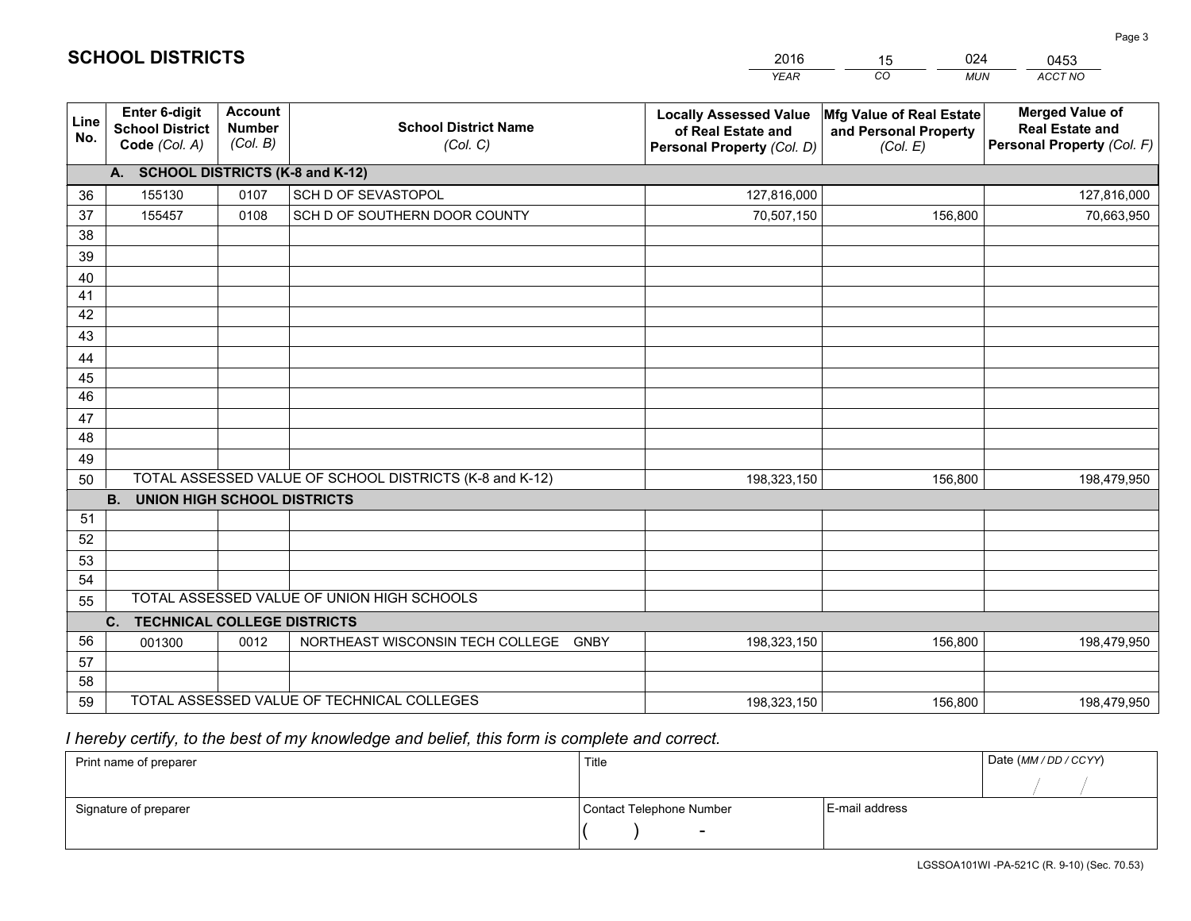# SCHOOL DISTRICTS

| 2016 | 15 | 024 | 0453 |
|---|---|---|---|
| *YEAR* | *CO* | *MUN* | *ACCT NO* |

| Line No. | Enter 6-digit School District Code *(Col. A)* | Account Number *(Col. B)* | School District Name *(Col. C)* | Locally Assessed Value of Real Estate and Personal Property *(Col. D)* | Mfg Value of Real Estate and Personal Property *(Col. E)* | Merged Value of Real Estate and Personal Property *(Col. F)* |
|---|---|---|---|---|---|---|
| | **A. SCHOOL DISTRICTS (K-8 and K-12)** | | | | | |
| 36 | 155130 | 0107 | SCH D OF SEVASTOPOL | 127,816,000 | | 127,816,000 |
| 37 | 155457 | 0108 | SCH D OF SOUTHERN DOOR COUNTY | 70,507,150 | 156,800 | 70,663,950 |
| 38 | | | | | | |
| 39 | | | | | | |
| 40 | | | | | | |
| 41 | | | | | | |
| 42 | | | | | | |
| 43 | | | | | | |
| 44 | | | | | | |
| 45 | | | | | | |
| 46 | | | | | | |
| 47 | | | | | | |
| 48 | | | | | | |
| 49 | | | | | | |
| 50 | TOTAL ASSESSED VALUE OF SCHOOL DISTRICTS (K-8 and K-12) | | | 198,323,150 | 156,800 | 198,479,950 |
| | **B. UNION HIGH SCHOOL DISTRICTS** | | | | | |
| 51 | | | | | | |
| 52 | | | | | | |
| 53 | | | | | | |
| 54 | | | | | | |
| 55 | TOTAL ASSESSED VALUE OF UNION HIGH SCHOOLS | | | | | |
| | **C. TECHNICAL COLLEGE DISTRICTS** | | | | | |
| 56 | 001300 | 0012 | NORTHEAST WISCONSIN TECH COLLEGE GNBY | 198,323,150 | 156,800 | 198,479,950 |
| 57 | | | | | | |
| 58 | | | | | | |
| 59 | TOTAL ASSESSED VALUE OF TECHNICAL COLLEGES | | | 198,323,150 | 156,800 | 198,479,950 |

*I hereby certify, to the best of my knowledge and belief, this form is complete and correct.*

| Print name of preparer | Title | | Date *(MM / DD / CCYY)* |
|---|---|---|---|
| | | | / / |
| Signature of preparer | Contact Telephone Number | E-mail address | |
| | ( ) - | | |

LGSSOA101WI -PA-521C (R. 9-10) (Sec. 70.53)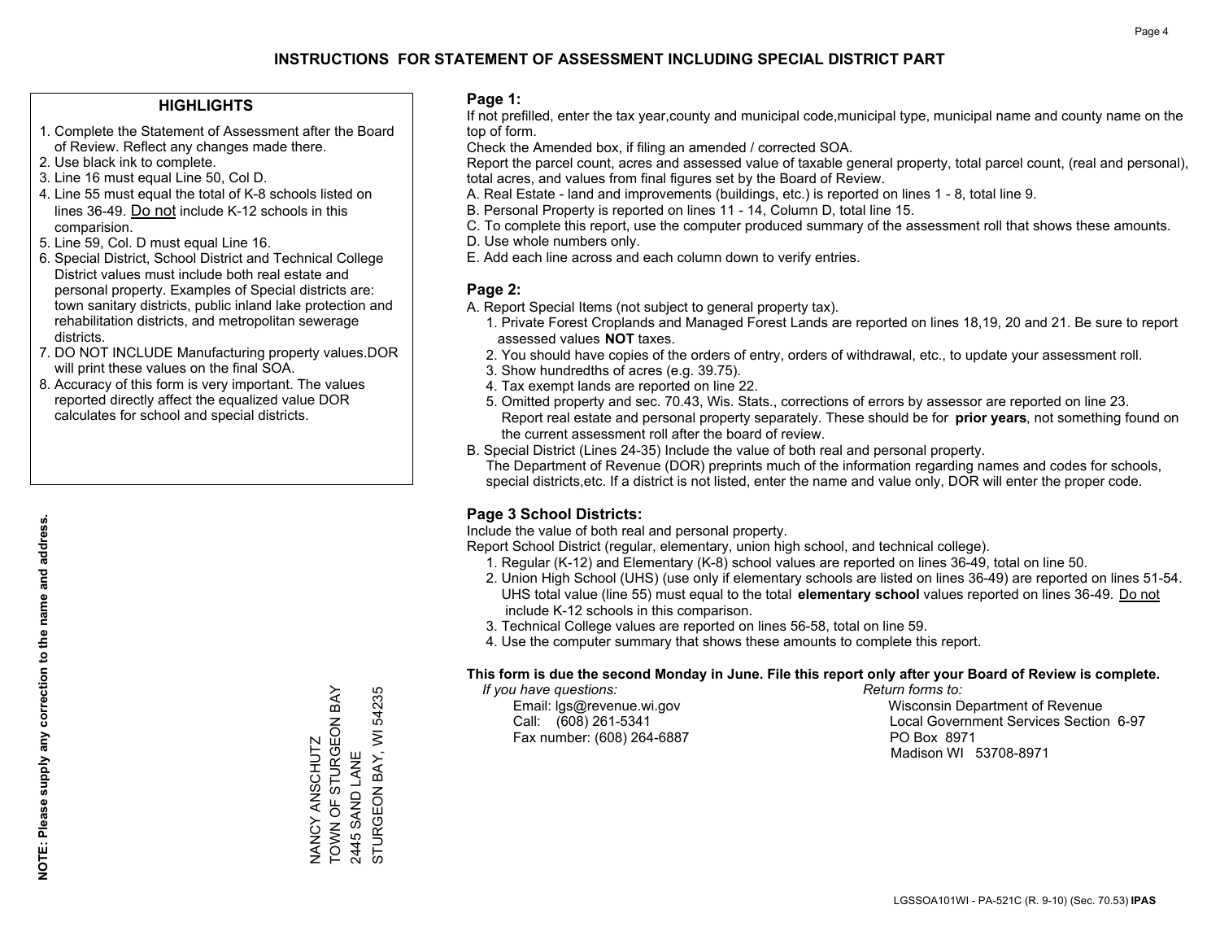# INSTRUCTIONS FOR STATEMENT OF ASSESSMENT INCLUDING SPECIAL DISTRICT PART

## HIGHLIGHTS

1. Complete the Statement of Assessment after the Board of Review. Reflect any changes made there.
2. Use black ink to complete.
3. Line 16 must equal Line 50, Col D.
4. Line 55 must equal the total of K-8 schools listed on lines 36-49. Do not include K-12 schools in this comparision.
5. Line 59, Col. D must equal Line 16.
6. Special District, School District and Technical College District values must include both real estate and personal property. Examples of Special districts are: town sanitary districts, public inland lake protection and rehabilitation districts, and metropolitan sewerage districts.
7. DO NOT INCLUDE Manufacturing property values.DOR will print these values on the final SOA.
8. Accuracy of this form is very important. The values reported directly affect the equalized value DOR calculates for school and special districts.

**NOTE: Please supply any correction to the name and address.**

NANCY ANSCHUTZ
TOWN OF STURGEON BAY
2445 SAND LANE
STURGEON BAY, WI 54235

## Page 1:

If not prefilled, enter the tax year,county and municipal code,municipal type, municipal name and county name on the top of form.

Check the Amended box, if filing an amended / corrected SOA.

Report the parcel count, acres and assessed value of taxable general property, total parcel count, (real and personal), total acres, and values from final figures set by the Board of Review.

A. Real Estate - land and improvements (buildings, etc.) is reported on lines 1 - 8, total line 9.
B. Personal Property is reported on lines 11 - 14, Column D, total line 15.
C. To complete this report, use the computer produced summary of the assessment roll that shows these amounts.
D. Use whole numbers only.
E. Add each line across and each column down to verify entries.

## Page 2:

A. Report Special Items (not subject to general property tax).
   1. Private Forest Croplands and Managed Forest Lands are reported on lines 18,19, 20 and 21. Be sure to report assessed values **NOT** taxes.
   2. You should have copies of the orders of entry, orders of withdrawal, etc., to update your assessment roll.
   3. Show hundredths of acres (e.g. 39.75).
   4. Tax exempt lands are reported on line 22.
   5. Omitted property and sec. 70.43, Wis. Stats., corrections of errors by assessor are reported on line 23. Report real estate and personal property separately. These should be for **prior years**, not something found on the current assessment roll after the board of review.
B. Special District (Lines 24-35) Include the value of both real and personal property.
   The Department of Revenue (DOR) preprints much of the information regarding names and codes for schools, special districts,etc. If a district is not listed, enter the name and value only, DOR will enter the proper code.

## Page 3 School Districts:

Include the value of both real and personal property.

Report School District (regular, elementary, union high school, and technical college).

1. Regular (K-12) and Elementary (K-8) school values are reported on lines 36-49, total on line 50.
2. Union High School (UHS) (use only if elementary schools are listed on lines 36-49) are reported on lines 51-54. UHS total value (line 55) must equal to the total **elementary school** values reported on lines 36-49. Do not include K-12 schools in this comparison.
3. Technical College values are reported on lines 56-58, total on line 59.
4. Use the computer summary that shows these amounts to complete this report.

**This form is due the second Monday in June. File this report only after your Board of Review is complete.**

*If you have questions:*
Email: lgs@revenue.wi.gov
Call: (608) 261-5341
Fax number: (608) 264-6887

*Return forms to:*
Wisconsin Department of Revenue
Local Government Services Section 6-97
PO Box 8971
Madison WI 53708-8971

LGSSOA101WI - PA-521C (R. 9-10) (Sec. 70.53) **IPAS**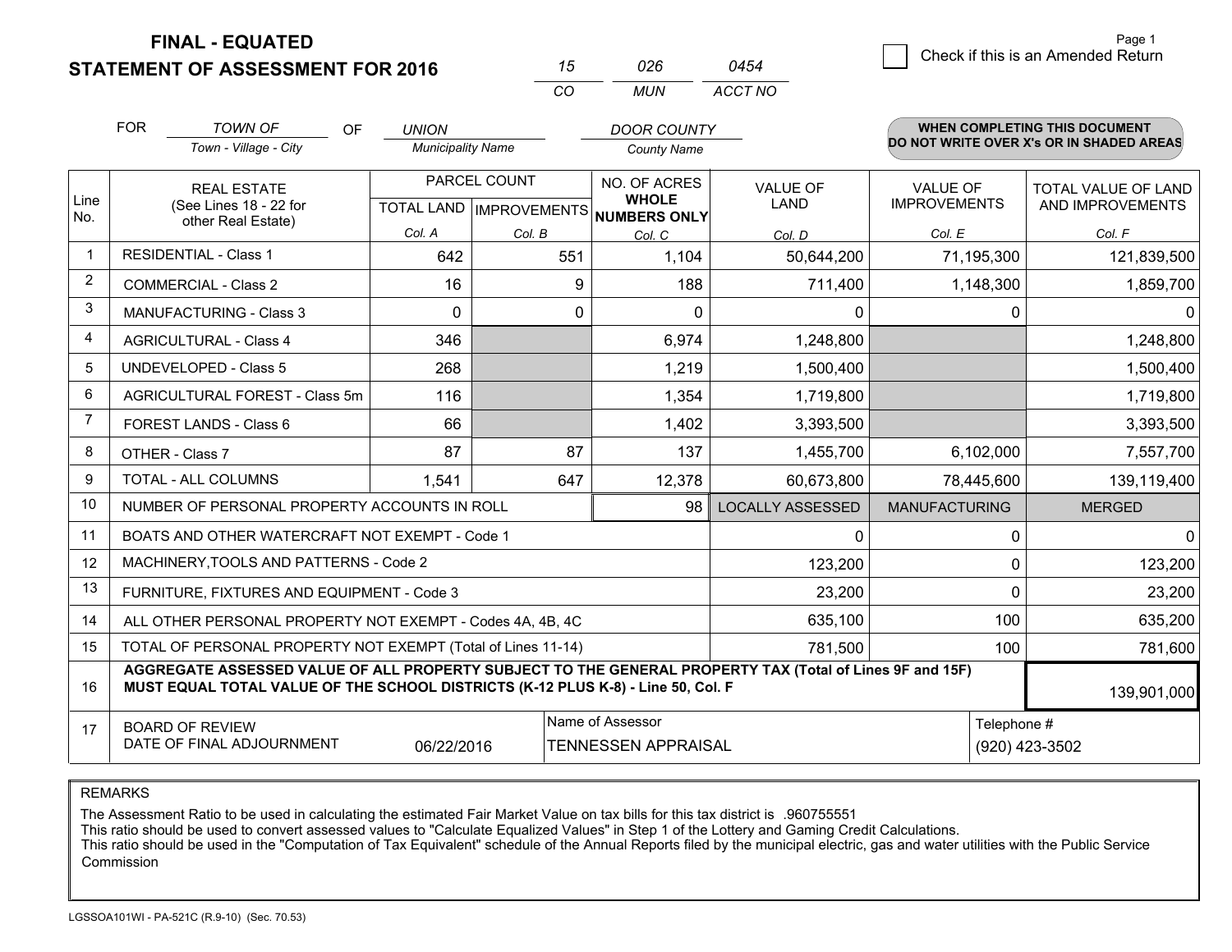# FINAL - EQUATED
# STATEMENT OF ASSESSMENT FOR 2016

| 15 | 026 | 0454 |
|---|---|---|
| CO | MUN | ACCT NO |

Page 1

☐ Check if this is an Amended Return

FOR *TOWN OF* (Town - Village - City) OF *UNION* (Municipality Name) *DOOR COUNTY* (County Name)

**WHEN COMPLETING THIS DOCUMENT DO NOT WRITE OVER X's OR IN SHADED AREAS**

| Line No. | REAL ESTATE (See Lines 18 - 22 for other Real Estate) | PARCEL COUNT TOTAL LAND Col. A | PARCEL COUNT IMPROVEMENTS Col. B | NO. OF ACRES WHOLE NUMBERS ONLY Col. C | VALUE OF LAND Col. D | VALUE OF IMPROVEMENTS Col. E | TOTAL VALUE OF LAND AND IMPROVEMENTS Col. F |
|---|---|---|---|---|---|---|---|
| 1 | RESIDENTIAL - Class 1 | 642 | 551 | 1,104 | 50,644,200 | 71,195,300 | 121,839,500 |
| 2 | COMMERCIAL - Class 2 | 16 | 9 | 188 | 711,400 | 1,148,300 | 1,859,700 |
| 3 | MANUFACTURING - Class 3 | 0 | 0 | 0 | 0 | 0 | 0 |
| 4 | AGRICULTURAL - Class 4 | 346 | | 6,974 | 1,248,800 | | 1,248,800 |
| 5 | UNDEVELOPED - Class 5 | 268 | | 1,219 | 1,500,400 | | 1,500,400 |
| 6 | AGRICULTURAL FOREST - Class 5m | 116 | | 1,354 | 1,719,800 | | 1,719,800 |
| 7 | FOREST LANDS - Class 6 | 66 | | 1,402 | 3,393,500 | | 3,393,500 |
| 8 | OTHER - Class 7 | 87 | 87 | 137 | 1,455,700 | 6,102,000 | 7,557,700 |
| 9 | TOTAL - ALL COLUMNS | 1,541 | 647 | 12,378 | 60,673,800 | 78,445,600 | 139,119,400 |
| 10 | NUMBER OF PERSONAL PROPERTY ACCOUNTS IN ROLL | | | 98 | LOCALLY ASSESSED | MANUFACTURING | MERGED |
| 11 | BOATS AND OTHER WATERCRAFT NOT EXEMPT - Code 1 | | | | 0 | 0 | 0 |
| 12 | MACHINERY,TOOLS AND PATTERNS - Code 2 | | | | 123,200 | 0 | 123,200 |
| 13 | FURNITURE, FIXTURES AND EQUIPMENT - Code 3 | | | | 23,200 | 0 | 23,200 |
| 14 | ALL OTHER PERSONAL PROPERTY NOT EXEMPT - Codes 4A, 4B, 4C | | | | 635,100 | 100 | 635,200 |
| 15 | TOTAL OF PERSONAL PROPERTY NOT EXEMPT (Total of Lines 11-14) | | | | 781,500 | 100 | 781,600 |
| 16 | **AGGREGATE ASSESSED VALUE OF ALL PROPERTY SUBJECT TO THE GENERAL PROPERTY TAX (Total of Lines 9F and 15F) MUST EQUAL TOTAL VALUE OF THE SCHOOL DISTRICTS (K-12 PLUS K-8) - Line 50, Col. F** | | | | | | 139,901,000 |
| 17 | BOARD OF REVIEW DATE OF FINAL ADJOURNMENT | 06/22/2016 | Name of Assessor: TENNESSEN APPRAISAL | | | Telephone #: (920) 423-3502 | |

REMARKS

The Assessment Ratio to be used in calculating the estimated Fair Market Value on tax bills for this tax district is .960755551
This ratio should be used to convert assessed values to "Calculate Equalized Values" in Step 1 of the Lottery and Gaming Credit Calculations.
This ratio should be used in the "Computation of Tax Equivalent" schedule of the Annual Reports filed by the municipal electric, gas and water utilities with the Public Service Commission

LGSSOA101WI - PA-521C (R.9-10) (Sec. 70.53)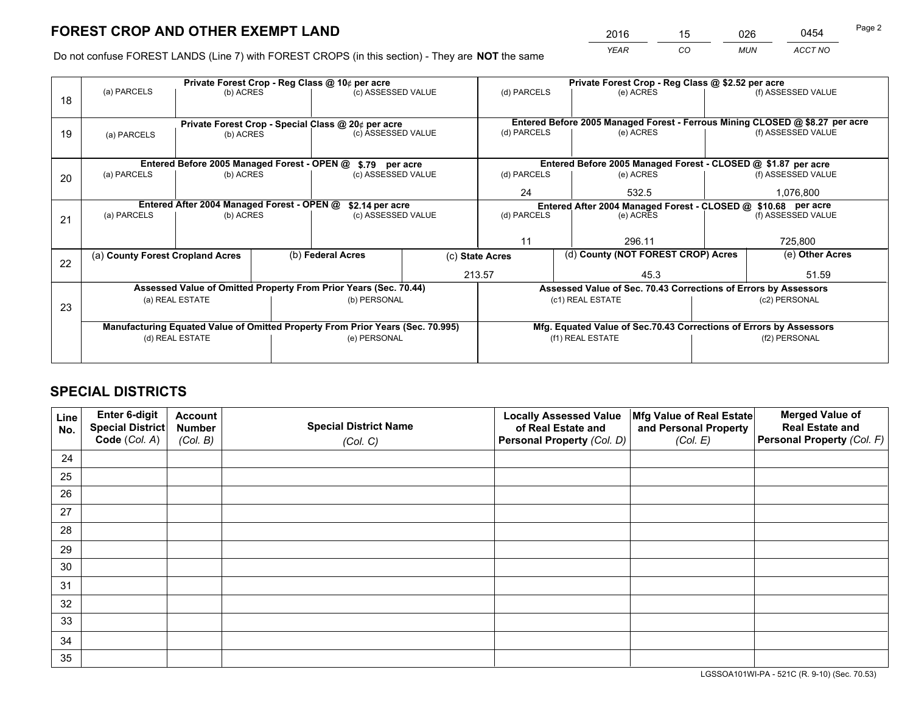# FOREST CROP AND OTHER EXEMPT LAND

| 2016 | 15 | 026 | 0454 |
|---|---|---|---|
| *YEAR* | *CO* | *MUN* | *ACCT NO* |

Do not confuse FOREST LANDS (Line 7) with FOREST CROPS (in this section) - They are **NOT** the same

| Line | Private Forest Crop - Reg Class @ 10¢ per acre | | | Private Forest Crop - Reg Class @ $2.52 per acre | | |
|---|---|---|---|---|---|---|
| 18 | (a) PARCELS | (b) ACRES | (c) ASSESSED VALUE | (d) PARCELS | (e) ACRES | (f) ASSESSED VALUE |
| | | | | | | |
| | **Private Forest Crop - Special Class @ 20¢ per acre** | | | **Entered Before 2005 Managed Forest - Ferrous Mining CLOSED @ $8.27 per acre** | | |
| 19 | (a) PARCELS | (b) ACRES | (c) ASSESSED VALUE | (d) PARCELS | (e) ACRES | (f) ASSESSED VALUE |
| | | | | | | |
| | **Entered Before 2005 Managed Forest - OPEN @ $.79 per acre** | | | **Entered Before 2005 Managed Forest - CLOSED @ $1.87 per acre** | | |
| 20 | (a) PARCELS | (b) ACRES | (c) ASSESSED VALUE | (d) PARCELS | (e) ACRES | (f) ASSESSED VALUE |
| | | | | 24 | 532.5 | 1,076,800 |
| | **Entered After 2004 Managed Forest - OPEN @ $2.14 per acre** | | | **Entered After 2004 Managed Forest - CLOSED @ $10.68 per acre** | | |
| 21 | (a) PARCELS | (b) ACRES | (c) ASSESSED VALUE | (d) PARCELS | (e) ACRES | (f) ASSESSED VALUE |
| | | | | 11 | 296.11 | 725,800 |

| Line | (a) County Forest Cropland Acres | (b) Federal Acres | (c) State Acres | (d) County (NOT FOREST CROP) Acres | (e) Other Acres |
|---|---|---|---|---|---|
| 22 | | | 213.57 | 45.3 | 51.59 |

| Line | Assessed Value of Omitted Property From Prior Years (Sec. 70.44) | | Assessed Value of Sec. 70.43 Corrections of Errors by Assessors | |
|---|---|---|---|---|
| 23 | (a) REAL ESTATE | (b) PERSONAL | (c1) REAL ESTATE | (c2) PERSONAL |
| | | | | |
| | **Manufacturing Equated Value of Omitted Property From Prior Years (Sec. 70.995)** | | **Mfg. Equated Value of Sec.70.43 Corrections of Errors by Assessors** | |
| | (d) REAL ESTATE | (e) PERSONAL | (f1) REAL ESTATE | (f2) PERSONAL |
| | | | | |

# SPECIAL DISTRICTS

| Line No. | Enter 6-digit Special District Code (*Col. A*) | Account Number (*Col. B*) | Special District Name (*Col. C*) | Locally Assessed Value of Real Estate and Personal Property (*Col. D*) | Mfg Value of Real Estate and Personal Property (*Col. E*) | Merged Value of Real Estate and Personal Property (*Col. F*) |
|---|---|---|---|---|---|---|
| 24 | | | | | | |
| 25 | | | | | | |
| 26 | | | | | | |
| 27 | | | | | | |
| 28 | | | | | | |
| 29 | | | | | | |
| 30 | | | | | | |
| 31 | | | | | | |
| 32 | | | | | | |
| 33 | | | | | | |
| 34 | | | | | | |
| 35 | | | | | | |

LGSSOA101WI-PA - 521C (R. 9-10) (Sec. 70.53)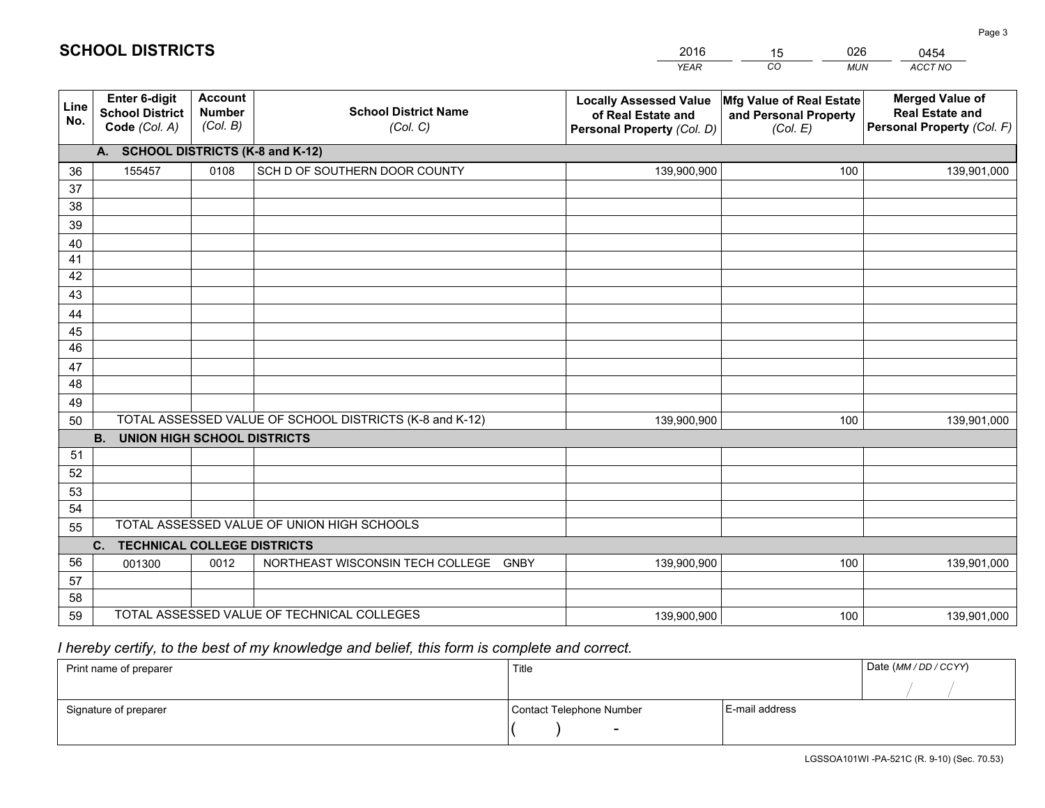# SCHOOL DISTRICTS

| 2016 | 15 | 026 | 0454 |
|---|---|---|---|
| YEAR | CO | MUN | ACCT NO |

| Line No. | Enter 6-digit School District Code (Col. A) | Account Number (Col. B) | School District Name (Col. C) | Locally Assessed Value of Real Estate and Personal Property (Col. D) | Mfg Value of Real Estate and Personal Property (Col. E) | Merged Value of Real Estate and Personal Property (Col. F) |
|---|---|---|---|---|---|---|
| | **A. SCHOOL DISTRICTS (K-8 and K-12)** | | | | | |
| 36 | 155457 | 0108 | SCH D OF SOUTHERN DOOR COUNTY | 139,900,900 | 100 | 139,901,000 |
| 37 | | | | | | |
| 38 | | | | | | |
| 39 | | | | | | |
| 40 | | | | | | |
| 41 | | | | | | |
| 42 | | | | | | |
| 43 | | | | | | |
| 44 | | | | | | |
| 45 | | | | | | |
| 46 | | | | | | |
| 47 | | | | | | |
| 48 | | | | | | |
| 49 | | | | | | |
| 50 | TOTAL ASSESSED VALUE OF SCHOOL DISTRICTS (K-8 and K-12) | | | 139,900,900 | 100 | 139,901,000 |
| | **B. UNION HIGH SCHOOL DISTRICTS** | | | | | |
| 51 | | | | | | |
| 52 | | | | | | |
| 53 | | | | | | |
| 54 | | | | | | |
| 55 | TOTAL ASSESSED VALUE OF UNION HIGH SCHOOLS | | | | | |
| | **C. TECHNICAL COLLEGE DISTRICTS** | | | | | |
| 56 | 001300 | 0012 | NORTHEAST WISCONSIN TECH COLLEGE GNBY | 139,900,900 | 100 | 139,901,000 |
| 57 | | | | | | |
| 58 | | | | | | |
| 59 | TOTAL ASSESSED VALUE OF TECHNICAL COLLEGES | | | 139,900,900 | 100 | 139,901,000 |

*I hereby certify, to the best of my knowledge and belief, this form is complete and correct.*

| Print name of preparer | Title | | Date (MM / DD / CCYY) |
|---|---|---|---|
| | | | / / |
| Signature of preparer | Contact Telephone Number | E-mail address | |
| | ( ) - | | |

LGSSOA101WI -PA-521C (R. 9-10) (Sec. 70.53)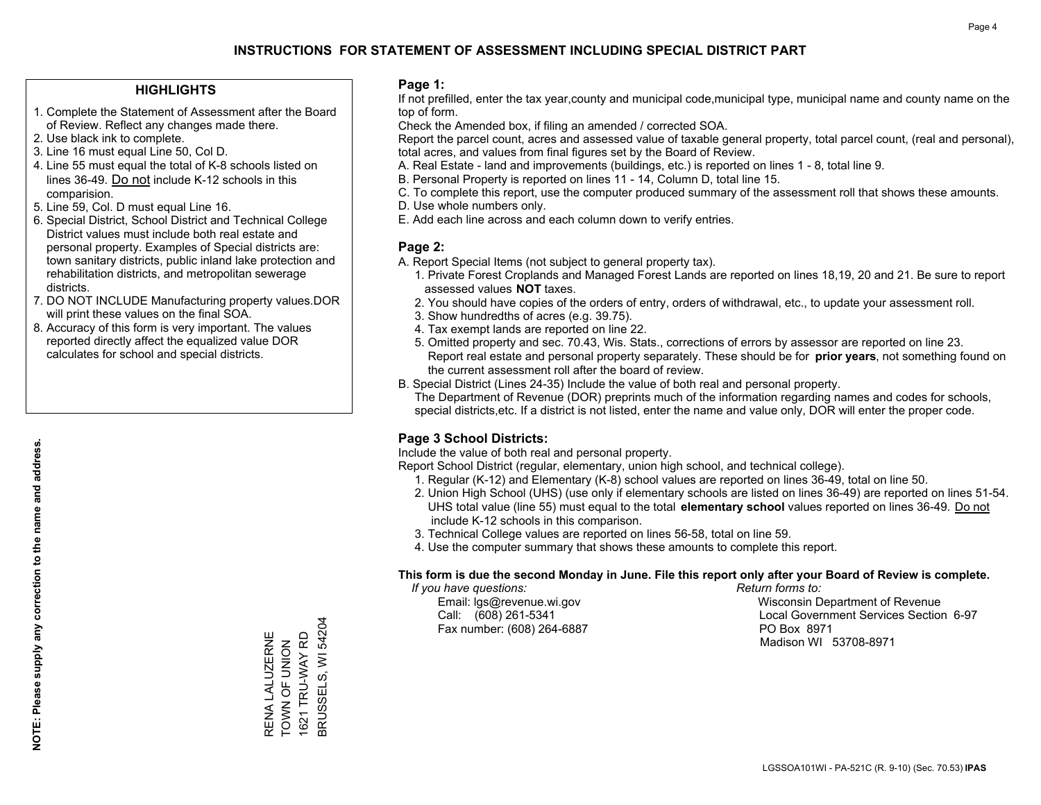# INSTRUCTIONS FOR STATEMENT OF ASSESSMENT INCLUDING SPECIAL DISTRICT PART

## HIGHLIGHTS

1. Complete the Statement of Assessment after the Board of Review. Reflect any changes made there.
2. Use black ink to complete.
3. Line 16 must equal Line 50, Col D.
4. Line 55 must equal the total of K-8 schools listed on lines 36-49. Do not include K-12 schools in this comparision.
5. Line 59, Col. D must equal Line 16.
6. Special District, School District and Technical College District values must include both real estate and personal property. Examples of Special districts are: town sanitary districts, public inland lake protection and rehabilitation districts, and metropolitan sewerage districts.
7. DO NOT INCLUDE Manufacturing property values.DOR will print these values on the final SOA.
8. Accuracy of this form is very important. The values reported directly affect the equalized value DOR calculates for school and special districts.

**NOTE: Please supply any correction to the name and address.**

RENA LALUZERNE
TOWN OF UNION
1621 TRU-WAY RD
BRUSSELS, WI 54204

## Page 1:

If not prefilled, enter the tax year,county and municipal code,municipal type, municipal name and county name on the top of form.

Check the Amended box, if filing an amended / corrected SOA.

Report the parcel count, acres and assessed value of taxable general property, total parcel count, (real and personal), total acres, and values from final figures set by the Board of Review.

A. Real Estate - land and improvements (buildings, etc.) is reported on lines 1 - 8, total line 9.
B. Personal Property is reported on lines 11 - 14, Column D, total line 15.
C. To complete this report, use the computer produced summary of the assessment roll that shows these amounts.
D. Use whole numbers only.
E. Add each line across and each column down to verify entries.

## Page 2:

A. Report Special Items (not subject to general property tax).
   1. Private Forest Croplands and Managed Forest Lands are reported on lines 18,19, 20 and 21. Be sure to report assessed values **NOT** taxes.
   2. You should have copies of the orders of entry, orders of withdrawal, etc., to update your assessment roll.
   3. Show hundredths of acres (e.g. 39.75).
   4. Tax exempt lands are reported on line 22.
   5. Omitted property and sec. 70.43, Wis. Stats., corrections of errors by assessor are reported on line 23. Report real estate and personal property separately. These should be for **prior years**, not something found on the current assessment roll after the board of review.
B. Special District (Lines 24-35) Include the value of both real and personal property.
   The Department of Revenue (DOR) preprints much of the information regarding names and codes for schools, special districts,etc. If a district is not listed, enter the name and value only, DOR will enter the proper code.

## Page 3 School Districts:

Include the value of both real and personal property.

Report School District (regular, elementary, union high school, and technical college).

1. Regular (K-12) and Elementary (K-8) school values are reported on lines 36-49, total on line 50.
2. Union High School (UHS) (use only if elementary schools are listed on lines 36-49) are reported on lines 51-54. UHS total value (line 55) must equal to the total **elementary school** values reported on lines 36-49. Do not include K-12 schools in this comparison.
3. Technical College values are reported on lines 56-58, total on line 59.
4. Use the computer summary that shows these amounts to complete this report.

**This form is due the second Monday in June. File this report only after your Board of Review is complete.**

*If you have questions:*
Email: lgs@revenue.wi.gov
Call: (608) 261-5341
Fax number: (608) 264-6887

*Return forms to:*
Wisconsin Department of Revenue
Local Government Services Section 6-97
PO Box 8971
Madison WI 53708-8971

LGSSOA101WI - PA-521C (R. 9-10) (Sec. 70.53) **IPAS**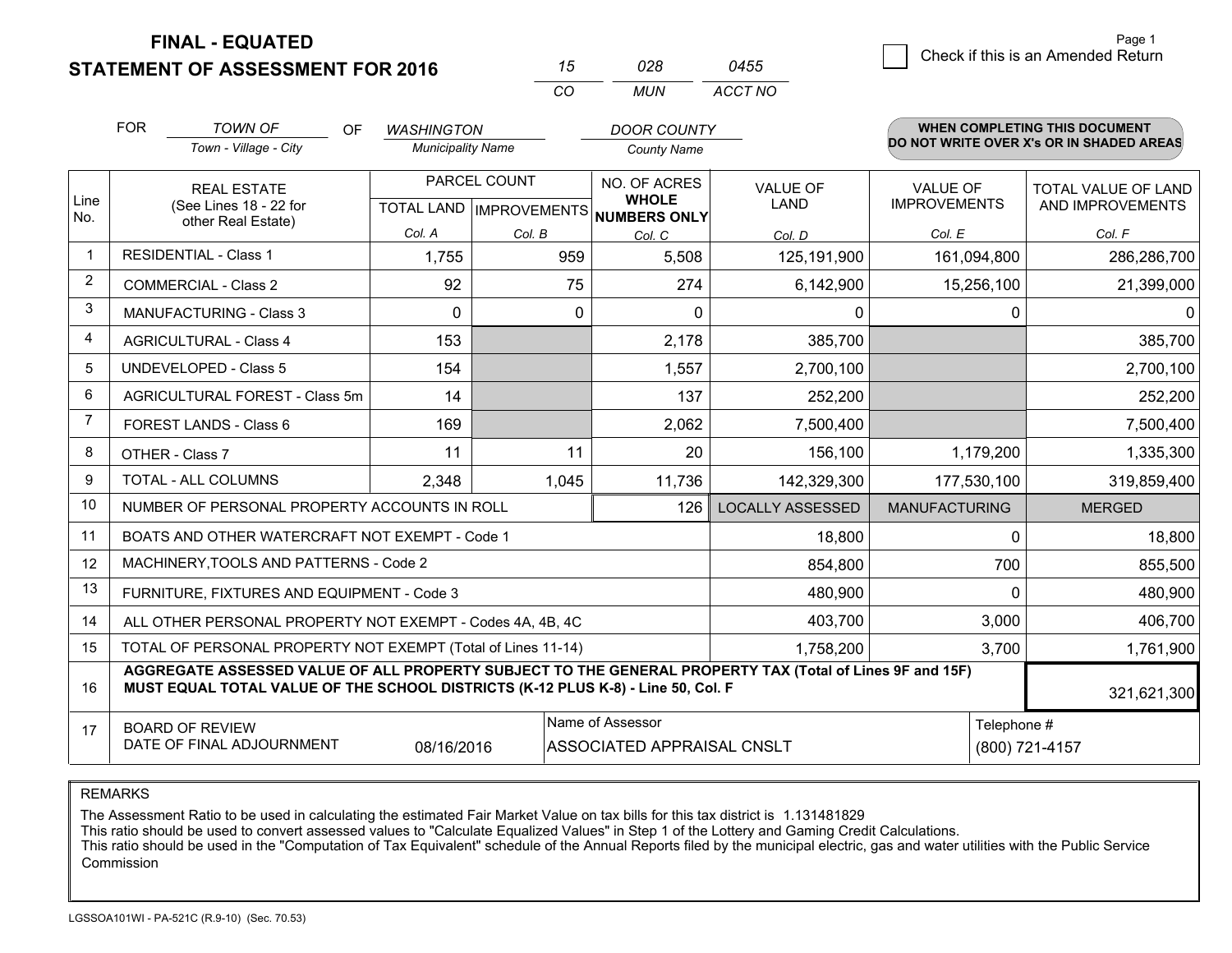**FINAL - EQUATED**
**STATEMENT OF ASSESSMENT FOR 2016**

| 15 | 028 | 0455 |
|---|---|---|
| CO | MUN | ACCT NO |

☐ Check if this is an Amended Return

FOR *TOWN OF* (Town - Village - City) OF *WASHINGTON* (Municipality Name) *DOOR COUNTY* (County Name)

**WHEN COMPLETING THIS DOCUMENT DO NOT WRITE OVER X's OR IN SHADED AREAS**

| Line No. | REAL ESTATE (See Lines 18 - 22 for other Real Estate) | PARCEL COUNT | | NO. OF ACRES WHOLE NUMBERS ONLY | VALUE OF LAND | VALUE OF IMPROVEMENTS | TOTAL VALUE OF LAND AND IMPROVEMENTS |
|---|---|---|---|---|---|---|---|
| | | TOTAL LAND | IMPROVEMENTS | | | | |
| | | Col. A | Col. B | Col. C | Col. D | Col. E | Col. F |
| 1 | RESIDENTIAL - Class 1 | 1,755 | 959 | 5,508 | 125,191,900 | 161,094,800 | 286,286,700 |
| 2 | COMMERCIAL - Class 2 | 92 | 75 | 274 | 6,142,900 | 15,256,100 | 21,399,000 |
| 3 | MANUFACTURING - Class 3 | 0 | 0 | 0 | 0 | 0 | 0 |
| 4 | AGRICULTURAL - Class 4 | 153 | | 2,178 | 385,700 | | 385,700 |
| 5 | UNDEVELOPED - Class 5 | 154 | | 1,557 | 2,700,100 | | 2,700,100 |
| 6 | AGRICULTURAL FOREST - Class 5m | 14 | | 137 | 252,200 | | 252,200 |
| 7 | FOREST LANDS - Class 6 | 169 | | 2,062 | 7,500,400 | | 7,500,400 |
| 8 | OTHER - Class 7 | 11 | 11 | 20 | 156,100 | 1,179,200 | 1,335,300 |
| 9 | TOTAL - ALL COLUMNS | 2,348 | 1,045 | 11,736 | 142,329,300 | 177,530,100 | 319,859,400 |
| 10 | NUMBER OF PERSONAL PROPERTY ACCOUNTS IN ROLL | | | 126 | LOCALLY ASSESSED | MANUFACTURING | MERGED |
| 11 | BOATS AND OTHER WATERCRAFT NOT EXEMPT - Code 1 | | | | 18,800 | 0 | 18,800 |
| 12 | MACHINERY,TOOLS AND PATTERNS - Code 2 | | | | 854,800 | 700 | 855,500 |
| 13 | FURNITURE, FIXTURES AND EQUIPMENT - Code 3 | | | | 480,900 | 0 | 480,900 |
| 14 | ALL OTHER PERSONAL PROPERTY NOT EXEMPT - Codes 4A, 4B, 4C | | | | 403,700 | 3,000 | 406,700 |
| 15 | TOTAL OF PERSONAL PROPERTY NOT EXEMPT (Total of Lines 11-14) | | | | 1,758,200 | 3,700 | 1,761,900 |
| 16 | **AGGREGATE ASSESSED VALUE OF ALL PROPERTY SUBJECT TO THE GENERAL PROPERTY TAX (Total of Lines 9F and 15F) MUST EQUAL TOTAL VALUE OF THE SCHOOL DISTRICTS (K-12 PLUS K-8) - Line 50, Col. F** | | | | | | 321,621,300 |
| 17 | BOARD OF REVIEW DATE OF FINAL ADJOURNMENT | 08/16/2016 | Name of Assessor: ASSOCIATED APPRAISAL CNSLT | | | Telephone #: (800) 721-4157 | |

REMARKS

The Assessment Ratio to be used in calculating the estimated Fair Market Value on tax bills for this tax district is 1.131481829
This ratio should be used to convert assessed values to "Calculate Equalized Values" in Step 1 of the Lottery and Gaming Credit Calculations.
This ratio should be used in the "Computation of Tax Equivalent" schedule of the Annual Reports filed by the municipal electric, gas and water utilities with the Public Service Commission

LGSSOA101WI - PA-521C (R.9-10) (Sec. 70.53)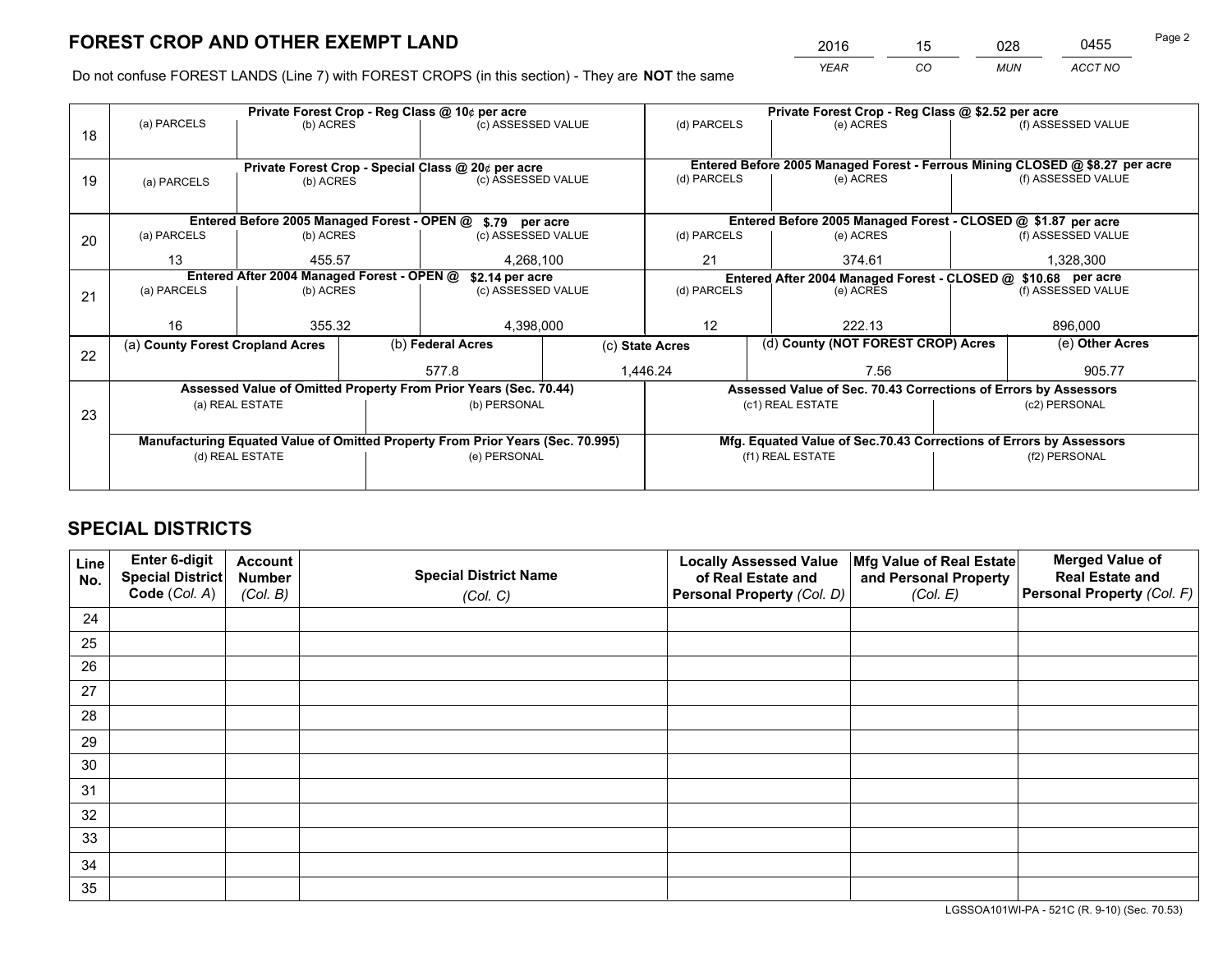# FOREST CROP AND OTHER EXEMPT LAND

| 2016 | 15 | 028 | 0455 |
|---|---|---|---|
| *YEAR* | *CO* | *MUN* | *ACCT NO* |

Do not confuse FOREST LANDS (Line 7) with FOREST CROPS (in this section) - They are **NOT** the same

| Line | Private Forest Crop - Reg Class @ 10¢ per acre | | | Private Forest Crop - Reg Class @ $2.52 per acre | | |
|---|---|---|---|---|---|---|
| | (a) PARCELS | (b) ACRES | (c) ASSESSED VALUE | (d) PARCELS | (e) ACRES | (f) ASSESSED VALUE |
| 18 | | | | | | |
| | **Private Forest Crop - Special Class @ 20¢ per acre** | | | **Entered Before 2005 Managed Forest - Ferrous Mining CLOSED @ $8.27 per acre** | | |
| | (a) PARCELS | (b) ACRES | (c) ASSESSED VALUE | (d) PARCELS | (e) ACRES | (f) ASSESSED VALUE |
| 19 | | | | | | |
| | **Entered Before 2005 Managed Forest - OPEN @ $.79 per acre** | | | **Entered Before 2005 Managed Forest - CLOSED @ $1.87 per acre** | | |
| | (a) PARCELS | (b) ACRES | (c) ASSESSED VALUE | (d) PARCELS | (e) ACRES | (f) ASSESSED VALUE |
| 20 | 13 | 455.57 | 4,268,100 | 21 | 374.61 | 1,328,300 |
| | **Entered After 2004 Managed Forest - OPEN @ $2.14 per acre** | | | **Entered After 2004 Managed Forest - CLOSED @ $10.68 per acre** | | |
| | (a) PARCELS | (b) ACRES | (c) ASSESSED VALUE | (d) PARCELS | (e) ACRES | (f) ASSESSED VALUE |
| 21 | 16 | 355.32 | 4,398,000 | 12 | 222.13 | 896,000 |

| Line | (a) County Forest Cropland Acres | (b) Federal Acres | (c) State Acres | (d) County (NOT FOREST CROP) Acres | (e) Other Acres |
|---|---|---|---|---|---|
| 22 | | 577.8 | 1,446.24 | 7.56 | 905.77 |

| Line | Assessed Value of Omitted Property From Prior Years (Sec. 70.44) | | Assessed Value of Sec. 70.43 Corrections of Errors by Assessors | |
|---|---|---|---|---|
| 23 | (a) REAL ESTATE | (b) PERSONAL | (c1) REAL ESTATE | (c2) PERSONAL |
| | | | | |
| | **Manufacturing Equated Value of Omitted Property From Prior Years (Sec. 70.995)** | | **Mfg. Equated Value of Sec.70.43 Corrections of Errors by Assessors** | |
| | (d) REAL ESTATE | (e) PERSONAL | (f1) REAL ESTATE | (f2) PERSONAL |
| | | | | |

# SPECIAL DISTRICTS

| Line No. | Enter 6-digit Special District Code (*Col. A*) | Account Number (*Col. B*) | Special District Name (*Col. C*) | Locally Assessed Value of Real Estate and Personal Property (*Col. D*) | Mfg Value of Real Estate and Personal Property (*Col. E*) | Merged Value of Real Estate and Personal Property (*Col. F*) |
|---|---|---|---|---|---|---|
| 24 | | | | | | |
| 25 | | | | | | |
| 26 | | | | | | |
| 27 | | | | | | |
| 28 | | | | | | |
| 29 | | | | | | |
| 30 | | | | | | |
| 31 | | | | | | |
| 32 | | | | | | |
| 33 | | | | | | |
| 34 | | | | | | |
| 35 | | | | | | |

LGSSOA101WI-PA - 521C (R. 9-10) (Sec. 70.53)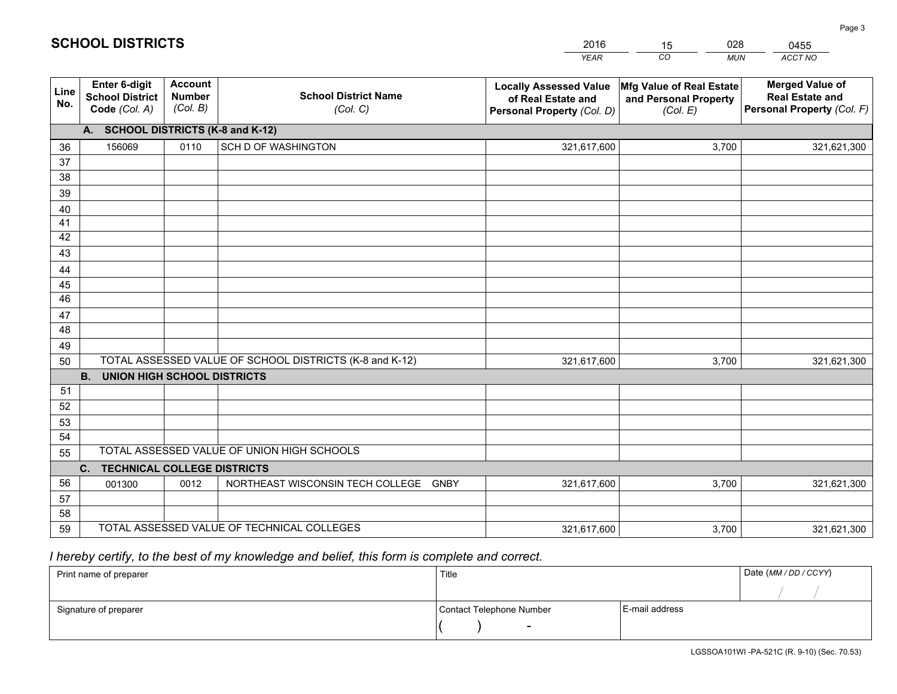# SCHOOL DISTRICTS

| 2016 | 15 | 028 | 0455 |
|---|---|---|---|
| *YEAR* | *CO* | *MUN* | *ACCT NO* |

| Line No. | Enter 6-digit School District Code *(Col. A)* | Account Number *(Col. B)* | School District Name *(Col. C)* | Locally Assessed Value of Real Estate and Personal Property *(Col. D)* | Mfg Value of Real Estate and Personal Property *(Col. E)* | Merged Value of Real Estate and Personal Property *(Col. F)* |
|---|---|---|---|---|---|---|
| **A.** | **SCHOOL DISTRICTS (K-8 and K-12)** | | | | | |
| 36 | 156069 | 0110 | SCH D OF WASHINGTON | 321,617,600 | 3,700 | 321,621,300 |
| 37 | | | | | | |
| 38 | | | | | | |
| 39 | | | | | | |
| 40 | | | | | | |
| 41 | | | | | | |
| 42 | | | | | | |
| 43 | | | | | | |
| 44 | | | | | | |
| 45 | | | | | | |
| 46 | | | | | | |
| 47 | | | | | | |
| 48 | | | | | | |
| 49 | | | | | | |
| 50 | TOTAL ASSESSED VALUE OF SCHOOL DISTRICTS (K-8 and K-12) | | | 321,617,600 | 3,700 | 321,621,300 |
| **B.** | **UNION HIGH SCHOOL DISTRICTS** | | | | | |
| 51 | | | | | | |
| 52 | | | | | | |
| 53 | | | | | | |
| 54 | | | | | | |
| 55 | TOTAL ASSESSED VALUE OF UNION HIGH SCHOOLS | | | | | |
| **C.** | **TECHNICAL COLLEGE DISTRICTS** | | | | | |
| 56 | 001300 | 0012 | NORTHEAST WISCONSIN TECH COLLEGE GNBY | 321,617,600 | 3,700 | 321,621,300 |
| 57 | | | | | | |
| 58 | | | | | | |
| 59 | TOTAL ASSESSED VALUE OF TECHNICAL COLLEGES | | | 321,617,600 | 3,700 | 321,621,300 |

*I hereby certify, to the best of my knowledge and belief, this form is complete and correct.*

| Print name of preparer | Title | | Date *(MM / DD / CCYY)* |
|---|---|---|---|
| | | | / / |
| Signature of preparer | Contact Telephone Number | E-mail address | |
| | ( ) - | | |

LGSSOA101WI -PA-521C (R. 9-10) (Sec. 70.53)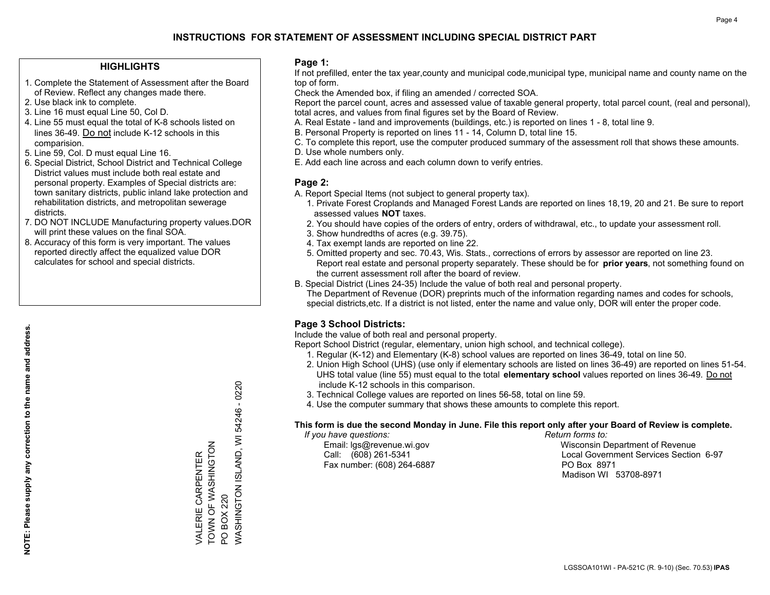# INSTRUCTIONS FOR STATEMENT OF ASSESSMENT INCLUDING SPECIAL DISTRICT PART

## HIGHLIGHTS

1. Complete the Statement of Assessment after the Board of Review. Reflect any changes made there.
2. Use black ink to complete.
3. Line 16 must equal Line 50, Col D.
4. Line 55 must equal the total of K-8 schools listed on lines 36-49. Do not include K-12 schools in this comparision.
5. Line 59, Col. D must equal Line 16.
6. Special District, School District and Technical College District values must include both real estate and personal property. Examples of Special districts are: town sanitary districts, public inland lake protection and rehabilitation districts, and metropolitan sewerage districts.
7. DO NOT INCLUDE Manufacturing property values.DOR will print these values on the final SOA.
8. Accuracy of this form is very important. The values reported directly affect the equalized value DOR calculates for school and special districts.

**NOTE: Please supply any correction to the name and address.**

VALERIE CARPENTER
TOWN OF WASHINGTON
PO BOX 220
WASHINGTON ISLAND, WI 54246 - 0220

## Page 1:

If not prefilled, enter the tax year,county and municipal code,municipal type, municipal name and county name on the top of form.

Check the Amended box, if filing an amended / corrected SOA.

Report the parcel count, acres and assessed value of taxable general property, total parcel count, (real and personal), total acres, and values from final figures set by the Board of Review.

A. Real Estate - land and improvements (buildings, etc.) is reported on lines 1 - 8, total line 9.
B. Personal Property is reported on lines 11 - 14, Column D, total line 15.
C. To complete this report, use the computer produced summary of the assessment roll that shows these amounts.
D. Use whole numbers only.
E. Add each line across and each column down to verify entries.

## Page 2:

A. Report Special Items (not subject to general property tax).
   1. Private Forest Croplands and Managed Forest Lands are reported on lines 18,19, 20 and 21. Be sure to report assessed values **NOT** taxes.
   2. You should have copies of the orders of entry, orders of withdrawal, etc., to update your assessment roll.
   3. Show hundredths of acres (e.g. 39.75).
   4. Tax exempt lands are reported on line 22.
   5. Omitted property and sec. 70.43, Wis. Stats., corrections of errors by assessor are reported on line 23. Report real estate and personal property separately. These should be for **prior years**, not something found on the current assessment roll after the board of review.
B. Special District (Lines 24-35) Include the value of both real and personal property.
   The Department of Revenue (DOR) preprints much of the information regarding names and codes for schools, special districts,etc. If a district is not listed, enter the name and value only, DOR will enter the proper code.

## Page 3 School Districts:

Include the value of both real and personal property.

Report School District (regular, elementary, union high school, and technical college).

1. Regular (K-12) and Elementary (K-8) school values are reported on lines 36-49, total on line 50.
2. Union High School (UHS) (use only if elementary schools are listed on lines 36-49) are reported on lines 51-54. UHS total value (line 55) must equal to the total **elementary school** values reported on lines 36-49. Do not include K-12 schools in this comparison.
3. Technical College values are reported on lines 56-58, total on line 59.
4. Use the computer summary that shows these amounts to complete this report.

**This form is due the second Monday in June. File this report only after your Board of Review is complete.**

*If you have questions:*
Email: lgs@revenue.wi.gov
Call: (608) 261-5341
Fax number: (608) 264-6887

*Return forms to:*
Wisconsin Department of Revenue
Local Government Services Section 6-97
PO Box 8971
Madison WI 53708-8971

LGSSOA101WI - PA-521C (R. 9-10) (Sec. 70.53) **IPAS**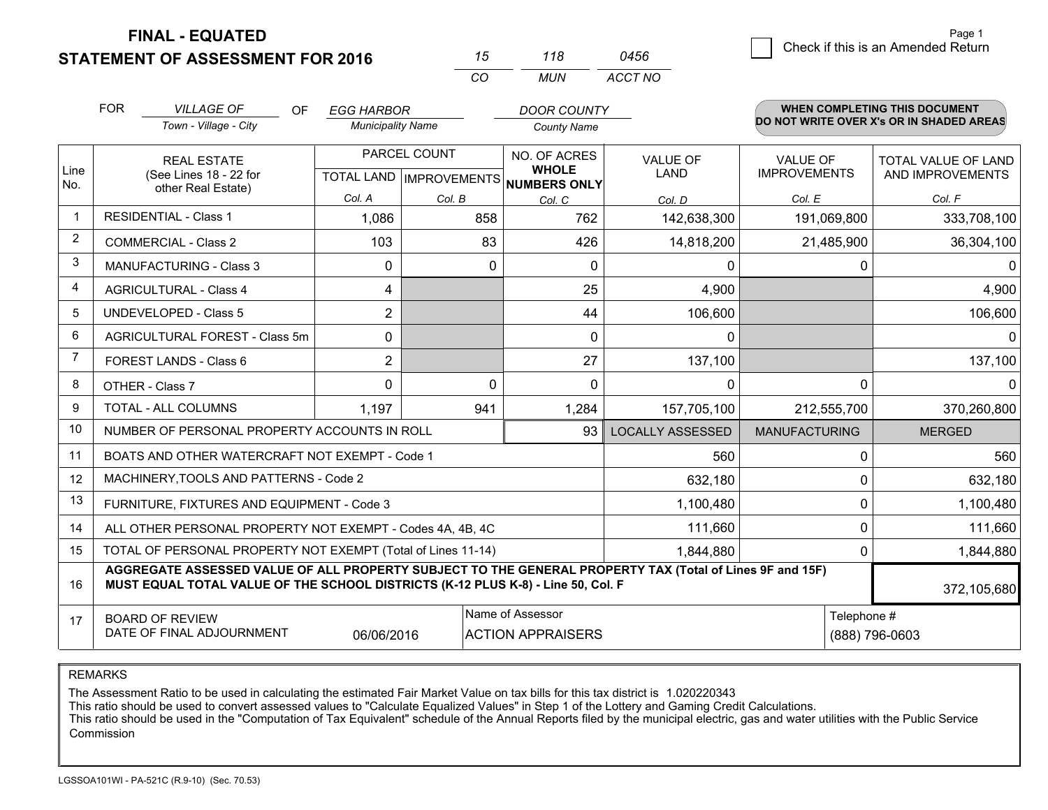**FINAL - EQUATED**
**STATEMENT OF ASSESSMENT FOR 2016**

| 15 | 118 | 0456 |
|---|---|---|
| CO | MUN | ACCT NO |

☐ Check if this is an Amended Return

| FOR | VILLAGE OF | OF | EGG HARBOR | DOOR COUNTY |
|---|---|---|---|---|
| | Town - Village - City | | Municipality Name | County Name |

**WHEN COMPLETING THIS DOCUMENT DO NOT WRITE OVER X's OR IN SHADED AREAS**

| Line No. | REAL ESTATE (See Lines 18 - 22 for other Real Estate) | PARCEL COUNT | | NO. OF ACRES WHOLE NUMBERS ONLY | VALUE OF LAND | VALUE OF IMPROVEMENTS | TOTAL VALUE OF LAND AND IMPROVEMENTS |
|---|---|---|---|---|---|---|---|
| | | TOTAL LAND | IMPROVEMENTS | | | | |
| | | Col. A | Col. B | Col. C | Col. D | Col. E | Col. F |
| 1 | RESIDENTIAL - Class 1 | 1,086 | 858 | 762 | 142,638,300 | 191,069,800 | 333,708,100 |
| 2 | COMMERCIAL - Class 2 | 103 | 83 | 426 | 14,818,200 | 21,485,900 | 36,304,100 |
| 3 | MANUFACTURING - Class 3 | 0 | 0 | 0 | 0 | 0 | 0 |
| 4 | AGRICULTURAL - Class 4 | 4 | | 25 | 4,900 | | 4,900 |
| 5 | UNDEVELOPED - Class 5 | 2 | | 44 | 106,600 | | 106,600 |
| 6 | AGRICULTURAL FOREST - Class 5m | 0 | | 0 | 0 | | 0 |
| 7 | FOREST LANDS - Class 6 | 2 | | 27 | 137,100 | | 137,100 |
| 8 | OTHER - Class 7 | 0 | 0 | 0 | 0 | 0 | 0 |
| 9 | TOTAL - ALL COLUMNS | 1,197 | 941 | 1,284 | 157,705,100 | 212,555,700 | 370,260,800 |
| 10 | NUMBER OF PERSONAL PROPERTY ACCOUNTS IN ROLL | | | 93 | LOCALLY ASSESSED | MANUFACTURING | MERGED |
| 11 | BOATS AND OTHER WATERCRAFT NOT EXEMPT - Code 1 | | | | 560 | 0 | 560 |
| 12 | MACHINERY,TOOLS AND PATTERNS - Code 2 | | | | 632,180 | 0 | 632,180 |
| 13 | FURNITURE, FIXTURES AND EQUIPMENT - Code 3 | | | | 1,100,480 | 0 | 1,100,480 |
| 14 | ALL OTHER PERSONAL PROPERTY NOT EXEMPT - Codes 4A, 4B, 4C | | | | 111,660 | 0 | 111,660 |
| 15 | TOTAL OF PERSONAL PROPERTY NOT EXEMPT (Total of Lines 11-14) | | | | 1,844,880 | 0 | 1,844,880 |
| 16 | **AGGREGATE ASSESSED VALUE OF ALL PROPERTY SUBJECT TO THE GENERAL PROPERTY TAX (Total of Lines 9F and 15F) MUST EQUAL TOTAL VALUE OF THE SCHOOL DISTRICTS (K-12 PLUS K-8) - Line 50, Col. F** | | | | | | 372,105,680 |
| 17 | BOARD OF REVIEW DATE OF FINAL ADJOURNMENT | 06/06/2016 | | Name of Assessor: ACTION APPRAISERS | | Telephone #: (888) 796-0603 | |

REMARKS

The Assessment Ratio to be used in calculating the estimated Fair Market Value on tax bills for this tax district is 1.020220343
This ratio should be used to convert assessed values to "Calculate Equalized Values" in Step 1 of the Lottery and Gaming Credit Calculations.
This ratio should be used in the "Computation of Tax Equivalent" schedule of the Annual Reports filed by the municipal electric, gas and water utilities with the Public Service Commission

LGSSOA101WI - PA-521C (R.9-10) (Sec. 70.53)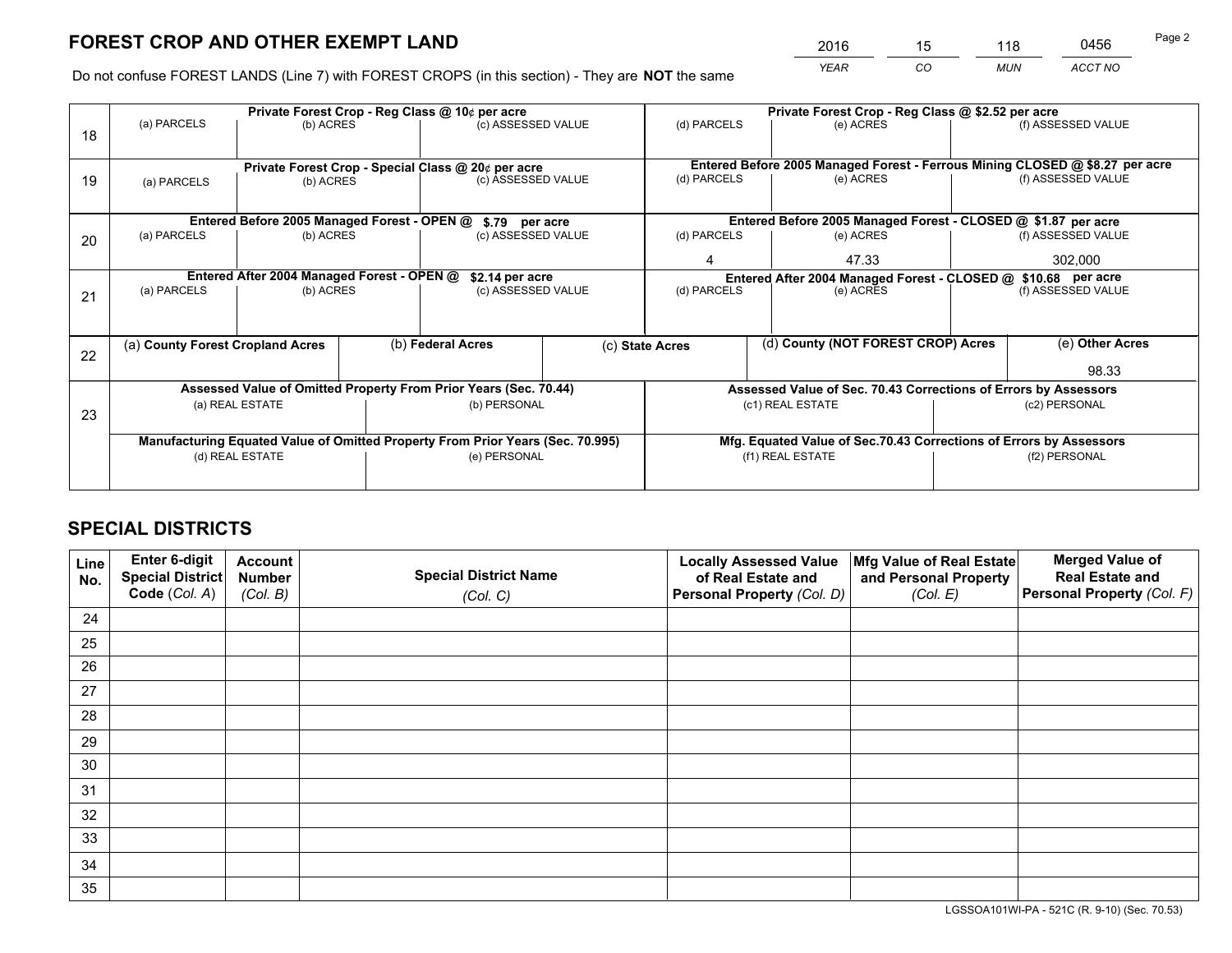# FOREST CROP AND OTHER EXEMPT LAND

| 2016 | 15 | 118 | 0456 |
|---|---|---|---|
| *YEAR* | *CO* | *MUN* | *ACCT NO* |

Do not confuse FOREST LANDS (Line 7) with FOREST CROPS (in this section) - They are **NOT** the same

| Line | (a) PARCELS | (b) ACRES | (c) ASSESSED VALUE | (d) PARCELS | (e) ACRES | (f) ASSESSED VALUE |
|---|---|---|---|---|---|---|
| 18 | Private Forest Crop - Reg Class @ 10¢ per acre | | | Private Forest Crop - Reg Class @ $2.52 per acre | | |
| | | | | | | |
| 19 | Private Forest Crop - Special Class @ 20¢ per acre | | | Entered Before 2005 Managed Forest - Ferrous Mining CLOSED @ $8.27 per acre | | |
| | | | | | | |
| 20 | Entered Before 2005 Managed Forest - OPEN @ $.79 per acre | | | Entered Before 2005 Managed Forest - CLOSED @ $1.87 per acre | | |
| | | | | 4 | 47.33 | 302,000 |
| 21 | Entered After 2004 Managed Forest - OPEN @ $2.14 per acre | | | Entered After 2004 Managed Forest - CLOSED @ $10.68 per acre | | |
| | | | | | | |

| Line | (a) **County Forest Cropland Acres** | (b) **Federal Acres** | (c) **State Acres** | (d) **County (NOT FOREST CROP) Acres** | (e) **Other Acres** |
|---|---|---|---|---|---|
| 22 | | | | | 98.33 |

| Line | Assessed Value of Omitted Property From Prior Years (Sec. 70.44) | | Assessed Value of Sec. 70.43 Corrections of Errors by Assessors | |
|---|---|---|---|---|
| 23 | (a) REAL ESTATE | (b) PERSONAL | (c1) REAL ESTATE | (c2) PERSONAL |
| | | | | |
| | **Manufacturing Equated Value of Omitted Property From Prior Years (Sec. 70.995)** | | **Mfg. Equated Value of Sec.70.43 Corrections of Errors by Assessors** | |
| | (d) REAL ESTATE | (e) PERSONAL | (f1) REAL ESTATE | (f2) PERSONAL |
| | | | | |

# SPECIAL DISTRICTS

| Line No. | Enter 6-digit Special District Code (*Col. A*) | Account Number (*Col. B*) | Special District Name (*Col. C*) | Locally Assessed Value of Real Estate and Personal Property (*Col. D*) | Mfg Value of Real Estate and Personal Property (*Col. E*) | Merged Value of Real Estate and Personal Property (*Col. F*) |
|---|---|---|---|---|---|---|
| 24 | | | | | | |
| 25 | | | | | | |
| 26 | | | | | | |
| 27 | | | | | | |
| 28 | | | | | | |
| 29 | | | | | | |
| 30 | | | | | | |
| 31 | | | | | | |
| 32 | | | | | | |
| 33 | | | | | | |
| 34 | | | | | | |
| 35 | | | | | | |

LGSSOA101WI-PA - 521C (R. 9-10) (Sec. 70.53)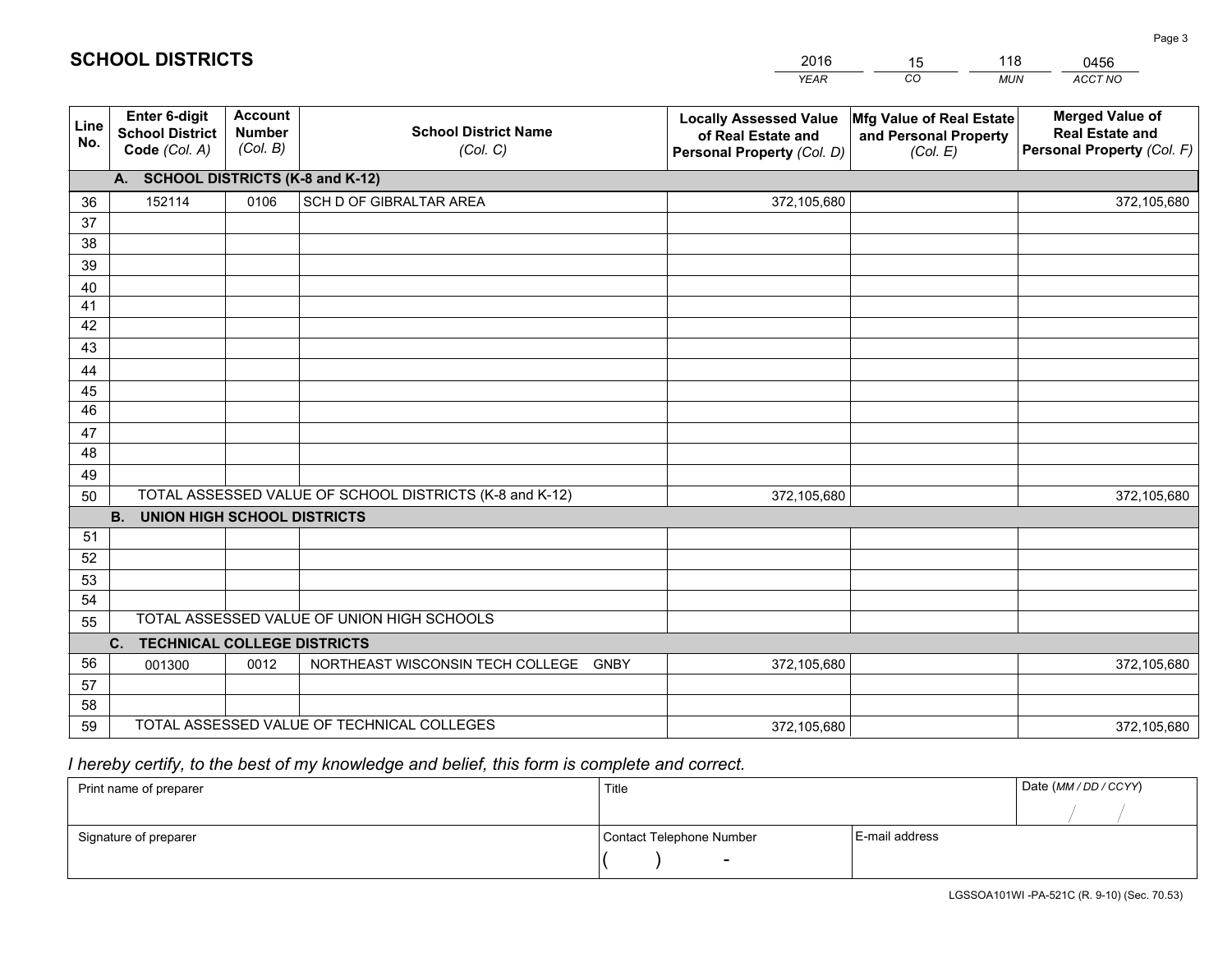# SCHOOL DISTRICTS

| 2016 | 15 | 118 | 0456 |
|---|---|---|---|
| *YEAR* | *CO* | *MUN* | *ACCT NO* |

| Line No. | Enter 6-digit School District Code *(Col. A)* | Account Number *(Col. B)* | School District Name *(Col. C)* | Locally Assessed Value of Real Estate and Personal Property *(Col. D)* | Mfg Value of Real Estate and Personal Property *(Col. E)* | Merged Value of Real Estate and Personal Property *(Col. F)* |
|---|---|---|---|---|---|---|
| **A. SCHOOL DISTRICTS (K-8 and K-12)** | | | | | | |
| 36 | 152114 | 0106 | SCH D OF GIBRALTAR AREA | 372,105,680 | | 372,105,680 |
| 37 | | | | | | |
| 38 | | | | | | |
| 39 | | | | | | |
| 40 | | | | | | |
| 41 | | | | | | |
| 42 | | | | | | |
| 43 | | | | | | |
| 44 | | | | | | |
| 45 | | | | | | |
| 46 | | | | | | |
| 47 | | | | | | |
| 48 | | | | | | |
| 49 | | | | | | |
| 50 | TOTAL ASSESSED VALUE OF SCHOOL DISTRICTS (K-8 and K-12) | | | 372,105,680 | | 372,105,680 |
| **B. UNION HIGH SCHOOL DISTRICTS** | | | | | | |
| 51 | | | | | | |
| 52 | | | | | | |
| 53 | | | | | | |
| 54 | | | | | | |
| 55 | TOTAL ASSESSED VALUE OF UNION HIGH SCHOOLS | | | | | |
| **C. TECHNICAL COLLEGE DISTRICTS** | | | | | | |
| 56 | 001300 | 0012 | NORTHEAST WISCONSIN TECH COLLEGE GNBY | 372,105,680 | | 372,105,680 |
| 57 | | | | | | |
| 58 | | | | | | |
| 59 | TOTAL ASSESSED VALUE OF TECHNICAL COLLEGES | | | 372,105,680 | | 372,105,680 |

*I hereby certify, to the best of my knowledge and belief, this form is complete and correct.*

| Print name of preparer | Title | | Date *(MM / DD / CCYY)* |
|---|---|---|---|
| | | | / / |
| Signature of preparer | Contact Telephone Number | E-mail address | |
| | ( ) - | | |

LGSSOA101WI -PA-521C (R. 9-10) (Sec. 70.53)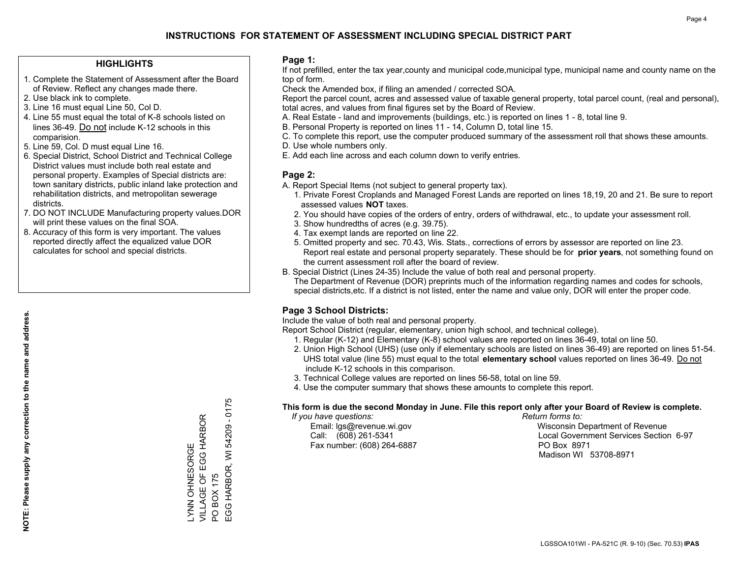# INSTRUCTIONS FOR STATEMENT OF ASSESSMENT INCLUDING SPECIAL DISTRICT PART

## HIGHLIGHTS

1. Complete the Statement of Assessment after the Board of Review. Reflect any changes made there.
2. Use black ink to complete.
3. Line 16 must equal Line 50, Col D.
4. Line 55 must equal the total of K-8 schools listed on lines 36-49. Do not include K-12 schools in this comparision.
5. Line 59, Col. D must equal Line 16.
6. Special District, School District and Technical College District values must include both real estate and personal property. Examples of Special districts are: town sanitary districts, public inland lake protection and rehabilitation districts, and metropolitan sewerage districts.
7. DO NOT INCLUDE Manufacturing property values.DOR will print these values on the final SOA.
8. Accuracy of this form is very important. The values reported directly affect the equalized value DOR calculates for school and special districts.

**NOTE: Please supply any correction to the name and address.**

LYNN OHNESORGE
VILLAGE OF EGG HARBOR
PO BOX 175
EGG HARBOR, WI 54209 - 0175

## Page 1:

If not prefilled, enter the tax year,county and municipal code,municipal type, municipal name and county name on the top of form.

Check the Amended box, if filing an amended / corrected SOA.

Report the parcel count, acres and assessed value of taxable general property, total parcel count, (real and personal), total acres, and values from final figures set by the Board of Review.

A. Real Estate - land and improvements (buildings, etc.) is reported on lines 1 - 8, total line 9.
B. Personal Property is reported on lines 11 - 14, Column D, total line 15.
C. To complete this report, use the computer produced summary of the assessment roll that shows these amounts.
D. Use whole numbers only.
E. Add each line across and each column down to verify entries.

## Page 2:

A. Report Special Items (not subject to general property tax).
   1. Private Forest Croplands and Managed Forest Lands are reported on lines 18,19, 20 and 21. Be sure to report assessed values **NOT** taxes.
   2. You should have copies of the orders of entry, orders of withdrawal, etc., to update your assessment roll.
   3. Show hundredths of acres (e.g. 39.75).
   4. Tax exempt lands are reported on line 22.
   5. Omitted property and sec. 70.43, Wis. Stats., corrections of errors by assessor are reported on line 23. Report real estate and personal property separately. These should be for **prior years**, not something found on the current assessment roll after the board of review.
B. Special District (Lines 24-35) Include the value of both real and personal property.
   The Department of Revenue (DOR) preprints much of the information regarding names and codes for schools, special districts,etc. If a district is not listed, enter the name and value only, DOR will enter the proper code.

## Page 3 School Districts:

Include the value of both real and personal property.

Report School District (regular, elementary, union high school, and technical college).

1. Regular (K-12) and Elementary (K-8) school values are reported on lines 36-49, total on line 50.
2. Union High School (UHS) (use only if elementary schools are listed on lines 36-49) are reported on lines 51-54. UHS total value (line 55) must equal to the total **elementary school** values reported on lines 36-49. Do not include K-12 schools in this comparison.
3. Technical College values are reported on lines 56-58, total on line 59.
4. Use the computer summary that shows these amounts to complete this report.

**This form is due the second Monday in June. File this report only after your Board of Review is complete.**

*If you have questions:*
Email: lgs@revenue.wi.gov
Call: (608) 261-5341
Fax number: (608) 264-6887

*Return forms to:*
Wisconsin Department of Revenue
Local Government Services Section 6-97
PO Box 8971
Madison WI 53708-8971

LGSSOA101WI - PA-521C (R. 9-10) (Sec. 70.53) **IPAS**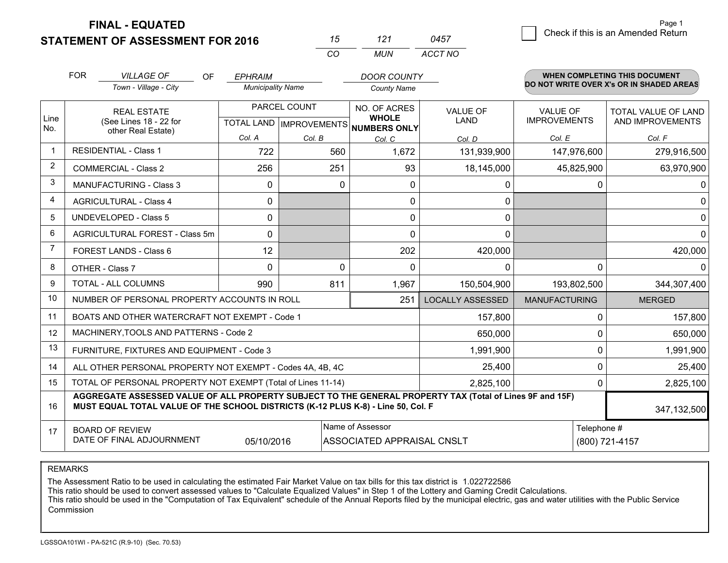# FINAL - EQUATED
# STATEMENT OF ASSESSMENT FOR 2016

| 15 | 121 | 0457 |
|---|---|---|
| CO | MUN | ACCT NO |

Page 1

☐ Check if this is an Amended Return

FOR *VILLAGE OF* (Town - Village - City) OF *EPHRAIM* (Municipality Name) *DOOR COUNTY* (County Name)

**WHEN COMPLETING THIS DOCUMENT DO NOT WRITE OVER X's OR IN SHADED AREAS**

| Line No. | REAL ESTATE (See Lines 18 - 22 for other Real Estate) | PARCEL COUNT | | NO. OF ACRES WHOLE NUMBERS ONLY | VALUE OF LAND | VALUE OF IMPROVEMENTS | TOTAL VALUE OF LAND AND IMPROVEMENTS |
|---|---|---|---|---|---|---|---|
| | | TOTAL LAND | IMPROVEMENTS | | | | |
| | | Col. A | Col. B | Col. C | Col. D | Col. E | Col. F |
| 1 | RESIDENTIAL - Class 1 | 722 | 560 | 1,672 | 131,939,900 | 147,976,600 | 279,916,500 |
| 2 | COMMERCIAL - Class 2 | 256 | 251 | 93 | 18,145,000 | 45,825,900 | 63,970,900 |
| 3 | MANUFACTURING - Class 3 | 0 | 0 | 0 | 0 | 0 | 0 |
| 4 | AGRICULTURAL - Class 4 | 0 | | 0 | 0 | | 0 |
| 5 | UNDEVELOPED - Class 5 | 0 | | 0 | 0 | | 0 |
| 6 | AGRICULTURAL FOREST - Class 5m | 0 | | 0 | 0 | | 0 |
| 7 | FOREST LANDS - Class 6 | 12 | | 202 | 420,000 | | 420,000 |
| 8 | OTHER - Class 7 | 0 | 0 | 0 | 0 | 0 | 0 |
| 9 | TOTAL - ALL COLUMNS | 990 | 811 | 1,967 | 150,504,900 | 193,802,500 | 344,307,400 |
| 10 | NUMBER OF PERSONAL PROPERTY ACCOUNTS IN ROLL | | | 251 | LOCALLY ASSESSED | MANUFACTURING | MERGED |
| 11 | BOATS AND OTHER WATERCRAFT NOT EXEMPT - Code 1 | | | | 157,800 | 0 | 157,800 |
| 12 | MACHINERY,TOOLS AND PATTERNS - Code 2 | | | | 650,000 | 0 | 650,000 |
| 13 | FURNITURE, FIXTURES AND EQUIPMENT - Code 3 | | | | 1,991,900 | 0 | 1,991,900 |
| 14 | ALL OTHER PERSONAL PROPERTY NOT EXEMPT - Codes 4A, 4B, 4C | | | | 25,400 | 0 | 25,400 |
| 15 | TOTAL OF PERSONAL PROPERTY NOT EXEMPT (Total of Lines 11-14) | | | | 2,825,100 | 0 | 2,825,100 |
| 16 | **AGGREGATE ASSESSED VALUE OF ALL PROPERTY SUBJECT TO THE GENERAL PROPERTY TAX (Total of Lines 9F and 15F) MUST EQUAL TOTAL VALUE OF THE SCHOOL DISTRICTS (K-12 PLUS K-8) - Line 50, Col. F** | | | | | | 347,132,500 |
| 17 | BOARD OF REVIEW DATE OF FINAL ADJOURNMENT | 05/10/2016 | | Name of Assessor: ASSOCIATED APPRAISAL CNSLT | | | Telephone #: (800) 721-4157 |

REMARKS

The Assessment Ratio to be used in calculating the estimated Fair Market Value on tax bills for this tax district is 1.022722586
This ratio should be used to convert assessed values to "Calculate Equalized Values" in Step 1 of the Lottery and Gaming Credit Calculations.
This ratio should be used in the "Computation of Tax Equivalent" schedule of the Annual Reports filed by the municipal electric, gas and water utilities with the Public Service Commission

LGSSOA101WI - PA-521C (R.9-10) (Sec. 70.53)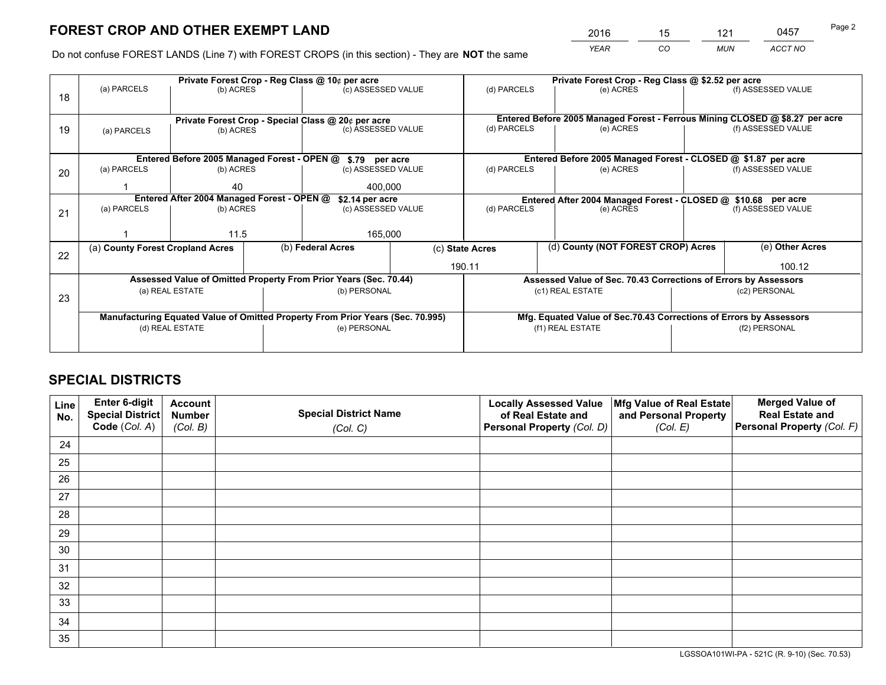# FOREST CROP AND OTHER EXEMPT LAND

| 2016 | 15 | 121 | 0457 |
|---|---|---|---|
| *YEAR* | *CO* | *MUN* | *ACCT NO* |

Do not confuse FOREST LANDS (Line 7) with FOREST CROPS (in this section) - They are **NOT** the same

| Line | Private Forest Crop - Reg Class @ 10¢ per acre | | | Private Forest Crop - Reg Class @ $2.52 per acre | | |
|---|---|---|---|---|---|---|
| 18 | (a) PARCELS | (b) ACRES | (c) ASSESSED VALUE | (d) PARCELS | (e) ACRES | (f) ASSESSED VALUE |
| | | | | | | |
| | **Private Forest Crop - Special Class @ 20¢ per acre** | | | **Entered Before 2005 Managed Forest - Ferrous Mining CLOSED @ $8.27 per acre** | | |
| 19 | (a) PARCELS | (b) ACRES | (c) ASSESSED VALUE | (d) PARCELS | (e) ACRES | (f) ASSESSED VALUE |
| | | | | | | |
| | **Entered Before 2005 Managed Forest - OPEN @ $.79 per acre** | | | **Entered Before 2005 Managed Forest - CLOSED @ $1.87 per acre** | | |
| 20 | (a) PARCELS | (b) ACRES | (c) ASSESSED VALUE | (d) PARCELS | (e) ACRES | (f) ASSESSED VALUE |
| | 1 | 40 | 400,000 | | | |
| | **Entered After 2004 Managed Forest - OPEN @ $2.14 per acre** | | | **Entered After 2004 Managed Forest - CLOSED @ $10.68 per acre** | | |
| 21 | (a) PARCELS | (b) ACRES | (c) ASSESSED VALUE | (d) PARCELS | (e) ACRES | (f) ASSESSED VALUE |
| | 1 | 11.5 | 165,000 | | | |

| Line | (a) County Forest Cropland Acres | (b) Federal Acres | (c) State Acres | (d) County (NOT FOREST CROP) Acres | (e) Other Acres |
|---|---|---|---|---|---|
| 22 | | | 190.11 | | 100.12 |

| Line | Assessed Value of Omitted Property From Prior Years (Sec. 70.44) | | Assessed Value of Sec. 70.43 Corrections of Errors by Assessors | |
|---|---|---|---|---|
| 23 | (a) REAL ESTATE | (b) PERSONAL | (c1) REAL ESTATE | (c2) PERSONAL |
| | | | | |
| | **Manufacturing Equated Value of Omitted Property From Prior Years (Sec. 70.995)** | | **Mfg. Equated Value of Sec.70.43 Corrections of Errors by Assessors** | |
| | (d) REAL ESTATE | (e) PERSONAL | (f1) REAL ESTATE | (f2) PERSONAL |
| | | | | |

# SPECIAL DISTRICTS

| Line No. | Enter 6-digit Special District Code (*Col. A*) | Account Number (*Col. B*) | Special District Name (*Col. C*) | Locally Assessed Value of Real Estate and Personal Property (*Col. D*) | Mfg Value of Real Estate and Personal Property (*Col. E*) | Merged Value of Real Estate and Personal Property (*Col. F*) |
|---|---|---|---|---|---|---|
| 24 | | | | | | |
| 25 | | | | | | |
| 26 | | | | | | |
| 27 | | | | | | |
| 28 | | | | | | |
| 29 | | | | | | |
| 30 | | | | | | |
| 31 | | | | | | |
| 32 | | | | | | |
| 33 | | | | | | |
| 34 | | | | | | |
| 35 | | | | | | |

LGSSOA101WI-PA - 521C (R. 9-10) (Sec. 70.53)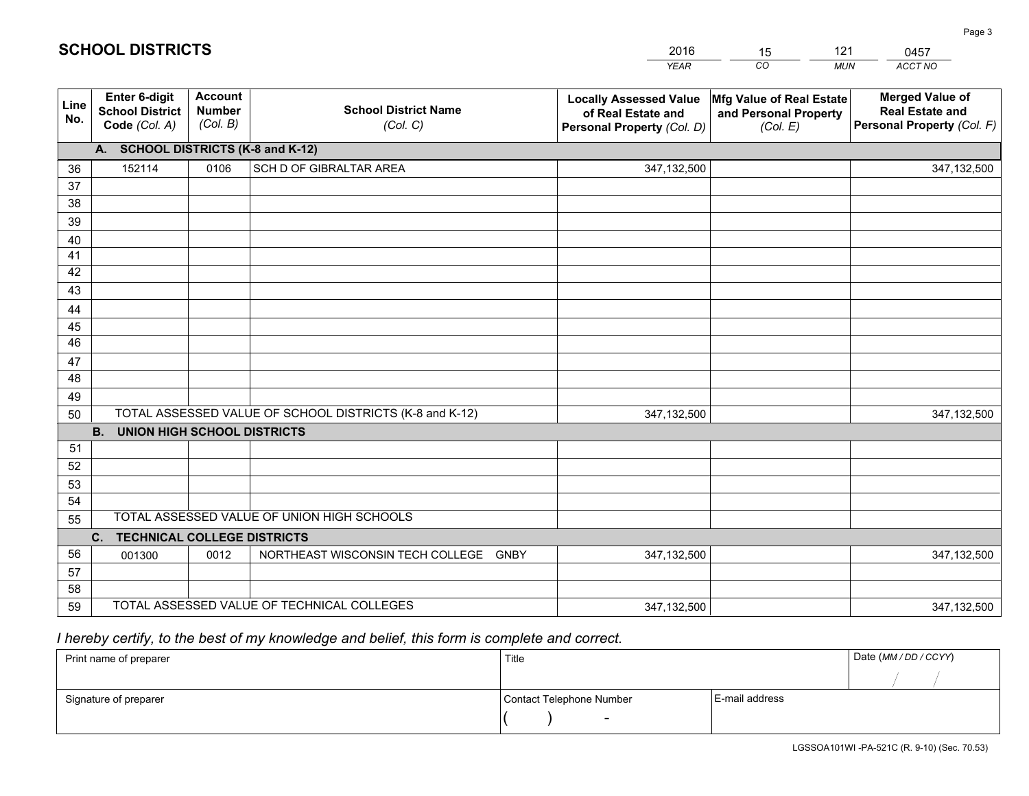# SCHOOL DISTRICTS

| 2016 | 15 | 121 | 0457 |
|---|---|---|---|
| YEAR | CO | MUN | ACCT NO |

| Line No. | Enter 6-digit School District Code (Col. A) | Account Number (Col. B) | School District Name (Col. C) | Locally Assessed Value of Real Estate and Personal Property (Col. D) | Mfg Value of Real Estate and Personal Property (Col. E) | Merged Value of Real Estate and Personal Property (Col. F) |
|---|---|---|---|---|---|---|
| **A. SCHOOL DISTRICTS (K-8 and K-12)** | | | | | | |
| 36 | 152114 | 0106 | SCH D OF GIBRALTAR AREA | 347,132,500 | | 347,132,500 |
| 37 | | | | | | |
| 38 | | | | | | |
| 39 | | | | | | |
| 40 | | | | | | |
| 41 | | | | | | |
| 42 | | | | | | |
| 43 | | | | | | |
| 44 | | | | | | |
| 45 | | | | | | |
| 46 | | | | | | |
| 47 | | | | | | |
| 48 | | | | | | |
| 49 | | | | | | |
| 50 | TOTAL ASSESSED VALUE OF SCHOOL DISTRICTS (K-8 and K-12) | | | 347,132,500 | | 347,132,500 |
| **B. UNION HIGH SCHOOL DISTRICTS** | | | | | | |
| 51 | | | | | | |
| 52 | | | | | | |
| 53 | | | | | | |
| 54 | | | | | | |
| 55 | TOTAL ASSESSED VALUE OF UNION HIGH SCHOOLS | | | | | |
| **C. TECHNICAL COLLEGE DISTRICTS** | | | | | | |
| 56 | 001300 | 0012 | NORTHEAST WISCONSIN TECH COLLEGE GNBY | 347,132,500 | | 347,132,500 |
| 57 | | | | | | |
| 58 | | | | | | |
| 59 | TOTAL ASSESSED VALUE OF TECHNICAL COLLEGES | | | 347,132,500 | | 347,132,500 |

*I hereby certify, to the best of my knowledge and belief, this form is complete and correct.*

| Print name of preparer | Title | | Date (MM / DD / CCYY) |
|---|---|---|---|
| | | | / / |
| Signature of preparer | Contact Telephone Number | E-mail address | |
| | ( ) - | | |

LGSSOA101WI -PA-521C (R. 9-10) (Sec. 70.53)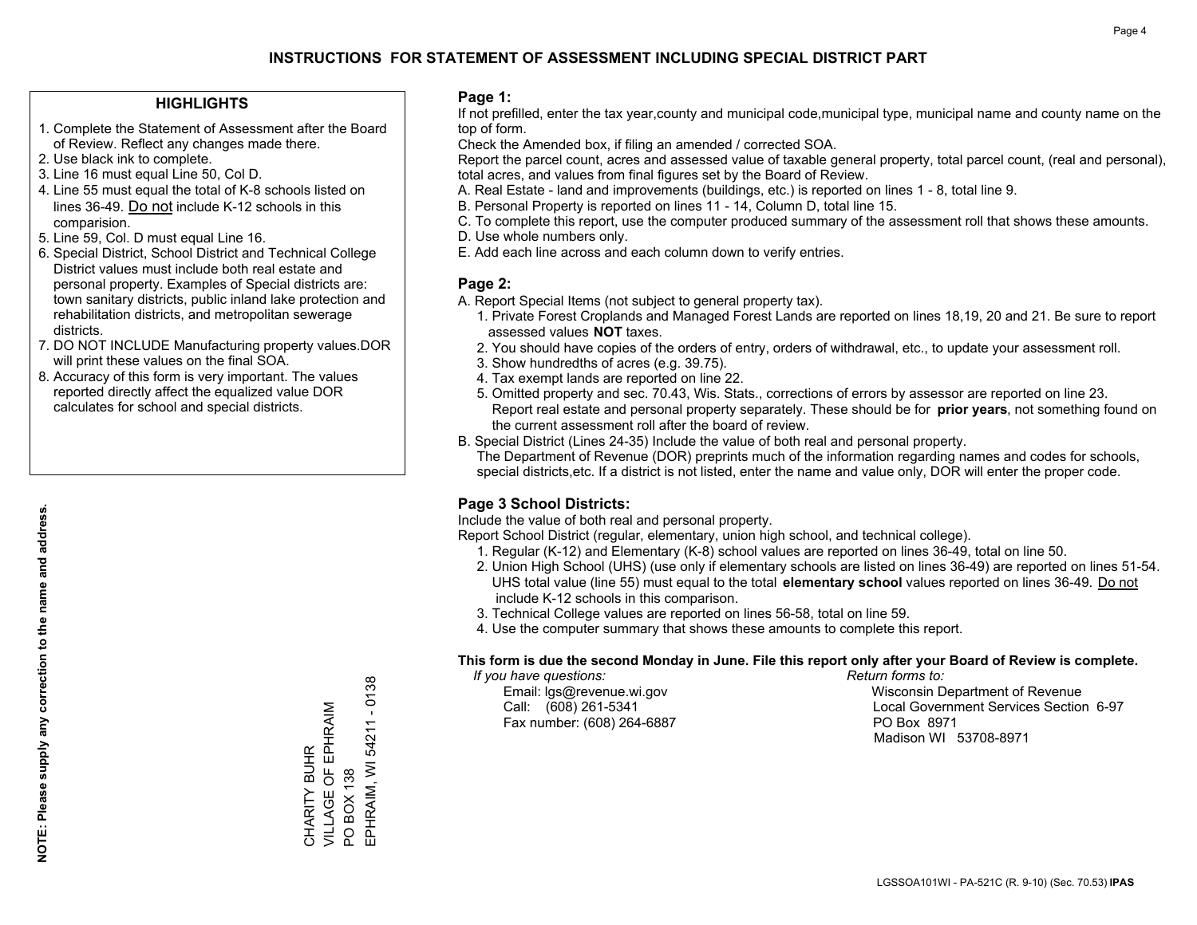# INSTRUCTIONS FOR STATEMENT OF ASSESSMENT INCLUDING SPECIAL DISTRICT PART

## HIGHLIGHTS

1. Complete the Statement of Assessment after the Board of Review. Reflect any changes made there.
2. Use black ink to complete.
3. Line 16 must equal Line 50, Col D.
4. Line 55 must equal the total of K-8 schools listed on lines 36-49. Do not include K-12 schools in this comparision.
5. Line 59, Col. D must equal Line 16.
6. Special District, School District and Technical College District values must include both real estate and personal property. Examples of Special districts are: town sanitary districts, public inland lake protection and rehabilitation districts, and metropolitan sewerage districts.
7. DO NOT INCLUDE Manufacturing property values.DOR will print these values on the final SOA.
8. Accuracy of this form is very important. The values reported directly affect the equalized value DOR calculates for school and special districts.

**NOTE: Please supply any correction to the name and address.**

CHARITY BUHR
VILLAGE OF EPHRAIM
PO BOX 138
EPHRAIM, WI 54211 - 0138

## Page 1:

If not prefilled, enter the tax year,county and municipal code,municipal type, municipal name and county name on the top of form.

Check the Amended box, if filing an amended / corrected SOA.

Report the parcel count, acres and assessed value of taxable general property, total parcel count, (real and personal), total acres, and values from final figures set by the Board of Review.

A. Real Estate - land and improvements (buildings, etc.) is reported on lines 1 - 8, total line 9.
B. Personal Property is reported on lines 11 - 14, Column D, total line 15.
C. To complete this report, use the computer produced summary of the assessment roll that shows these amounts.
D. Use whole numbers only.
E. Add each line across and each column down to verify entries.

## Page 2:

A. Report Special Items (not subject to general property tax).
   1. Private Forest Croplands and Managed Forest Lands are reported on lines 18,19, 20 and 21. Be sure to report assessed values **NOT** taxes.
   2. You should have copies of the orders of entry, orders of withdrawal, etc., to update your assessment roll.
   3. Show hundredths of acres (e.g. 39.75).
   4. Tax exempt lands are reported on line 22.
   5. Omitted property and sec. 70.43, Wis. Stats., corrections of errors by assessor are reported on line 23. Report real estate and personal property separately. These should be for **prior years**, not something found on the current assessment roll after the board of review.

B. Special District (Lines 24-35) Include the value of both real and personal property.
   The Department of Revenue (DOR) preprints much of the information regarding names and codes for schools, special districts,etc. If a district is not listed, enter the name and value only, DOR will enter the proper code.

## Page 3 School Districts:

Include the value of both real and personal property.

Report School District (regular, elementary, union high school, and technical college).

1. Regular (K-12) and Elementary (K-8) school values are reported on lines 36-49, total on line 50.
2. Union High School (UHS) (use only if elementary schools are listed on lines 36-49) are reported on lines 51-54. UHS total value (line 55) must equal to the total **elementary school** values reported on lines 36-49. Do not include K-12 schools in this comparison.
3. Technical College values are reported on lines 56-58, total on line 59.
4. Use the computer summary that shows these amounts to complete this report.

**This form is due the second Monday in June. File this report only after your Board of Review is complete.**

*If you have questions:*
Email: lgs@revenue.wi.gov
Call: (608) 261-5341
Fax number: (608) 264-6887

*Return forms to:*
Wisconsin Department of Revenue
Local Government Services Section 6-97
PO Box 8971
Madison WI 53708-8971

LGSSOA101WI - PA-521C (R. 9-10) (Sec. 70.53) **IPAS**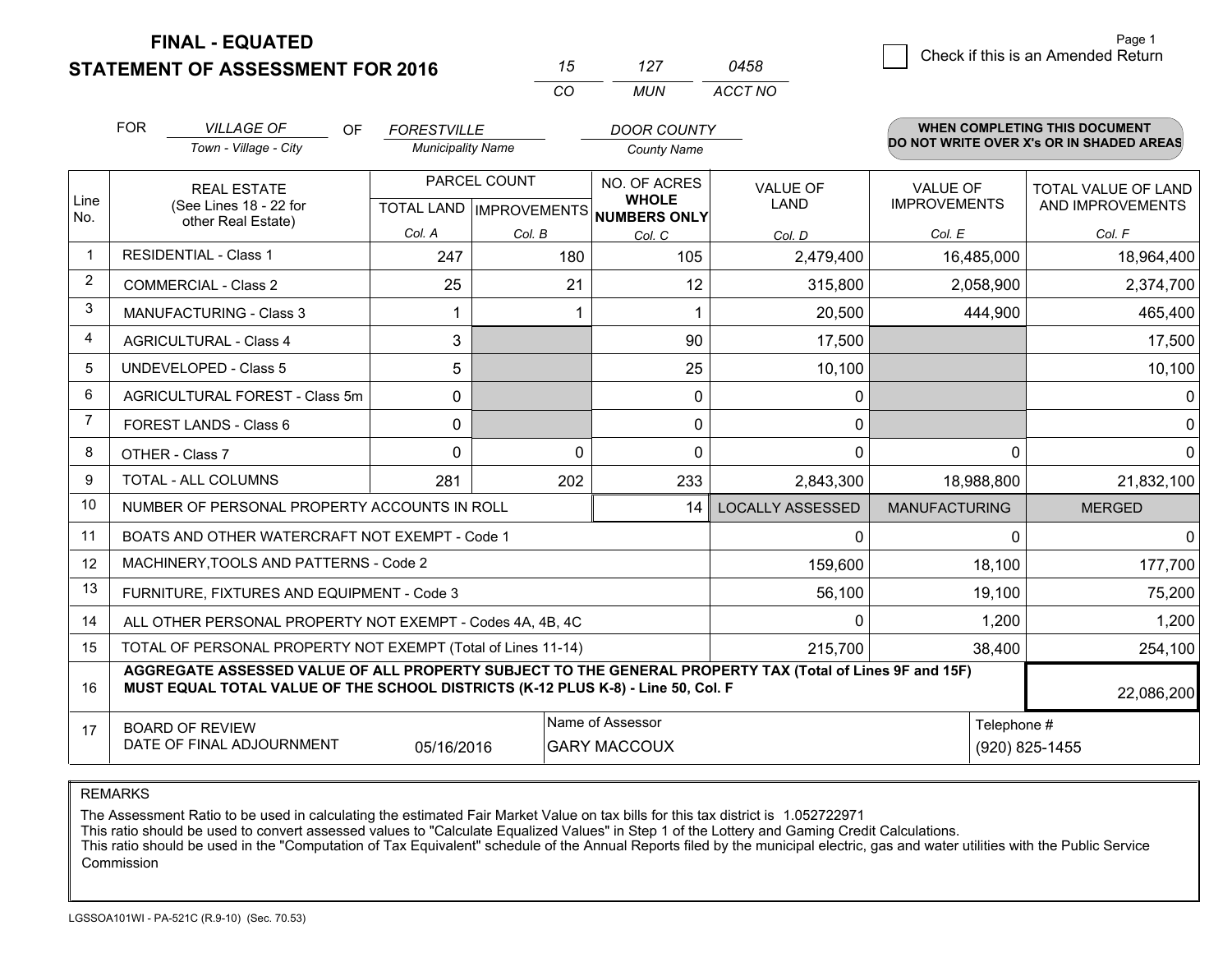# FINAL - EQUATED
# STATEMENT OF ASSESSMENT FOR 2016

| 15 | 127 | 0458 |
|---|---|---|
| CO | MUN | ACCT NO |

Page 1

☐ Check if this is an Amended Return

FOR *VILLAGE OF* (Town - Village - City) OF *FORESTVILLE* (Municipality Name) *DOOR COUNTY* (County Name)

**WHEN COMPLETING THIS DOCUMENT DO NOT WRITE OVER X's OR IN SHADED AREAS**

| Line No. | REAL ESTATE (See Lines 18 - 22 for other Real Estate) | PARCEL COUNT | | NO. OF ACRES WHOLE NUMBERS ONLY | VALUE OF LAND | VALUE OF IMPROVEMENTS | TOTAL VALUE OF LAND AND IMPROVEMENTS |
|---|---|---|---|---|---|---|---|
| | | TOTAL LAND Col. A | IMPROVEMENTS Col. B | Col. C | Col. D | Col. E | Col. F |
| 1 | RESIDENTIAL - Class 1 | 247 | 180 | 105 | 2,479,400 | 16,485,000 | 18,964,400 |
| 2 | COMMERCIAL - Class 2 | 25 | 21 | 12 | 315,800 | 2,058,900 | 2,374,700 |
| 3 | MANUFACTURING - Class 3 | 1 | 1 | 1 | 20,500 | 444,900 | 465,400 |
| 4 | AGRICULTURAL - Class 4 | 3 | | 90 | 17,500 | | 17,500 |
| 5 | UNDEVELOPED - Class 5 | 5 | | 25 | 10,100 | | 10,100 |
| 6 | AGRICULTURAL FOREST - Class 5m | 0 | | 0 | 0 | | 0 |
| 7 | FOREST LANDS - Class 6 | 0 | | 0 | 0 | | 0 |
| 8 | OTHER - Class 7 | 0 | 0 | 0 | 0 | 0 | 0 |
| 9 | TOTAL - ALL COLUMNS | 281 | 202 | 233 | 2,843,300 | 18,988,800 | 21,832,100 |
| 10 | NUMBER OF PERSONAL PROPERTY ACCOUNTS IN ROLL | | | 14 | LOCALLY ASSESSED | MANUFACTURING | MERGED |
| 11 | BOATS AND OTHER WATERCRAFT NOT EXEMPT - Code 1 | | | | 0 | 0 | 0 |
| 12 | MACHINERY,TOOLS AND PATTERNS - Code 2 | | | | 159,600 | 18,100 | 177,700 |
| 13 | FURNITURE, FIXTURES AND EQUIPMENT - Code 3 | | | | 56,100 | 19,100 | 75,200 |
| 14 | ALL OTHER PERSONAL PROPERTY NOT EXEMPT - Codes 4A, 4B, 4C | | | | 0 | 1,200 | 1,200 |
| 15 | TOTAL OF PERSONAL PROPERTY NOT EXEMPT (Total of Lines 11-14) | | | | 215,700 | 38,400 | 254,100 |
| 16 | **AGGREGATE ASSESSED VALUE OF ALL PROPERTY SUBJECT TO THE GENERAL PROPERTY TAX (Total of Lines 9F and 15F) MUST EQUAL TOTAL VALUE OF THE SCHOOL DISTRICTS (K-12 PLUS K-8) - Line 50, Col. F** | | | | | | 22,086,200 |
| 17 | BOARD OF REVIEW DATE OF FINAL ADJOURNMENT | 05/16/2016 | | Name of Assessor: GARY MACCOUX | | | Telephone #: (920) 825-1455 |

REMARKS

The Assessment Ratio to be used in calculating the estimated Fair Market Value on tax bills for this tax district is 1.052722971
This ratio should be used to convert assessed values to "Calculate Equalized Values" in Step 1 of the Lottery and Gaming Credit Calculations.
This ratio should be used in the "Computation of Tax Equivalent" schedule of the Annual Reports filed by the municipal electric, gas and water utilities with the Public Service Commission

LGSSOA101WI - PA-521C (R.9-10) (Sec. 70.53)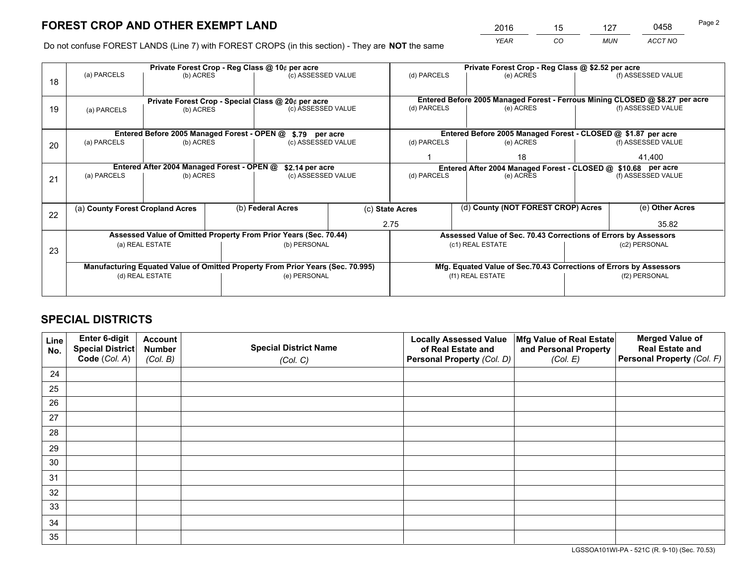# FOREST CROP AND OTHER EXEMPT LAND

| 2016 | 15 | 127 | 0458 |
|---|---|---|---|
| *YEAR* | *CO* | *MUN* | *ACCT NO* |

Do not confuse FOREST LANDS (Line 7) with FOREST CROPS (in this section) - They are **NOT** the same

| | Private Forest Crop - Reg Class @ 10¢ per acre | | | Private Forest Crop - Reg Class @ $2.52 per acre | | |
|---|---|---|---|---|---|---|
| 18 | (a) PARCELS | (b) ACRES | (c) ASSESSED VALUE | (d) PARCELS | (e) ACRES | (f) ASSESSED VALUE |
| | | | | | | |
| | **Private Forest Crop - Special Class @ 20¢ per acre** | | | **Entered Before 2005 Managed Forest - Ferrous Mining CLOSED @ $8.27 per acre** | | |
| 19 | (a) PARCELS | (b) ACRES | (c) ASSESSED VALUE | (d) PARCELS | (e) ACRES | (f) ASSESSED VALUE |
| | | | | | | |
| | **Entered Before 2005 Managed Forest - OPEN @ $.79 per acre** | | | **Entered Before 2005 Managed Forest - CLOSED @ $1.87 per acre** | | |
| 20 | (a) PARCELS | (b) ACRES | (c) ASSESSED VALUE | (d) PARCELS | (e) ACRES | (f) ASSESSED VALUE |
| | | | | 1 | 18 | 41,400 |
| | **Entered After 2004 Managed Forest - OPEN @ $2.14 per acre** | | | **Entered After 2004 Managed Forest - CLOSED @ $10.68 per acre** | | |
| 21 | (a) PARCELS | (b) ACRES | (c) ASSESSED VALUE | (d) PARCELS | (e) ACRES | (f) ASSESSED VALUE |
| | | | | | | |

| | (a) County Forest Cropland Acres | (b) Federal Acres | (c) State Acres | (d) County (NOT FOREST CROP) Acres | (e) Other Acres |
|---|---|---|---|---|---|
| 22 | | | 2.75 | | 35.82 |

| | Assessed Value of Omitted Property From Prior Years (Sec. 70.44) | | Assessed Value of Sec. 70.43 Corrections of Errors by Assessors | |
|---|---|---|---|---|
| 23 | (a) REAL ESTATE | (b) PERSONAL | (c1) REAL ESTATE | (c2) PERSONAL |
| | | | | |
| | **Manufacturing Equated Value of Omitted Property From Prior Years (Sec. 70.995)** | | **Mfg. Equated Value of Sec.70.43 Corrections of Errors by Assessors** | |
| | (d) REAL ESTATE | (e) PERSONAL | (f1) REAL ESTATE | (f2) PERSONAL |
| | | | | |

## SPECIAL DISTRICTS

| Line No. | Enter 6-digit Special District Code (*Col. A*) | Account Number (*Col. B*) | Special District Name (*Col. C*) | Locally Assessed Value of Real Estate and Personal Property (*Col. D*) | Mfg Value of Real Estate and Personal Property (*Col. E*) | Merged Value of Real Estate and Personal Property (*Col. F*) |
|---|---|---|---|---|---|---|
| 24 | | | | | | |
| 25 | | | | | | |
| 26 | | | | | | |
| 27 | | | | | | |
| 28 | | | | | | |
| 29 | | | | | | |
| 30 | | | | | | |
| 31 | | | | | | |
| 32 | | | | | | |
| 33 | | | | | | |
| 34 | | | | | | |
| 35 | | | | | | |

LGSSOA101WI-PA - 521C (R. 9-10) (Sec. 70.53)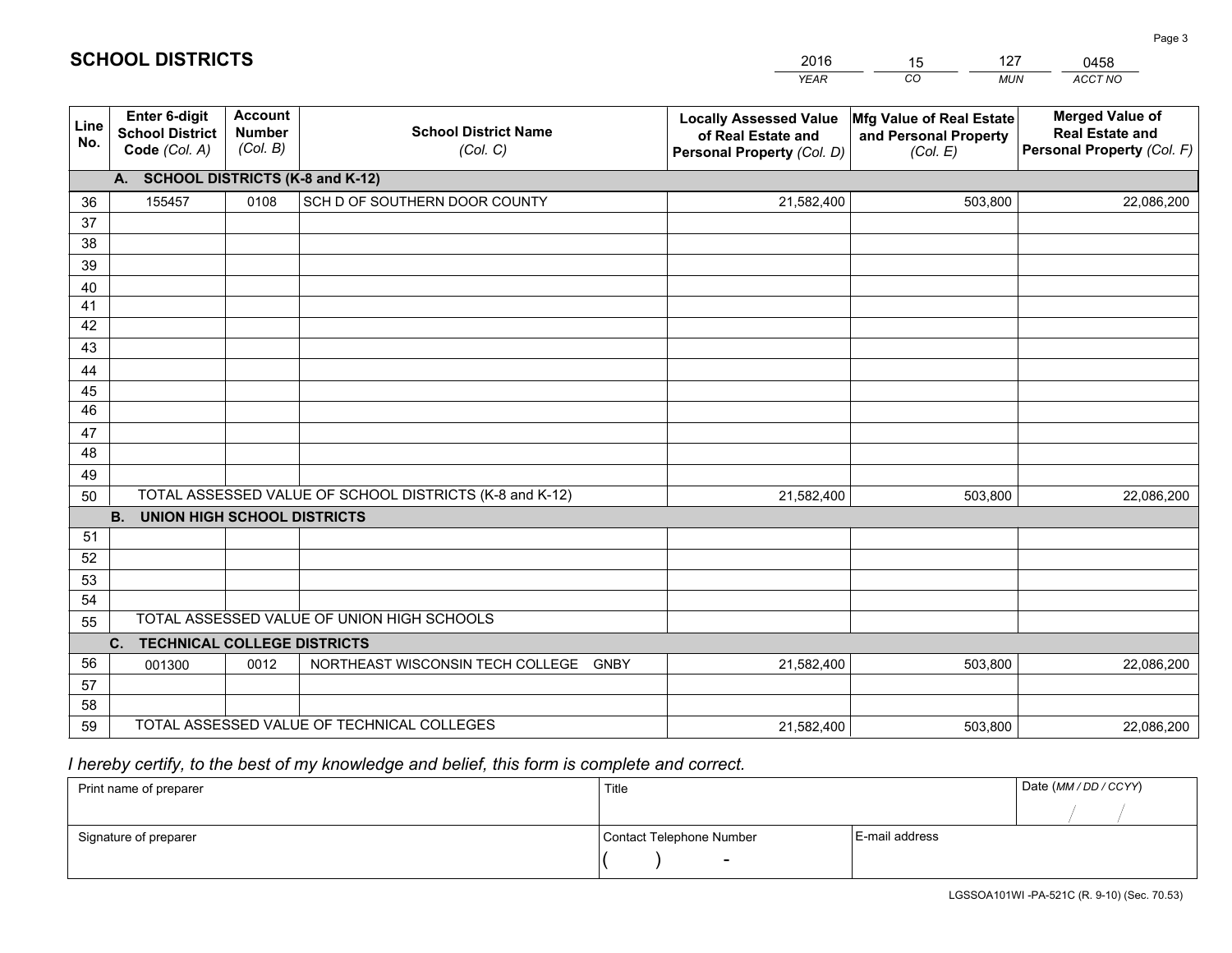# SCHOOL DISTRICTS

| 2016 | 15 | 127 | 0458 |
|---|---|---|---|
| *YEAR* | *CO* | *MUN* | *ACCT NO* |

| Line No. | Enter 6-digit School District Code (Col. A) | Account Number (Col. B) | School District Name (Col. C) | Locally Assessed Value of Real Estate and Personal Property (Col. D) | Mfg Value of Real Estate and Personal Property (Col. E) | Merged Value of Real Estate and Personal Property (Col. F) |
|---|---|---|---|---|---|---|
| | **A. SCHOOL DISTRICTS (K-8 and K-12)** | | | | | |
| 36 | 155457 | 0108 | SCH D OF SOUTHERN DOOR COUNTY | 21,582,400 | 503,800 | 22,086,200 |
| 37 | | | | | | |
| 38 | | | | | | |
| 39 | | | | | | |
| 40 | | | | | | |
| 41 | | | | | | |
| 42 | | | | | | |
| 43 | | | | | | |
| 44 | | | | | | |
| 45 | | | | | | |
| 46 | | | | | | |
| 47 | | | | | | |
| 48 | | | | | | |
| 49 | | | | | | |
| 50 | TOTAL ASSESSED VALUE OF SCHOOL DISTRICTS (K-8 and K-12) | | | 21,582,400 | 503,800 | 22,086,200 |
| | **B. UNION HIGH SCHOOL DISTRICTS** | | | | | |
| 51 | | | | | | |
| 52 | | | | | | |
| 53 | | | | | | |
| 54 | | | | | | |
| 55 | TOTAL ASSESSED VALUE OF UNION HIGH SCHOOLS | | | | | |
| | **C. TECHNICAL COLLEGE DISTRICTS** | | | | | |
| 56 | 001300 | 0012 | NORTHEAST WISCONSIN TECH COLLEGE GNBY | 21,582,400 | 503,800 | 22,086,200 |
| 57 | | | | | | |
| 58 | | | | | | |
| 59 | TOTAL ASSESSED VALUE OF TECHNICAL COLLEGES | | | 21,582,400 | 503,800 | 22,086,200 |

*I hereby certify, to the best of my knowledge and belief, this form is complete and correct.*

| Print name of preparer | Title | | Date (*MM / DD / CCYY*) |
|---|---|---|---|
| | | | / / |
| Signature of preparer | Contact Telephone Number | E-mail address | |
| | ( ) - | | |

LGSSOA101WI -PA-521C (R. 9-10) (Sec. 70.53)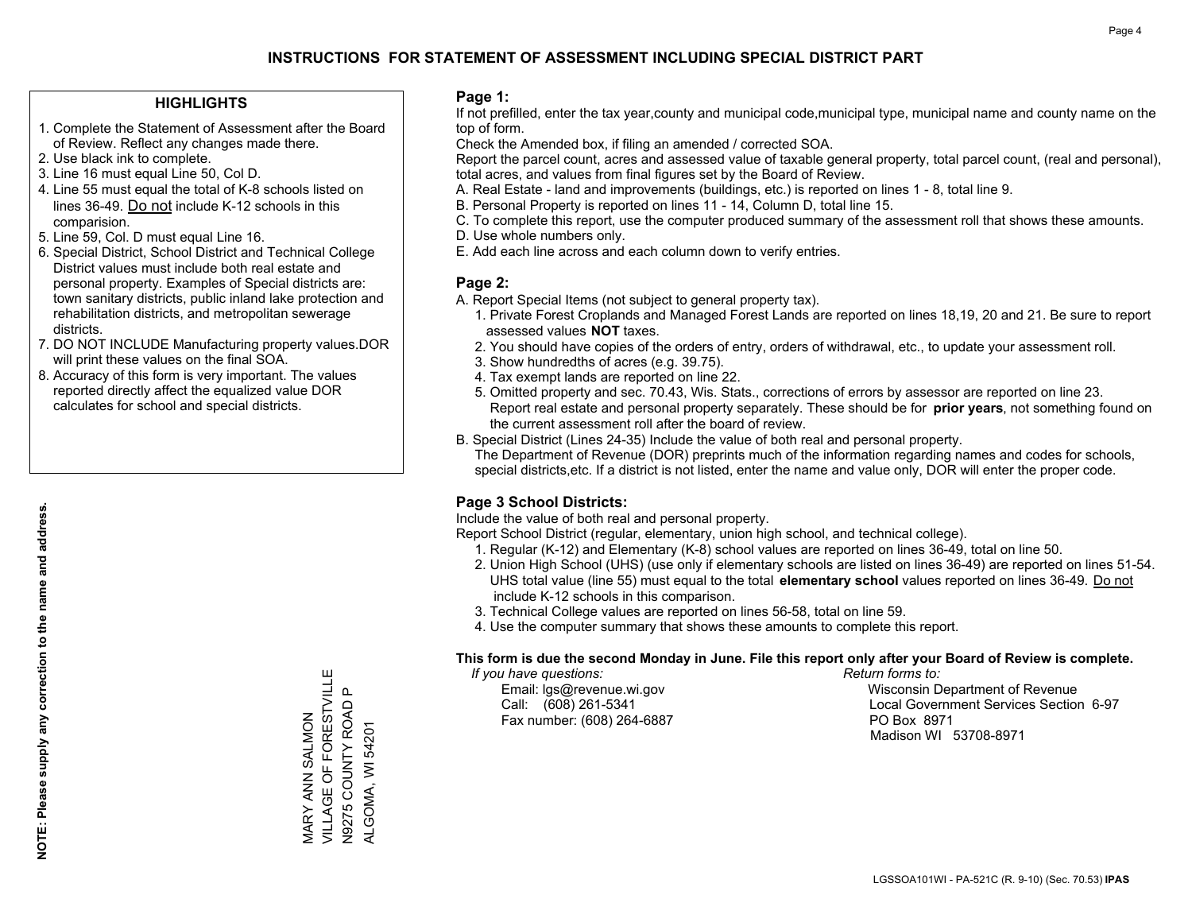# INSTRUCTIONS FOR STATEMENT OF ASSESSMENT INCLUDING SPECIAL DISTRICT PART

## HIGHLIGHTS

1. Complete the Statement of Assessment after the Board of Review. Reflect any changes made there.
2. Use black ink to complete.
3. Line 16 must equal Line 50, Col D.
4. Line 55 must equal the total of K-8 schools listed on lines 36-49. Do not include K-12 schools in this comparision.
5. Line 59, Col. D must equal Line 16.
6. Special District, School District and Technical College District values must include both real estate and personal property. Examples of Special districts are: town sanitary districts, public inland lake protection and rehabilitation districts, and metropolitan sewerage districts.
7. DO NOT INCLUDE Manufacturing property values.DOR will print these values on the final SOA.
8. Accuracy of this form is very important. The values reported directly affect the equalized value DOR calculates for school and special districts.

**NOTE: Please supply any correction to the name and address.**

MARY ANN SALMON
VILLAGE OF FORESTVILLE
N9275 COUNTY ROAD P
ALGOMA, WI 54201

## Page 1:

If not prefilled, enter the tax year,county and municipal code,municipal type, municipal name and county name on the top of form.

Check the Amended box, if filing an amended / corrected SOA.

Report the parcel count, acres and assessed value of taxable general property, total parcel count, (real and personal), total acres, and values from final figures set by the Board of Review.

A. Real Estate - land and improvements (buildings, etc.) is reported on lines 1 - 8, total line 9.
B. Personal Property is reported on lines 11 - 14, Column D, total line 15.
C. To complete this report, use the computer produced summary of the assessment roll that shows these amounts.
D. Use whole numbers only.
E. Add each line across and each column down to verify entries.

## Page 2:

A. Report Special Items (not subject to general property tax).
   1. Private Forest Croplands and Managed Forest Lands are reported on lines 18,19, 20 and 21. Be sure to report assessed values **NOT** taxes.
   2. You should have copies of the orders of entry, orders of withdrawal, etc., to update your assessment roll.
   3. Show hundredths of acres (e.g. 39.75).
   4. Tax exempt lands are reported on line 22.
   5. Omitted property and sec. 70.43, Wis. Stats., corrections of errors by assessor are reported on line 23. Report real estate and personal property separately. These should be for **prior years**, not something found on the current assessment roll after the board of review.
B. Special District (Lines 24-35) Include the value of both real and personal property.
   The Department of Revenue (DOR) preprints much of the information regarding names and codes for schools, special districts,etc. If a district is not listed, enter the name and value only, DOR will enter the proper code.

## Page 3 School Districts:

Include the value of both real and personal property.

Report School District (regular, elementary, union high school, and technical college).

1. Regular (K-12) and Elementary (K-8) school values are reported on lines 36-49, total on line 50.
2. Union High School (UHS) (use only if elementary schools are listed on lines 36-49) are reported on lines 51-54. UHS total value (line 55) must equal to the total **elementary school** values reported on lines 36-49. Do not include K-12 schools in this comparison.
3. Technical College values are reported on lines 56-58, total on line 59.
4. Use the computer summary that shows these amounts to complete this report.

**This form is due the second Monday in June. File this report only after your Board of Review is complete.**

*If you have questions:*
Email: lgs@revenue.wi.gov
Call: (608) 261-5341
Fax number: (608) 264-6887

*Return forms to:*
Wisconsin Department of Revenue
Local Government Services Section 6-97
PO Box 8971
Madison WI 53708-8971

LGSSOA101WI - PA-521C (R. 9-10) (Sec. 70.53) **IPAS**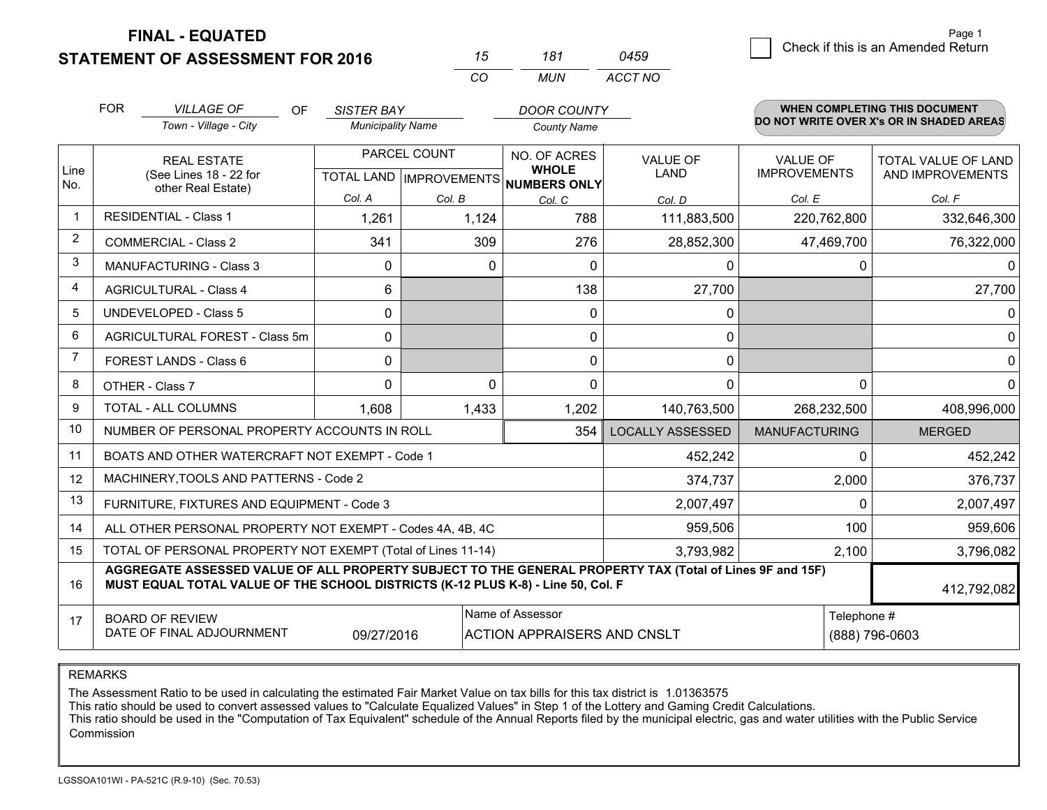# FINAL - EQUATED
## STATEMENT OF ASSESSMENT FOR 2016

| 15 | 181 | 0459 |
|---|---|---|
| CO | MUN | ACCT NO |

Page 1

☐ Check if this is an Amended Return

FOR *VILLAGE OF* (Town - Village - City) OF *SISTER BAY* (Municipality Name) *DOOR COUNTY* (County Name)

**WHEN COMPLETING THIS DOCUMENT DO NOT WRITE OVER X's OR IN SHADED AREAS**

| Line No. | REAL ESTATE (See Lines 18 - 22 for other Real Estate) | PARCEL COUNT | | NO. OF ACRES WHOLE NUMBERS ONLY | VALUE OF LAND | VALUE OF IMPROVEMENTS | TOTAL VALUE OF LAND AND IMPROVEMENTS |
|---|---|---|---|---|---|---|---|
| | | TOTAL LAND | IMPROVEMENTS | | | | |
| | | Col. A | Col. B | Col. C | Col. D | Col. E | Col. F |
| 1 | RESIDENTIAL - Class 1 | 1,261 | 1,124 | 788 | 111,883,500 | 220,762,800 | 332,646,300 |
| 2 | COMMERCIAL - Class 2 | 341 | 309 | 276 | 28,852,300 | 47,469,700 | 76,322,000 |
| 3 | MANUFACTURING - Class 3 | 0 | 0 | 0 | 0 | 0 | 0 |
| 4 | AGRICULTURAL - Class 4 | 6 | | 138 | 27,700 | | 27,700 |
| 5 | UNDEVELOPED - Class 5 | 0 | | 0 | 0 | | 0 |
| 6 | AGRICULTURAL FOREST - Class 5m | 0 | | 0 | 0 | | 0 |
| 7 | FOREST LANDS - Class 6 | 0 | | 0 | 0 | | 0 |
| 8 | OTHER - Class 7 | 0 | 0 | 0 | 0 | 0 | 0 |
| 9 | TOTAL - ALL COLUMNS | 1,608 | 1,433 | 1,202 | 140,763,500 | 268,232,500 | 408,996,000 |
| 10 | NUMBER OF PERSONAL PROPERTY ACCOUNTS IN ROLL | | | 354 | LOCALLY ASSESSED | MANUFACTURING | MERGED |
| 11 | BOATS AND OTHER WATERCRAFT NOT EXEMPT - Code 1 | | | | 452,242 | 0 | 452,242 |
| 12 | MACHINERY,TOOLS AND PATTERNS - Code 2 | | | | 374,737 | 2,000 | 376,737 |
| 13 | FURNITURE, FIXTURES AND EQUIPMENT - Code 3 | | | | 2,007,497 | 0 | 2,007,497 |
| 14 | ALL OTHER PERSONAL PROPERTY NOT EXEMPT - Codes 4A, 4B, 4C | | | | 959,506 | 100 | 959,606 |
| 15 | TOTAL OF PERSONAL PROPERTY NOT EXEMPT (Total of Lines 11-14) | | | | 3,793,982 | 2,100 | 3,796,082 |
| 16 | **AGGREGATE ASSESSED VALUE OF ALL PROPERTY SUBJECT TO THE GENERAL PROPERTY TAX (Total of Lines 9F and 15F) MUST EQUAL TOTAL VALUE OF THE SCHOOL DISTRICTS (K-12 PLUS K-8) - Line 50, Col. F** | | | | | | 412,792,082 |
| 17 | BOARD OF REVIEW DATE OF FINAL ADJOURNMENT | 09/27/2016 | | Name of Assessor: ACTION APPRAISERS AND CNSLT | | | Telephone #: (888) 796-0603 |

REMARKS

The Assessment Ratio to be used in calculating the estimated Fair Market Value on tax bills for this tax district is 1.01363575
This ratio should be used to convert assessed values to "Calculate Equalized Values" in Step 1 of the Lottery and Gaming Credit Calculations.
This ratio should be used in the "Computation of Tax Equivalent" schedule of the Annual Reports filed by the municipal electric, gas and water utilities with the Public Service Commission

LGSSOA101WI - PA-521C (R.9-10) (Sec. 70.53)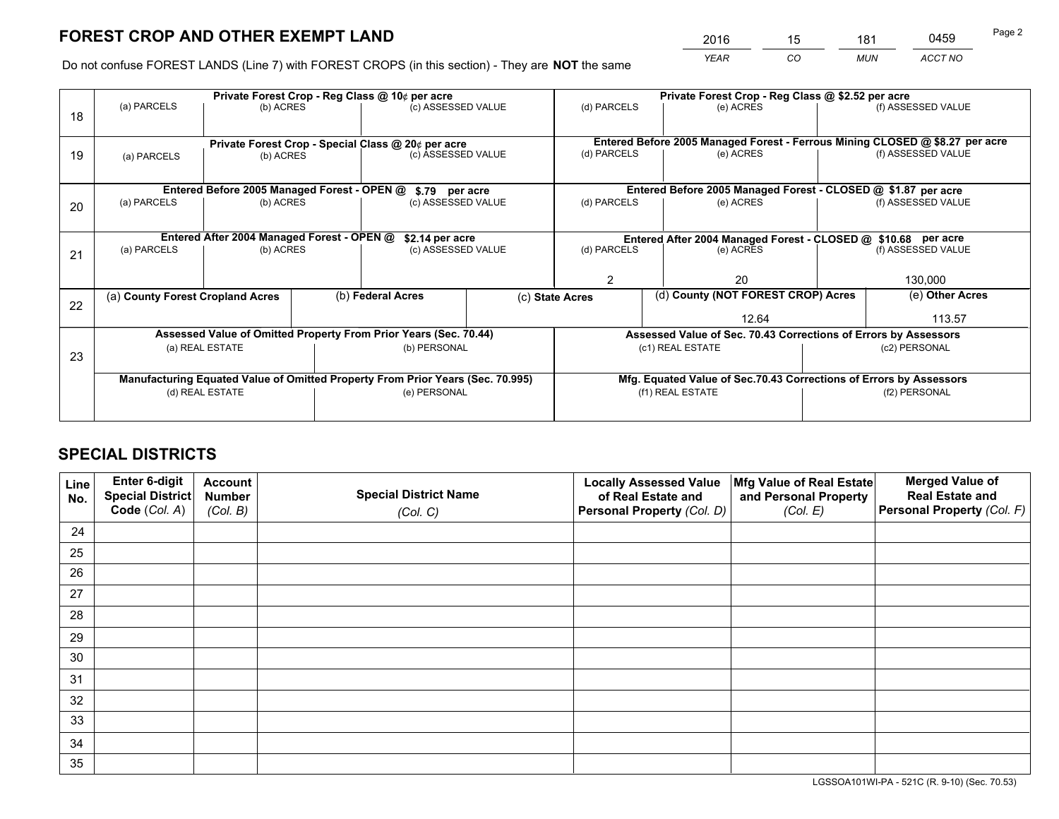# FOREST CROP AND OTHER EXEMPT LAND

| 2016 | 15 | 181 | 0459 |
|---|---|---|---|
| *YEAR* | *CO* | *MUN* | *ACCT NO* |

Do not confuse FOREST LANDS (Line 7) with FOREST CROPS (in this section) - They are **NOT** the same

| Line | (a) PARCELS | (b) ACRES | (c) ASSESSED VALUE | (d) PARCELS | (e) ACRES | (f) ASSESSED VALUE |
|---|---|---|---|---|---|---|
| 18 | **Private Forest Crop - Reg Class @ 10¢ per acre** | | | **Private Forest Crop - Reg Class @ $2.52 per acre** | | |
| | | | | | | |
| 19 | **Private Forest Crop - Special Class @ 20¢ per acre** | | | **Entered Before 2005 Managed Forest - Ferrous Mining CLOSED @ $8.27 per acre** | | |
| | | | | | | |
| 20 | **Entered Before 2005 Managed Forest - OPEN @ $.79 per acre** | | | **Entered Before 2005 Managed Forest - CLOSED @ $1.87 per acre** | | |
| | | | | | | |
| 21 | **Entered After 2004 Managed Forest - OPEN @ $2.14 per acre** | | | **Entered After 2004 Managed Forest - CLOSED @ $10.68 per acre** | | |
| | | | | 2 | 20 | 130,000 |

| Line | (a) **County Forest Cropland Acres** | (b) **Federal Acres** | (c) **State Acres** | (d) **County (NOT FOREST CROP) Acres** | (e) **Other Acres** |
|---|---|---|---|---|---|
| 22 | | | | 12.64 | 113.57 |

| Line | **Assessed Value of Omitted Property From Prior Years (Sec. 70.44)** | | **Assessed Value of Sec. 70.43 Corrections of Errors by Assessors** | |
|---|---|---|---|---|
| 23 | (a) REAL ESTATE | (b) PERSONAL | (c1) REAL ESTATE | (c2) PERSONAL |
| | | | | |
| | **Manufacturing Equated Value of Omitted Property From Prior Years (Sec. 70.995)** | | **Mfg. Equated Value of Sec.70.43 Corrections of Errors by Assessors** | |
| | (d) REAL ESTATE | (e) PERSONAL | (f1) REAL ESTATE | (f2) PERSONAL |
| | | | | |

# SPECIAL DISTRICTS

| Line No. | Enter 6-digit Special District Code (Col. A) | Account Number (Col. B) | Special District Name (Col. C) | Locally Assessed Value of Real Estate and Personal Property (Col. D) | Mfg Value of Real Estate and Personal Property (Col. E) | Merged Value of Real Estate and Personal Property (Col. F) |
|---|---|---|---|---|---|---|
| 24 | | | | | | |
| 25 | | | | | | |
| 26 | | | | | | |
| 27 | | | | | | |
| 28 | | | | | | |
| 29 | | | | | | |
| 30 | | | | | | |
| 31 | | | | | | |
| 32 | | | | | | |
| 33 | | | | | | |
| 34 | | | | | | |
| 35 | | | | | | |

LGSSOA101WI-PA - 521C (R. 9-10) (Sec. 70.53)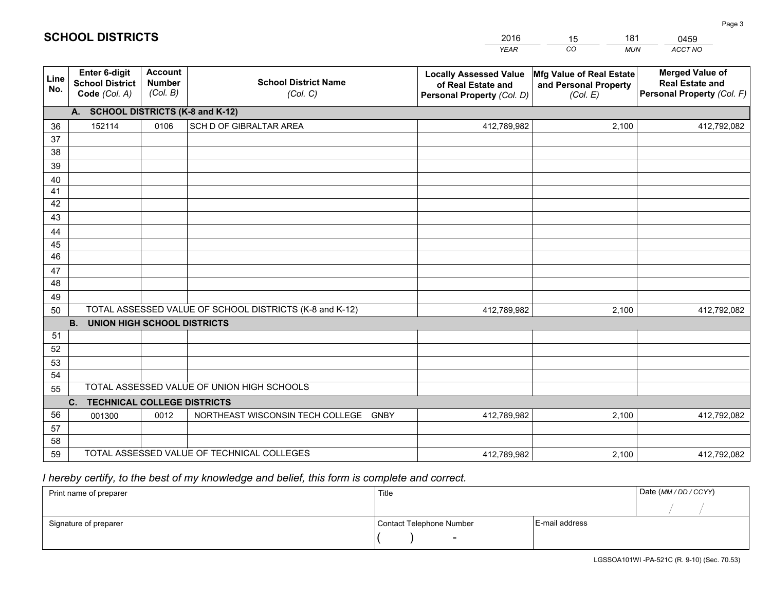## SCHOOL DISTRICTS

| 2016 | 15 | 181 | 0459 |
|---|---|---|---|
| *YEAR* | *CO* | *MUN* | *ACCT NO* |

| Line No. | Enter 6-digit School District Code *(Col. A)* | Account Number *(Col. B)* | School District Name *(Col. C)* | Locally Assessed Value of Real Estate and Personal Property *(Col. D)* | Mfg Value of Real Estate and Personal Property *(Col. E)* | Merged Value of Real Estate and Personal Property *(Col. F)* |
|---|---|---|---|---|---|---|
| **A. SCHOOL DISTRICTS (K-8 and K-12)** | | | | | | |
| 36 | 152114 | 0106 | SCH D OF GIBRALTAR AREA | 412,789,982 | 2,100 | 412,792,082 |
| 37 | | | | | | |
| 38 | | | | | | |
| 39 | | | | | | |
| 40 | | | | | | |
| 41 | | | | | | |
| 42 | | | | | | |
| 43 | | | | | | |
| 44 | | | | | | |
| 45 | | | | | | |
| 46 | | | | | | |
| 47 | | | | | | |
| 48 | | | | | | |
| 49 | | | | | | |
| 50 | TOTAL ASSESSED VALUE OF SCHOOL DISTRICTS (K-8 and K-12) | | | 412,789,982 | 2,100 | 412,792,082 |
| **B. UNION HIGH SCHOOL DISTRICTS** | | | | | | |
| 51 | | | | | | |
| 52 | | | | | | |
| 53 | | | | | | |
| 54 | | | | | | |
| 55 | TOTAL ASSESSED VALUE OF UNION HIGH SCHOOLS | | | | | |
| **C. TECHNICAL COLLEGE DISTRICTS** | | | | | | |
| 56 | 001300 | 0012 | NORTHEAST WISCONSIN TECH COLLEGE GNBY | 412,789,982 | 2,100 | 412,792,082 |
| 57 | | | | | | |
| 58 | | | | | | |
| 59 | TOTAL ASSESSED VALUE OF TECHNICAL COLLEGES | | | 412,789,982 | 2,100 | 412,792,082 |

*I hereby certify, to the best of my knowledge and belief, this form is complete and correct.*

| Print name of preparer | Title | | Date *(MM / DD / CCYY)* |
|---|---|---|---|
| | | | / / |
| Signature of preparer | Contact Telephone Number | E-mail address | |
| | ( ) - | | |

LGSSOA101WI -PA-521C (R. 9-10) (Sec. 70.53)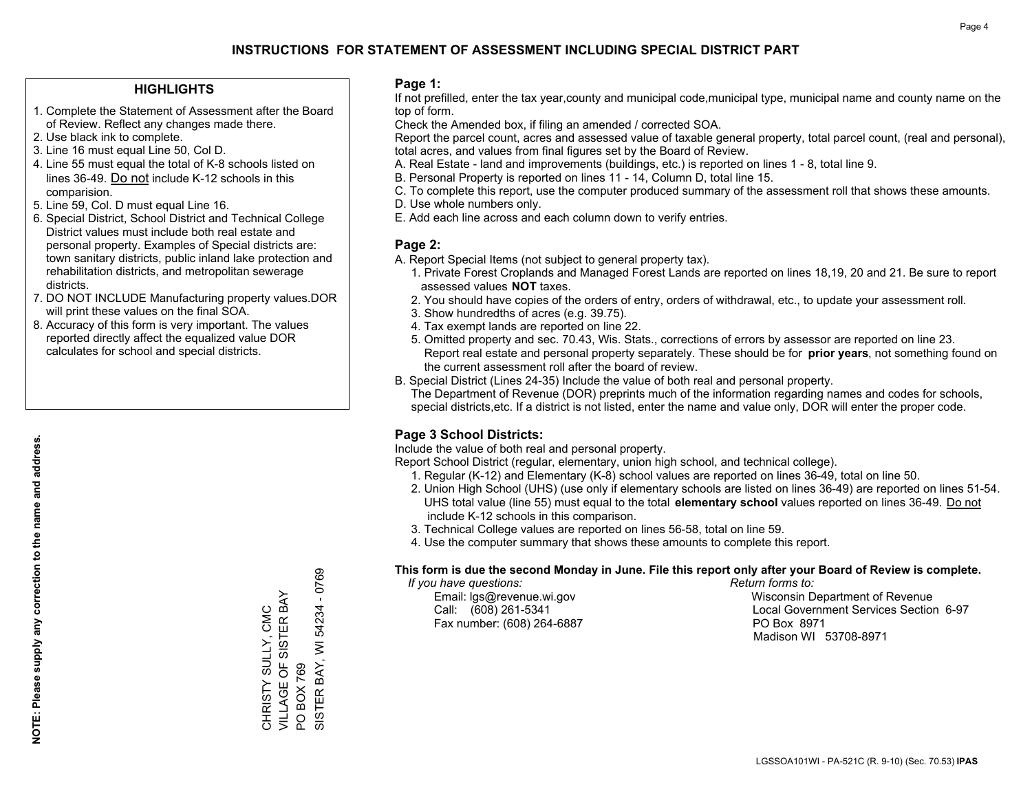# INSTRUCTIONS FOR STATEMENT OF ASSESSMENT INCLUDING SPECIAL DISTRICT PART

## HIGHLIGHTS

1. Complete the Statement of Assessment after the Board of Review. Reflect any changes made there.
2. Use black ink to complete.
3. Line 16 must equal Line 50, Col D.
4. Line 55 must equal the total of K-8 schools listed on lines 36-49. Do not include K-12 schools in this comparision.
5. Line 59, Col. D must equal Line 16.
6. Special District, School District and Technical College District values must include both real estate and personal property. Examples of Special districts are: town sanitary districts, public inland lake protection and rehabilitation districts, and metropolitan sewerage districts.
7. DO NOT INCLUDE Manufacturing property values.DOR will print these values on the final SOA.
8. Accuracy of this form is very important. The values reported directly affect the equalized value DOR calculates for school and special districts.

**NOTE: Please supply any correction to the name and address.**

CHRISTY SULLY, CMC
VILLAGE OF SISTER BAY
PO BOX 769
SISTER BAY, WI 54234 - 0769

## Page 1:

If not prefilled, enter the tax year,county and municipal code,municipal type, municipal name and county name on the top of form.

Check the Amended box, if filing an amended / corrected SOA.

Report the parcel count, acres and assessed value of taxable general property, total parcel count, (real and personal), total acres, and values from final figures set by the Board of Review.

A. Real Estate - land and improvements (buildings, etc.) is reported on lines 1 - 8, total line 9.
B. Personal Property is reported on lines 11 - 14, Column D, total line 15.
C. To complete this report, use the computer produced summary of the assessment roll that shows these amounts.
D. Use whole numbers only.
E. Add each line across and each column down to verify entries.

## Page 2:

A. Report Special Items (not subject to general property tax).
   1. Private Forest Croplands and Managed Forest Lands are reported on lines 18,19, 20 and 21. Be sure to report assessed values **NOT** taxes.
   2. You should have copies of the orders of entry, orders of withdrawal, etc., to update your assessment roll.
   3. Show hundredths of acres (e.g. 39.75).
   4. Tax exempt lands are reported on line 22.
   5. Omitted property and sec. 70.43, Wis. Stats., corrections of errors by assessor are reported on line 23. Report real estate and personal property separately. These should be for **prior years**, not something found on the current assessment roll after the board of review.
B. Special District (Lines 24-35) Include the value of both real and personal property.
   The Department of Revenue (DOR) preprints much of the information regarding names and codes for schools, special districts,etc. If a district is not listed, enter the name and value only, DOR will enter the proper code.

## Page 3 School Districts:

Include the value of both real and personal property.

Report School District (regular, elementary, union high school, and technical college).

1. Regular (K-12) and Elementary (K-8) school values are reported on lines 36-49, total on line 50.
2. Union High School (UHS) (use only if elementary schools are listed on lines 36-49) are reported on lines 51-54. UHS total value (line 55) must equal to the total **elementary school** values reported on lines 36-49. Do not include K-12 schools in this comparison.
3. Technical College values are reported on lines 56-58, total on line 59.
4. Use the computer summary that shows these amounts to complete this report.

**This form is due the second Monday in June. File this report only after your Board of Review is complete.**

*If you have questions:*
Email: lgs@revenue.wi.gov
Call: (608) 261-5341
Fax number: (608) 264-6887

*Return forms to:*
Wisconsin Department of Revenue
Local Government Services Section 6-97
PO Box 8971
Madison WI 53708-8971

LGSSOA101WI - PA-521C (R. 9-10) (Sec. 70.53) **IPAS**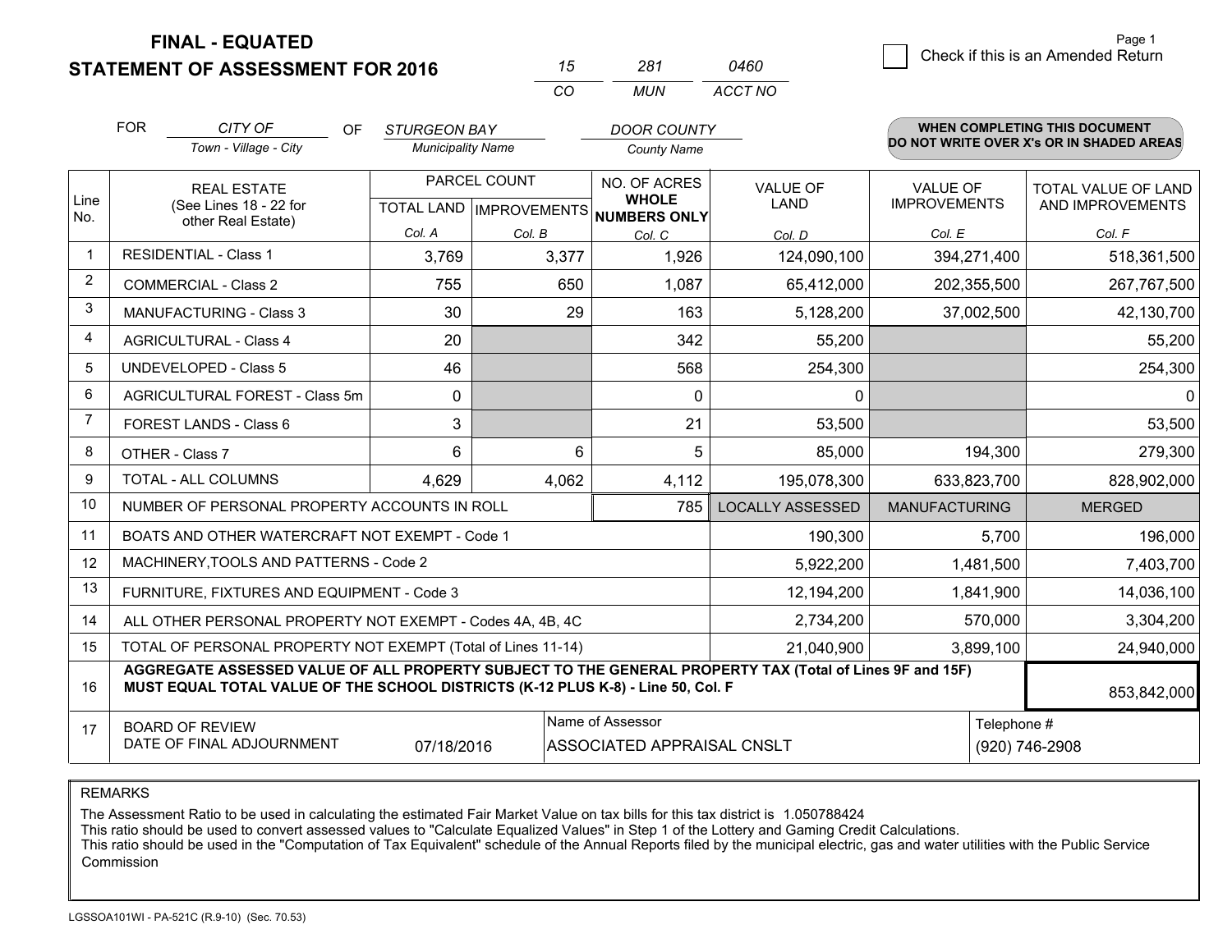# FINAL - EQUATED
# STATEMENT OF ASSESSMENT FOR 2016

| 15 | 281 | 0460 |
|---|---|---|
| CO | MUN | ACCT NO |

Check if this is an Amended Return

FOR CITY OF (Town - Village - City) OF STURGEON BAY (Municipality Name) DOOR COUNTY (County Name)

**WHEN COMPLETING THIS DOCUMENT DO NOT WRITE OVER X's OR IN SHADED AREAS**

| Line No. | REAL ESTATE (See Lines 18 - 22 for other Real Estate) | PARCEL COUNT TOTAL LAND Col. A | PARCEL COUNT IMPROVEMENTS Col. B | NO. OF ACRES WHOLE NUMBERS ONLY Col. C | VALUE OF LAND Col. D | VALUE OF IMPROVEMENTS Col. E | TOTAL VALUE OF LAND AND IMPROVEMENTS Col. F |
|---|---|---|---|---|---|---|---|
| 1 | RESIDENTIAL - Class 1 | 3,769 | 3,377 | 1,926 | 124,090,100 | 394,271,400 | 518,361,500 |
| 2 | COMMERCIAL - Class 2 | 755 | 650 | 1,087 | 65,412,000 | 202,355,500 | 267,767,500 |
| 3 | MANUFACTURING - Class 3 | 30 | 29 | 163 | 5,128,200 | 37,002,500 | 42,130,700 |
| 4 | AGRICULTURAL - Class 4 | 20 | | 342 | 55,200 | | 55,200 |
| 5 | UNDEVELOPED - Class 5 | 46 | | 568 | 254,300 | | 254,300 |
| 6 | AGRICULTURAL FOREST - Class 5m | 0 | | 0 | 0 | | 0 |
| 7 | FOREST LANDS - Class 6 | 3 | | 21 | 53,500 | | 53,500 |
| 8 | OTHER - Class 7 | 6 | 6 | 5 | 85,000 | 194,300 | 279,300 |
| 9 | TOTAL - ALL COLUMNS | 4,629 | 4,062 | 4,112 | 195,078,300 | 633,823,700 | 828,902,000 |
| 10 | NUMBER OF PERSONAL PROPERTY ACCOUNTS IN ROLL | | | 785 | LOCALLY ASSESSED | MANUFACTURING | MERGED |
| 11 | BOATS AND OTHER WATERCRAFT NOT EXEMPT - Code 1 | | | | 190,300 | 5,700 | 196,000 |
| 12 | MACHINERY,TOOLS AND PATTERNS - Code 2 | | | | 5,922,200 | 1,481,500 | 7,403,700 |
| 13 | FURNITURE, FIXTURES AND EQUIPMENT - Code 3 | | | | 12,194,200 | 1,841,900 | 14,036,100 |
| 14 | ALL OTHER PERSONAL PROPERTY NOT EXEMPT - Codes 4A, 4B, 4C | | | | 2,734,200 | 570,000 | 3,304,200 |
| 15 | TOTAL OF PERSONAL PROPERTY NOT EXEMPT (Total of Lines 11-14) | | | | 21,040,900 | 3,899,100 | 24,940,000 |
| 16 | **AGGREGATE ASSESSED VALUE OF ALL PROPERTY SUBJECT TO THE GENERAL PROPERTY TAX (Total of Lines 9F and 15F) MUST EQUAL TOTAL VALUE OF THE SCHOOL DISTRICTS (K-12 PLUS K-8) - Line 50, Col. F** | | | | | | 853,842,000 |
| 17 | BOARD OF REVIEW DATE OF FINAL ADJOURNMENT | 07/18/2016 | Name of Assessor: ASSOCIATED APPRAISAL CNSLT | | | Telephone #: (920) 746-2908 | |

REMARKS

The Assessment Ratio to be used in calculating the estimated Fair Market Value on tax bills for this tax district is 1.050788424
This ratio should be used to convert assessed values to "Calculate Equalized Values" in Step 1 of the Lottery and Gaming Credit Calculations.
This ratio should be used in the "Computation of Tax Equivalent" schedule of the Annual Reports filed by the municipal electric, gas and water utilities with the Public Service Commission

LGSSOA101WI - PA-521C (R.9-10) (Sec. 70.53)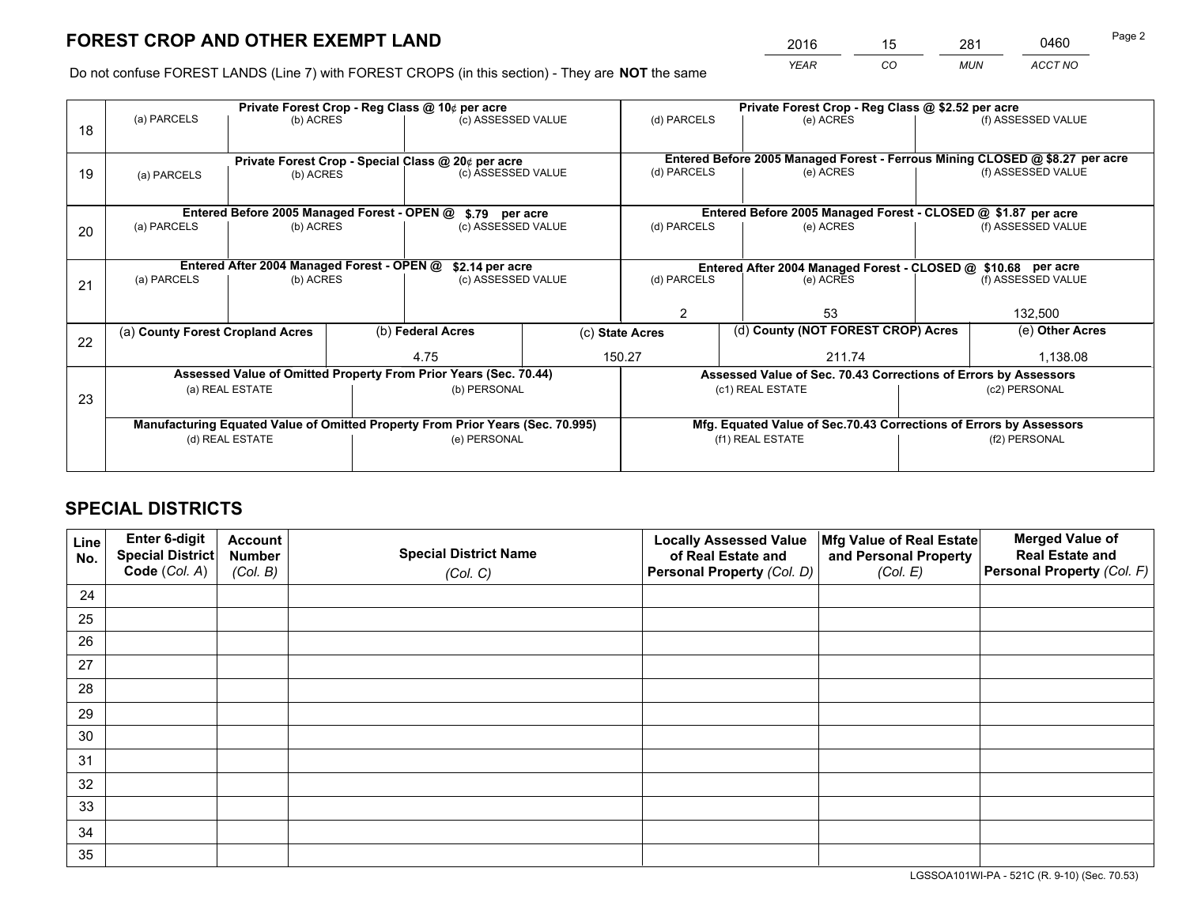# FOREST CROP AND OTHER EXEMPT LAND

| 2016 | 15 | 281 | 0460 |
|---|---|---|---|
| *YEAR* | *CO* | *MUN* | *ACCT NO* |

Do not confuse FOREST LANDS (Line 7) with FOREST CROPS (in this section) - They are **NOT** the same

| Line | Private Forest Crop - Reg Class @ 10¢ per acre | | | Private Forest Crop - Reg Class @ $2.52 per acre | | |
|---|---|---|---|---|---|---|
| | (a) PARCELS | (b) ACRES | (c) ASSESSED VALUE | (d) PARCELS | (e) ACRES | (f) ASSESSED VALUE |
| 18 | | | | | | |
| | **Private Forest Crop - Special Class @ 20¢ per acre** | | | **Entered Before 2005 Managed Forest - Ferrous Mining CLOSED @ $8.27 per acre** | | |
| 19 | (a) PARCELS | (b) ACRES | (c) ASSESSED VALUE | (d) PARCELS | (e) ACRES | (f) ASSESSED VALUE |
| | **Entered Before 2005 Managed Forest - OPEN @ $.79 per acre** | | | **Entered Before 2005 Managed Forest - CLOSED @ $1.87 per acre** | | |
| 20 | (a) PARCELS | (b) ACRES | (c) ASSESSED VALUE | (d) PARCELS | (e) ACRES | (f) ASSESSED VALUE |
| | **Entered After 2004 Managed Forest - OPEN @ $2.14 per acre** | | | **Entered After 2004 Managed Forest - CLOSED @ $10.68 per acre** | | |
| 21 | (a) PARCELS | (b) ACRES | (c) ASSESSED VALUE | (d) PARCELS | (e) ACRES | (f) ASSESSED VALUE |
| | | | | 2 | 53 | 132,500 |

| Line | (a) County Forest Cropland Acres | (b) Federal Acres | (c) State Acres | (d) County (NOT FOREST CROP) Acres | (e) Other Acres |
|---|---|---|---|---|---|
| 22 | | 4.75 | 150.27 | 211.74 | 1,138.08 |

| Line | Assessed Value of Omitted Property From Prior Years (Sec. 70.44) | | Assessed Value of Sec. 70.43 Corrections of Errors by Assessors | |
|---|---|---|---|---|
| 23 | (a) REAL ESTATE | (b) PERSONAL | (c1) REAL ESTATE | (c2) PERSONAL |
| | | | | |
| | **Manufacturing Equated Value of Omitted Property From Prior Years (Sec. 70.995)** | | **Mfg. Equated Value of Sec.70.43 Corrections of Errors by Assessors** | |
| | (d) REAL ESTATE | (e) PERSONAL | (f1) REAL ESTATE | (f2) PERSONAL |
| | | | | |

# SPECIAL DISTRICTS

| Line No. | Enter 6-digit Special District Code (Col. A) | Account Number (Col. B) | Special District Name (Col. C) | Locally Assessed Value of Real Estate and Personal Property (Col. D) | Mfg Value of Real Estate and Personal Property (Col. E) | Merged Value of Real Estate and Personal Property (Col. F) |
|---|---|---|---|---|---|---|
| 24 | | | | | | |
| 25 | | | | | | |
| 26 | | | | | | |
| 27 | | | | | | |
| 28 | | | | | | |
| 29 | | | | | | |
| 30 | | | | | | |
| 31 | | | | | | |
| 32 | | | | | | |
| 33 | | | | | | |
| 34 | | | | | | |
| 35 | | | | | | |

LGSSOA101WI-PA - 521C (R. 9-10) (Sec. 70.53)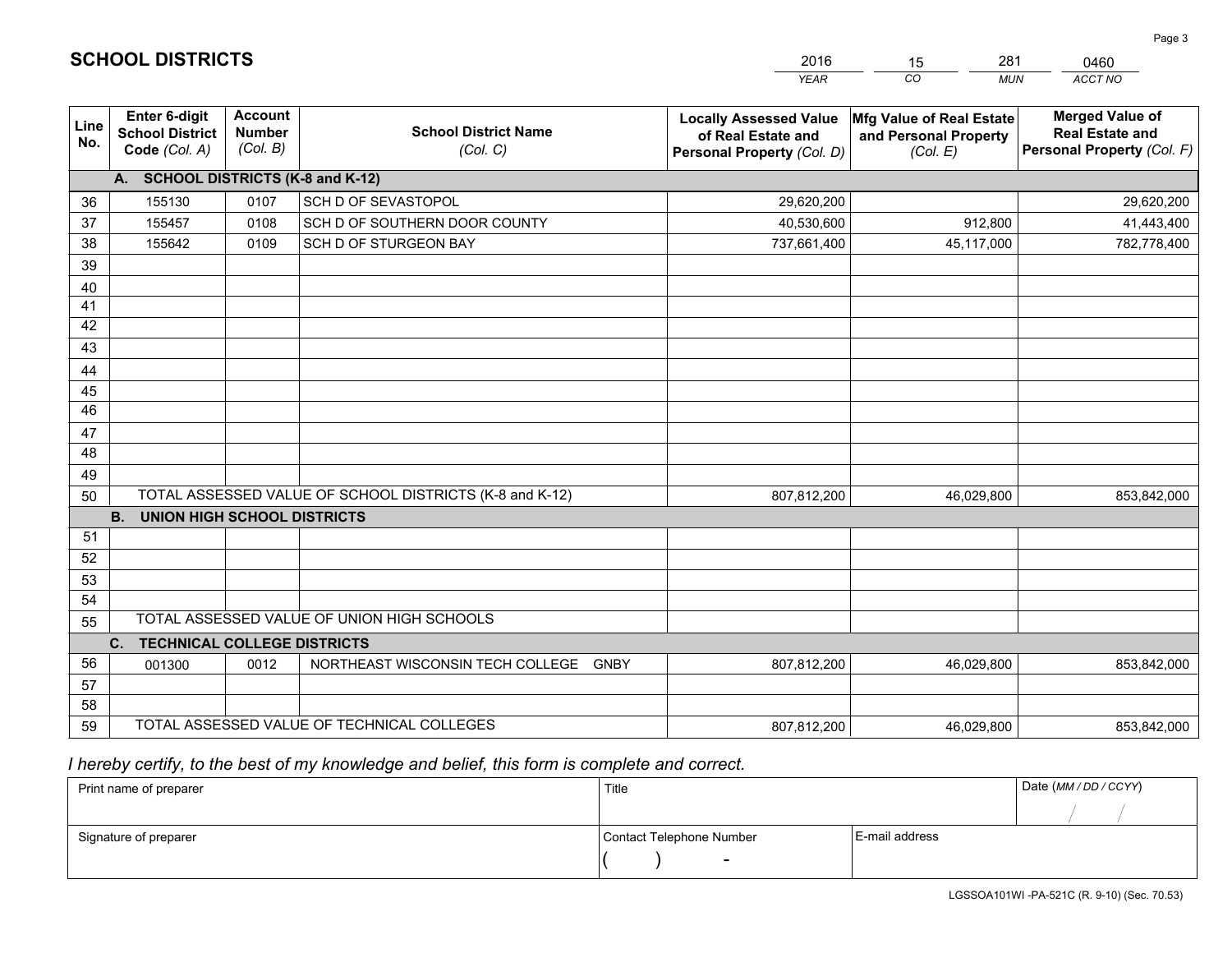# SCHOOL DISTRICTS

| 2016 | 15 | 281 | 0460 |
|---|---|---|---|
| *YEAR* | *CO* | *MUN* | *ACCT NO* |

| Line No. | Enter 6-digit School District Code *(Col. A)* | Account Number *(Col. B)* | School District Name *(Col. C)* | Locally Assessed Value of Real Estate and Personal Property *(Col. D)* | Mfg Value of Real Estate and Personal Property *(Col. E)* | Merged Value of Real Estate and Personal Property *(Col. F)* |
|---|---|---|---|---|---|---|
| **A. SCHOOL DISTRICTS (K-8 and K-12)** | | | | | | |
| 36 | 155130 | 0107 | SCH D OF SEVASTOPOL | 29,620,200 | | 29,620,200 |
| 37 | 155457 | 0108 | SCH D OF SOUTHERN DOOR COUNTY | 40,530,600 | 912,800 | 41,443,400 |
| 38 | 155642 | 0109 | SCH D OF STURGEON BAY | 737,661,400 | 45,117,000 | 782,778,400 |
| 39 | | | | | | |
| 40 | | | | | | |
| 41 | | | | | | |
| 42 | | | | | | |
| 43 | | | | | | |
| 44 | | | | | | |
| 45 | | | | | | |
| 46 | | | | | | |
| 47 | | | | | | |
| 48 | | | | | | |
| 49 | | | | | | |
| 50 | TOTAL ASSESSED VALUE OF SCHOOL DISTRICTS (K-8 and K-12) | | | 807,812,200 | 46,029,800 | 853,842,000 |
| **B. UNION HIGH SCHOOL DISTRICTS** | | | | | | |
| 51 | | | | | | |
| 52 | | | | | | |
| 53 | | | | | | |
| 54 | | | | | | |
| 55 | TOTAL ASSESSED VALUE OF UNION HIGH SCHOOLS | | | | | |
| **C. TECHNICAL COLLEGE DISTRICTS** | | | | | | |
| 56 | 001300 | 0012 | NORTHEAST WISCONSIN TECH COLLEGE GNBY | 807,812,200 | 46,029,800 | 853,842,000 |
| 57 | | | | | | |
| 58 | | | | | | |
| 59 | TOTAL ASSESSED VALUE OF TECHNICAL COLLEGES | | | 807,812,200 | 46,029,800 | 853,842,000 |

*I hereby certify, to the best of my knowledge and belief, this form is complete and correct.*

| Print name of preparer | Title | | Date *(MM / DD / CCYY)* |
|---|---|---|---|
| | | | / / |
| Signature of preparer | Contact Telephone Number | E-mail address | |
| | ( ) - | | |

LGSSOA101WI -PA-521C (R. 9-10) (Sec. 70.53)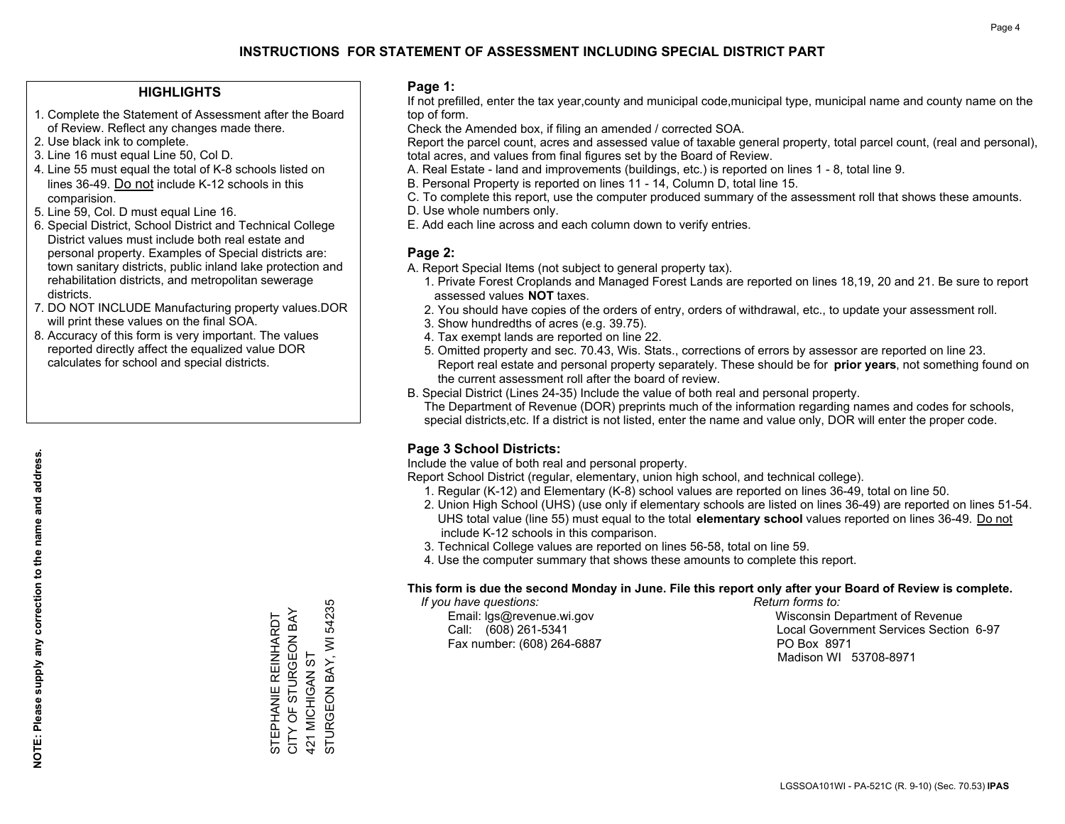# INSTRUCTIONS FOR STATEMENT OF ASSESSMENT INCLUDING SPECIAL DISTRICT PART

## HIGHLIGHTS

1. Complete the Statement of Assessment after the Board of Review. Reflect any changes made there.
2. Use black ink to complete.
3. Line 16 must equal Line 50, Col D.
4. Line 55 must equal the total of K-8 schools listed on lines 36-49. Do not include K-12 schools in this comparision.
5. Line 59, Col. D must equal Line 16.
6. Special District, School District and Technical College District values must include both real estate and personal property. Examples of Special districts are: town sanitary districts, public inland lake protection and rehabilitation districts, and metropolitan sewerage districts.
7. DO NOT INCLUDE Manufacturing property values.DOR will print these values on the final SOA.
8. Accuracy of this form is very important. The values reported directly affect the equalized value DOR calculates for school and special districts.

**NOTE: Please supply any correction to the name and address.**

STEPHANIE REINHARDT
CITY OF STURGEON BAY
421 MICHIGAN ST
STURGEON BAY, WI 54235

## Page 1:

If not prefilled, enter the tax year,county and municipal code,municipal type, municipal name and county name on the top of form.

Check the Amended box, if filing an amended / corrected SOA.

Report the parcel count, acres and assessed value of taxable general property, total parcel count, (real and personal), total acres, and values from final figures set by the Board of Review.

A. Real Estate - land and improvements (buildings, etc.) is reported on lines 1 - 8, total line 9.
B. Personal Property is reported on lines 11 - 14, Column D, total line 15.
C. To complete this report, use the computer produced summary of the assessment roll that shows these amounts.
D. Use whole numbers only.
E. Add each line across and each column down to verify entries.

## Page 2:

A. Report Special Items (not subject to general property tax).
1. Private Forest Croplands and Managed Forest Lands are reported on lines 18,19, 20 and 21. Be sure to report assessed values **NOT** taxes.
2. You should have copies of the orders of entry, orders of withdrawal, etc., to update your assessment roll.
3. Show hundredths of acres (e.g. 39.75).
4. Tax exempt lands are reported on line 22.
5. Omitted property and sec. 70.43, Wis. Stats., corrections of errors by assessor are reported on line 23. Report real estate and personal property separately. These should be for **prior years**, not something found on the current assessment roll after the board of review.

B. Special District (Lines 24-35) Include the value of both real and personal property.
The Department of Revenue (DOR) preprints much of the information regarding names and codes for schools, special districts,etc. If a district is not listed, enter the name and value only, DOR will enter the proper code.

## Page 3 School Districts:

Include the value of both real and personal property.

Report School District (regular, elementary, union high school, and technical college).

1. Regular (K-12) and Elementary (K-8) school values are reported on lines 36-49, total on line 50.
2. Union High School (UHS) (use only if elementary schools are listed on lines 36-49) are reported on lines 51-54. UHS total value (line 55) must equal to the total **elementary school** values reported on lines 36-49. Do not include K-12 schools in this comparison.
3. Technical College values are reported on lines 56-58, total on line 59.
4. Use the computer summary that shows these amounts to complete this report.

**This form is due the second Monday in June. File this report only after your Board of Review is complete.**

*If you have questions:*
Email: lgs@revenue.wi.gov
Call: (608) 261-5341
Fax number: (608) 264-6887

*Return forms to:*
Wisconsin Department of Revenue
Local Government Services Section 6-97
PO Box 8971
Madison WI 53708-8971

LGSSOA101WI - PA-521C (R. 9-10) (Sec. 70.53) **IPAS**